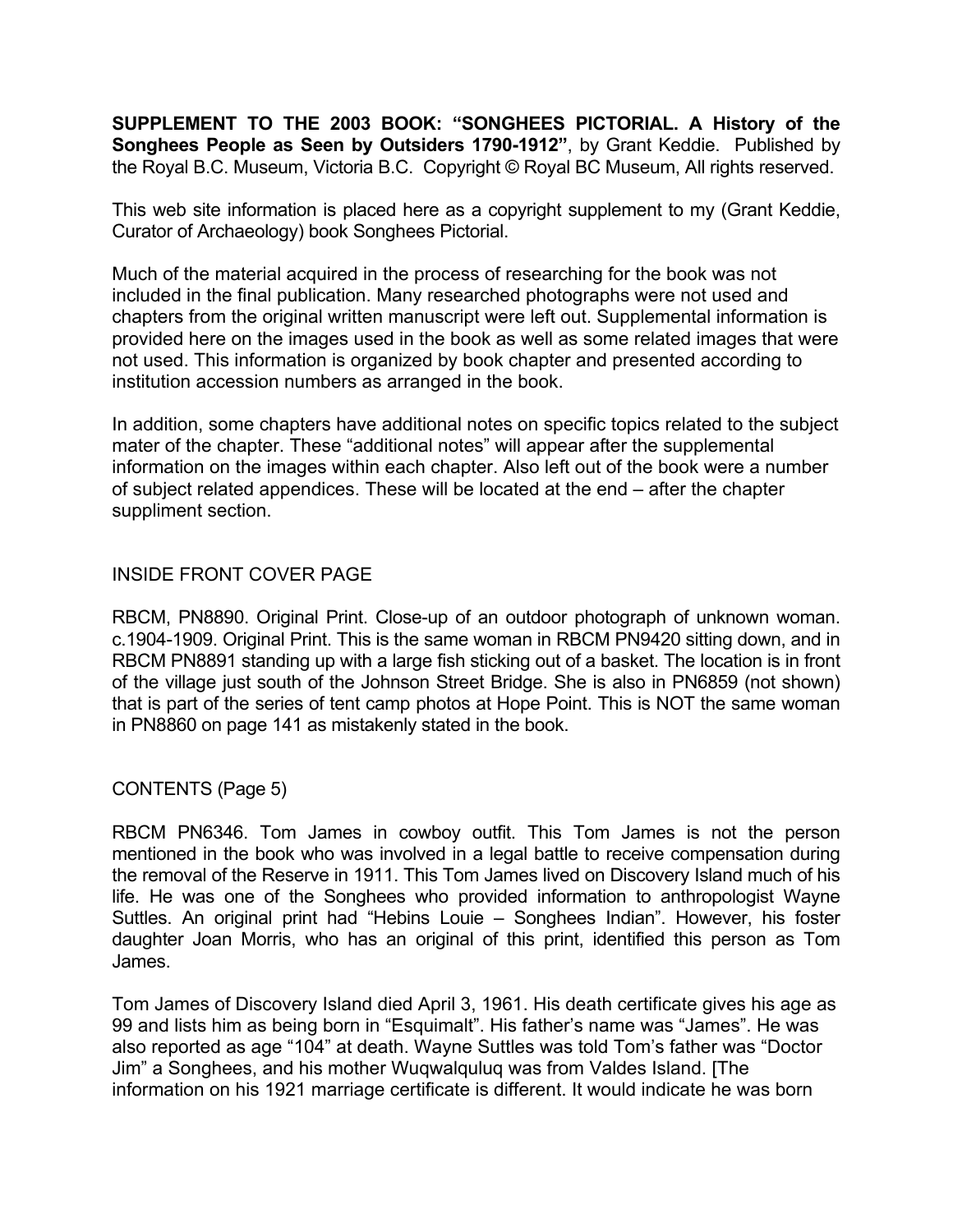**SUPPLEMENT TO THE 2003 BOOK: "SONGHEES PICTORIAL. A History of the Songhees People as Seen by Outsiders 1790-1912"**, by Grant Keddie. Published by the Royal B.C. Museum, Victoria B.C. Copyright © Royal BC Museum, All rights reserved.

This web site information is placed here as a copyright supplement to my (Grant Keddie, Curator of Archaeology) book Songhees Pictorial.

Much of the material acquired in the process of researching for the book was not included in the final publication. Many researched photographs were not used and chapters from the original written manuscript were left out. Supplemental information is provided here on the images used in the book as well as some related images that were not used. This information is organized by book chapter and presented according to institution accession numbers as arranged in the book.

In addition, some chapters have additional notes on specific topics related to the subject mater of the chapter. These "additional notes" will appear after the supplemental information on the images within each chapter. Also left out of the book were a number of subject related appendices. These will be located at the end – after the chapter suppliment section.

## INSIDE FRONT COVER PAGE

RBCM, PN8890. Original Print. Close-up of an outdoor photograph of unknown woman. c.1904-1909. Original Print. This is the same woman in RBCM PN9420 sitting down, and in RBCM PN8891 standing up with a large fish sticking out of a basket. The location is in front of the village just south of the Johnson Street Bridge. She is also in PN6859 (not shown) that is part of the series of tent camp photos at Hope Point. This is NOT the same woman in PN8860 on page 141 as mistakenly stated in the book.

## CONTENTS (Page 5)

RBCM PN6346. Tom James in cowboy outfit. This Tom James is not the person mentioned in the book who was involved in a legal battle to receive compensation during the removal of the Reserve in 1911. This Tom James lived on Discovery Island much of his life. He was one of the Songhees who provided information to anthropologist Wayne Suttles. An original print had "Hebins Louie – Songhees Indian". However, his foster daughter Joan Morris, who has an original of this print, identified this person as Tom James.

Tom James of Discovery Island died April 3, 1961. His death certificate gives his age as 99 and lists him as being born in "Esquimalt". His father's name was "James". He was also reported as age "104" at death. Wayne Suttles was told Tom's father was "Doctor Jim" a Songhees, and his mother Wuqwalquluq was from Valdes Island. [The information on his 1921 marriage certificate is different. It would indicate he was born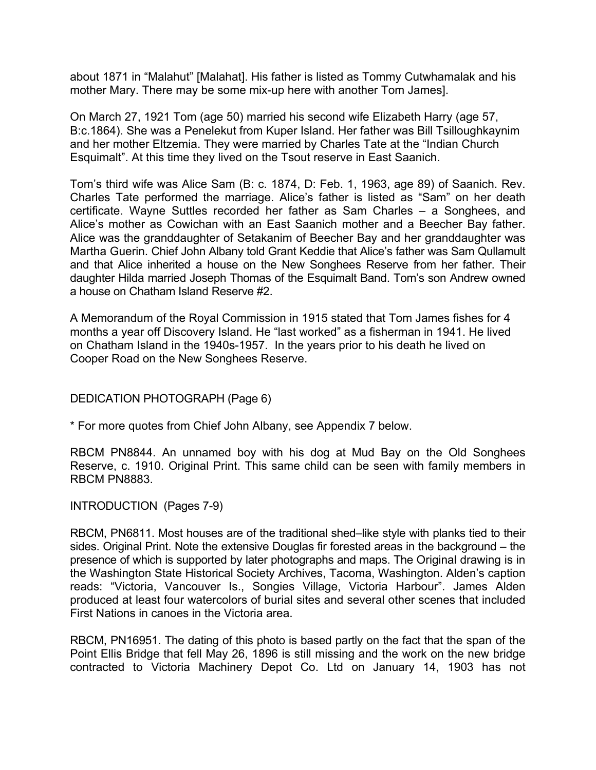about 1871 in “Malahut” [Malahat]. His father is listed as Tommy Cutwhamalak and his mother Mary. There may be some mix-up here with another Tom James].

On March 27, 1921 Tom (age 50) married his second wife Elizabeth Harry (age 57, B:c.1864). She was a Penelekut from Kuper Island. Her father was Bill Tsilloughkaynim and her mother Eltzemia. They were married by Charles Tate at the “Indian Church Esquimalt”. At this time they lived on the Tsout reserve in East Saanich.

Tom’s third wife was Alice Sam (B: c. 1874, D: Feb. 1, 1963, age 89) of Saanich. Rev. Charles Tate performed the marriage. Alice’s father is listed as “Sam” on her death certificate. Wayne Suttles recorded her father as Sam Charles – a Songhees, and Alice’s mother as Cowichan with an East Saanich mother and a Beecher Bay father. Alice was the granddaughter of Setakanim of Beecher Bay and her granddaughter was Martha Guerin. Chief John Albany told Grant Keddie that Alice’s father was Sam Qullamult and that Alice inherited a house on the New Songhees Reserve from her father. Their daughter Hilda married Joseph Thomas of the Esquimalt Band. Tom’s son Andrew owned a house on Chatham Island Reserve #2.

A Memorandum of the Royal Commission in 1915 stated that Tom James fishes for 4 months a year off Discovery Island. He “last worked” as a fisherman in 1941. He lived on Chatham Island in the 1940s-1957. In the years prior to his death he lived on Cooper Road on the New Songhees Reserve.

DEDICATION PHOTOGRAPH (Page 6)

* For more quotes from Chief John Albany, see Appendix 7 below.

RBCM PN8844. An unnamed boy with his dog at Mud Bay on the Old Songhees Reserve, c. 1910. Original Print. This same child can be seen with family members in RBCM PN8883.

INTRODUCTION (Pages 7-9)

RBCM, PN6811. Most houses are of the traditional shed–like style with planks tied to their sides. Original Print. Note the extensive Douglas fir forested areas in the background – the presence of which is supported by later photographs and maps. The Original drawing is in the Washington State Historical Society Archives, Tacoma, Washington. Alden’s caption reads: “Victoria, Vancouver Is., Songies Village, Victoria Harbour”. James Alden produced at least four watercolors of burial sites and several other scenes that included First Nations in canoes in the Victoria area.

RBCM, PN16951. The dating of this photo is based partly on the fact that the span of the Point Ellis Bridge that fell May 26, 1896 is still missing and the work on the new bridge contracted to Victoria Machinery Depot Co. Ltd on January 14, 1903 has not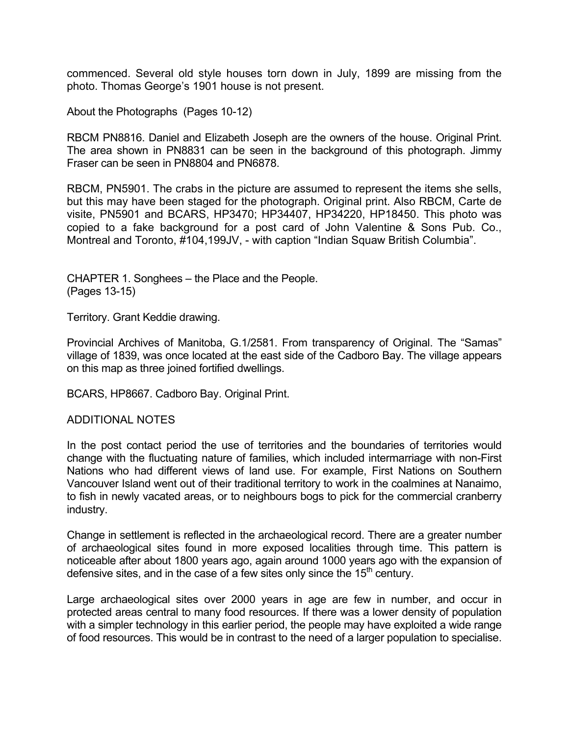commenced. Several old style houses torn down in July, 1899 are missing from the photo. Thomas George's 1901 house is not present.

About the Photographs (Pages 10-12)

RBCM PN8816. Daniel and Elizabeth Joseph are the owners of the house. Original Print. The area shown in PN8831 can be seen in the background of this photograph. Jimmy Fraser can be seen in PN8804 and PN6878.

RBCM, PN5901. The crabs in the picture are assumed to represent the items she sells, but this may have been staged for the photograph. Original print. Also RBCM, Carte de visite, PN5901 and BCARS, HP3470; HP34407, HP34220, HP18450. This photo was copied to a fake background for a post card of John Valentine & Sons Pub. Co., Montreal and Toronto, #104,199JV, - with caption "Indian Squaw British Columbia".

CHAPTER 1. Songhees – the Place and the People.
(Pages 13-15)

Territory. Grant Keddie drawing.

Provincial Archives of Manitoba, G.1/2581. From transparency of Original. The "Samas" village of 1839, was once located at the east side of the Cadboro Bay. The village appears on this map as three joined fortified dwellings.

BCARS, HP8667. Cadboro Bay. Original Print.

ADDITIONAL NOTES

In the post contact period the use of territories and the boundaries of territories would change with the fluctuating nature of families, which included intermarriage with non-First Nations who had different views of land use. For example, First Nations on Southern Vancouver Island went out of their traditional territory to work in the coalmines at Nanaimo, to fish in newly vacated areas, or to neighbours bogs to pick for the commercial cranberry industry.

Change in settlement is reflected in the archaeological record. There are a greater number of archaeological sites found in more exposed localities through time. This pattern is noticeable after about 1800 years ago, again around 1000 years ago with the expansion of defensive sites, and in the case of a few sites only since the 15th century.

Large archaeological sites over 2000 years in age are few in number, and occur in protected areas central to many food resources. If there was a lower density of population with a simpler technology in this earlier period, the people may have exploited a wide range of food resources. This would be in contrast to the need of a larger population to specialise.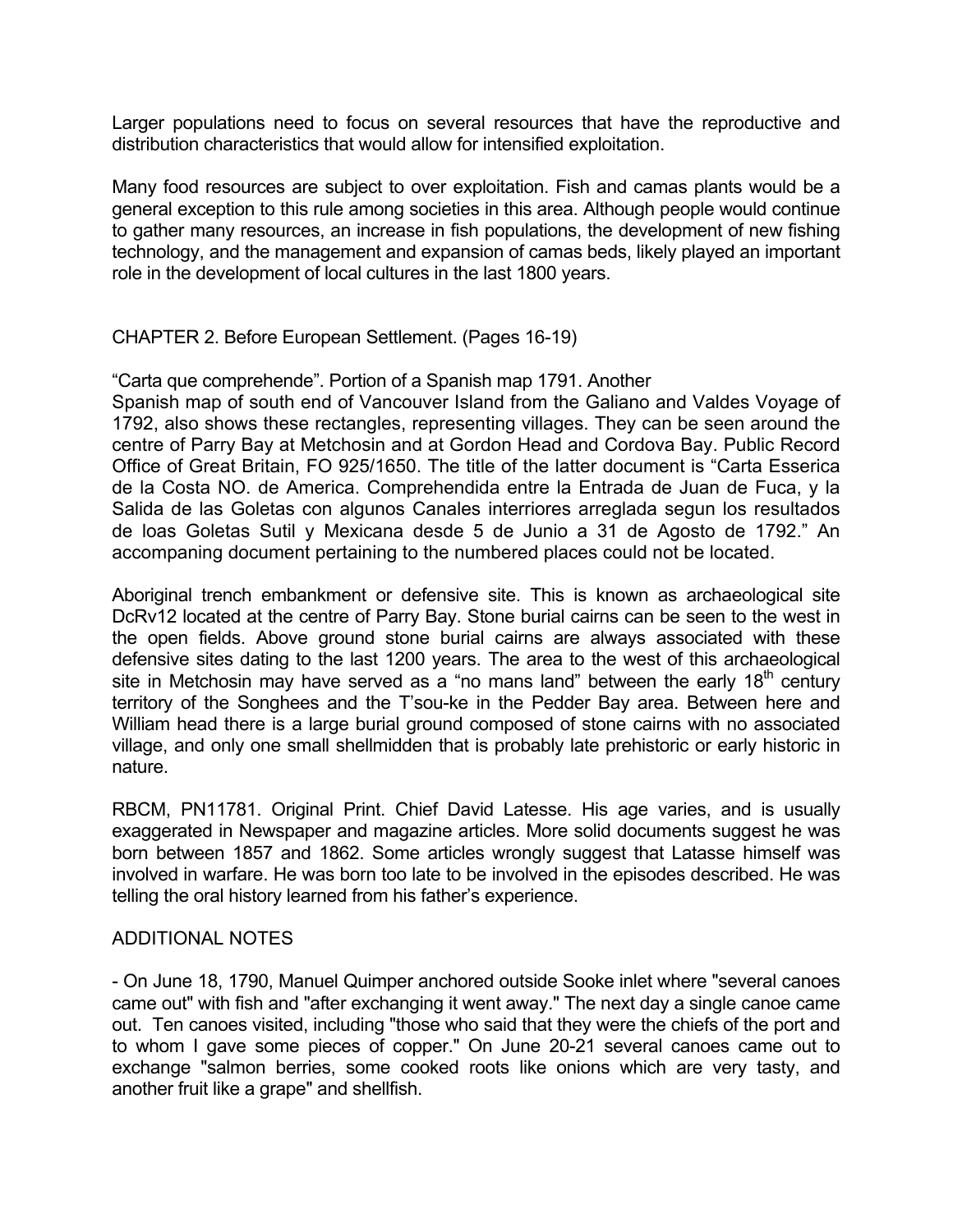Larger populations need to focus on several resources that have the reproductive and distribution characteristics that would allow for intensified exploitation.

Many food resources are subject to over exploitation. Fish and camas plants would be a general exception to this rule among societies in this area. Although people would continue to gather many resources, an increase in fish populations, the development of new fishing technology, and the management and expansion of camas beds, likely played an important role in the development of local cultures in the last 1800 years.

CHAPTER 2. Before European Settlement. (Pages 16-19)

"Carta que comprehende". Portion of a Spanish map 1791. Another Spanish map of south end of Vancouver Island from the Galiano and Valdes Voyage of 1792, also shows these rectangles, representing villages. They can be seen around the centre of Parry Bay at Metchosin and at Gordon Head and Cordova Bay. Public Record Office of Great Britain, FO 925/1650. The title of the latter document is "Carta Esserica de la Costa NO. de America. Comprehendida entre la Entrada de Juan de Fuca, y la Salida de las Goletas con algunos Canales interriores arreglada segun los resultados de loas Goletas Sutil y Mexicana desde 5 de Junio a 31 de Agosto de 1792." An accompaning document pertaining to the numbered places could not be located.

Aboriginal trench embankment or defensive site. This is known as archaeological site DcRv12 located at the centre of Parry Bay. Stone burial cairns can be seen to the west in the open fields. Above ground stone burial cairns are always associated with these defensive sites dating to the last 1200 years. The area to the west of this archaeological site in Metchosin may have served as a "no mans land" between the early 18th century territory of the Songhees and the T'sou-ke in the Pedder Bay area. Between here and William head there is a large burial ground composed of stone cairns with no associated village, and only one small shellmidden that is probably late prehistoric or early historic in nature.

RBCM, PN11781. Original Print. Chief David Latesse. His age varies, and is usually exaggerated in Newspaper and magazine articles. More solid documents suggest he was born between 1857 and 1862. Some articles wrongly suggest that Latasse himself was involved in warfare. He was born too late to be involved in the episodes described. He was telling the oral history learned from his father's experience.

ADDITIONAL NOTES

- On June 18, 1790, Manuel Quimper anchored outside Sooke inlet where "several canoes came out" with fish and "after exchanging it went away." The next day a single canoe came out. Ten canoes visited, including "those who said that they were the chiefs of the port and to whom I gave some pieces of copper." On June 20-21 several canoes came out to exchange "salmon berries, some cooked roots like onions which are very tasty, and another fruit like a grape" and shellfish.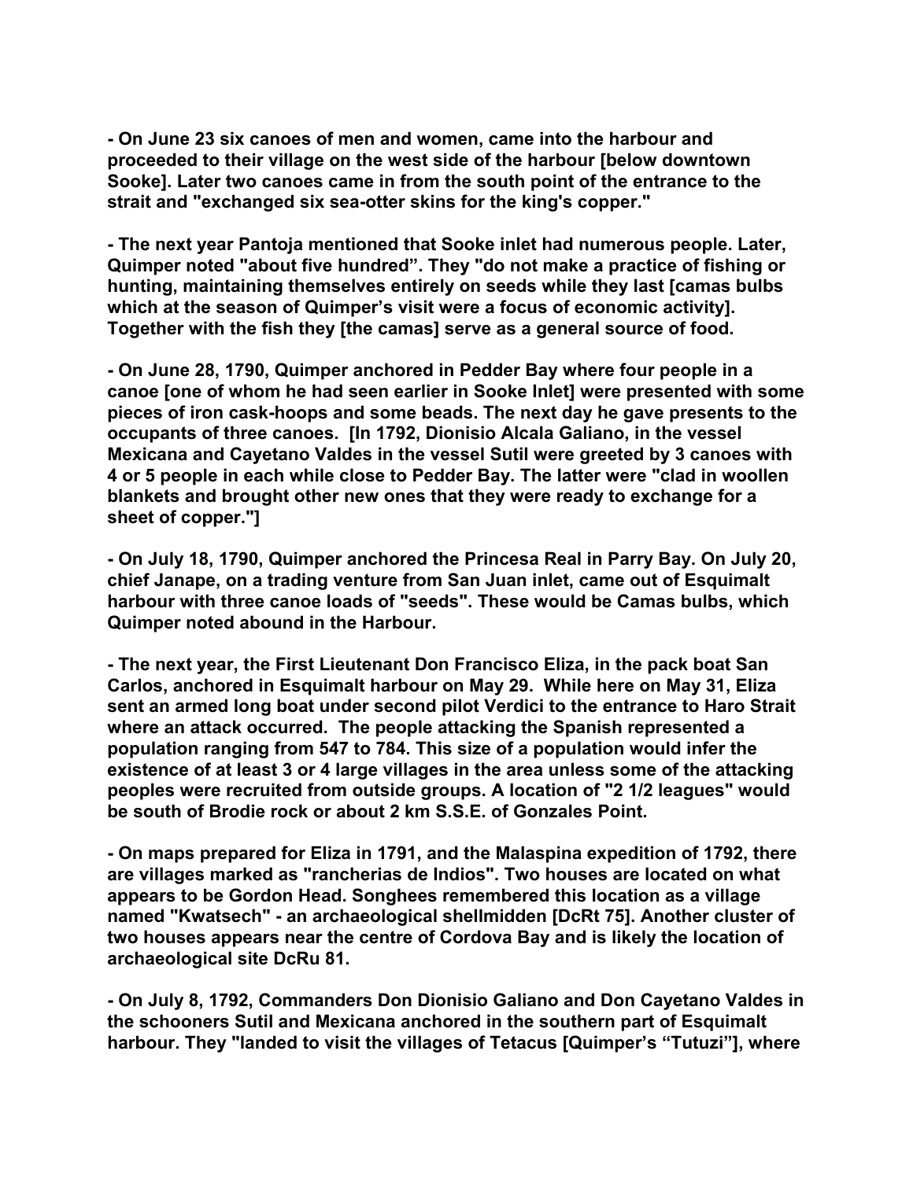**- On June 23 six canoes of men and women, came into the harbour and proceeded to their village on the west side of the harbour [below downtown Sooke]. Later two canoes came in from the south point of the entrance to the strait and "exchanged six sea-otter skins for the king's copper."**

**- The next year Pantoja mentioned that Sooke inlet had numerous people. Later, Quimper noted "about five hundred". They "do not make a practice of fishing or hunting, maintaining themselves entirely on seeds while they last [camas bulbs which at the season of Quimper's visit were a focus of economic activity]. Together with the fish they [the camas] serve as a general source of food.**

**- On June 28, 1790, Quimper anchored in Pedder Bay where four people in a canoe [one of whom he had seen earlier in Sooke Inlet] were presented with some pieces of iron cask-hoops and some beads. The next day he gave presents to the occupants of three canoes. [In 1792, Dionisio Alcala Galiano, in the vessel Mexicana and Cayetano Valdes in the vessel Sutil were greeted by 3 canoes with 4 or 5 people in each while close to Pedder Bay. The latter were "clad in woollen blankets and brought other new ones that they were ready to exchange for a sheet of copper."]**

**- On July 18, 1790, Quimper anchored the Princesa Real in Parry Bay. On July 20, chief Janape, on a trading venture from San Juan inlet, came out of Esquimalt harbour with three canoe loads of "seeds". These would be Camas bulbs, which Quimper noted abound in the Harbour.**

**- The next year, the First Lieutenant Don Francisco Eliza, in the pack boat San Carlos, anchored in Esquimalt harbour on May 29. While here on May 31, Eliza sent an armed long boat under second pilot Verdici to the entrance to Haro Strait where an attack occurred. The people attacking the Spanish represented a population ranging from 547 to 784. This size of a population would infer the existence of at least 3 or 4 large villages in the area unless some of the attacking peoples were recruited from outside groups. A location of "2 1/2 leagues" would be south of Brodie rock or about 2 km S.S.E. of Gonzales Point.**

**- On maps prepared for Eliza in 1791, and the Malaspina expedition of 1792, there are villages marked as "rancherias de Indios". Two houses are located on what appears to be Gordon Head. Songhees remembered this location as a village named "Kwatsech" - an archaeological shellmidden [DcRt 75]. Another cluster of two houses appears near the centre of Cordova Bay and is likely the location of archaeological site DcRu 81.**

**- On July 8, 1792, Commanders Don Dionisio Galiano and Don Cayetano Valdes in the schooners Sutil and Mexicana anchored in the southern part of Esquimalt harbour. They "landed to visit the villages of Tetacus [Quimper's "Tutuzi"], where**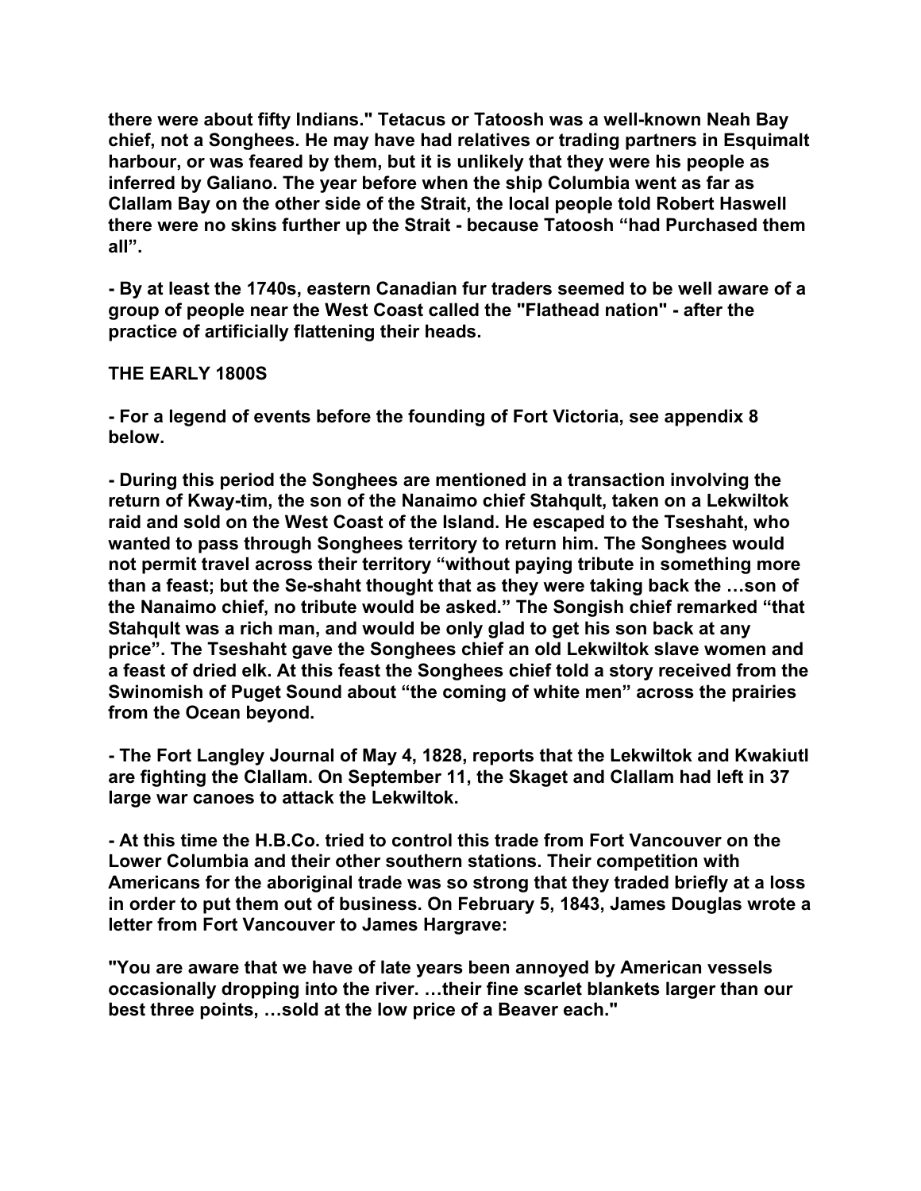there were about fifty Indians." Tetacus or Tatoosh was a well-known Neah Bay chief, not a Songhees. He may have had relatives or trading partners in Esquimalt harbour, or was feared by them, but it is unlikely that they were his people as inferred by Galiano. The year before when the ship Columbia went as far as Clallam Bay on the other side of the Strait, the local people told Robert Haswell there were no skins further up the Strait - because Tatoosh "had Purchased them all".

- By at least the 1740s, eastern Canadian fur traders seemed to be well aware of a group of people near the West Coast called the "Flathead nation" - after the practice of artificially flattening their heads.

## THE EARLY 1800S

- For a legend of events before the founding of Fort Victoria, see appendix 8 below.

- During this period the Songhees are mentioned in a transaction involving the return of Kway-tim, the son of the Nanaimo chief Stahqult, taken on a Lekwiltok raid and sold on the West Coast of the Island. He escaped to the Tseshaht, who wanted to pass through Songhees territory to return him. The Songhees would not permit travel across their territory "without paying tribute in something more than a feast; but the Se-shaht thought that as they were taking back the …son of the Nanaimo chief, no tribute would be asked." The Songish chief remarked "that Stahqult was a rich man, and would be only glad to get his son back at any price". The Tseshaht gave the Songhees chief an old Lekwiltok slave women and a feast of dried elk. At this feast the Songhees chief told a story received from the Swinomish of Puget Sound about "the coming of white men" across the prairies from the Ocean beyond.

- The Fort Langley Journal of May 4, 1828, reports that the Lekwiltok and Kwakiutl are fighting the Clallam. On September 11, the Skaget and Clallam had left in 37 large war canoes to attack the Lekwiltok.

- At this time the H.B.Co. tried to control this trade from Fort Vancouver on the Lower Columbia and their other southern stations. Their competition with Americans for the aboriginal trade was so strong that they traded briefly at a loss in order to put them out of business. On February 5, 1843, James Douglas wrote a letter from Fort Vancouver to James Hargrave:

"You are aware that we have of late years been annoyed by American vessels occasionally dropping into the river. …their fine scarlet blankets larger than our best three points, …sold at the low price of a Beaver each."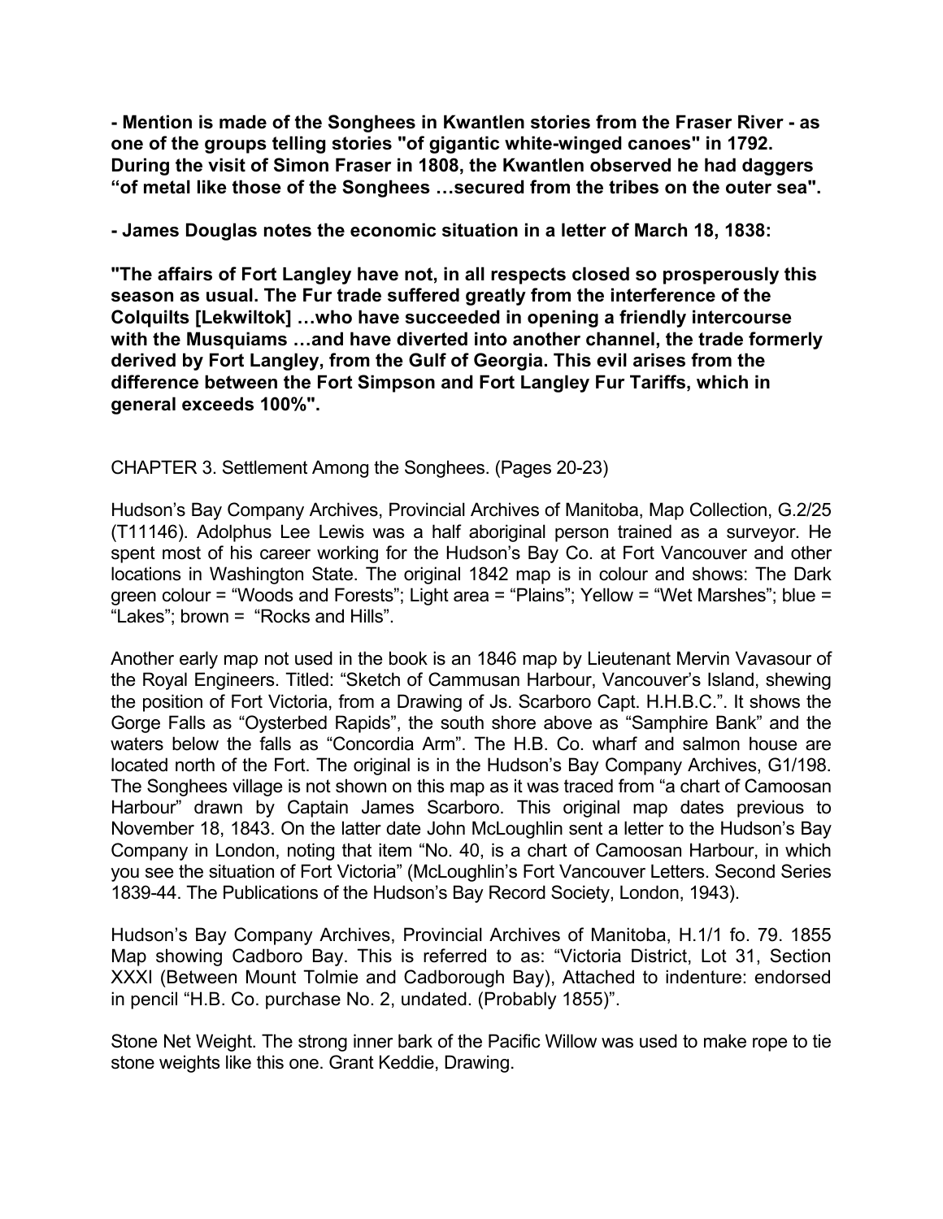**- Mention is made of the Songhees in Kwantlen stories from the Fraser River - as one of the groups telling stories "of gigantic white-winged canoes" in 1792. During the visit of Simon Fraser in 1808, the Kwantlen observed he had daggers "of metal like those of the Songhees …secured from the tribes on the outer sea".**

**- James Douglas notes the economic situation in a letter of March 18, 1838:**

**"The affairs of Fort Langley have not, in all respects closed so prosperously this season as usual. The Fur trade suffered greatly from the interference of the Colquilts [Lekwiltok] …who have succeeded in opening a friendly intercourse with the Musquiams …and have diverted into another channel, the trade formerly derived by Fort Langley, from the Gulf of Georgia. This evil arises from the difference between the Fort Simpson and Fort Langley Fur Tariffs, which in general exceeds 100%".**

CHAPTER 3. Settlement Among the Songhees. (Pages 20-23)

Hudson's Bay Company Archives, Provincial Archives of Manitoba, Map Collection, G.2/25 (T11146). Adolphus Lee Lewis was a half aboriginal person trained as a surveyor. He spent most of his career working for the Hudson's Bay Co. at Fort Vancouver and other locations in Washington State. The original 1842 map is in colour and shows: The Dark green colour = "Woods and Forests"; Light area = "Plains"; Yellow = "Wet Marshes"; blue = "Lakes"; brown = "Rocks and Hills".

Another early map not used in the book is an 1846 map by Lieutenant Mervin Vavasour of the Royal Engineers. Titled: "Sketch of Cammusan Harbour, Vancouver's Island, shewing the position of Fort Victoria, from a Drawing of Js. Scarboro Capt. H.H.B.C.". It shows the Gorge Falls as "Oysterbed Rapids", the south shore above as "Samphire Bank" and the waters below the falls as "Concordia Arm". The H.B. Co. wharf and salmon house are located north of the Fort. The original is in the Hudson's Bay Company Archives, G1/198. The Songhees village is not shown on this map as it was traced from "a chart of Camoosan Harbour" drawn by Captain James Scarboro. This original map dates previous to November 18, 1843. On the latter date John McLoughlin sent a letter to the Hudson's Bay Company in London, noting that item "No. 40, is a chart of Camoosan Harbour, in which you see the situation of Fort Victoria" (McLoughlin's Fort Vancouver Letters. Second Series 1839-44. The Publications of the Hudson's Bay Record Society, London, 1943).

Hudson's Bay Company Archives, Provincial Archives of Manitoba, H.1/1 fo. 79. 1855 Map showing Cadboro Bay. This is referred to as: "Victoria District, Lot 31, Section XXXI (Between Mount Tolmie and Cadborough Bay), Attached to indenture: endorsed in pencil "H.B. Co. purchase No. 2, undated. (Probably 1855)".

Stone Net Weight. The strong inner bark of the Pacific Willow was used to make rope to tie stone weights like this one. Grant Keddie, Drawing.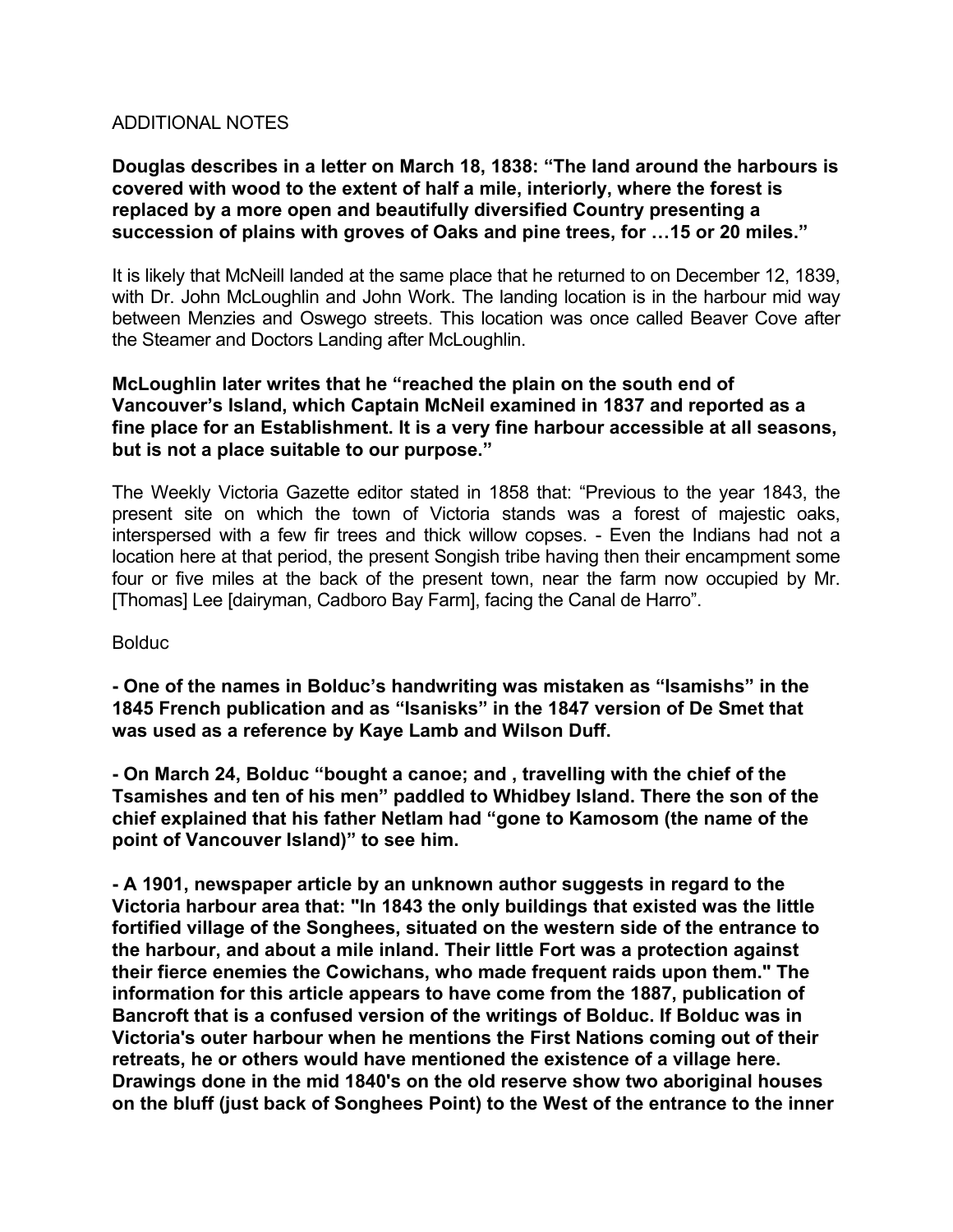ADDITIONAL NOTES

**Douglas describes in a letter on March 18, 1838: "The land around the harbours is covered with wood to the extent of half a mile, interiorly, where the forest is replaced by a more open and beautifully diversified Country presenting a succession of plains with groves of Oaks and pine trees, for …15 or 20 miles."**

It is likely that McNeill landed at the same place that he returned to on December 12, 1839, with Dr. John McLoughlin and John Work. The landing location is in the harbour mid way between Menzies and Oswego streets. This location was once called Beaver Cove after the Steamer and Doctors Landing after McLoughlin.

**McLoughlin later writes that he "reached the plain on the south end of Vancouver's Island, which Captain McNeil examined in 1837 and reported as a fine place for an Establishment. It is a very fine harbour accessible at all seasons, but is not a place suitable to our purpose."**

The Weekly Victoria Gazette editor stated in 1858 that: "Previous to the year 1843, the present site on which the town of Victoria stands was a forest of majestic oaks, interspersed with a few fir trees and thick willow copses. - Even the Indians had not a location here at that period, the present Songish tribe having then their encampment some four or five miles at the back of the present town, near the farm now occupied by Mr. [Thomas] Lee [dairyman, Cadboro Bay Farm], facing the Canal de Harro".

Bolduc

**- One of the names in Bolduc's handwriting was mistaken as "Isamishs" in the 1845 French publication and as "Isanisks" in the 1847 version of De Smet that was used as a reference by Kaye Lamb and Wilson Duff.**

**- On March 24, Bolduc "bought a canoe; and , travelling with the chief of the Tsamishes and ten of his men" paddled to Whidbey Island. There the son of the chief explained that his father Netlam had "gone to Kamosom (the name of the point of Vancouver Island)" to see him.**

**- A 1901, newspaper article by an unknown author suggests in regard to the Victoria harbour area that: "In 1843 the only buildings that existed was the little fortified village of the Songhees, situated on the western side of the entrance to the harbour, and about a mile inland. Their little Fort was a protection against their fierce enemies the Cowichans, who made frequent raids upon them." The information for this article appears to have come from the 1887, publication of Bancroft that is a confused version of the writings of Bolduc. If Bolduc was in Victoria's outer harbour when he mentions the First Nations coming out of their retreats, he or others would have mentioned the existence of a village here. Drawings done in the mid 1840's on the old reserve show two aboriginal houses on the bluff (just back of Songhees Point) to the West of the entrance to the inner**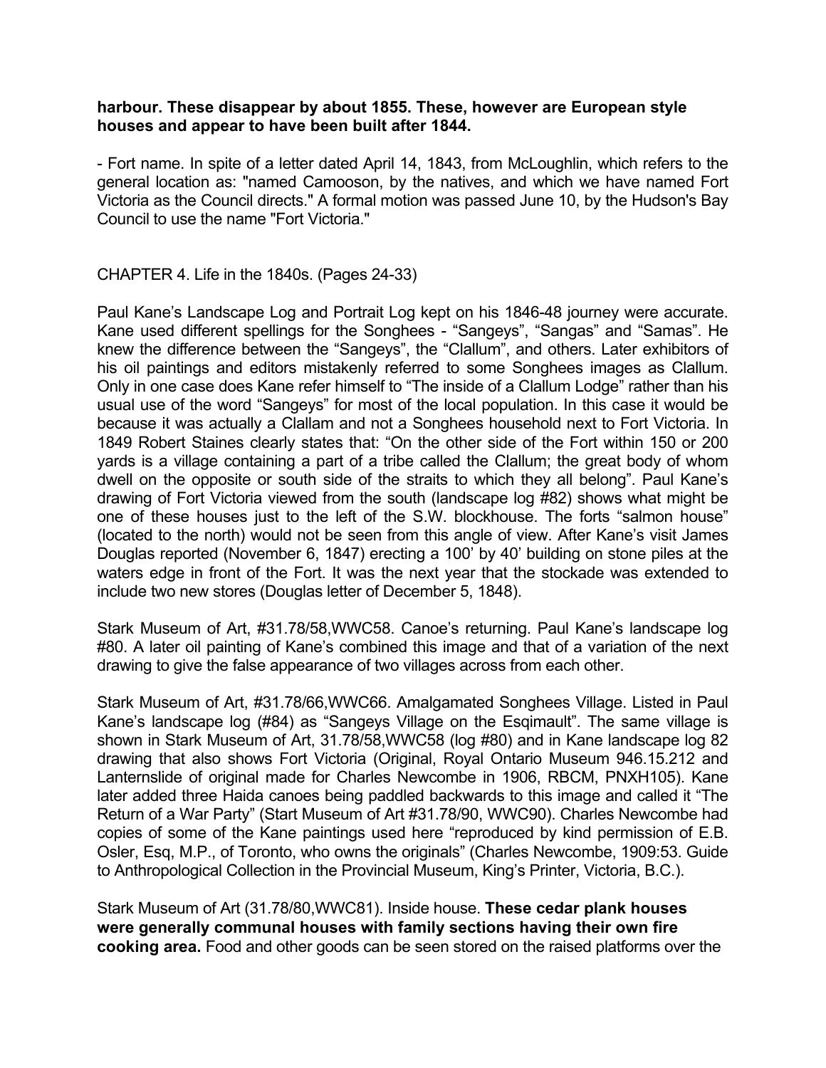**harbour. These disappear by about 1855. These, however are European style houses and appear to have been built after 1844.**

- Fort name. In spite of a letter dated April 14, 1843, from McLoughlin, which refers to the general location as: "named Camooson, by the natives, and which we have named Fort Victoria as the Council directs." A formal motion was passed June 10, by the Hudson's Bay Council to use the name "Fort Victoria."

CHAPTER 4. Life in the 1840s. (Pages 24-33)

Paul Kane's Landscape Log and Portrait Log kept on his 1846-48 journey were accurate. Kane used different spellings for the Songhees - "Sangeys", "Sangas" and "Samas". He knew the difference between the "Sangeys", the "Clallum", and others. Later exhibitors of his oil paintings and editors mistakenly referred to some Songhees images as Clallum. Only in one case does Kane refer himself to "The inside of a Clallum Lodge" rather than his usual use of the word "Sangeys" for most of the local population. In this case it would be because it was actually a Clallam and not a Songhees household next to Fort Victoria. In 1849 Robert Staines clearly states that: "On the other side of the Fort within 150 or 200 yards is a village containing a part of a tribe called the Clallum; the great body of whom dwell on the opposite or south side of the straits to which they all belong". Paul Kane's drawing of Fort Victoria viewed from the south (landscape log #82) shows what might be one of these houses just to the left of the S.W. blockhouse. The forts "salmon house" (located to the north) would not be seen from this angle of view. After Kane's visit James Douglas reported (November 6, 1847) erecting a 100' by 40' building on stone piles at the waters edge in front of the Fort. It was the next year that the stockade was extended to include two new stores (Douglas letter of December 5, 1848).

Stark Museum of Art, #31.78/58,WWC58. Canoe's returning. Paul Kane's landscape log #80. A later oil painting of Kane's combined this image and that of a variation of the next drawing to give the false appearance of two villages across from each other.

Stark Museum of Art, #31.78/66,WWC66. Amalgamated Songhees Village. Listed in Paul Kane's landscape log (#84) as "Sangeys Village on the Esqimault". The same village is shown in Stark Museum of Art, 31.78/58,WWC58 (log #80) and in Kane landscape log 82 drawing that also shows Fort Victoria (Original, Royal Ontario Museum 946.15.212 and Lanternslide of original made for Charles Newcombe in 1906, RBCM, PNXH105). Kane later added three Haida canoes being paddled backwards to this image and called it "The Return of a War Party" (Start Museum of Art #31.78/90, WWC90). Charles Newcombe had copies of some of the Kane paintings used here "reproduced by kind permission of E.B. Osler, Esq, M.P., of Toronto, who owns the originals" (Charles Newcombe, 1909:53. Guide to Anthropological Collection in the Provincial Museum, King's Printer, Victoria, B.C.).

Stark Museum of Art (31.78/80,WWC81). Inside house. **These cedar plank houses were generally communal houses with family sections having their own fire cooking area.** Food and other goods can be seen stored on the raised platforms over the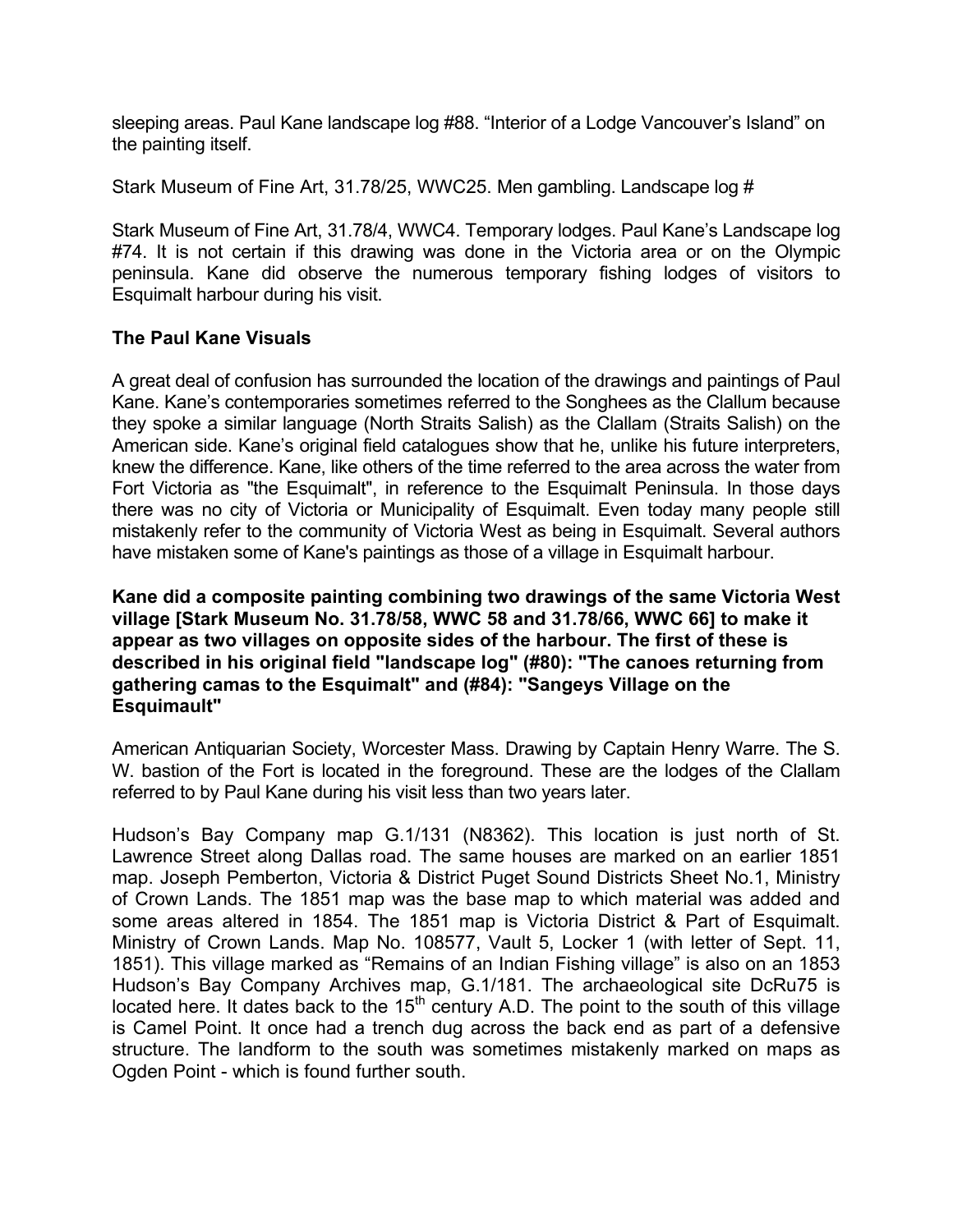sleeping areas. Paul Kane landscape log #88. "Interior of a Lodge Vancouver's Island" on the painting itself.

Stark Museum of Fine Art, 31.78/25, WWC25. Men gambling. Landscape log #

Stark Museum of Fine Art, 31.78/4, WWC4. Temporary lodges. Paul Kane's Landscape log #74. It is not certain if this drawing was done in the Victoria area or on the Olympic peninsula. Kane did observe the numerous temporary fishing lodges of visitors to Esquimalt harbour during his visit.

### The Paul Kane Visuals

A great deal of confusion has surrounded the location of the drawings and paintings of Paul Kane. Kane's contemporaries sometimes referred to the Songhees as the Clallum because they spoke a similar language (North Straits Salish) as the Clallam (Straits Salish) on the American side. Kane's original field catalogues show that he, unlike his future interpreters, knew the difference. Kane, like others of the time referred to the area across the water from Fort Victoria as "the Esquimalt", in reference to the Esquimalt Peninsula. In those days there was no city of Victoria or Municipality of Esquimalt. Even today many people still mistakenly refer to the community of Victoria West as being in Esquimalt. Several authors have mistaken some of Kane's paintings as those of a village in Esquimalt harbour.

**Kane did a composite painting combining two drawings of the same Victoria West village [Stark Museum No. 31.78/58, WWC 58 and 31.78/66, WWC 66] to make it appear as two villages on opposite sides of the harbour. The first of these is described in his original field "landscape log" (#80): "The canoes returning from gathering camas to the Esquimalt" and (#84): "Sangeys Village on the Esquimault"**

American Antiquarian Society, Worcester Mass. Drawing by Captain Henry Warre. The S. W. bastion of the Fort is located in the foreground. These are the lodges of the Clallam referred to by Paul Kane during his visit less than two years later.

Hudson's Bay Company map G.1/131 (N8362). This location is just north of St. Lawrence Street along Dallas road. The same houses are marked on an earlier 1851 map. Joseph Pemberton, Victoria & District Puget Sound Districts Sheet No.1, Ministry of Crown Lands. The 1851 map was the base map to which material was added and some areas altered in 1854. The 1851 map is Victoria District & Part of Esquimalt. Ministry of Crown Lands. Map No. 108577, Vault 5, Locker 1 (with letter of Sept. 11, 1851). This village marked as "Remains of an Indian Fishing village" is also on an 1853 Hudson's Bay Company Archives map, G.1/181. The archaeological site DcRu75 is located here. It dates back to the 15th century A.D. The point to the south of this village is Camel Point. It once had a trench dug across the back end as part of a defensive structure. The landform to the south was sometimes mistakenly marked on maps as Ogden Point - which is found further south.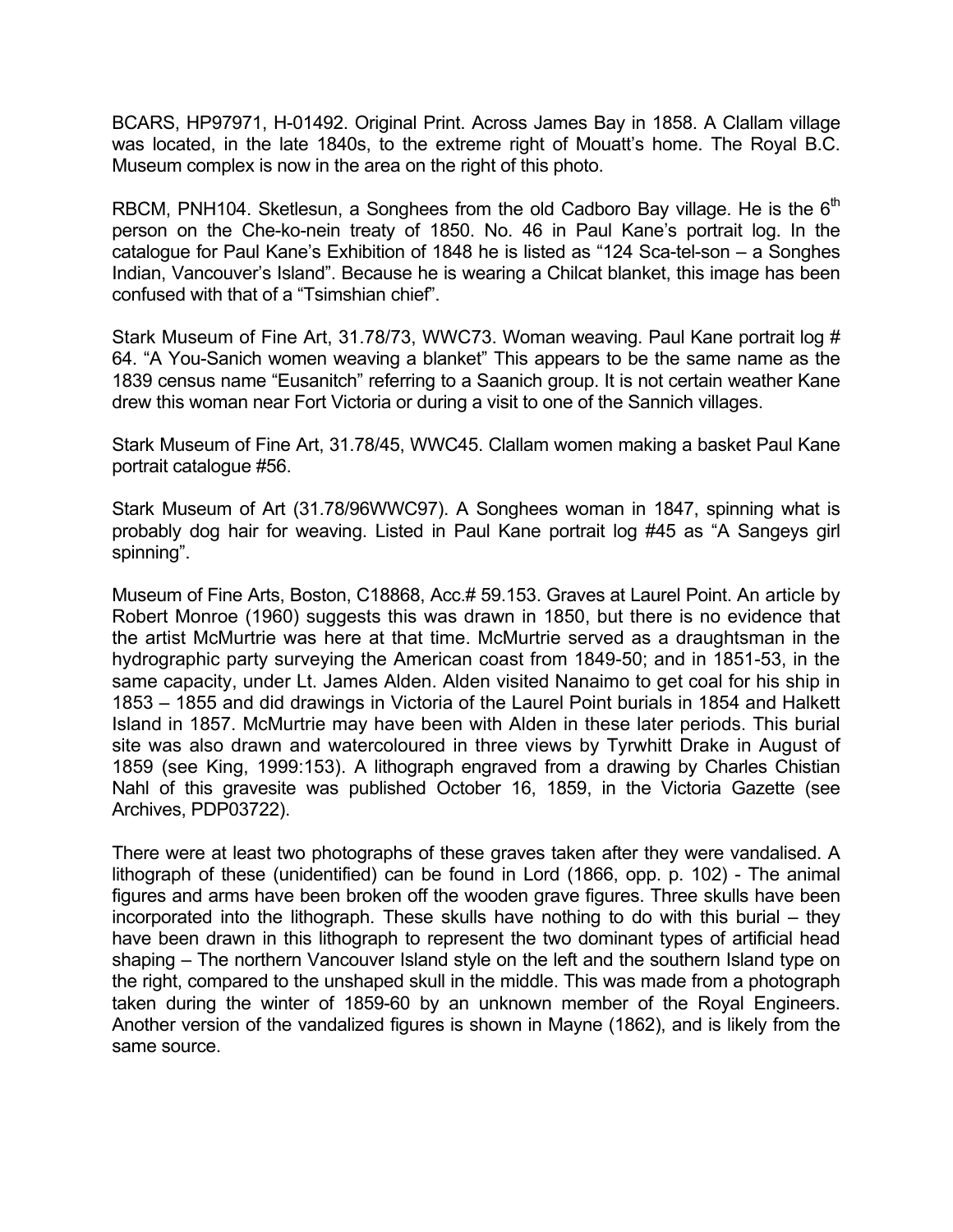BCARS, HP97971, H-01492. Original Print. Across James Bay in 1858. A Clallam village was located, in the late 1840s, to the extreme right of Mouatt's home. The Royal B.C. Museum complex is now in the area on the right of this photo.

RBCM, PNH104. Sketlesun, a Songhees from the old Cadboro Bay village. He is the 6th person on the Che-ko-nein treaty of 1850. No. 46 in Paul Kane's portrait log. In the catalogue for Paul Kane's Exhibition of 1848 he is listed as "124 Sca-tel-son – a Songhes Indian, Vancouver's Island". Because he is wearing a Chilcat blanket, this image has been confused with that of a "Tsimshian chief".

Stark Museum of Fine Art, 31.78/73, WWC73. Woman weaving. Paul Kane portrait log # 64. "A You-Sanich women weaving a blanket" This appears to be the same name as the 1839 census name "Eusanitch" referring to a Saanich group. It is not certain weather Kane drew this woman near Fort Victoria or during a visit to one of the Sannich villages.

Stark Museum of Fine Art, 31.78/45, WWC45. Clallam women making a basket Paul Kane portrait catalogue #56.

Stark Museum of Art (31.78/96WWC97). A Songhees woman in 1847, spinning what is probably dog hair for weaving. Listed in Paul Kane portrait log #45 as "A Sangeys girl spinning".

Museum of Fine Arts, Boston, C18868, Acc.# 59.153. Graves at Laurel Point. An article by Robert Monroe (1960) suggests this was drawn in 1850, but there is no evidence that the artist McMurtrie was here at that time. McMurtrie served as a draughtsman in the hydrographic party surveying the American coast from 1849-50; and in 1851-53, in the same capacity, under Lt. James Alden. Alden visited Nanaimo to get coal for his ship in 1853 – 1855 and did drawings in Victoria of the Laurel Point burials in 1854 and Halkett Island in 1857. McMurtrie may have been with Alden in these later periods. This burial site was also drawn and watercoloured in three views by Tyrwhitt Drake in August of 1859 (see King, 1999:153). A lithograph engraved from a drawing by Charles Chistian Nahl of this gravesite was published October 16, 1859, in the Victoria Gazette (see Archives, PDP03722).

There were at least two photographs of these graves taken after they were vandalised. A lithograph of these (unidentified) can be found in Lord (1866, opp. p. 102) - The animal figures and arms have been broken off the wooden grave figures. Three skulls have been incorporated into the lithograph. These skulls have nothing to do with this burial – they have been drawn in this lithograph to represent the two dominant types of artificial head shaping – The northern Vancouver Island style on the left and the southern Island type on the right, compared to the unshaped skull in the middle. This was made from a photograph taken during the winter of 1859-60 by an unknown member of the Royal Engineers. Another version of the vandalized figures is shown in Mayne (1862), and is likely from the same source.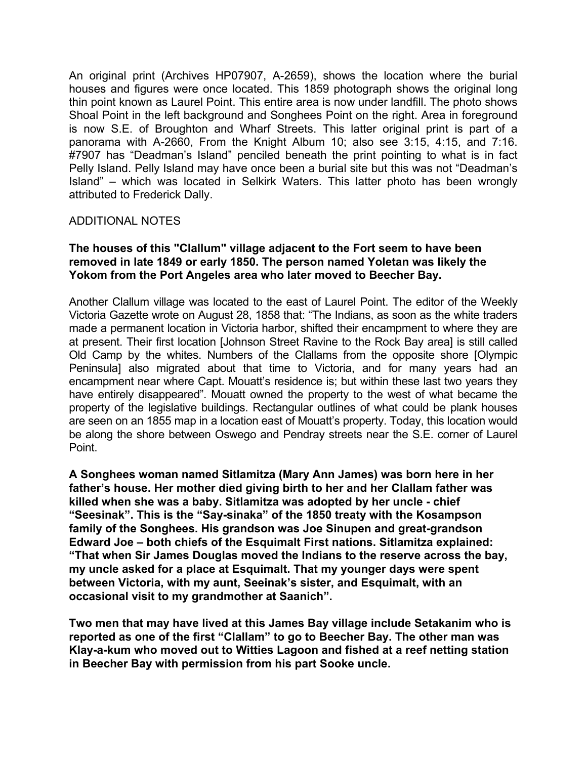An original print (Archives HP07907, A-2659), shows the location where the burial houses and figures were once located. This 1859 photograph shows the original long thin point known as Laurel Point. This entire area is now under landfill. The photo shows Shoal Point in the left background and Songhees Point on the right. Area in foreground is now S.E. of Broughton and Wharf Streets. This latter original print is part of a panorama with A-2660, From the Knight Album 10; also see 3:15, 4:15, and 7:16. #7907 has "Deadman's Island" penciled beneath the print pointing to what is in fact Pelly Island. Pelly Island may have once been a burial site but this was not "Deadman's Island" – which was located in Selkirk Waters. This latter photo has been wrongly attributed to Frederick Dally.

ADDITIONAL NOTES

**The houses of this "Clallum" village adjacent to the Fort seem to have been removed in late 1849 or early 1850. The person named Yoletan was likely the Yokom from the Port Angeles area who later moved to Beecher Bay.**

Another Clallum village was located to the east of Laurel Point. The editor of the Weekly Victoria Gazette wrote on August 28, 1858 that: "The Indians, as soon as the white traders made a permanent location in Victoria harbor, shifted their encampment to where they are at present. Their first location [Johnson Street Ravine to the Rock Bay area] is still called Old Camp by the whites. Numbers of the Clallams from the opposite shore [Olympic Peninsula] also migrated about that time to Victoria, and for many years had an encampment near where Capt. Mouatt's residence is; but within these last two years they have entirely disappeared". Mouatt owned the property to the west of what became the property of the legislative buildings. Rectangular outlines of what could be plank houses are seen on an 1855 map in a location east of Mouatt's property. Today, this location would be along the shore between Oswego and Pendray streets near the S.E. corner of Laurel Point.

**A Songhees woman named Sitlamitza (Mary Ann James) was born here in her father's house. Her mother died giving birth to her and her Clallam father was killed when she was a baby. Sitlamitza was adopted by her uncle - chief "Seesinak". This is the "Say-sinaka" of the 1850 treaty with the Kosampson family of the Songhees. His grandson was Joe Sinupen and great-grandson Edward Joe – both chiefs of the Esquimalt First nations. Sitlamitza explained: "That when Sir James Douglas moved the Indians to the reserve across the bay, my uncle asked for a place at Esquimalt. That my younger days were spent between Victoria, with my aunt, Seeinak's sister, and Esquimalt, with an occasional visit to my grandmother at Saanich".**

**Two men that may have lived at this James Bay village include Setakanim who is reported as one of the first "Clallam" to go to Beecher Bay. The other man was Klay-a-kum who moved out to Witties Lagoon and fished at a reef netting station in Beecher Bay with permission from his part Sooke uncle.**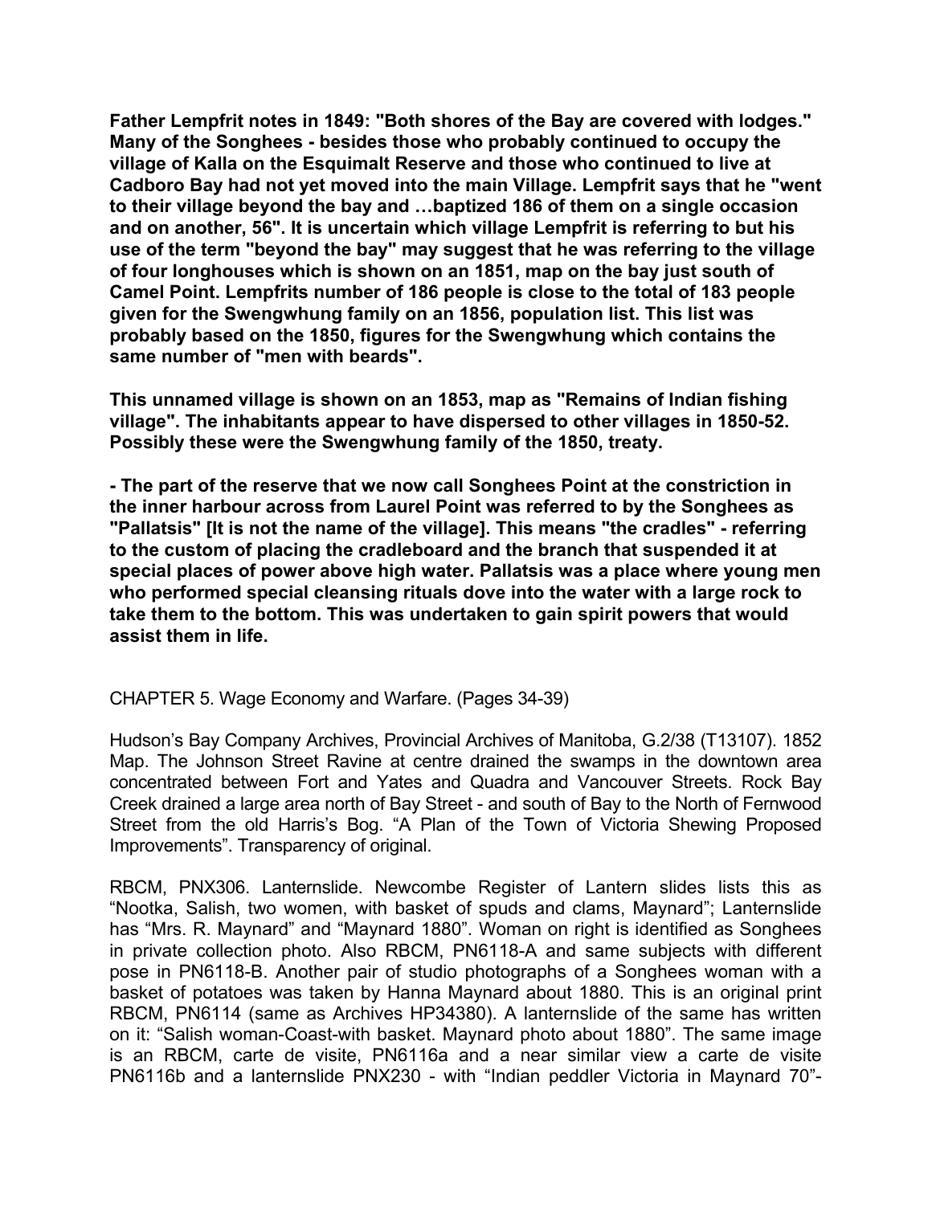**Father Lempfrit notes in 1849: "Both shores of the Bay are covered with lodges." Many of the Songhees - besides those who probably continued to occupy the village of Kalla on the Esquimalt Reserve and those who continued to live at Cadboro Bay had not yet moved into the main Village. Lempfrit says that he "went to their village beyond the bay and …baptized 186 of them on a single occasion and on another, 56". It is uncertain which village Lempfrit is referring to but his use of the term "beyond the bay" may suggest that he was referring to the village of four longhouses which is shown on an 1851, map on the bay just south of Camel Point. Lempfrits number of 186 people is close to the total of 183 people given for the Swengwhung family on an 1856, population list. This list was probably based on the 1850, figures for the Swengwhung which contains the same number of "men with beards".**

**This unnamed village is shown on an 1853, map as "Remains of Indian fishing village". The inhabitants appear to have dispersed to other villages in 1850-52. Possibly these were the Swengwhung family of the 1850, treaty.**

**- The part of the reserve that we now call Songhees Point at the constriction in the inner harbour across from Laurel Point was referred to by the Songhees as "Pallatsis" [It is not the name of the village]. This means "the cradles" - referring to the custom of placing the cradleboard and the branch that suspended it at special places of power above high water. Pallatsis was a place where young men who performed special cleansing rituals dove into the water with a large rock to take them to the bottom. This was undertaken to gain spirit powers that would assist them in life.**

CHAPTER 5. Wage Economy and Warfare. (Pages 34-39)

Hudson's Bay Company Archives, Provincial Archives of Manitoba, G.2/38 (T13107). 1852 Map. The Johnson Street Ravine at centre drained the swamps in the downtown area concentrated between Fort and Yates and Quadra and Vancouver Streets. Rock Bay Creek drained a large area north of Bay Street - and south of Bay to the North of Fernwood Street from the old Harris's Bog. "A Plan of the Town of Victoria Shewing Proposed Improvements". Transparency of original.

RBCM, PNX306. Lanternslide. Newcombe Register of Lantern slides lists this as "Nootka, Salish, two women, with basket of spuds and clams, Maynard"; Lanternslide has "Mrs. R. Maynard" and "Maynard 1880". Woman on right is identified as Songhees in private collection photo. Also RBCM, PN6118-A and same subjects with different pose in PN6118-B. Another pair of studio photographs of a Songhees woman with a basket of potatoes was taken by Hanna Maynard about 1880. This is an original print RBCM, PN6114 (same as Archives HP34380). A lanternslide of the same has written on it: "Salish woman-Coast-with basket. Maynard photo about 1880". The same image is an RBCM, carte de visite, PN6116a and a near similar view a carte de visite PN6116b and a lanternslide PNX230 - with "Indian peddler Victoria in Maynard 70"-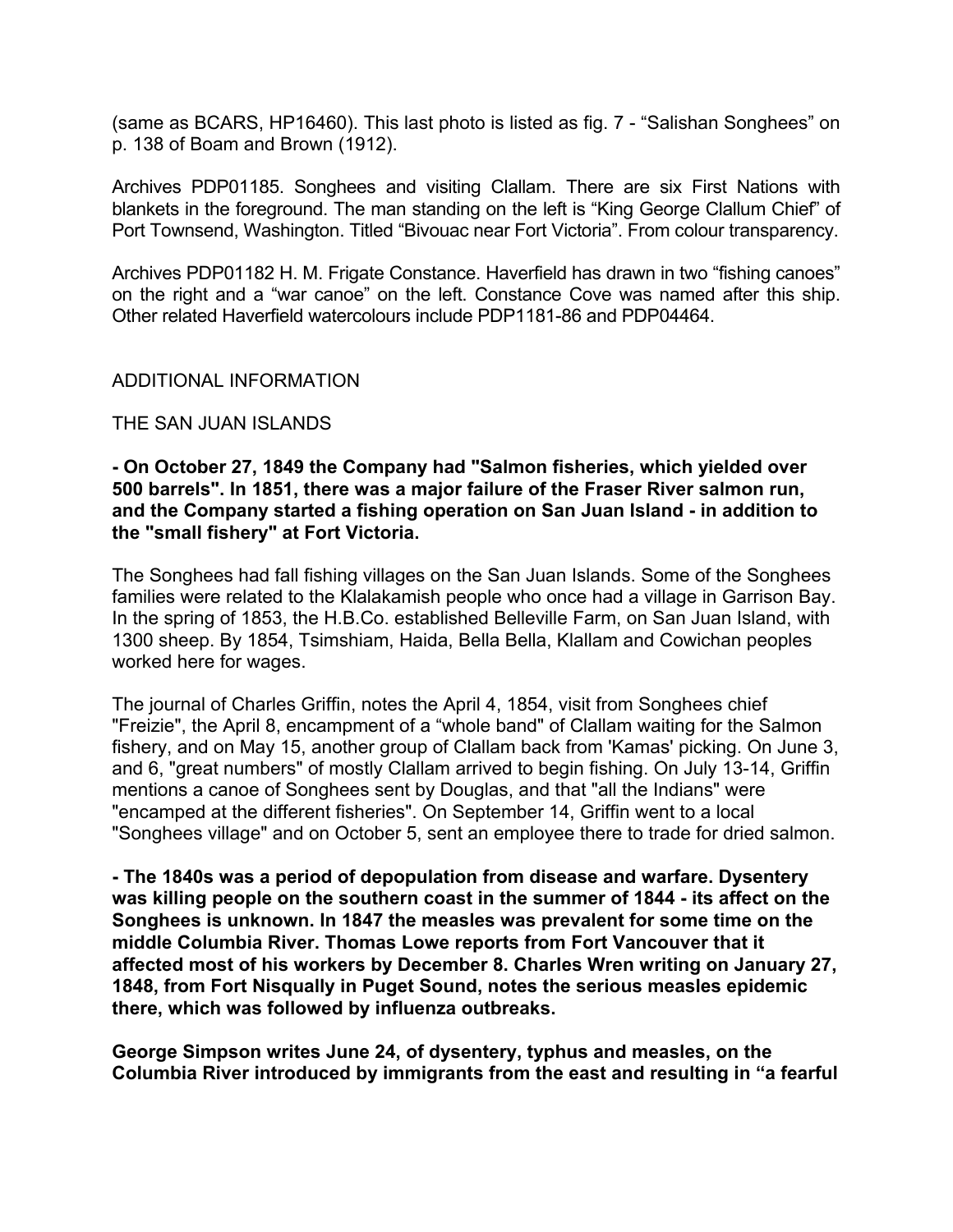(same as BCARS, HP16460). This last photo is listed as fig. 7 - “Salishan Songhees” on p. 138 of Boam and Brown (1912).

Archives PDP01185. Songhees and visiting Clallam. There are six First Nations with blankets in the foreground. The man standing on the left is “King George Clallum Chief” of Port Townsend, Washington. Titled “Bivouac near Fort Victoria”. From colour transparency.

Archives PDP01182 H. M. Frigate Constance. Haverfield has drawn in two “fishing canoes” on the right and a “war canoe” on the left. Constance Cove was named after this ship. Other related Haverfield watercolours include PDP1181-86 and PDP04464.

ADDITIONAL INFORMATION

THE SAN JUAN ISLANDS

**- On October 27, 1849 the Company had "Salmon fisheries, which yielded over 500 barrels". In 1851, there was a major failure of the Fraser River salmon run, and the Company started a fishing operation on San Juan Island - in addition to the "small fishery" at Fort Victoria.**

The Songhees had fall fishing villages on the San Juan Islands. Some of the Songhees families were related to the Klalakamish people who once had a village in Garrison Bay. In the spring of 1853, the H.B.Co. established Belleville Farm, on San Juan Island, with 1300 sheep. By 1854, Tsimshiam, Haida, Bella Bella, Klallam and Cowichan peoples worked here for wages.

The journal of Charles Griffin, notes the April 4, 1854, visit from Songhees chief "Freizie", the April 8, encampment of a “whole band" of Clallam waiting for the Salmon fishery, and on May 15, another group of Clallam back from 'Kamas' picking. On June 3, and 6, "great numbers" of mostly Clallam arrived to begin fishing. On July 13-14, Griffin mentions a canoe of Songhees sent by Douglas, and that "all the Indians" were "encamped at the different fisheries". On September 14, Griffin went to a local "Songhees village" and on October 5, sent an employee there to trade for dried salmon.

**- The 1840s was a period of depopulation from disease and warfare. Dysentery was killing people on the southern coast in the summer of 1844 - its affect on the Songhees is unknown. In 1847 the measles was prevalent for some time on the middle Columbia River. Thomas Lowe reports from Fort Vancouver that it affected most of his workers by December 8. Charles Wren writing on January 27, 1848, from Fort Nisqually in Puget Sound, notes the serious measles epidemic there, which was followed by influenza outbreaks.**

**George Simpson writes June 24, of dysentery, typhus and measles, on the Columbia River introduced by immigrants from the east and resulting in “a fearful**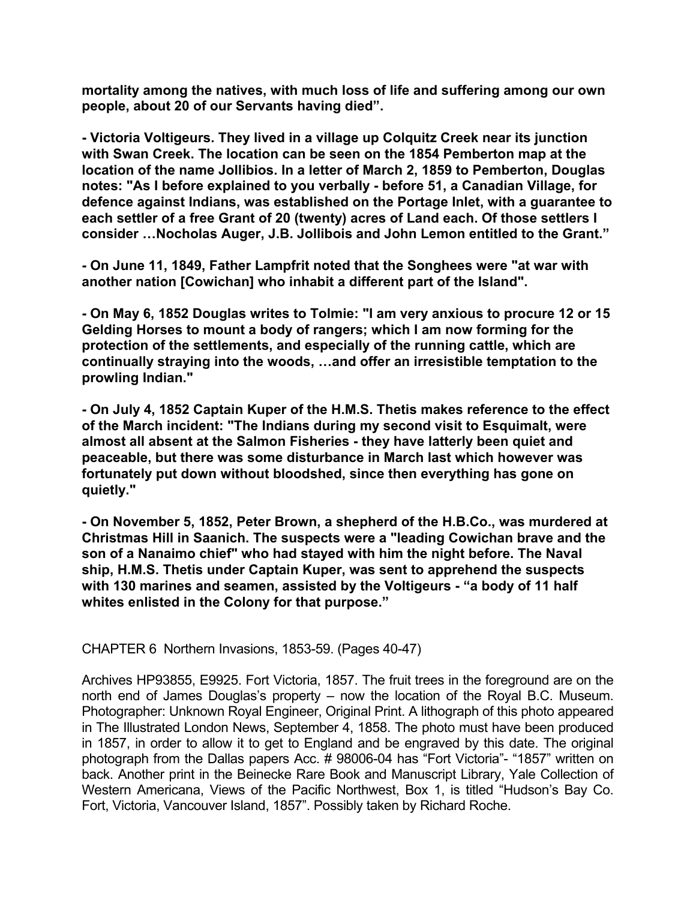**mortality among the natives, with much loss of life and suffering among our own people, about 20 of our Servants having died".**

**- Victoria Voltigeurs. They lived in a village up Colquitz Creek near its junction with Swan Creek. The location can be seen on the 1854 Pemberton map at the location of the name Jollibios. In a letter of March 2, 1859 to Pemberton, Douglas notes: "As I before explained to you verbally - before 51, a Canadian Village, for defence against Indians, was established on the Portage Inlet, with a guarantee to each settler of a free Grant of 20 (twenty) acres of Land each. Of those settlers I consider …Nocholas Auger, J.B. Jollibois and John Lemon entitled to the Grant."**

**- On June 11, 1849, Father Lampfrit noted that the Songhees were "at war with another nation [Cowichan] who inhabit a different part of the Island".**

**- On May 6, 1852 Douglas writes to Tolmie: "I am very anxious to procure 12 or 15 Gelding Horses to mount a body of rangers; which I am now forming for the protection of the settlements, and especially of the running cattle, which are continually straying into the woods, …and offer an irresistible temptation to the prowling Indian."**

**- On July 4, 1852 Captain Kuper of the H.M.S. Thetis makes reference to the effect of the March incident: "The Indians during my second visit to Esquimalt, were almost all absent at the Salmon Fisheries - they have latterly been quiet and peaceable, but there was some disturbance in March last which however was fortunately put down without bloodshed, since then everything has gone on quietly."**

**- On November 5, 1852, Peter Brown, a shepherd of the H.B.Co., was murdered at Christmas Hill in Saanich. The suspects were a "leading Cowichan brave and the son of a Nanaimo chief" who had stayed with him the night before. The Naval ship, H.M.S. Thetis under Captain Kuper, was sent to apprehend the suspects with 130 marines and seamen, assisted by the Voltigeurs - "a body of 11 half whites enlisted in the Colony for that purpose."**

CHAPTER 6 Northern Invasions, 1853-59. (Pages 40-47)

Archives HP93855, E9925. Fort Victoria, 1857. The fruit trees in the foreground are on the north end of James Douglas's property – now the location of the Royal B.C. Museum. Photographer: Unknown Royal Engineer, Original Print. A lithograph of this photo appeared in The Illustrated London News, September 4, 1858. The photo must have been produced in 1857, in order to allow it to get to England and be engraved by this date. The original photograph from the Dallas papers Acc. # 98006-04 has "Fort Victoria"- "1857" written on back. Another print in the Beinecke Rare Book and Manuscript Library, Yale Collection of Western Americana, Views of the Pacific Northwest, Box 1, is titled "Hudson's Bay Co. Fort, Victoria, Vancouver Island, 1857". Possibly taken by Richard Roche.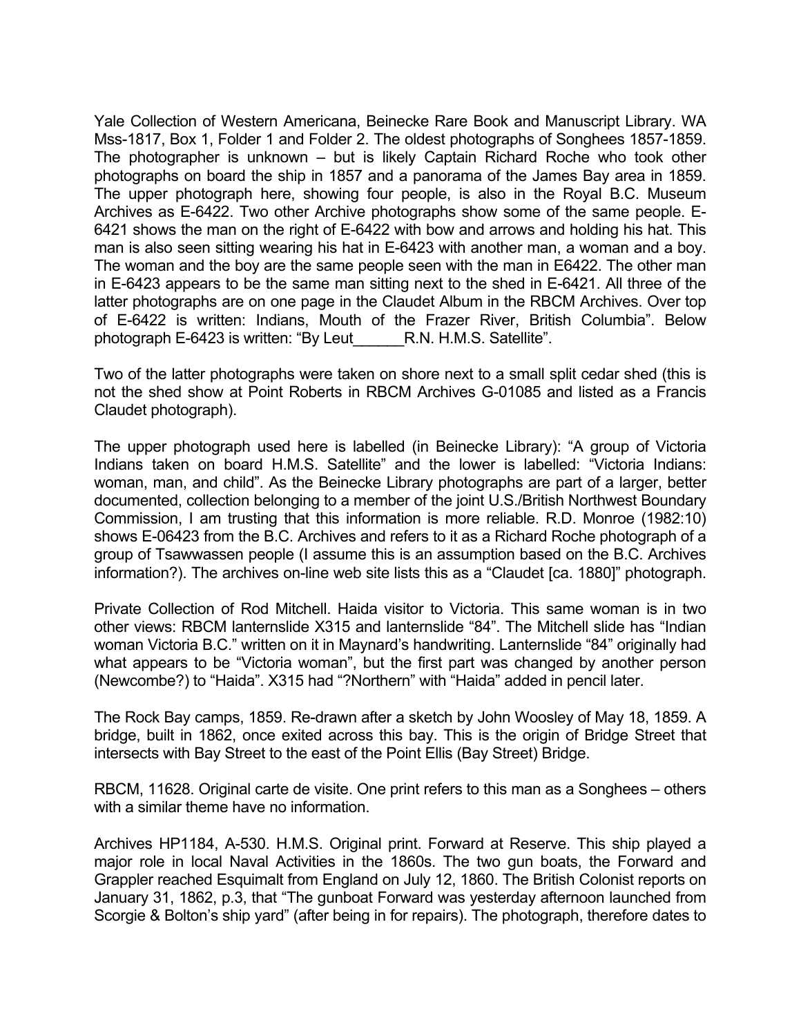Yale Collection of Western Americana, Beinecke Rare Book and Manuscript Library. WA Mss-1817, Box 1, Folder 1 and Folder 2. The oldest photographs of Songhees 1857-1859. The photographer is unknown – but is likely Captain Richard Roche who took other photographs on board the ship in 1857 and a panorama of the James Bay area in 1859. The upper photograph here, showing four people, is also in the Royal B.C. Museum Archives as E-6422. Two other Archive photographs show some of the same people. E-6421 shows the man on the right of E-6422 with bow and arrows and holding his hat. This man is also seen sitting wearing his hat in E-6423 with another man, a woman and a boy. The woman and the boy are the same people seen with the man in E6422. The other man in E-6423 appears to be the same man sitting next to the shed in E-6421. All three of the latter photographs are on one page in the Claudet Album in the RBCM Archives. Over top of E-6422 is written: Indians, Mouth of the Frazer River, British Columbia". Below photograph E-6423 is written: "By Leut______R.N. H.M.S. Satellite".

Two of the latter photographs were taken on shore next to a small split cedar shed (this is not the shed show at Point Roberts in RBCM Archives G-01085 and listed as a Francis Claudet photograph).

The upper photograph used here is labelled (in Beinecke Library): "A group of Victoria Indians taken on board H.M.S. Satellite" and the lower is labelled: "Victoria Indians: woman, man, and child". As the Beinecke Library photographs are part of a larger, better documented, collection belonging to a member of the joint U.S./British Northwest Boundary Commission, I am trusting that this information is more reliable. R.D. Monroe (1982:10) shows E-06423 from the B.C. Archives and refers to it as a Richard Roche photograph of a group of Tsawwassen people (I assume this is an assumption based on the B.C. Archives information?). The archives on-line web site lists this as a "Claudet [ca. 1880]" photograph.

Private Collection of Rod Mitchell. Haida visitor to Victoria. This same woman is in two other views: RBCM lanternslide X315 and lanternslide "84". The Mitchell slide has "Indian woman Victoria B.C." written on it in Maynard's handwriting. Lanternslide "84" originally had what appears to be "Victoria woman", but the first part was changed by another person (Newcombe?) to "Haida". X315 had "?Northern" with "Haida" added in pencil later.

The Rock Bay camps, 1859. Re-drawn after a sketch by John Woosley of May 18, 1859. A bridge, built in 1862, once exited across this bay. This is the origin of Bridge Street that intersects with Bay Street to the east of the Point Ellis (Bay Street) Bridge.

RBCM, 11628. Original carte de visite. One print refers to this man as a Songhees – others with a similar theme have no information.

Archives HP1184, A-530. H.M.S. Original print. Forward at Reserve. This ship played a major role in local Naval Activities in the 1860s. The two gun boats, the Forward and Grappler reached Esquimalt from England on July 12, 1860. The British Colonist reports on January 31, 1862, p.3, that "The gunboat Forward was yesterday afternoon launched from Scorgie & Bolton's ship yard" (after being in for repairs). The photograph, therefore dates to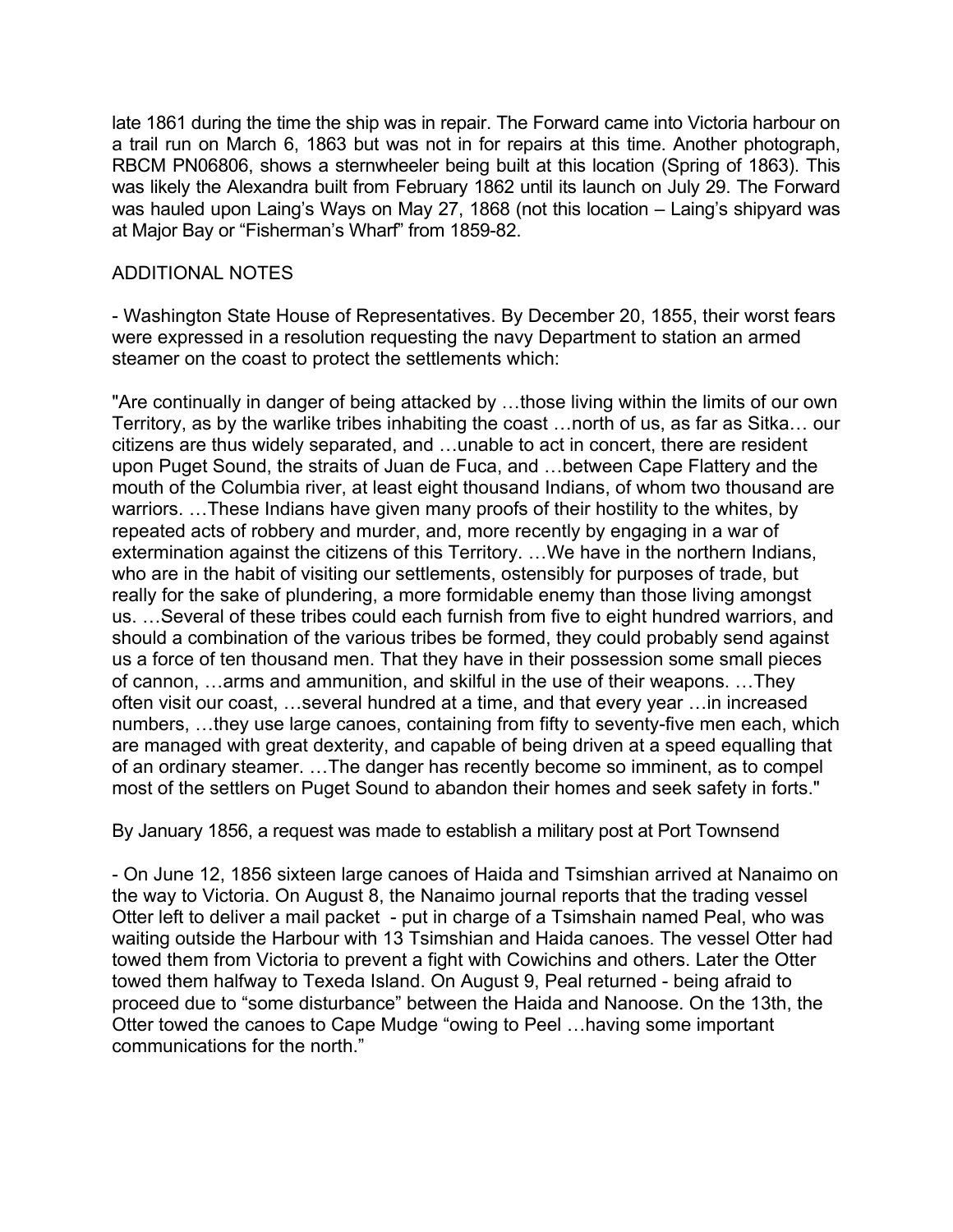late 1861 during the time the ship was in repair. The Forward came into Victoria harbour on a trail run on March 6, 1863 but was not in for repairs at this time. Another photograph, RBCM PN06806, shows a sternwheeler being built at this location (Spring of 1863). This was likely the Alexandra built from February 1862 until its launch on July 29. The Forward was hauled upon Laing's Ways on May 27, 1868 (not this location – Laing's shipyard was at Major Bay or "Fisherman's Wharf" from 1859-82.

ADDITIONAL NOTES

- Washington State House of Representatives. By December 20, 1855, their worst fears were expressed in a resolution requesting the navy Department to station an armed steamer on the coast to protect the settlements which:

"Are continually in danger of being attacked by …those living within the limits of our own Territory, as by the warlike tribes inhabiting the coast …north of us, as far as Sitka… our citizens are thus widely separated, and …unable to act in concert, there are resident upon Puget Sound, the straits of Juan de Fuca, and …between Cape Flattery and the mouth of the Columbia river, at least eight thousand Indians, of whom two thousand are warriors. …These Indians have given many proofs of their hostility to the whites, by repeated acts of robbery and murder, and, more recently by engaging in a war of extermination against the citizens of this Territory. …We have in the northern Indians, who are in the habit of visiting our settlements, ostensibly for purposes of trade, but really for the sake of plundering, a more formidable enemy than those living amongst us. …Several of these tribes could each furnish from five to eight hundred warriors, and should a combination of the various tribes be formed, they could probably send against us a force of ten thousand men. That they have in their possession some small pieces of cannon, …arms and ammunition, and skilful in the use of their weapons. …They often visit our coast, …several hundred at a time, and that every year …in increased numbers, …they use large canoes, containing from fifty to seventy-five men each, which are managed with great dexterity, and capable of being driven at a speed equalling that of an ordinary steamer. …The danger has recently become so imminent, as to compel most of the settlers on Puget Sound to abandon their homes and seek safety in forts."

By January 1856, a request was made to establish a military post at Port Townsend

- On June 12, 1856 sixteen large canoes of Haida and Tsimshian arrived at Nanaimo on the way to Victoria. On August 8, the Nanaimo journal reports that the trading vessel Otter left to deliver a mail packet - put in charge of a Tsimshain named Peal, who was waiting outside the Harbour with 13 Tsimshian and Haida canoes. The vessel Otter had towed them from Victoria to prevent a fight with Cowichins and others. Later the Otter towed them halfway to Texeda Island. On August 9, Peal returned - being afraid to proceed due to "some disturbance" between the Haida and Nanoose. On the 13th, the Otter towed the canoes to Cape Mudge "owing to Peel …having some important communications for the north."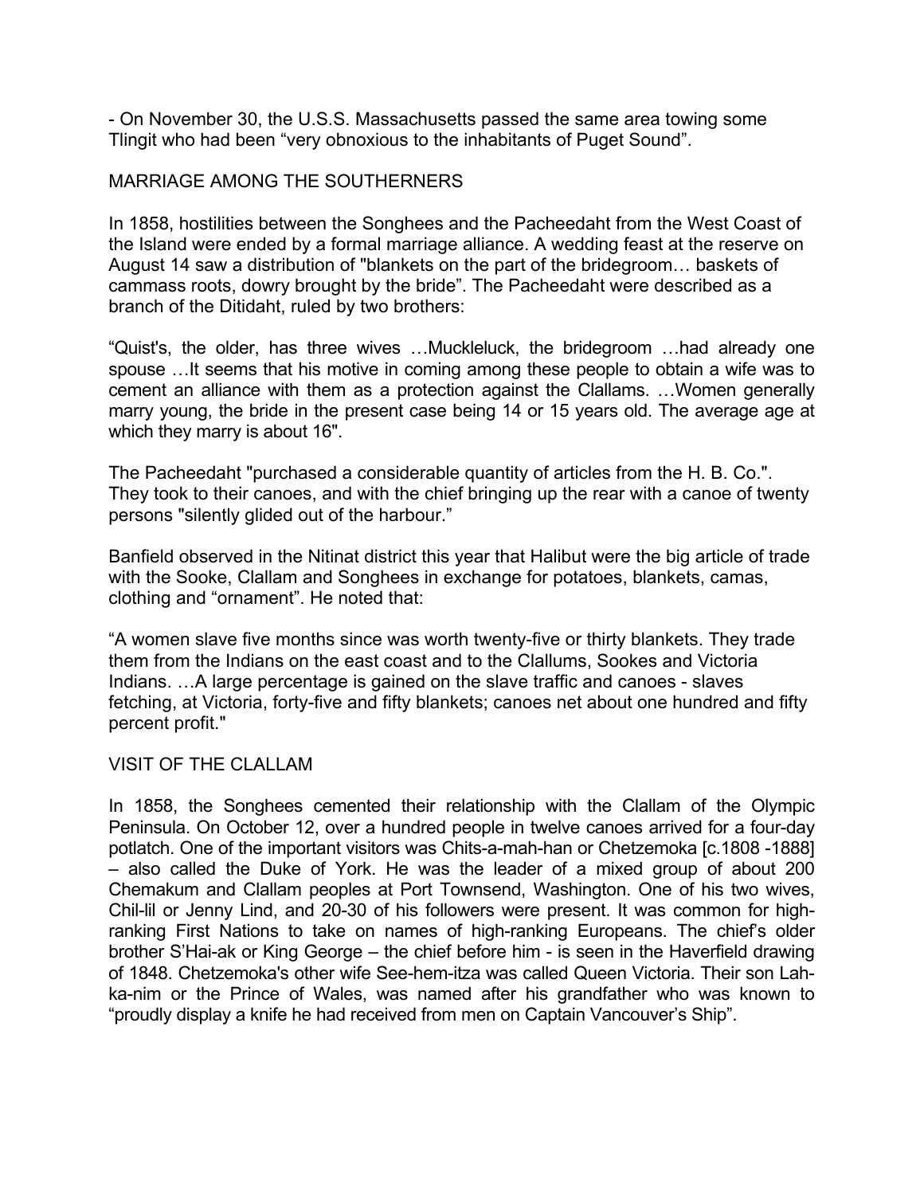- On November 30, the U.S.S. Massachusetts passed the same area towing some Tlingit who had been “very obnoxious to the inhabitants of Puget Sound”.

## MARRIAGE AMONG THE SOUTHERNERS

In 1858, hostilities between the Songhees and the Pacheedaht from the West Coast of the Island were ended by a formal marriage alliance. A wedding feast at the reserve on August 14 saw a distribution of "blankets on the part of the bridegroom… baskets of cammass roots, dowry brought by the bride”. The Pacheedaht were described as a branch of the Ditidaht, ruled by two brothers:

“Quist's, the older, has three wives …Muckleluck, the bridegroom …had already one spouse …It seems that his motive in coming among these people to obtain a wife was to cement an alliance with them as a protection against the Clallams. …Women generally marry young, the bride in the present case being 14 or 15 years old. The average age at which they marry is about 16".

The Pacheedaht "purchased a considerable quantity of articles from the H. B. Co.". They took to their canoes, and with the chief bringing up the rear with a canoe of twenty persons "silently glided out of the harbour.”

Banfield observed in the Nitinat district this year that Halibut were the big article of trade with the Sooke, Clallam and Songhees in exchange for potatoes, blankets, camas, clothing and “ornament”. He noted that:

“A women slave five months since was worth twenty-five or thirty blankets. They trade them from the Indians on the east coast and to the Clallums, Sookes and Victoria Indians. …A large percentage is gained on the slave traffic and canoes - slaves fetching, at Victoria, forty-five and fifty blankets; canoes net about one hundred and fifty percent profit."

## VISIT OF THE CLALLAM

In 1858, the Songhees cemented their relationship with the Clallam of the Olympic Peninsula. On October 12, over a hundred people in twelve canoes arrived for a four-day potlatch. One of the important visitors was Chits-a-mah-han or Chetzemoka [c.1808 -1888] – also called the Duke of York. He was the leader of a mixed group of about 200 Chemakum and Clallam peoples at Port Townsend, Washington. One of his two wives, Chil-lil or Jenny Lind, and 20-30 of his followers were present. It was common for high-ranking First Nations to take on names of high-ranking Europeans. The chief’s older brother S’Hai-ak or King George – the chief before him - is seen in the Haverfield drawing of 1848. Chetzemoka's other wife See-hem-itza was called Queen Victoria. Their son Lah-ka-nim or the Prince of Wales, was named after his grandfather who was known to “proudly display a knife he had received from men on Captain Vancouver’s Ship”.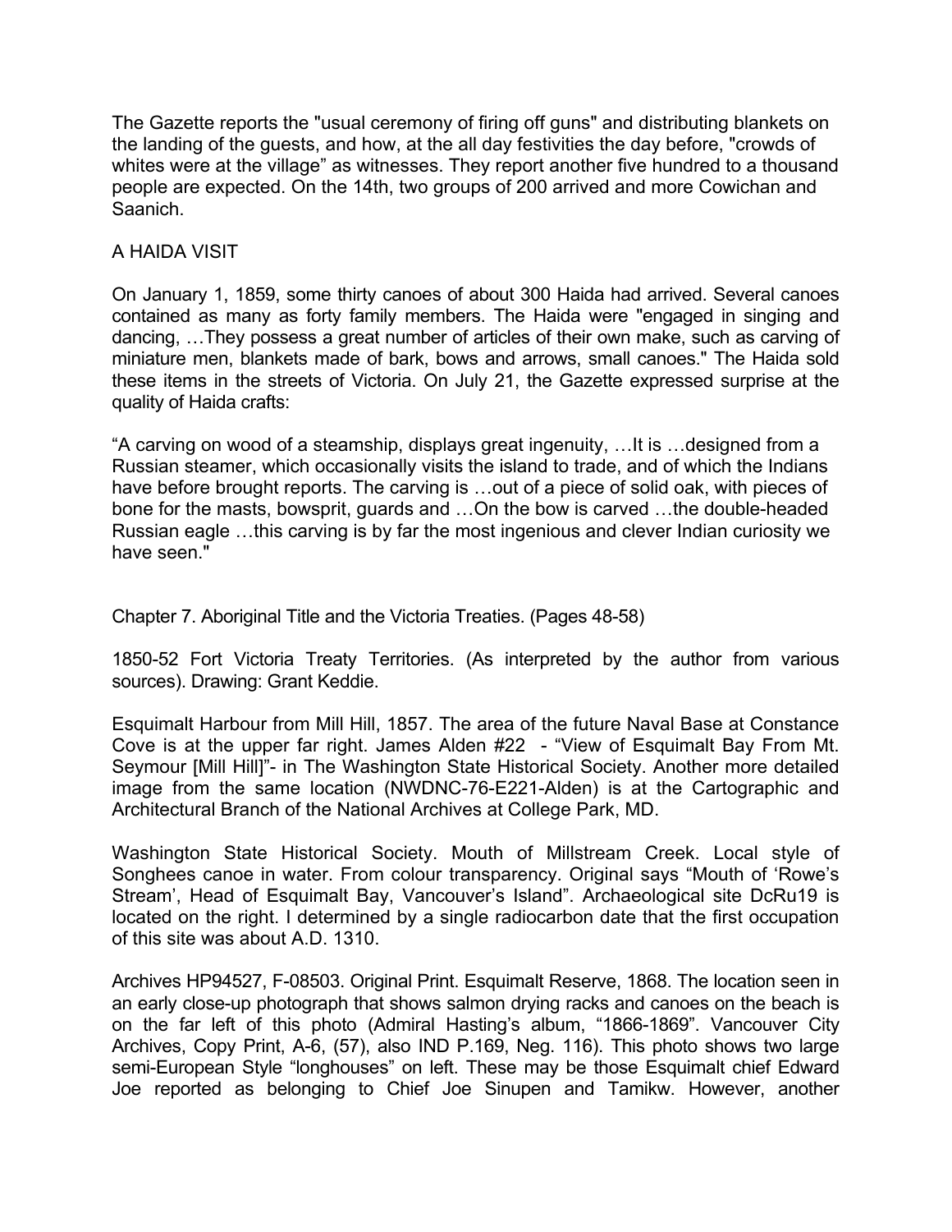The Gazette reports the "usual ceremony of firing off guns" and distributing blankets on the landing of the guests, and how, at the all day festivities the day before, "crowds of whites were at the village" as witnesses. They report another five hundred to a thousand people are expected. On the 14th, two groups of 200 arrived and more Cowichan and Saanich.

## A HAIDA VISIT

On January 1, 1859, some thirty canoes of about 300 Haida had arrived. Several canoes contained as many as forty family members. The Haida were "engaged in singing and dancing, …They possess a great number of articles of their own make, such as carving of miniature men, blankets made of bark, bows and arrows, small canoes." The Haida sold these items in the streets of Victoria. On July 21, the Gazette expressed surprise at the quality of Haida crafts:

"A carving on wood of a steamship, displays great ingenuity, …It is …designed from a Russian steamer, which occasionally visits the island to trade, and of which the Indians have before brought reports. The carving is …out of a piece of solid oak, with pieces of bone for the masts, bowsprit, guards and …On the bow is carved …the double-headed Russian eagle …this carving is by far the most ingenious and clever Indian curiosity we have seen."

## Chapter 7. Aboriginal Title and the Victoria Treaties. (Pages 48-58)

1850-52 Fort Victoria Treaty Territories. (As interpreted by the author from various sources). Drawing: Grant Keddie.

Esquimalt Harbour from Mill Hill, 1857. The area of the future Naval Base at Constance Cove is at the upper far right. James Alden #22 - "View of Esquimalt Bay From Mt. Seymour [Mill Hill]"- in The Washington State Historical Society. Another more detailed image from the same location (NWDNC-76-E221-Alden) is at the Cartographic and Architectural Branch of the National Archives at College Park, MD.

Washington State Historical Society. Mouth of Millstream Creek. Local style of Songhees canoe in water. From colour transparency. Original says "Mouth of 'Rowe's Stream', Head of Esquimalt Bay, Vancouver's Island". Archaeological site DcRu19 is located on the right. I determined by a single radiocarbon date that the first occupation of this site was about A.D. 1310.

Archives HP94527, F-08503. Original Print. Esquimalt Reserve, 1868. The location seen in an early close-up photograph that shows salmon drying racks and canoes on the beach is on the far left of this photo (Admiral Hasting's album, "1866-1869". Vancouver City Archives, Copy Print, A-6, (57), also IND P.169, Neg. 116). This photo shows two large semi-European Style "longhouses" on left. These may be those Esquimalt chief Edward Joe reported as belonging to Chief Joe Sinupen and Tamikw. However, another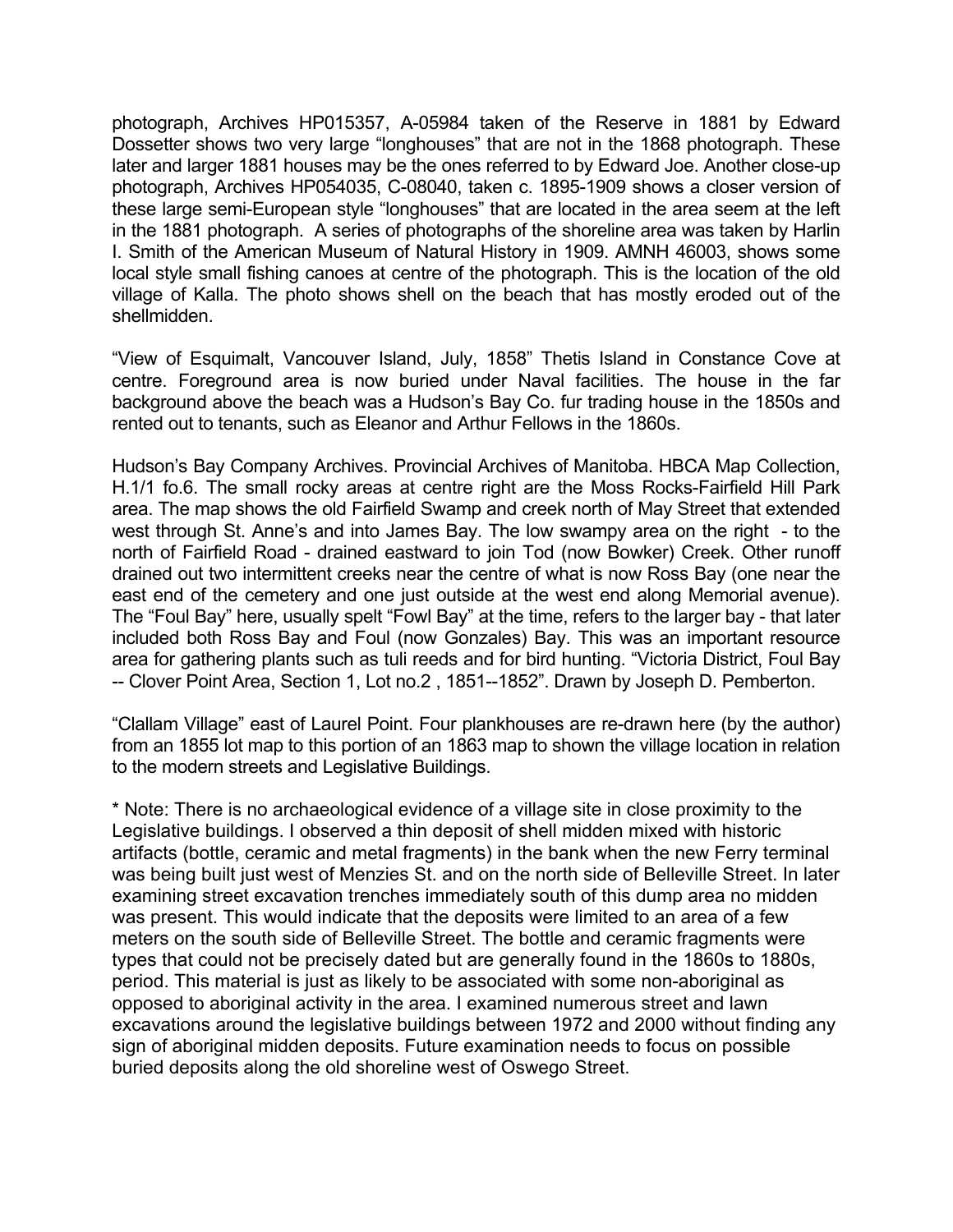photograph, Archives HP015357, A-05984 taken of the Reserve in 1881 by Edward Dossetter shows two very large "longhouses" that are not in the 1868 photograph. These later and larger 1881 houses may be the ones referred to by Edward Joe. Another close-up photograph, Archives HP054035, C-08040, taken c. 1895-1909 shows a closer version of these large semi-European style "longhouses" that are located in the area seem at the left in the 1881 photograph. A series of photographs of the shoreline area was taken by Harlin I. Smith of the American Museum of Natural History in 1909. AMNH 46003, shows some local style small fishing canoes at centre of the photograph. This is the location of the old village of Kalla. The photo shows shell on the beach that has mostly eroded out of the shellmidden.

"View of Esquimalt, Vancouver Island, July, 1858" Thetis Island in Constance Cove at centre. Foreground area is now buried under Naval facilities. The house in the far background above the beach was a Hudson's Bay Co. fur trading house in the 1850s and rented out to tenants, such as Eleanor and Arthur Fellows in the 1860s.

Hudson's Bay Company Archives. Provincial Archives of Manitoba. HBCA Map Collection, H.1/1 fo.6. The small rocky areas at centre right are the Moss Rocks-Fairfield Hill Park area. The map shows the old Fairfield Swamp and creek north of May Street that extended west through St. Anne's and into James Bay. The low swampy area on the right - to the north of Fairfield Road - drained eastward to join Tod (now Bowker) Creek. Other runoff drained out two intermittent creeks near the centre of what is now Ross Bay (one near the east end of the cemetery and one just outside at the west end along Memorial avenue). The "Foul Bay" here, usually spelt "Fowl Bay" at the time, refers to the larger bay - that later included both Ross Bay and Foul (now Gonzales) Bay. This was an important resource area for gathering plants such as tuli reeds and for bird hunting. "Victoria District, Foul Bay -- Clover Point Area, Section 1, Lot no.2 , 1851--1852". Drawn by Joseph D. Pemberton.

"Clallam Village" east of Laurel Point. Four plankhouses are re-drawn here (by the author) from an 1855 lot map to this portion of an 1863 map to shown the village location in relation to the modern streets and Legislative Buildings.

* Note: There is no archaeological evidence of a village site in close proximity to the Legislative buildings. I observed a thin deposit of shell midden mixed with historic artifacts (bottle, ceramic and metal fragments) in the bank when the new Ferry terminal was being built just west of Menzies St. and on the north side of Belleville Street. In later examining street excavation trenches immediately south of this dump area no midden was present. This would indicate that the deposits were limited to an area of a few meters on the south side of Belleville Street. The bottle and ceramic fragments were types that could not be precisely dated but are generally found in the 1860s to 1880s, period. This material is just as likely to be associated with some non-aboriginal as opposed to aboriginal activity in the area. I examined numerous street and lawn excavations around the legislative buildings between 1972 and 2000 without finding any sign of aboriginal midden deposits. Future examination needs to focus on possible buried deposits along the old shoreline west of Oswego Street.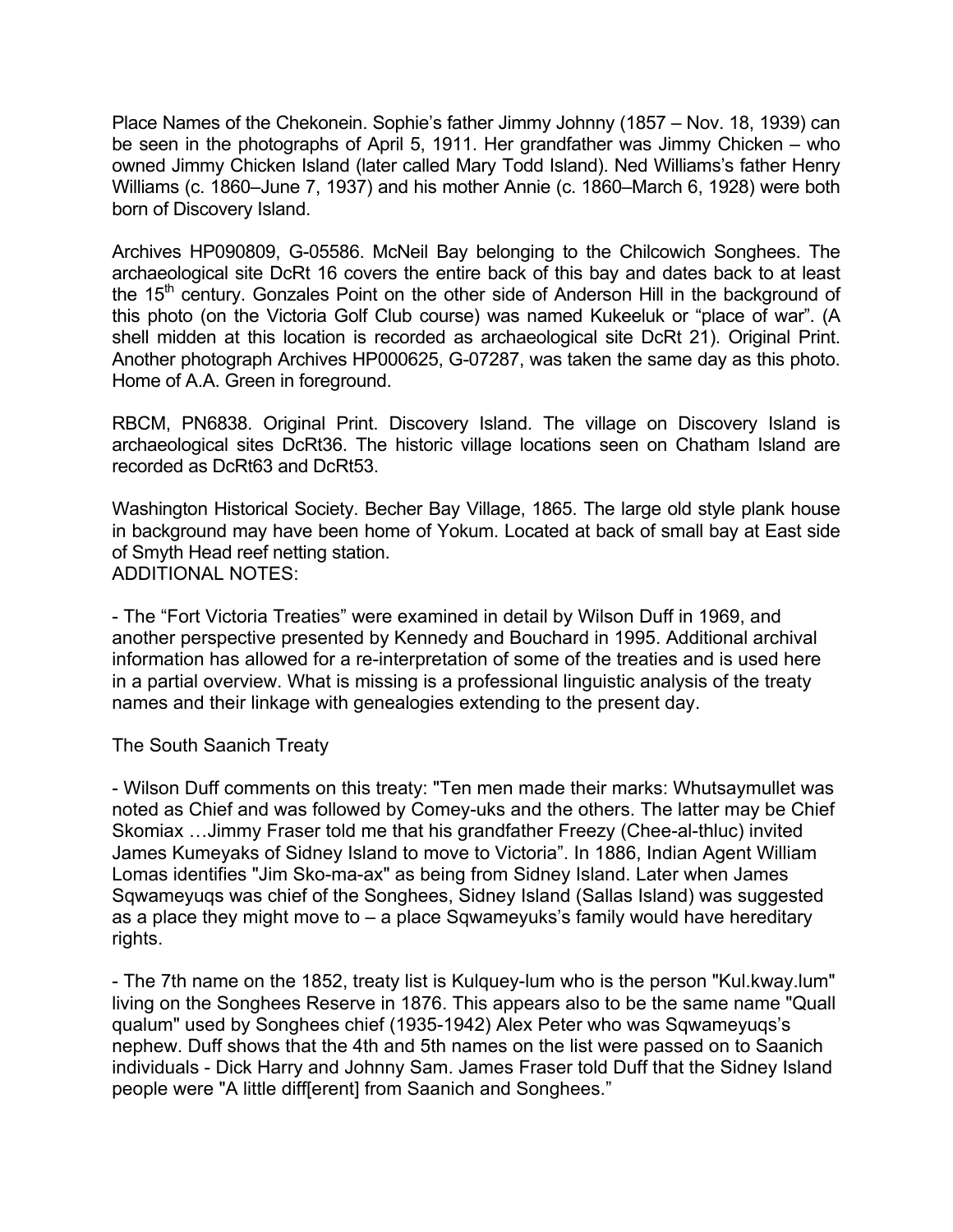Place Names of the Chekonein. Sophie's father Jimmy Johnny (1857 – Nov. 18, 1939) can be seen in the photographs of April 5, 1911. Her grandfather was Jimmy Chicken – who owned Jimmy Chicken Island (later called Mary Todd Island). Ned Williams's father Henry Williams (c. 1860–June 7, 1937) and his mother Annie (c. 1860–March 6, 1928) were both born of Discovery Island.

Archives HP090809, G-05586. McNeil Bay belonging to the Chilcowich Songhees. The archaeological site DcRt 16 covers the entire back of this bay and dates back to at least the 15th century. Gonzales Point on the other side of Anderson Hill in the background of this photo (on the Victoria Golf Club course) was named Kukeeluk or "place of war". (A shell midden at this location is recorded as archaeological site DcRt 21). Original Print. Another photograph Archives HP000625, G-07287, was taken the same day as this photo. Home of A.A. Green in foreground.

RBCM, PN6838. Original Print. Discovery Island. The village on Discovery Island is archaeological sites DcRt36. The historic village locations seen on Chatham Island are recorded as DcRt63 and DcRt53.

Washington Historical Society. Becher Bay Village, 1865. The large old style plank house in background may have been home of Yokum. Located at back of small bay at East side of Smyth Head reef netting station.
ADDITIONAL NOTES:

- The "Fort Victoria Treaties" were examined in detail by Wilson Duff in 1969, and another perspective presented by Kennedy and Bouchard in 1995. Additional archival information has allowed for a re-interpretation of some of the treaties and is used here in a partial overview. What is missing is a professional linguistic analysis of the treaty names and their linkage with genealogies extending to the present day.

The South Saanich Treaty

- Wilson Duff comments on this treaty: "Ten men made their marks: Whutsaymullet was noted as Chief and was followed by Comey-uks and the others. The latter may be Chief Skomiax …Jimmy Fraser told me that his grandfather Freezy (Chee-al-thluc) invited James Kumeyaks of Sidney Island to move to Victoria". In 1886, Indian Agent William Lomas identifies "Jim Sko-ma-ax" as being from Sidney Island. Later when James Sqwameyuqs was chief of the Songhees, Sidney Island (Sallas Island) was suggested as a place they might move to – a place Sqwameyuks's family would have hereditary rights.

- The 7th name on the 1852, treaty list is Kulquey-lum who is the person "Kul.kway.lum" living on the Songhees Reserve in 1876. This appears also to be the same name "Quall qualum" used by Songhees chief (1935-1942) Alex Peter who was Sqwameyuqs's nephew. Duff shows that the 4th and 5th names on the list were passed on to Saanich individuals - Dick Harry and Johnny Sam. James Fraser told Duff that the Sidney Island people were "A little diff[erent] from Saanich and Songhees."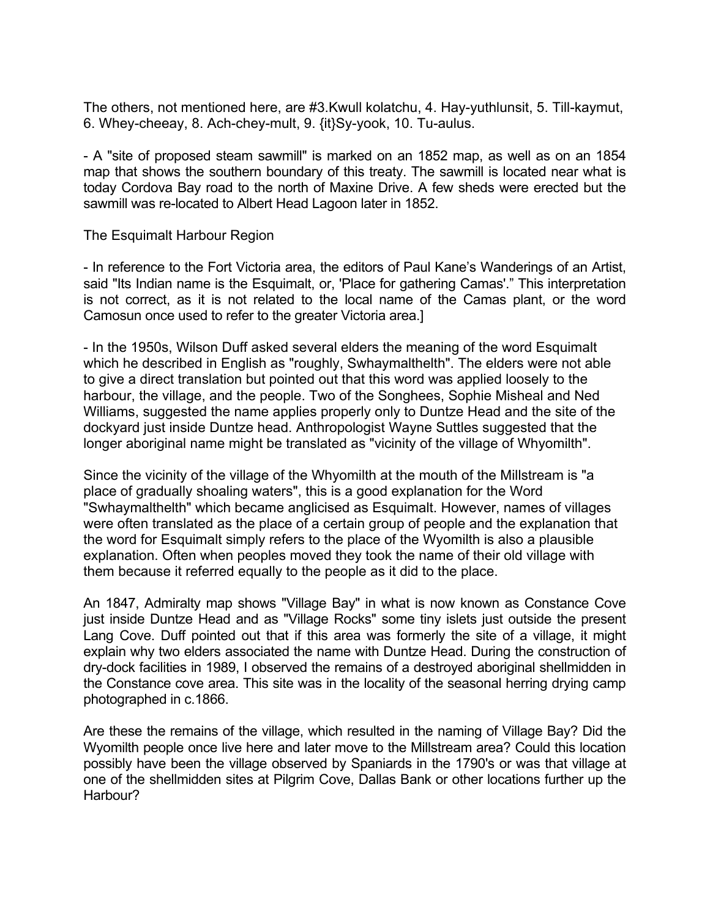The others, not mentioned here, are #3.Kwull kolatchu, 4. Hay-yuthlunsit, 5. Till-kaymut, 6. Whey-cheeay, 8. Ach-chey-mult, 9. {it}Sy-yook, 10. Tu-aulus.

- A "site of proposed steam sawmill" is marked on an 1852 map, as well as on an 1854 map that shows the southern boundary of this treaty. The sawmill is located near what is today Cordova Bay road to the north of Maxine Drive. A few sheds were erected but the sawmill was re-located to Albert Head Lagoon later in 1852.

The Esquimalt Harbour Region

- In reference to the Fort Victoria area, the editors of Paul Kane's Wanderings of an Artist, said "Its Indian name is the Esquimalt, or, 'Place for gathering Camas'." This interpretation is not correct, as it is not related to the local name of the Camas plant, or the word Camosun once used to refer to the greater Victoria area.]

- In the 1950s, Wilson Duff asked several elders the meaning of the word Esquimalt which he described in English as "roughly, Swhaymalthelth". The elders were not able to give a direct translation but pointed out that this word was applied loosely to the harbour, the village, and the people. Two of the Songhees, Sophie Misheal and Ned Williams, suggested the name applies properly only to Duntze Head and the site of the dockyard just inside Duntze head. Anthropologist Wayne Suttles suggested that the longer aboriginal name might be translated as "vicinity of the village of Whyomilth".

Since the vicinity of the village of the Whyomilth at the mouth of the Millstream is "a place of gradually shoaling waters", this is a good explanation for the Word "Swhaymalthelth" which became anglicised as Esquimalt. However, names of villages were often translated as the place of a certain group of people and the explanation that the word for Esquimalt simply refers to the place of the Wyomilth is also a plausible explanation. Often when peoples moved they took the name of their old village with them because it referred equally to the people as it did to the place.

An 1847, Admiralty map shows "Village Bay" in what is now known as Constance Cove just inside Duntze Head and as "Village Rocks" some tiny islets just outside the present Lang Cove. Duff pointed out that if this area was formerly the site of a village, it might explain why two elders associated the name with Duntze Head. During the construction of dry-dock facilities in 1989, I observed the remains of a destroyed aboriginal shellmidden in the Constance cove area. This site was in the locality of the seasonal herring drying camp photographed in c.1866.

Are these the remains of the village, which resulted in the naming of Village Bay? Did the Wyomilth people once live here and later move to the Millstream area? Could this location possibly have been the village observed by Spaniards in the 1790's or was that village at one of the shellmidden sites at Pilgrim Cove, Dallas Bank or other locations further up the Harbour?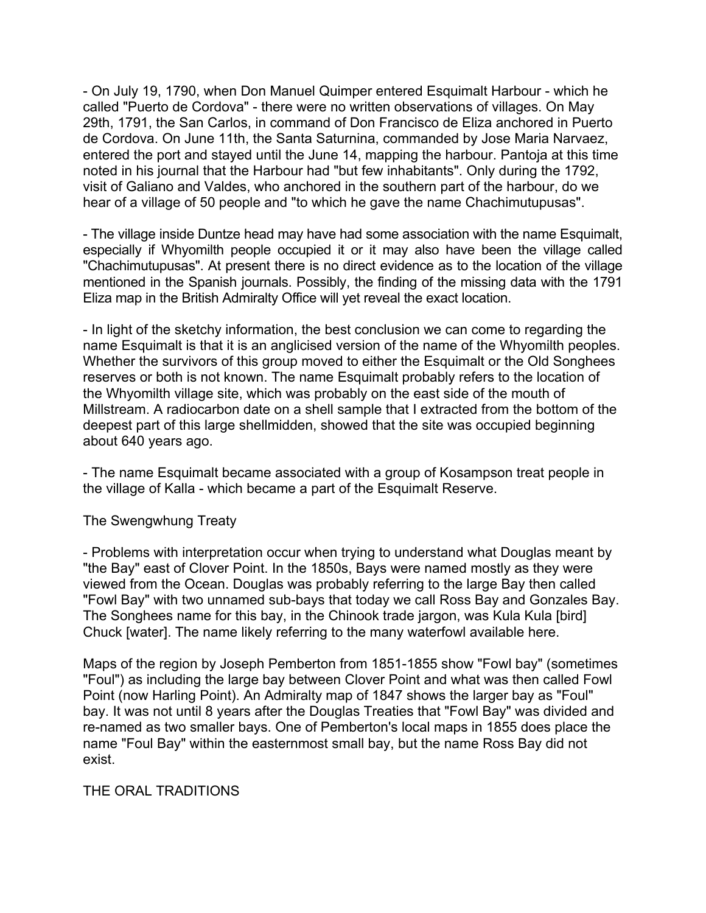- On July 19, 1790, when Don Manuel Quimper entered Esquimalt Harbour - which he called "Puerto de Cordova" - there were no written observations of villages. On May 29th, 1791, the San Carlos, in command of Don Francisco de Eliza anchored in Puerto de Cordova. On June 11th, the Santa Saturnina, commanded by Jose Maria Narvaez, entered the port and stayed until the June 14, mapping the harbour. Pantoja at this time noted in his journal that the Harbour had "but few inhabitants". Only during the 1792, visit of Galiano and Valdes, who anchored in the southern part of the harbour, do we hear of a village of 50 people and "to which he gave the name Chachimutupusas".

- The village inside Duntze head may have had some association with the name Esquimalt, especially if Whyomilth people occupied it or it may also have been the village called "Chachimutupusas". At present there is no direct evidence as to the location of the village mentioned in the Spanish journals. Possibly, the finding of the missing data with the 1791 Eliza map in the British Admiralty Office will yet reveal the exact location.

- In light of the sketchy information, the best conclusion we can come to regarding the name Esquimalt is that it is an anglicised version of the name of the Whyomilth peoples. Whether the survivors of this group moved to either the Esquimalt or the Old Songhees reserves or both is not known. The name Esquimalt probably refers to the location of the Whyomilth village site, which was probably on the east side of the mouth of Millstream. A radiocarbon date on a shell sample that I extracted from the bottom of the deepest part of this large shellmidden, showed that the site was occupied beginning about 640 years ago.

- The name Esquimalt became associated with a group of Kosampson treat people in the village of Kalla - which became a part of the Esquimalt Reserve.

The Swengwhung Treaty

- Problems with interpretation occur when trying to understand what Douglas meant by "the Bay" east of Clover Point. In the 1850s, Bays were named mostly as they were viewed from the Ocean. Douglas was probably referring to the large Bay then called "Fowl Bay" with two unnamed sub-bays that today we call Ross Bay and Gonzales Bay. The Songhees name for this bay, in the Chinook trade jargon, was Kula Kula [bird] Chuck [water]. The name likely referring to the many waterfowl available here.

Maps of the region by Joseph Pemberton from 1851-1855 show "Fowl bay" (sometimes "Foul") as including the large bay between Clover Point and what was then called Fowl Point (now Harling Point). An Admiralty map of 1847 shows the larger bay as "Foul" bay. It was not until 8 years after the Douglas Treaties that "Fowl Bay" was divided and re-named as two smaller bays. One of Pemberton's local maps in 1855 does place the name "Foul Bay" within the easternmost small bay, but the name Ross Bay did not exist.

THE ORAL TRADITIONS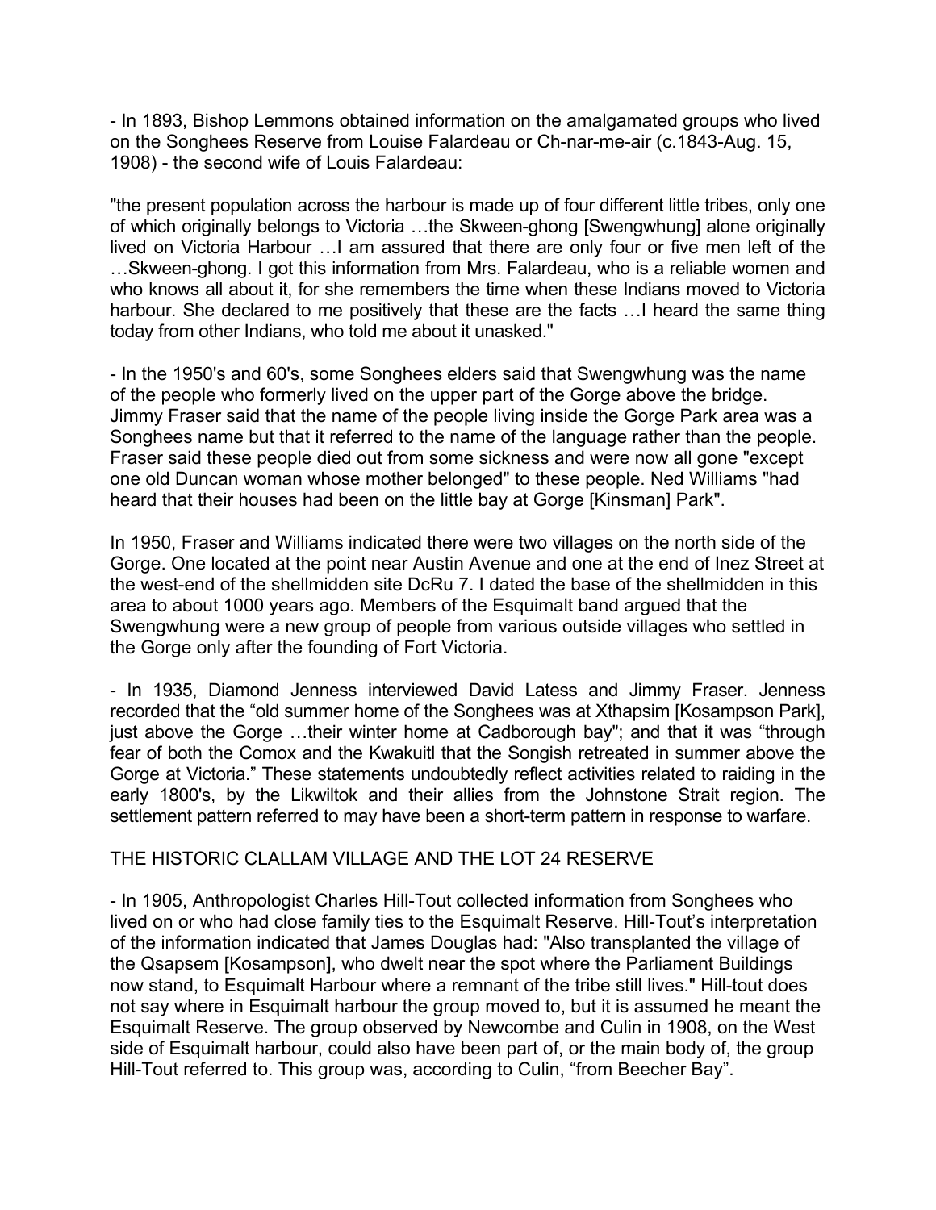- In 1893, Bishop Lemmons obtained information on the amalgamated groups who lived on the Songhees Reserve from Louise Falardeau or Ch-nar-me-air (c.1843-Aug. 15, 1908) - the second wife of Louis Falardeau:

"the present population across the harbour is made up of four different little tribes, only one of which originally belongs to Victoria …the Skween-ghong [Swengwhung] alone originally lived on Victoria Harbour …I am assured that there are only four or five men left of the …Skween-ghong. I got this information from Mrs. Falardeau, who is a reliable women and who knows all about it, for she remembers the time when these Indians moved to Victoria harbour. She declared to me positively that these are the facts …I heard the same thing today from other Indians, who told me about it unasked."

- In the 1950's and 60's, some Songhees elders said that Swengwhung was the name of the people who formerly lived on the upper part of the Gorge above the bridge. Jimmy Fraser said that the name of the people living inside the Gorge Park area was a Songhees name but that it referred to the name of the language rather than the people. Fraser said these people died out from some sickness and were now all gone "except one old Duncan woman whose mother belonged" to these people. Ned Williams "had heard that their houses had been on the little bay at Gorge [Kinsman] Park".

In 1950, Fraser and Williams indicated there were two villages on the north side of the Gorge. One located at the point near Austin Avenue and one at the end of Inez Street at the west-end of the shellmidden site DcRu 7. I dated the base of the shellmidden in this area to about 1000 years ago. Members of the Esquimalt band argued that the Swengwhung were a new group of people from various outside villages who settled in the Gorge only after the founding of Fort Victoria.

- In 1935, Diamond Jenness interviewed David Latess and Jimmy Fraser. Jenness recorded that the "old summer home of the Songhees was at Xthapsim [Kosampson Park], just above the Gorge …their winter home at Cadborough bay"; and that it was "through fear of both the Comox and the Kwakuitl that the Songish retreated in summer above the Gorge at Victoria." These statements undoubtedly reflect activities related to raiding in the early 1800's, by the Likwiltok and their allies from the Johnstone Strait region. The settlement pattern referred to may have been a short-term pattern in response to warfare.

## THE HISTORIC CLALLAM VILLAGE AND THE LOT 24 RESERVE

- In 1905, Anthropologist Charles Hill-Tout collected information from Songhees who lived on or who had close family ties to the Esquimalt Reserve. Hill-Tout's interpretation of the information indicated that James Douglas had: "Also transplanted the village of the Qsapsem [Kosampson], who dwelt near the spot where the Parliament Buildings now stand, to Esquimalt Harbour where a remnant of the tribe still lives." Hill-tout does not say where in Esquimalt harbour the group moved to, but it is assumed he meant the Esquimalt Reserve. The group observed by Newcombe and Culin in 1908, on the West side of Esquimalt harbour, could also have been part of, or the main body of, the group Hill-Tout referred to. This group was, according to Culin, "from Beecher Bay".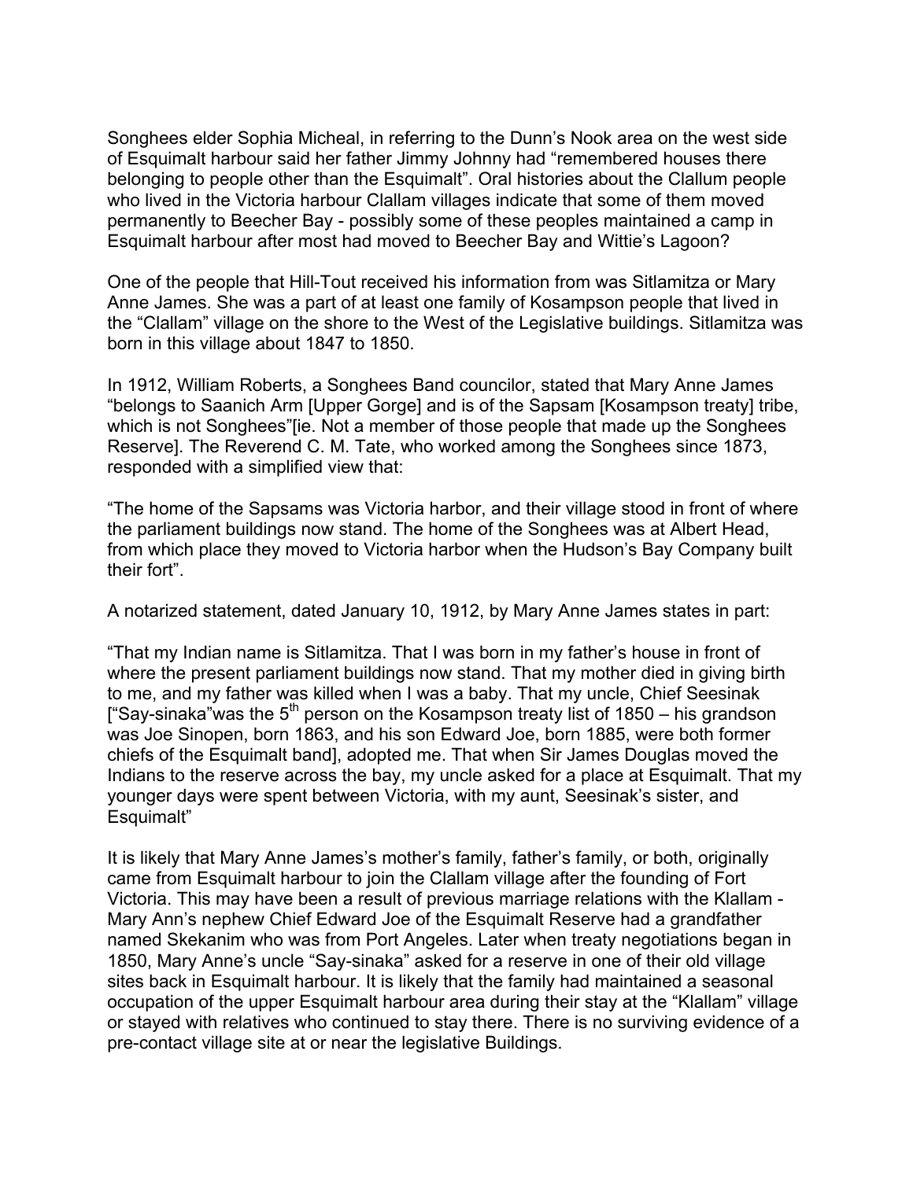Songhees elder Sophia Micheal, in referring to the Dunn's Nook area on the west side of Esquimalt harbour said her father Jimmy Johnny had "remembered houses there belonging to people other than the Esquimalt". Oral histories about the Clallum people who lived in the Victoria harbour Clallam villages indicate that some of them moved permanently to Beecher Bay - possibly some of these peoples maintained a camp in Esquimalt harbour after most had moved to Beecher Bay and Wittie's Lagoon?

One of the people that Hill-Tout received his information from was Sitlamitza or Mary Anne James. She was a part of at least one family of Kosampson people that lived in the "Clallam" village on the shore to the West of the Legislative buildings. Sitlamitza was born in this village about 1847 to 1850.

In 1912, William Roberts, a Songhees Band councilor, stated that Mary Anne James "belongs to Saanich Arm [Upper Gorge] and is of the Sapsam [Kosampson treaty] tribe, which is not Songhees"[ie. Not a member of those people that made up the Songhees Reserve]. The Reverend C. M. Tate, who worked among the Songhees since 1873, responded with a simplified view that:

"The home of the Sapsams was Victoria harbor, and their village stood in front of where the parliament buildings now stand. The home of the Songhees was at Albert Head, from which place they moved to Victoria harbor when the Hudson's Bay Company built their fort".

A notarized statement, dated January 10, 1912, by Mary Anne James states in part:

"That my Indian name is Sitlamitza. That I was born in my father's house in front of where the present parliament buildings now stand. That my mother died in giving birth to me, and my father was killed when I was a baby. That my uncle, Chief Seesinak ["Say-sinaka"was the 5th person on the Kosampson treaty list of 1850 – his grandson was Joe Sinopen, born 1863, and his son Edward Joe, born 1885, were both former chiefs of the Esquimalt band], adopted me. That when Sir James Douglas moved the Indians to the reserve across the bay, my uncle asked for a place at Esquimalt. That my younger days were spent between Victoria, with my aunt, Seesinak's sister, and Esquimalt"

It is likely that Mary Anne James's mother's family, father's family, or both, originally came from Esquimalt harbour to join the Clallam village after the founding of Fort Victoria. This may have been a result of previous marriage relations with the Klallam - Mary Ann's nephew Chief Edward Joe of the Esquimalt Reserve had a grandfather named Skekanim who was from Port Angeles. Later when treaty negotiations began in 1850, Mary Anne's uncle "Say-sinaka" asked for a reserve in one of their old village sites back in Esquimalt harbour. It is likely that the family had maintained a seasonal occupation of the upper Esquimalt harbour area during their stay at the "Klallam" village or stayed with relatives who continued to stay there. There is no surviving evidence of a pre-contact village site at or near the legislative Buildings.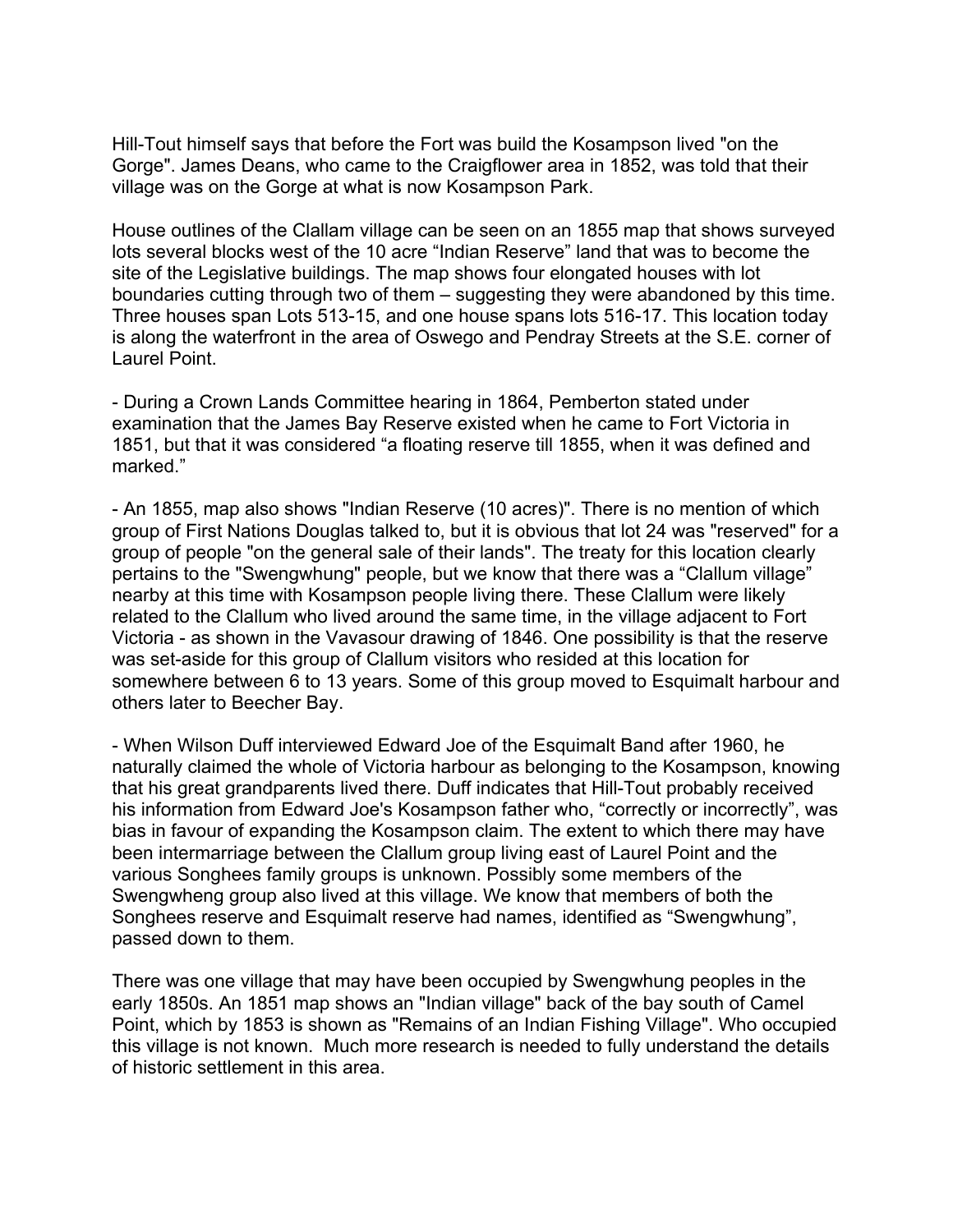Hill-Tout himself says that before the Fort was build the Kosampson lived "on the Gorge". James Deans, who came to the Craigflower area in 1852, was told that their village was on the Gorge at what is now Kosampson Park.

House outlines of the Clallam village can be seen on an 1855 map that shows surveyed lots several blocks west of the 10 acre "Indian Reserve" land that was to become the site of the Legislative buildings. The map shows four elongated houses with lot boundaries cutting through two of them – suggesting they were abandoned by this time. Three houses span Lots 513-15, and one house spans lots 516-17. This location today is along the waterfront in the area of Oswego and Pendray Streets at the S.E. corner of Laurel Point.

- During a Crown Lands Committee hearing in 1864, Pemberton stated under examination that the James Bay Reserve existed when he came to Fort Victoria in 1851, but that it was considered "a floating reserve till 1855, when it was defined and marked."

- An 1855, map also shows "Indian Reserve (10 acres)". There is no mention of which group of First Nations Douglas talked to, but it is obvious that lot 24 was "reserved" for a group of people "on the general sale of their lands". The treaty for this location clearly pertains to the "Swengwhung" people, but we know that there was a "Clallum village" nearby at this time with Kosampson people living there. These Clallum were likely related to the Clallum who lived around the same time, in the village adjacent to Fort Victoria - as shown in the Vavasour drawing of 1846. One possibility is that the reserve was set-aside for this group of Clallum visitors who resided at this location for somewhere between 6 to 13 years. Some of this group moved to Esquimalt harbour and others later to Beecher Bay.

- When Wilson Duff interviewed Edward Joe of the Esquimalt Band after 1960, he naturally claimed the whole of Victoria harbour as belonging to the Kosampson, knowing that his great grandparents lived there. Duff indicates that Hill-Tout probably received his information from Edward Joe's Kosampson father who, "correctly or incorrectly", was bias in favour of expanding the Kosampson claim. The extent to which there may have been intermarriage between the Clallum group living east of Laurel Point and the various Songhees family groups is unknown. Possibly some members of the Swengwheng group also lived at this village. We know that members of both the Songhees reserve and Esquimalt reserve had names, identified as "Swengwhung", passed down to them.

There was one village that may have been occupied by Swengwhung peoples in the early 1850s. An 1851 map shows an "Indian village" back of the bay south of Camel Point, which by 1853 is shown as "Remains of an Indian Fishing Village". Who occupied this village is not known. Much more research is needed to fully understand the details of historic settlement in this area.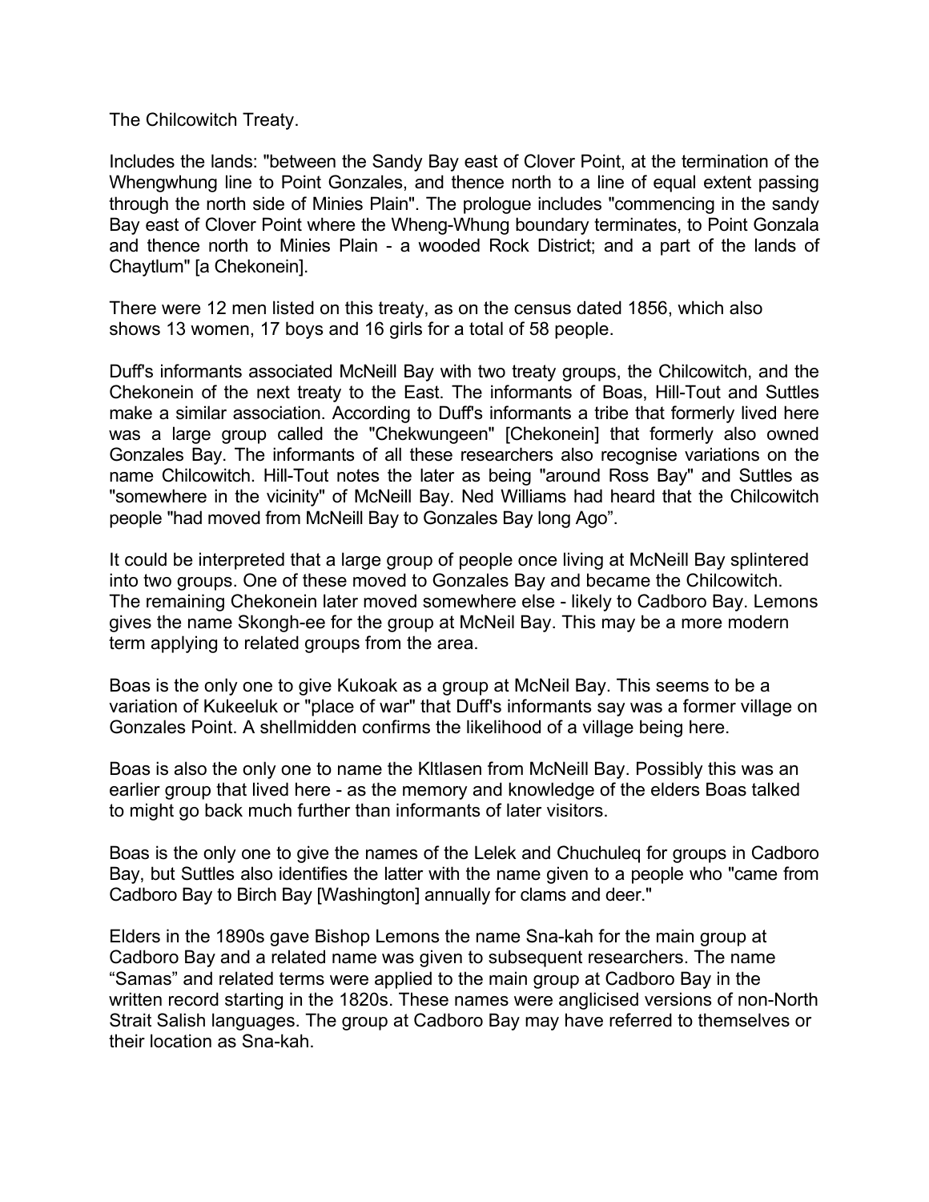The Chilcowitch Treaty.

Includes the lands: "between the Sandy Bay east of Clover Point, at the termination of the Whengwhung line to Point Gonzales, and thence north to a line of equal extent passing through the north side of Minies Plain". The prologue includes "commencing in the sandy Bay east of Clover Point where the Wheng-Whung boundary terminates, to Point Gonzala and thence north to Minies Plain - a wooded Rock District; and a part of the lands of Chaytlum" [a Chekonein].

There were 12 men listed on this treaty, as on the census dated 1856, which also shows 13 women, 17 boys and 16 girls for a total of 58 people.

Duff's informants associated McNeill Bay with two treaty groups, the Chilcowitch, and the Chekonein of the next treaty to the East. The informants of Boas, Hill-Tout and Suttles make a similar association. According to Duff's informants a tribe that formerly lived here was a large group called the "Chekwungeen" [Chekonein] that formerly also owned Gonzales Bay. The informants of all these researchers also recognise variations on the name Chilcowitch. Hill-Tout notes the later as being "around Ross Bay" and Suttles as "somewhere in the vicinity" of McNeill Bay. Ned Williams had heard that the Chilcowitch people "had moved from McNeill Bay to Gonzales Bay long Ago".

It could be interpreted that a large group of people once living at McNeill Bay splintered into two groups. One of these moved to Gonzales Bay and became the Chilcowitch. The remaining Chekonein later moved somewhere else - likely to Cadboro Bay. Lemons gives the name Skongh-ee for the group at McNeil Bay. This may be a more modern term applying to related groups from the area.

Boas is the only one to give Kukoak as a group at McNeil Bay. This seems to be a variation of Kukeeluk or "place of war" that Duff's informants say was a former village on Gonzales Point. A shellmidden confirms the likelihood of a village being here.

Boas is also the only one to name the Kltlasen from McNeill Bay. Possibly this was an earlier group that lived here - as the memory and knowledge of the elders Boas talked to might go back much further than informants of later visitors.

Boas is the only one to give the names of the Lelek and Chuchuleq for groups in Cadboro Bay, but Suttles also identifies the latter with the name given to a people who "came from Cadboro Bay to Birch Bay [Washington] annually for clams and deer."

Elders in the 1890s gave Bishop Lemons the name Sna-kah for the main group at Cadboro Bay and a related name was given to subsequent researchers. The name "Samas" and related terms were applied to the main group at Cadboro Bay in the written record starting in the 1820s. These names were anglicised versions of non-North Strait Salish languages. The group at Cadboro Bay may have referred to themselves or their location as Sna-kah.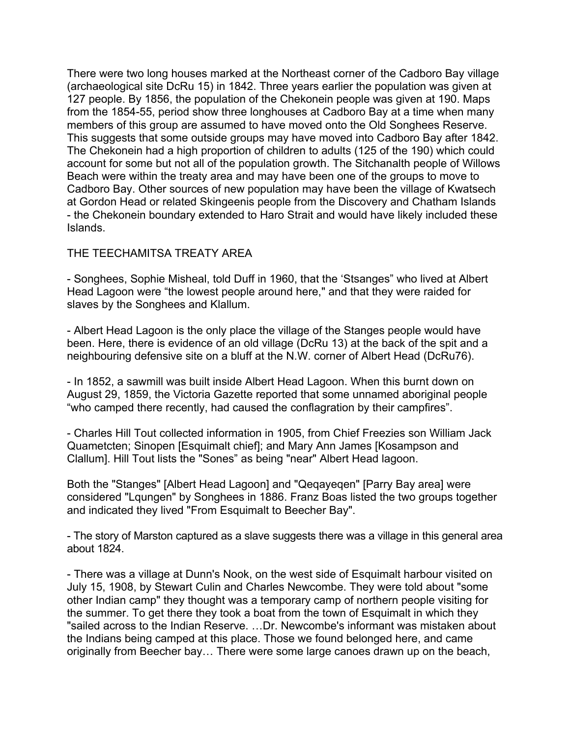There were two long houses marked at the Northeast corner of the Cadboro Bay village (archaeological site DcRu 15) in 1842. Three years earlier the population was given at 127 people. By 1856, the population of the Chekonein people was given at 190. Maps from the 1854-55, period show three longhouses at Cadboro Bay at a time when many members of this group are assumed to have moved onto the Old Songhees Reserve. This suggests that some outside groups may have moved into Cadboro Bay after 1842. The Chekonein had a high proportion of children to adults (125 of the 190) which could account for some but not all of the population growth. The Sitchanalth people of Willows Beach were within the treaty area and may have been one of the groups to move to Cadboro Bay. Other sources of new population may have been the village of Kwatsech at Gordon Head or related Skingeenis people from the Discovery and Chatham Islands - the Chekonein boundary extended to Haro Strait and would have likely included these Islands.

## THE TEECHAMITSA TREATY AREA

- Songhees, Sophie Misheal, told Duff in 1960, that the 'Stsanges" who lived at Albert Head Lagoon were "the lowest people around here," and that they were raided for slaves by the Songhees and Klallum.

- Albert Head Lagoon is the only place the village of the Stanges people would have been. Here, there is evidence of an old village (DcRu 13) at the back of the spit and a neighbouring defensive site on a bluff at the N.W. corner of Albert Head (DcRu76).

- In 1852, a sawmill was built inside Albert Head Lagoon. When this burnt down on August 29, 1859, the Victoria Gazette reported that some unnamed aboriginal people "who camped there recently, had caused the conflagration by their campfires".

- Charles Hill Tout collected information in 1905, from Chief Freezies son William Jack Quametcten; Sinopen [Esquimalt chief]; and Mary Ann James [Kosampson and Clallum]. Hill Tout lists the "Sones" as being "near" Albert Head lagoon.

Both the "Stanges" [Albert Head Lagoon] and "Qeqayeqen" [Parry Bay area] were considered "Lqungen" by Songhees in 1886. Franz Boas listed the two groups together and indicated they lived "From Esquimalt to Beecher Bay".

- The story of Marston captured as a slave suggests there was a village in this general area about 1824.

- There was a village at Dunn's Nook, on the west side of Esquimalt harbour visited on July 15, 1908, by Stewart Culin and Charles Newcombe. They were told about "some other Indian camp" they thought was a temporary camp of northern people visiting for the summer. To get there they took a boat from the town of Esquimalt in which they "sailed across to the Indian Reserve. …Dr. Newcombe's informant was mistaken about the Indians being camped at this place. Those we found belonged here, and came originally from Beecher bay… There were some large canoes drawn up on the beach,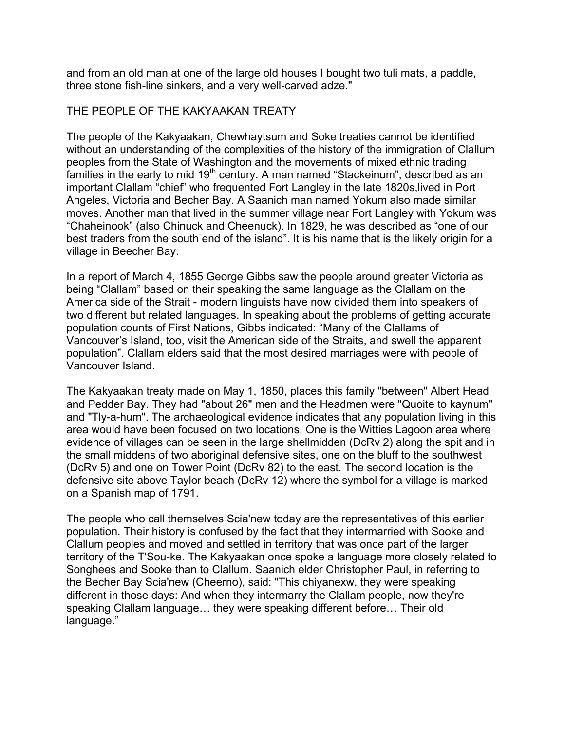and from an old man at one of the large old houses I bought two tuli mats, a paddle, three stone fish-line sinkers, and a very well-carved adze."

## THE PEOPLE OF THE KAKYAAKAN TREATY

The people of the Kakyaakan, Chewhaytsum and Soke treaties cannot be identified without an understanding of the complexities of the history of the immigration of Clallum peoples from the State of Washington and the movements of mixed ethnic trading families in the early to mid 19th century. A man named "Stackeinum", described as an important Clallam "chief" who frequented Fort Langley in the late 1820s,lived in Port Angeles, Victoria and Becher Bay. A Saanich man named Yokum also made similar moves. Another man that lived in the summer village near Fort Langley with Yokum was "Chaheinook" (also Chinuck and Cheenuck). In 1829, he was described as "one of our best traders from the south end of the island". It is his name that is the likely origin for a village in Beecher Bay.

In a report of March 4, 1855 George Gibbs saw the people around greater Victoria as being "Clallam" based on their speaking the same language as the Clallam on the America side of the Strait - modern linguists have now divided them into speakers of two different but related languages. In speaking about the problems of getting accurate population counts of First Nations, Gibbs indicated: "Many of the Clallams of Vancouver's Island, too, visit the American side of the Straits, and swell the apparent population". Clallam elders said that the most desired marriages were with people of Vancouver Island.

The Kakyaakan treaty made on May 1, 1850, places this family "between" Albert Head and Pedder Bay. They had "about 26" men and the Headmen were "Quoite to kaynum" and "Tly-a-hum". The archaeological evidence indicates that any population living in this area would have been focused on two locations. One is the Witties Lagoon area where evidence of villages can be seen in the large shellmidden (DcRv 2) along the spit and in the small middens of two aboriginal defensive sites, one on the bluff to the southwest (DcRv 5) and one on Tower Point (DcRv 82) to the east. The second location is the defensive site above Taylor beach (DcRv 12) where the symbol for a village is marked on a Spanish map of 1791.

The people who call themselves Scia'new today are the representatives of this earlier population. Their history is confused by the fact that they intermarried with Sooke and Clallum peoples and moved and settled in territory that was once part of the larger territory of the T'Sou-ke. The Kakyaakan once spoke a language more closely related to Songhees and Sooke than to Clallum. Saanich elder Christopher Paul, in referring to the Becher Bay Scia'new (Cheerno), said: "This chiyanexw, they were speaking different in those days: And when they intermarry the Clallam people, now they're speaking Clallam language… they were speaking different before… Their old language."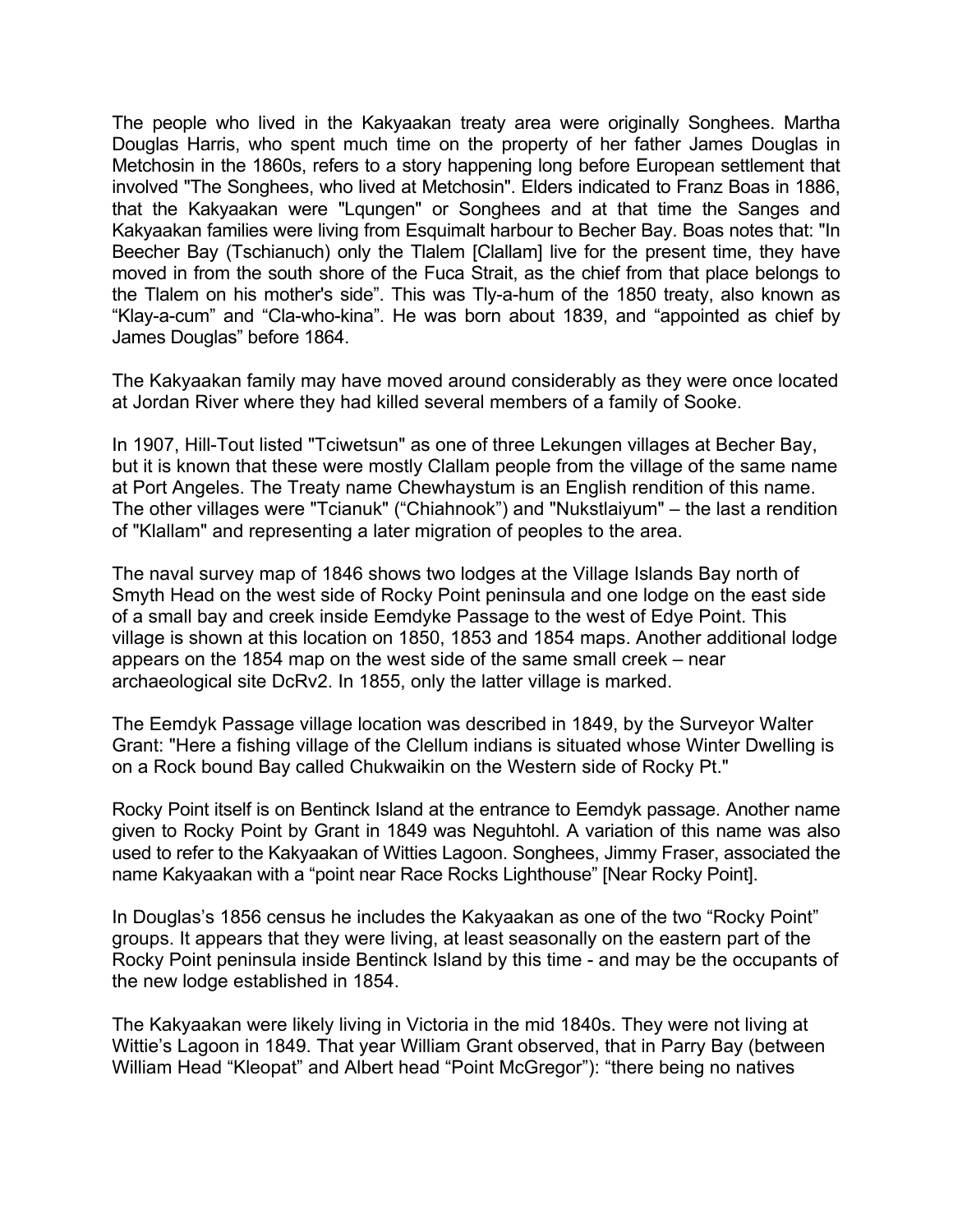The people who lived in the Kakyaakan treaty area were originally Songhees. Martha Douglas Harris, who spent much time on the property of her father James Douglas in Metchosin in the 1860s, refers to a story happening long before European settlement that involved "The Songhees, who lived at Metchosin". Elders indicated to Franz Boas in 1886, that the Kakyaakan were "Lqungen" or Songhees and at that time the Sanges and Kakyaakan families were living from Esquimalt harbour to Becher Bay. Boas notes that: "In Beecher Bay (Tschianuch) only the Tlalem [Clallam] live for the present time, they have moved in from the south shore of the Fuca Strait, as the chief from that place belongs to the Tlalem on his mother's side". This was Tly-a-hum of the 1850 treaty, also known as "Klay-a-cum" and "Cla-who-kina". He was born about 1839, and "appointed as chief by James Douglas" before 1864.

The Kakyaakan family may have moved around considerably as they were once located at Jordan River where they had killed several members of a family of Sooke.

In 1907, Hill-Tout listed "Tciwetsun" as one of three Lekungen villages at Becher Bay, but it is known that these were mostly Clallam people from the village of the same name at Port Angeles. The Treaty name Chewhaystum is an English rendition of this name. The other villages were "Tcianuk" ("Chiahnook") and "Nukstlaiyum" – the last a rendition of "Klallam" and representing a later migration of peoples to the area.

The naval survey map of 1846 shows two lodges at the Village Islands Bay north of Smyth Head on the west side of Rocky Point peninsula and one lodge on the east side of a small bay and creek inside Eemdyke Passage to the west of Edye Point. This village is shown at this location on 1850, 1853 and 1854 maps. Another additional lodge appears on the 1854 map on the west side of the same small creek – near archaeological site DcRv2. In 1855, only the latter village is marked.

The Eemdyk Passage village location was described in 1849, by the Surveyor Walter Grant: "Here a fishing village of the Clellum indians is situated whose Winter Dwelling is on a Rock bound Bay called Chukwaikin on the Western side of Rocky Pt."

Rocky Point itself is on Bentinck Island at the entrance to Eemdyk passage. Another name given to Rocky Point by Grant in 1849 was Neguhtohl. A variation of this name was also used to refer to the Kakyaakan of Witties Lagoon. Songhees, Jimmy Fraser, associated the name Kakyaakan with a "point near Race Rocks Lighthouse" [Near Rocky Point].

In Douglas's 1856 census he includes the Kakyaakan as one of the two "Rocky Point" groups. It appears that they were living, at least seasonally on the eastern part of the Rocky Point peninsula inside Bentinck Island by this time - and may be the occupants of the new lodge established in 1854.

The Kakyaakan were likely living in Victoria in the mid 1840s. They were not living at Wittie's Lagoon in 1849. That year William Grant observed, that in Parry Bay (between William Head "Kleopat" and Albert head "Point McGregor"): "there being no natives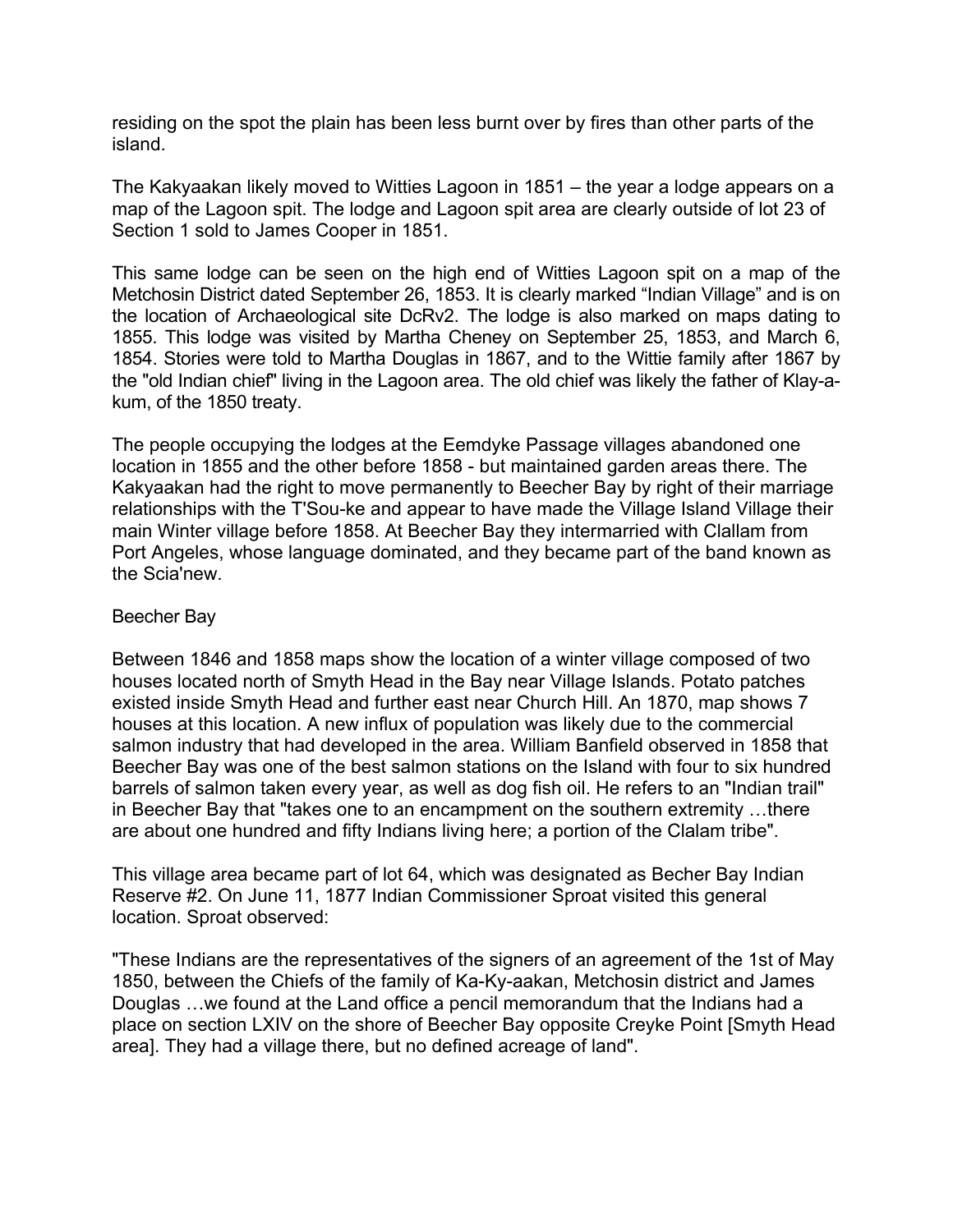residing on the spot the plain has been less burnt over by fires than other parts of the island.

The Kakyaakan likely moved to Witties Lagoon in 1851 – the year a lodge appears on a map of the Lagoon spit. The lodge and Lagoon spit area are clearly outside of lot 23 of Section 1 sold to James Cooper in 1851.

This same lodge can be seen on the high end of Witties Lagoon spit on a map of the Metchosin District dated September 26, 1853. It is clearly marked “Indian Village” and is on the location of Archaeological site DcRv2. The lodge is also marked on maps dating to 1855. This lodge was visited by Martha Cheney on September 25, 1853, and March 6, 1854. Stories were told to Martha Douglas in 1867, and to the Wittie family after 1867 by the "old Indian chief" living in the Lagoon area. The old chief was likely the father of Klay-a-kum, of the 1850 treaty.

The people occupying the lodges at the Eemdyke Passage villages abandoned one location in 1855 and the other before 1858 - but maintained garden areas there. The Kakyaakan had the right to move permanently to Beecher Bay by right of their marriage relationships with the T'Sou-ke and appear to have made the Village Island Village their main Winter village before 1858. At Beecher Bay they intermarried with Clallam from Port Angeles, whose language dominated, and they became part of the band known as the Scia'new.

## Beecher Bay

Between 1846 and 1858 maps show the location of a winter village composed of two houses located north of Smyth Head in the Bay near Village Islands. Potato patches existed inside Smyth Head and further east near Church Hill. An 1870, map shows 7 houses at this location. A new influx of population was likely due to the commercial salmon industry that had developed in the area. William Banfield observed in 1858 that Beecher Bay was one of the best salmon stations on the Island with four to six hundred barrels of salmon taken every year, as well as dog fish oil. He refers to an "Indian trail" in Beecher Bay that "takes one to an encampment on the southern extremity …there are about one hundred and fifty Indians living here; a portion of the Clalam tribe".

This village area became part of lot 64, which was designated as Becher Bay Indian Reserve #2. On June 11, 1877 Indian Commissioner Sproat visited this general location. Sproat observed:

"These Indians are the representatives of the signers of an agreement of the 1st of May 1850, between the Chiefs of the family of Ka-Ky-aakan, Metchosin district and James Douglas …we found at the Land office a pencil memorandum that the Indians had a place on section LXIV on the shore of Beecher Bay opposite Creyke Point [Smyth Head area]. They had a village there, but no defined acreage of land".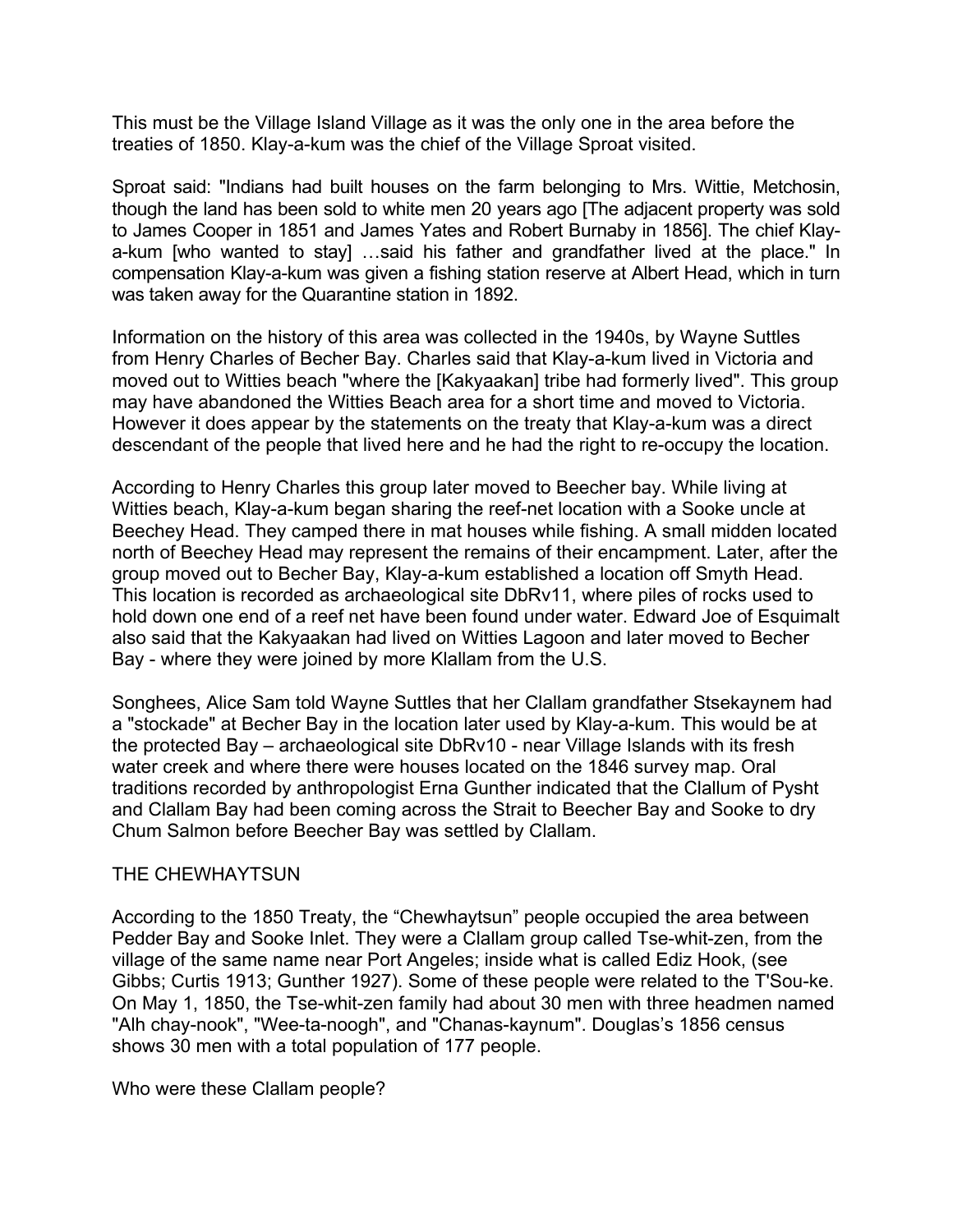This must be the Village Island Village as it was the only one in the area before the treaties of 1850. Klay-a-kum was the chief of the Village Sproat visited.

Sproat said: "Indians had built houses on the farm belonging to Mrs. Wittie, Metchosin, though the land has been sold to white men 20 years ago [The adjacent property was sold to James Cooper in 1851 and James Yates and Robert Burnaby in 1856]. The chief Klay-a-kum [who wanted to stay] …said his father and grandfather lived at the place." In compensation Klay-a-kum was given a fishing station reserve at Albert Head, which in turn was taken away for the Quarantine station in 1892.

Information on the history of this area was collected in the 1940s, by Wayne Suttles from Henry Charles of Becher Bay. Charles said that Klay-a-kum lived in Victoria and moved out to Witties beach "where the [Kakyaakan] tribe had formerly lived". This group may have abandoned the Witties Beach area for a short time and moved to Victoria. However it does appear by the statements on the treaty that Klay-a-kum was a direct descendant of the people that lived here and he had the right to re-occupy the location.

According to Henry Charles this group later moved to Beecher bay. While living at Witties beach, Klay-a-kum began sharing the reef-net location with a Sooke uncle at Beechey Head. They camped there in mat houses while fishing. A small midden located north of Beechey Head may represent the remains of their encampment. Later, after the group moved out to Becher Bay, Klay-a-kum established a location off Smyth Head. This location is recorded as archaeological site DbRv11, where piles of rocks used to hold down one end of a reef net have been found under water. Edward Joe of Esquimalt also said that the Kakyaakan had lived on Witties Lagoon and later moved to Becher Bay - where they were joined by more Klallam from the U.S.

Songhees, Alice Sam told Wayne Suttles that her Clallam grandfather Stsekaynem had a "stockade" at Becher Bay in the location later used by Klay-a-kum. This would be at the protected Bay – archaeological site DbRv10 - near Village Islands with its fresh water creek and where there were houses located on the 1846 survey map. Oral traditions recorded by anthropologist Erna Gunther indicated that the Clallum of Pysht and Clallam Bay had been coming across the Strait to Beecher Bay and Sooke to dry Chum Salmon before Beecher Bay was settled by Clallam.

## THE CHEWHAYTSUN

According to the 1850 Treaty, the "Chewhaytsun" people occupied the area between Pedder Bay and Sooke Inlet. They were a Clallam group called Tse-whit-zen, from the village of the same name near Port Angeles; inside what is called Ediz Hook, (see Gibbs; Curtis 1913; Gunther 1927). Some of these people were related to the T'Sou-ke. On May 1, 1850, the Tse-whit-zen family had about 30 men with three headmen named "Alh chay-nook", "Wee-ta-noogh", and "Chanas-kaynum". Douglas's 1856 census shows 30 men with a total population of 177 people.

Who were these Clallam people?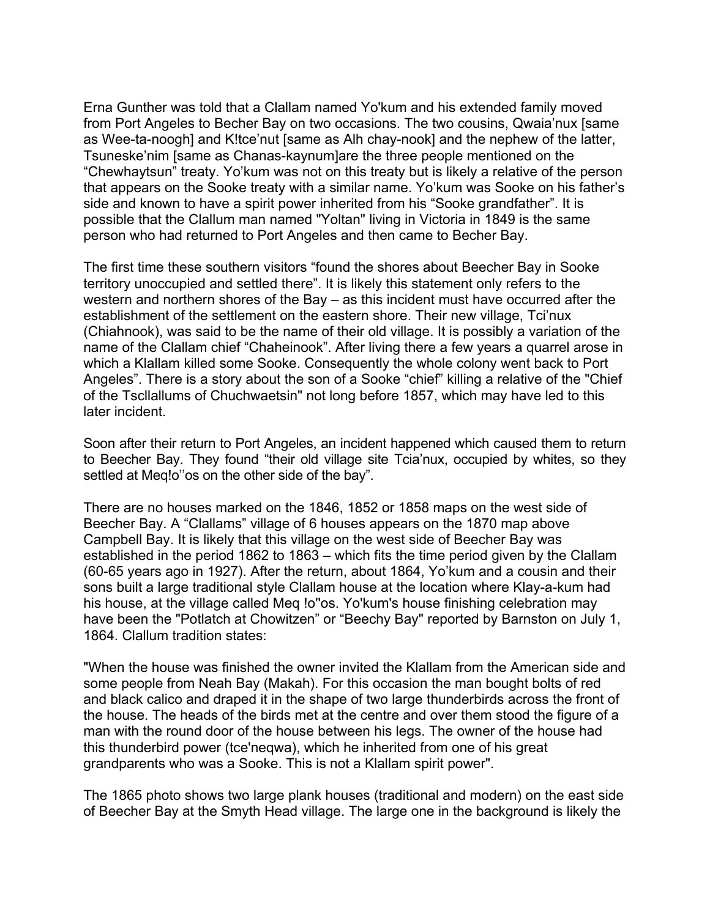Erna Gunther was told that a Clallam named Yo'kum and his extended family moved from Port Angeles to Becher Bay on two occasions. The two cousins, Qwaia'nux [same as Wee-ta-noogh] and K!tce'nut [same as Alh chay-nook] and the nephew of the latter, Tsuneske'nim [same as Chanas-kaynum]are the three people mentioned on the "Chewhaytsun" treaty. Yo'kum was not on this treaty but is likely a relative of the person that appears on the Sooke treaty with a similar name. Yo'kum was Sooke on his father's side and known to have a spirit power inherited from his "Sooke grandfather". It is possible that the Clallum man named "Yoltan" living in Victoria in 1849 is the same person who had returned to Port Angeles and then came to Becher Bay.

The first time these southern visitors "found the shores about Beecher Bay in Sooke territory unoccupied and settled there". It is likely this statement only refers to the western and northern shores of the Bay – as this incident must have occurred after the establishment of the settlement on the eastern shore. Their new village, Tci'nux (Chiahnook), was said to be the name of their old village. It is possibly a variation of the name of the Clallam chief "Chaheinook". After living there a few years a quarrel arose in which a Klallam killed some Sooke. Consequently the whole colony went back to Port Angeles". There is a story about the son of a Sooke "chief" killing a relative of the "Chief of the Tscllallums of Chuchwaetsin" not long before 1857, which may have led to this later incident.

Soon after their return to Port Angeles, an incident happened which caused them to return to Beecher Bay. They found "their old village site Tcia'nux, occupied by whites, so they settled at Meq!o''os on the other side of the bay".

There are no houses marked on the 1846, 1852 or 1858 maps on the west side of Beecher Bay. A "Clallams" village of 6 houses appears on the 1870 map above Campbell Bay. It is likely that this village on the west side of Beecher Bay was established in the period 1862 to 1863 – which fits the time period given by the Clallam (60-65 years ago in 1927). After the return, about 1864, Yo'kum and a cousin and their sons built a large traditional style Clallam house at the location where Klay-a-kum had his house, at the village called Meq !o"os. Yo'kum's house finishing celebration may have been the "Potlatch at Chowitzen" or "Beechy Bay" reported by Barnston on July 1, 1864. Clallum tradition states:

"When the house was finished the owner invited the Klallam from the American side and some people from Neah Bay (Makah). For this occasion the man bought bolts of red and black calico and draped it in the shape of two large thunderbirds across the front of the house. The heads of the birds met at the centre and over them stood the figure of a man with the round door of the house between his legs. The owner of the house had this thunderbird power (tce'neqwa), which he inherited from one of his great grandparents who was a Sooke. This is not a Klallam spirit power".

The 1865 photo shows two large plank houses (traditional and modern) on the east side of Beecher Bay at the Smyth Head village. The large one in the background is likely the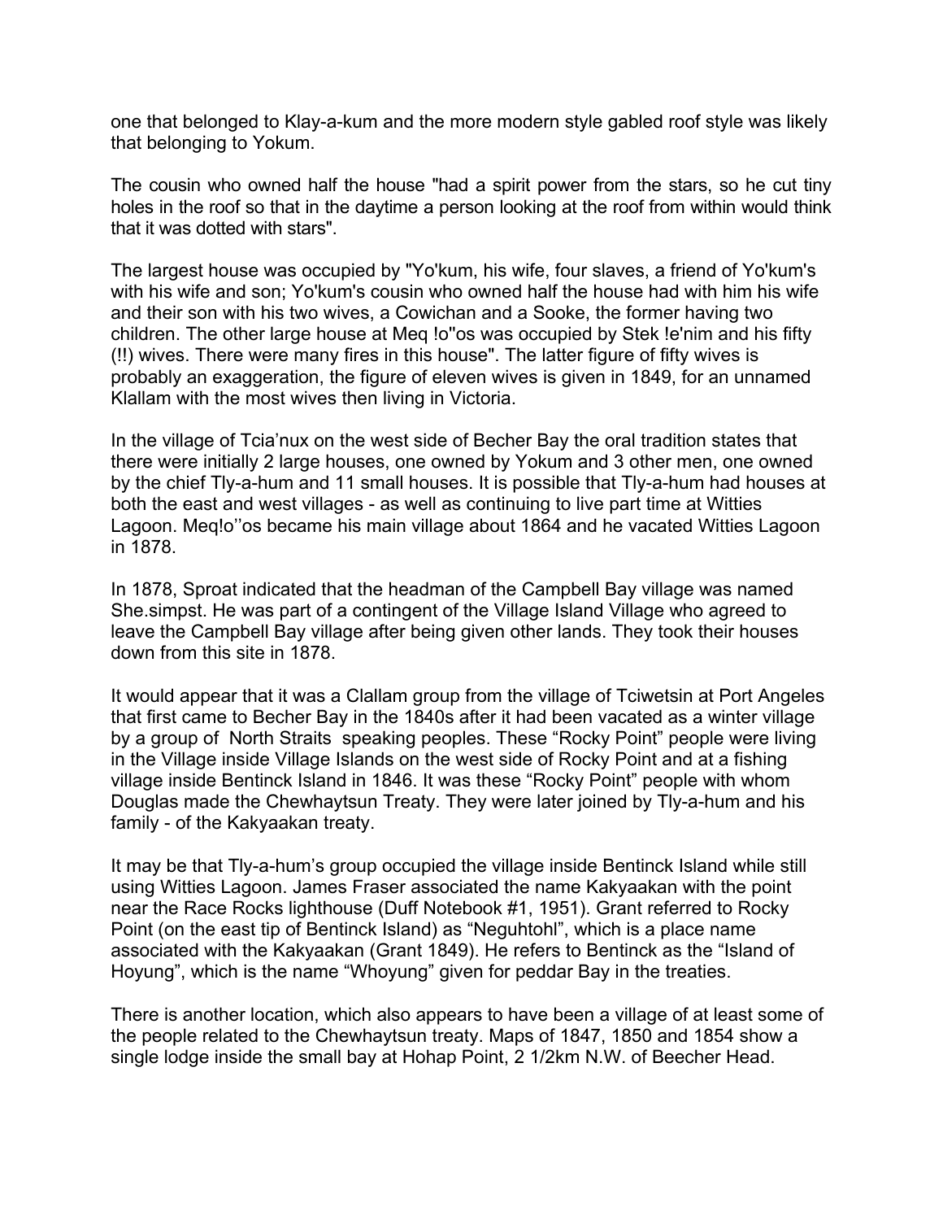one that belonged to Klay-a-kum and the more modern style gabled roof style was likely that belonging to Yokum.

The cousin who owned half the house "had a spirit power from the stars, so he cut tiny holes in the roof so that in the daytime a person looking at the roof from within would think that it was dotted with stars".

The largest house was occupied by "Yo'kum, his wife, four slaves, a friend of Yo'kum's with his wife and son; Yo'kum's cousin who owned half the house had with him his wife and their son with his two wives, a Cowichan and a Sooke, the former having two children. The other large house at Meq !o''os was occupied by Stek !e'nim and his fifty (!!) wives. There were many fires in this house". The latter figure of fifty wives is probably an exaggeration, the figure of eleven wives is given in 1849, for an unnamed Klallam with the most wives then living in Victoria.

In the village of Tcia'nux on the west side of Becher Bay the oral tradition states that there were initially 2 large houses, one owned by Yokum and 3 other men, one owned by the chief Tly-a-hum and 11 small houses. It is possible that Tly-a-hum had houses at both the east and west villages - as well as continuing to live part time at Witties Lagoon. Meq!o''os became his main village about 1864 and he vacated Witties Lagoon in 1878.

In 1878, Sproat indicated that the headman of the Campbell Bay village was named She.simpst. He was part of a contingent of the Village Island Village who agreed to leave the Campbell Bay village after being given other lands. They took their houses down from this site in 1878.

It would appear that it was a Clallam group from the village of Tciwetsin at Port Angeles that first came to Becher Bay in the 1840s after it had been vacated as a winter village by a group of North Straits speaking peoples. These "Rocky Point" people were living in the Village inside Village Islands on the west side of Rocky Point and at a fishing village inside Bentinck Island in 1846. It was these "Rocky Point" people with whom Douglas made the Chewhaytsun Treaty. They were later joined by Tly-a-hum and his family - of the Kakyaakan treaty.

It may be that Tly-a-hum's group occupied the village inside Bentinck Island while still using Witties Lagoon. James Fraser associated the name Kakyaakan with the point near the Race Rocks lighthouse (Duff Notebook #1, 1951). Grant referred to Rocky Point (on the east tip of Bentinck Island) as "Neguhtohl", which is a place name associated with the Kakyaakan (Grant 1849). He refers to Bentinck as the "Island of Hoyung", which is the name "Whoyung" given for peddar Bay in the treaties.

There is another location, which also appears to have been a village of at least some of the people related to the Chewhaytsun treaty. Maps of 1847, 1850 and 1854 show a single lodge inside the small bay at Hohap Point, 2 1/2km N.W. of Beecher Head.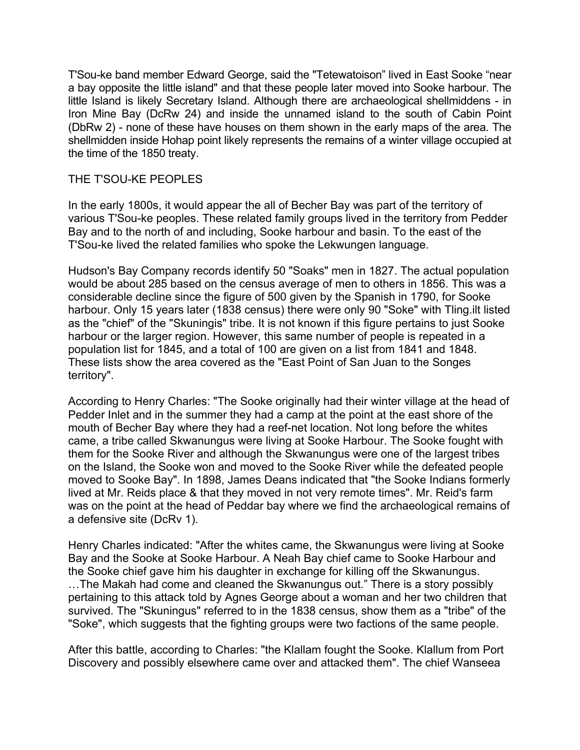T'Sou-ke band member Edward George, said the "Tetewatoison" lived in East Sooke "near a bay opposite the little island" and that these people later moved into Sooke harbour. The little Island is likely Secretary Island. Although there are archaeological shellmiddens - in Iron Mine Bay (DcRw 24) and inside the unnamed island to the south of Cabin Point (DbRw 2) - none of these have houses on them shown in the early maps of the area. The shellmidden inside Hohap point likely represents the remains of a winter village occupied at the time of the 1850 treaty.

## THE T'SOU-KE PEOPLES

In the early 1800s, it would appear the all of Becher Bay was part of the territory of various T'Sou-ke peoples. These related family groups lived in the territory from Pedder Bay and to the north of and including, Sooke harbour and basin. To the east of the T'Sou-ke lived the related families who spoke the Lekwungen language.

Hudson's Bay Company records identify 50 "Soaks" men in 1827. The actual population would be about 285 based on the census average of men to others in 1856. This was a considerable decline since the figure of 500 given by the Spanish in 1790, for Sooke harbour. Only 15 years later (1838 census) there were only 90 "Soke" with Tling.ilt listed as the "chief" of the "Skuningis" tribe. It is not known if this figure pertains to just Sooke harbour or the larger region. However, this same number of people is repeated in a population list for 1845, and a total of 100 are given on a list from 1841 and 1848. These lists show the area covered as the "East Point of San Juan to the Songes territory".

According to Henry Charles: "The Sooke originally had their winter village at the head of Pedder Inlet and in the summer they had a camp at the point at the east shore of the mouth of Becher Bay where they had a reef-net location. Not long before the whites came, a tribe called Skwanungus were living at Sooke Harbour. The Sooke fought with them for the Sooke River and although the Skwanungus were one of the largest tribes on the Island, the Sooke won and moved to the Sooke River while the defeated people moved to Sooke Bay". In 1898, James Deans indicated that "the Sooke Indians formerly lived at Mr. Reids place & that they moved in not very remote times". Mr. Reid's farm was on the point at the head of Peddar bay where we find the archaeological remains of a defensive site (DcRv 1).

Henry Charles indicated: "After the whites came, the Skwanungus were living at Sooke Bay and the Sooke at Sooke Harbour. A Neah Bay chief came to Sooke Harbour and the Sooke chief gave him his daughter in exchange for killing off the Skwanungus. …The Makah had come and cleaned the Skwanungus out." There is a story possibly pertaining to this attack told by Agnes George about a woman and her two children that survived. The "Skuningus" referred to in the 1838 census, show them as a "tribe" of the "Soke", which suggests that the fighting groups were two factions of the same people.

After this battle, according to Charles: "the Klallam fought the Sooke. Klallum from Port Discovery and possibly elsewhere came over and attacked them". The chief Wanseea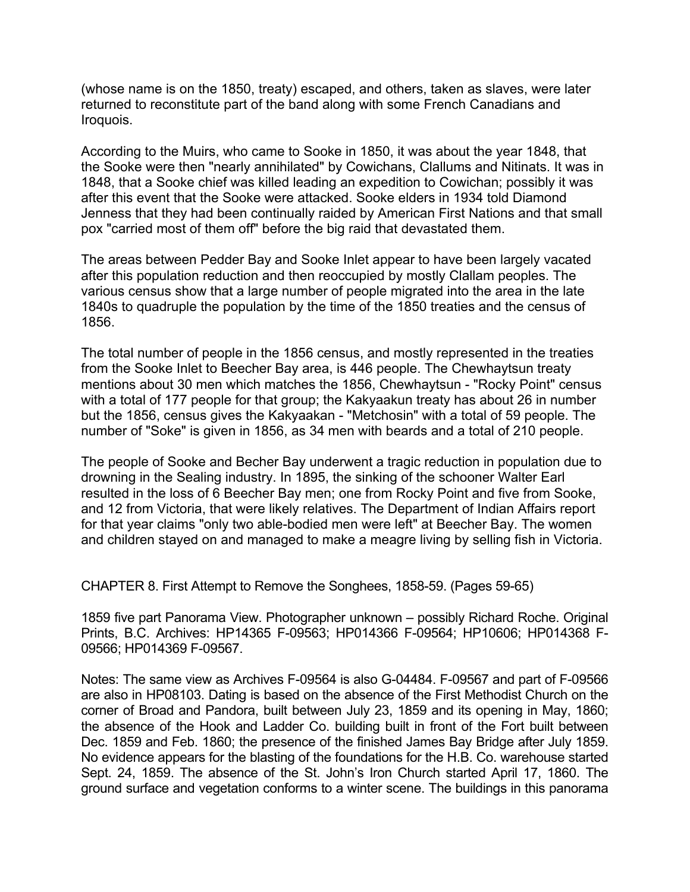(whose name is on the 1850, treaty) escaped, and others, taken as slaves, were later returned to reconstitute part of the band along with some French Canadians and Iroquois.

According to the Muirs, who came to Sooke in 1850, it was about the year 1848, that the Sooke were then "nearly annihilated" by Cowichans, Clallums and Nitinats. It was in 1848, that a Sooke chief was killed leading an expedition to Cowichan; possibly it was after this event that the Sooke were attacked. Sooke elders in 1934 told Diamond Jenness that they had been continually raided by American First Nations and that small pox "carried most of them off" before the big raid that devastated them.

The areas between Pedder Bay and Sooke Inlet appear to have been largely vacated after this population reduction and then reoccupied by mostly Clallam peoples. The various census show that a large number of people migrated into the area in the late 1840s to quadruple the population by the time of the 1850 treaties and the census of 1856.

The total number of people in the 1856 census, and mostly represented in the treaties from the Sooke Inlet to Beecher Bay area, is 446 people. The Chewhaytsun treaty mentions about 30 men which matches the 1856, Chewhaytsun - "Rocky Point" census with a total of 177 people for that group; the Kakyaakun treaty has about 26 in number but the 1856, census gives the Kakyaakan - "Metchosin" with a total of 59 people. The number of "Soke" is given in 1856, as 34 men with beards and a total of 210 people.

The people of Sooke and Becher Bay underwent a tragic reduction in population due to drowning in the Sealing industry. In 1895, the sinking of the schooner Walter Earl resulted in the loss of 6 Beecher Bay men; one from Rocky Point and five from Sooke, and 12 from Victoria, that were likely relatives. The Department of Indian Affairs report for that year claims "only two able-bodied men were left" at Beecher Bay. The women and children stayed on and managed to make a meagre living by selling fish in Victoria.

CHAPTER 8. First Attempt to Remove the Songhees, 1858-59. (Pages 59-65)

1859 five part Panorama View. Photographer unknown – possibly Richard Roche. Original Prints, B.C. Archives: HP14365 F-09563; HP014366 F-09564; HP10606; HP014368 F-09566; HP014369 F-09567.

Notes: The same view as Archives F-09564 is also G-04484. F-09567 and part of F-09566 are also in HP08103. Dating is based on the absence of the First Methodist Church on the corner of Broad and Pandora, built between July 23, 1859 and its opening in May, 1860; the absence of the Hook and Ladder Co. building built in front of the Fort built between Dec. 1859 and Feb. 1860; the presence of the finished James Bay Bridge after July 1859. No evidence appears for the blasting of the foundations for the H.B. Co. warehouse started Sept. 24, 1859. The absence of the St. John's Iron Church started April 17, 1860. The ground surface and vegetation conforms to a winter scene. The buildings in this panorama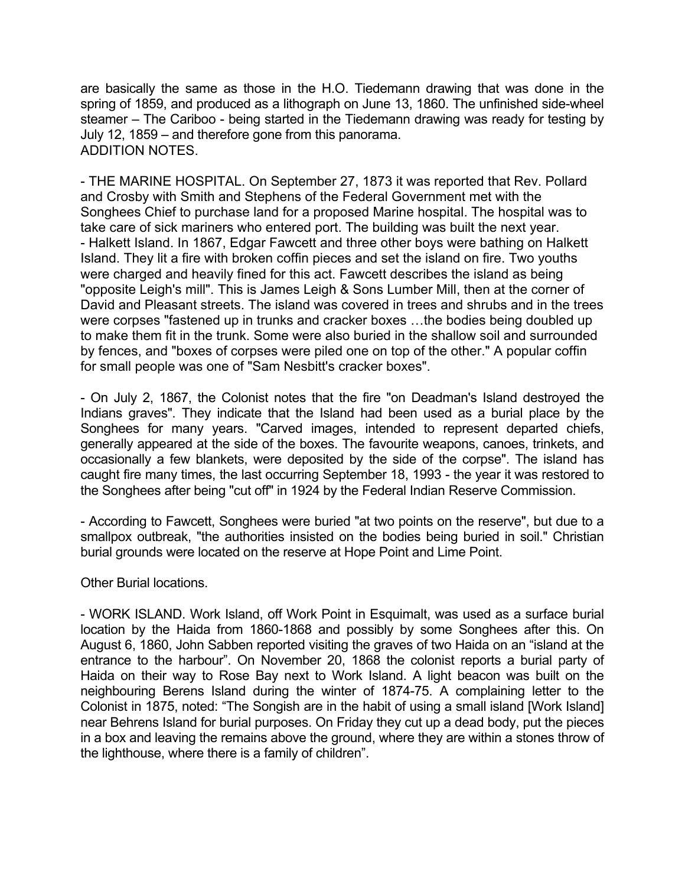are basically the same as those in the H.O. Tiedemann drawing that was done in the spring of 1859, and produced as a lithograph on June 13, 1860. The unfinished side-wheel steamer – The Cariboo - being started in the Tiedemann drawing was ready for testing by July 12, 1859 – and therefore gone from this panorama.

ADDITION NOTES.

- THE MARINE HOSPITAL. On September 27, 1873 it was reported that Rev. Pollard and Crosby with Smith and Stephens of the Federal Government met with the Songhees Chief to purchase land for a proposed Marine hospital. The hospital was to take care of sick mariners who entered port. The building was built the next year.
- Halkett Island. In 1867, Edgar Fawcett and three other boys were bathing on Halkett Island. They lit a fire with broken coffin pieces and set the island on fire. Two youths were charged and heavily fined for this act. Fawcett describes the island as being "opposite Leigh's mill". This is James Leigh & Sons Lumber Mill, then at the corner of David and Pleasant streets. The island was covered in trees and shrubs and in the trees were corpses "fastened up in trunks and cracker boxes …the bodies being doubled up to make them fit in the trunk. Some were also buried in the shallow soil and surrounded by fences, and "boxes of corpses were piled one on top of the other." A popular coffin for small people was one of "Sam Nesbitt's cracker boxes".

- On July 2, 1867, the Colonist notes that the fire "on Deadman's Island destroyed the Indians graves". They indicate that the Island had been used as a burial place by the Songhees for many years. "Carved images, intended to represent departed chiefs, generally appeared at the side of the boxes. The favourite weapons, canoes, trinkets, and occasionally a few blankets, were deposited by the side of the corpse". The island has caught fire many times, the last occurring September 18, 1993 - the year it was restored to the Songhees after being "cut off" in 1924 by the Federal Indian Reserve Commission.

- According to Fawcett, Songhees were buried "at two points on the reserve", but due to a smallpox outbreak, "the authorities insisted on the bodies being buried in soil." Christian burial grounds were located on the reserve at Hope Point and Lime Point.

Other Burial locations.

- WORK ISLAND. Work Island, off Work Point in Esquimalt, was used as a surface burial location by the Haida from 1860-1868 and possibly by some Songhees after this. On August 6, 1860, John Sabben reported visiting the graves of two Haida on an "island at the entrance to the harbour". On November 20, 1868 the colonist reports a burial party of Haida on their way to Rose Bay next to Work Island. A light beacon was built on the neighbouring Berens Island during the winter of 1874-75. A complaining letter to the Colonist in 1875, noted: "The Songish are in the habit of using a small island [Work Island] near Behrens Island for burial purposes. On Friday they cut up a dead body, put the pieces in a box and leaving the remains above the ground, where they are within a stones throw of the lighthouse, where there is a family of children".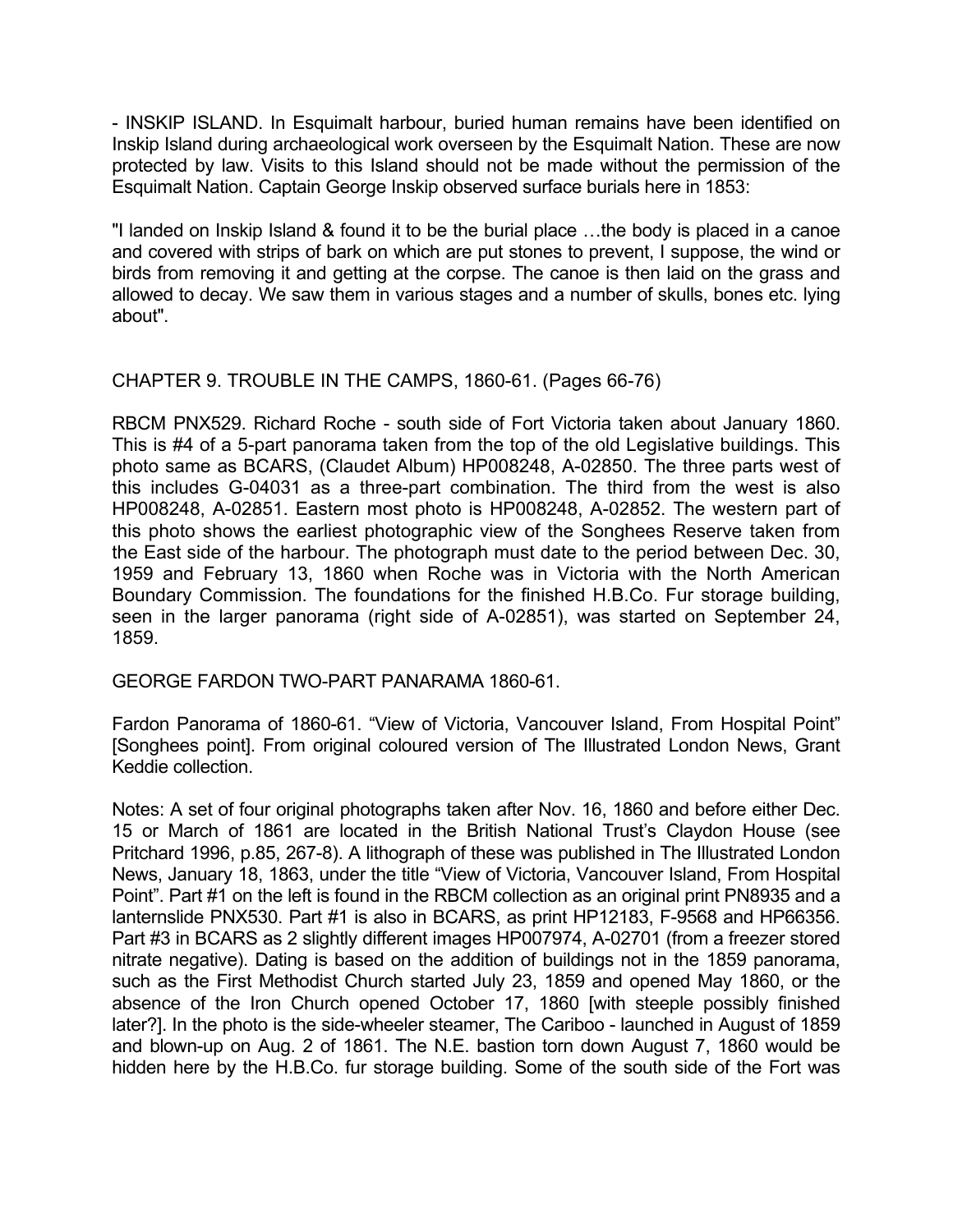- INSKIP ISLAND. In Esquimalt harbour, buried human remains have been identified on Inskip Island during archaeological work overseen by the Esquimalt Nation. These are now protected by law. Visits to this Island should not be made without the permission of the Esquimalt Nation. Captain George Inskip observed surface burials here in 1853:

"I landed on Inskip Island & found it to be the burial place …the body is placed in a canoe and covered with strips of bark on which are put stones to prevent, I suppose, the wind or birds from removing it and getting at the corpse. The canoe is then laid on the grass and allowed to decay. We saw them in various stages and a number of skulls, bones etc. lying about".

## CHAPTER 9. TROUBLE IN THE CAMPS, 1860-61. (Pages 66-76)

RBCM PNX529. Richard Roche - south side of Fort Victoria taken about January 1860. This is #4 of a 5-part panorama taken from the top of the old Legislative buildings. This photo same as BCARS, (Claudet Album) HP008248, A-02850. The three parts west of this includes G-04031 as a three-part combination. The third from the west is also HP008248, A-02851. Eastern most photo is HP008248, A-02852. The western part of this photo shows the earliest photographic view of the Songhees Reserve taken from the East side of the harbour. The photograph must date to the period between Dec. 30, 1959 and February 13, 1860 when Roche was in Victoria with the North American Boundary Commission. The foundations for the finished H.B.Co. Fur storage building, seen in the larger panorama (right side of A-02851), was started on September 24, 1859.

### GEORGE FARDON TWO-PART PANARAMA 1860-61.

Fardon Panorama of 1860-61. "View of Victoria, Vancouver Island, From Hospital Point" [Songhees point]. From original coloured version of The Illustrated London News, Grant Keddie collection.

Notes: A set of four original photographs taken after Nov. 16, 1860 and before either Dec. 15 or March of 1861 are located in the British National Trust's Claydon House (see Pritchard 1996, p.85, 267-8). A lithograph of these was published in The Illustrated London News, January 18, 1863, under the title "View of Victoria, Vancouver Island, From Hospital Point". Part #1 on the left is found in the RBCM collection as an original print PN8935 and a lanternslide PNX530. Part #1 is also in BCARS, as print HP12183, F-9568 and HP66356. Part #3 in BCARS as 2 slightly different images HP007974, A-02701 (from a freezer stored nitrate negative). Dating is based on the addition of buildings not in the 1859 panorama, such as the First Methodist Church started July 23, 1859 and opened May 1860, or the absence of the Iron Church opened October 17, 1860 [with steeple possibly finished later?]. In the photo is the side-wheeler steamer, The Cariboo - launched in August of 1859 and blown-up on Aug. 2 of 1861. The N.E. bastion torn down August 7, 1860 would be hidden here by the H.B.Co. fur storage building. Some of the south side of the Fort was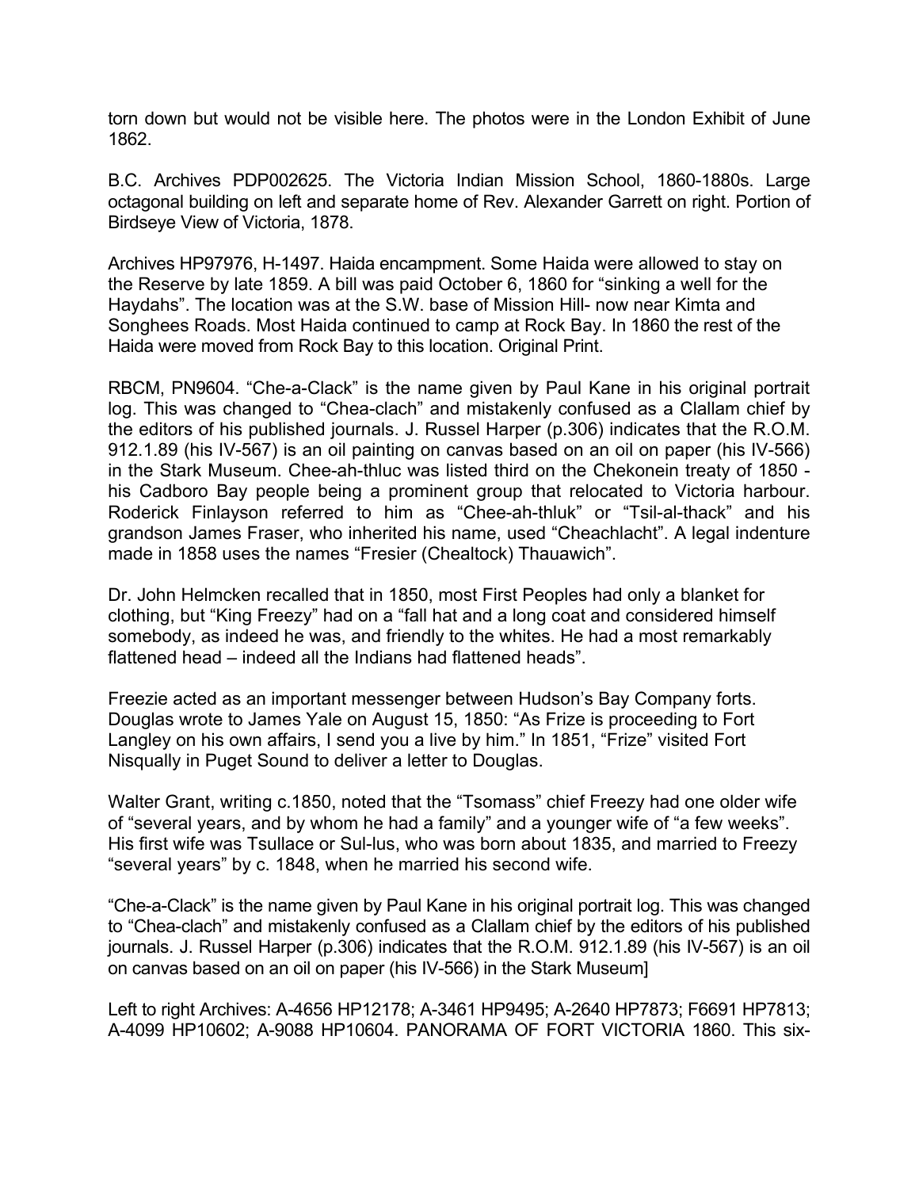torn down but would not be visible here. The photos were in the London Exhibit of June 1862.

B.C. Archives PDP002625. The Victoria Indian Mission School, 1860-1880s. Large octagonal building on left and separate home of Rev. Alexander Garrett on right. Portion of Birdseye View of Victoria, 1878.

Archives HP97976, H-1497. Haida encampment. Some Haida were allowed to stay on the Reserve by late 1859. A bill was paid October 6, 1860 for "sinking a well for the Haydahs". The location was at the S.W. base of Mission Hill- now near Kimta and Songhees Roads. Most Haida continued to camp at Rock Bay. In 1860 the rest of the Haida were moved from Rock Bay to this location. Original Print.

RBCM, PN9604. "Che-a-Clack" is the name given by Paul Kane in his original portrait log. This was changed to "Chea-clach" and mistakenly confused as a Clallam chief by the editors of his published journals. J. Russel Harper (p.306) indicates that the R.O.M. 912.1.89 (his IV-567) is an oil painting on canvas based on an oil on paper (his IV-566) in the Stark Museum. Chee-ah-thluc was listed third on the Chekonein treaty of 1850 - his Cadboro Bay people being a prominent group that relocated to Victoria harbour. Roderick Finlayson referred to him as "Chee-ah-thluk" or "Tsil-al-thack" and his grandson James Fraser, who inherited his name, used "Cheachlacht". A legal indenture made in 1858 uses the names "Fresier (Chealtock) Thauawich".

Dr. John Helmcken recalled that in 1850, most First Peoples had only a blanket for clothing, but "King Freezy" had on a "fall hat and a long coat and considered himself somebody, as indeed he was, and friendly to the whites. He had a most remarkably flattened head – indeed all the Indians had flattened heads".

Freezie acted as an important messenger between Hudson's Bay Company forts. Douglas wrote to James Yale on August 15, 1850: "As Frize is proceeding to Fort Langley on his own affairs, I send you a live by him." In 1851, "Frize" visited Fort Nisqually in Puget Sound to deliver a letter to Douglas.

Walter Grant, writing c.1850, noted that the "Tsomass" chief Freezy had one older wife of "several years, and by whom he had a family" and a younger wife of "a few weeks". His first wife was Tsullace or Sul-lus, who was born about 1835, and married to Freezy "several years" by c. 1848, when he married his second wife.

"Che-a-Clack" is the name given by Paul Kane in his original portrait log. This was changed to "Chea-clach" and mistakenly confused as a Clallam chief by the editors of his published journals. J. Russel Harper (p.306) indicates that the R.O.M. 912.1.89 (his IV-567) is an oil on canvas based on an oil on paper (his IV-566) in the Stark Museum]

Left to right Archives: A-4656 HP12178; A-3461 HP9495; A-2640 HP7873; F6691 HP7813; A-4099 HP10602; A-9088 HP10604. PANORAMA OF FORT VICTORIA 1860. This six-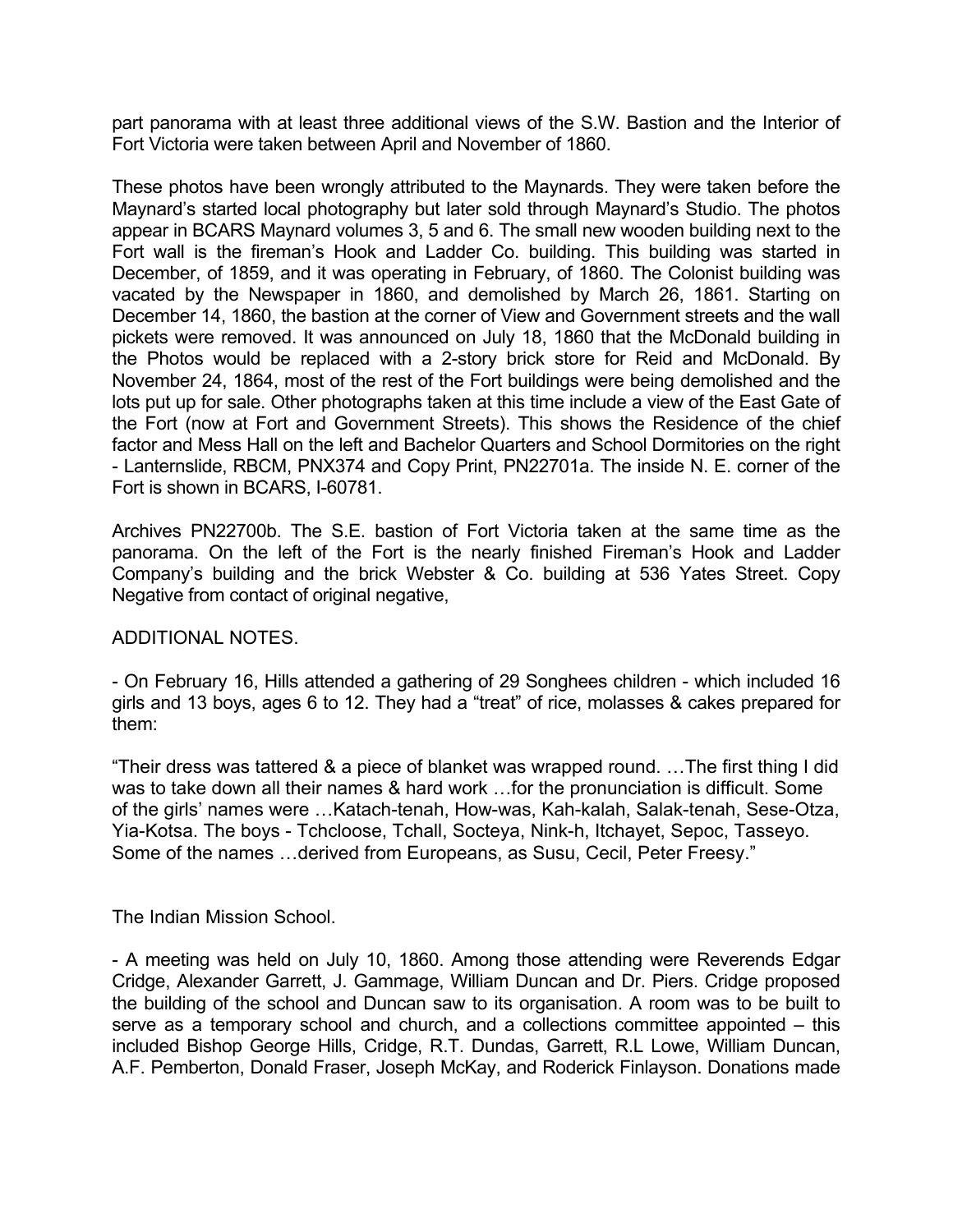part panorama with at least three additional views of the S.W. Bastion and the Interior of Fort Victoria were taken between April and November of 1860.

These photos have been wrongly attributed to the Maynards. They were taken before the Maynard's started local photography but later sold through Maynard's Studio. The photos appear in BCARS Maynard volumes 3, 5 and 6. The small new wooden building next to the Fort wall is the fireman's Hook and Ladder Co. building. This building was started in December, of 1859, and it was operating in February, of 1860. The Colonist building was vacated by the Newspaper in 1860, and demolished by March 26, 1861. Starting on December 14, 1860, the bastion at the corner of View and Government streets and the wall pickets were removed. It was announced on July 18, 1860 that the McDonald building in the Photos would be replaced with a 2-story brick store for Reid and McDonald. By November 24, 1864, most of the rest of the Fort buildings were being demolished and the lots put up for sale. Other photographs taken at this time include a view of the East Gate of the Fort (now at Fort and Government Streets). This shows the Residence of the chief factor and Mess Hall on the left and Bachelor Quarters and School Dormitories on the right - Lanternslide, RBCM, PNX374 and Copy Print, PN22701a. The inside N. E. corner of the Fort is shown in BCARS, I-60781.

Archives PN22700b. The S.E. bastion of Fort Victoria taken at the same time as the panorama. On the left of the Fort is the nearly finished Fireman's Hook and Ladder Company's building and the brick Webster & Co. building at 536 Yates Street. Copy Negative from contact of original negative,

ADDITIONAL NOTES.

- On February 16, Hills attended a gathering of 29 Songhees children - which included 16 girls and 13 boys, ages 6 to 12. They had a "treat" of rice, molasses & cakes prepared for them:

"Their dress was tattered & a piece of blanket was wrapped round. …The first thing I did was to take down all their names & hard work …for the pronunciation is difficult. Some of the girls' names were …Katach-tenah, How-was, Kah-kalah, Salak-tenah, Sese-Otza, Yia-Kotsa. The boys - Tchcloose, Tchall, Socteya, Nink-h, Itchayet, Sepoc, Tasseyo. Some of the names …derived from Europeans, as Susu, Cecil, Peter Freesy."

The Indian Mission School.

- A meeting was held on July 10, 1860. Among those attending were Reverends Edgar Cridge, Alexander Garrett, J. Gammage, William Duncan and Dr. Piers. Cridge proposed the building of the school and Duncan saw to its organisation. A room was to be built to serve as a temporary school and church, and a collections committee appointed – this included Bishop George Hills, Cridge, R.T. Dundas, Garrett, R.L Lowe, William Duncan, A.F. Pemberton, Donald Fraser, Joseph McKay, and Roderick Finlayson. Donations made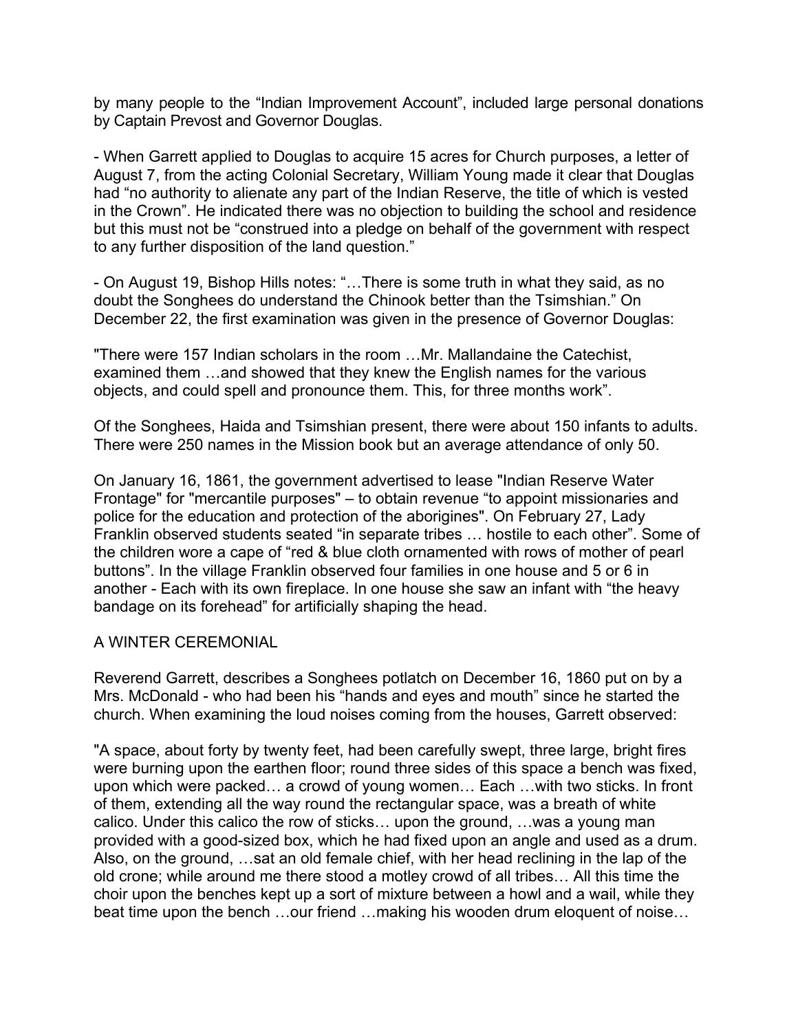by many people to the “Indian Improvement Account”, included large personal donations by Captain Prevost and Governor Douglas.

- When Garrett applied to Douglas to acquire 15 acres for Church purposes, a letter of August 7, from the acting Colonial Secretary, William Young made it clear that Douglas had “no authority to alienate any part of the Indian Reserve, the title of which is vested in the Crown”. He indicated there was no objection to building the school and residence but this must not be “construed into a pledge on behalf of the government with respect to any further disposition of the land question.”

- On August 19, Bishop Hills notes: “…There is some truth in what they said, as no doubt the Songhees do understand the Chinook better than the Tsimshian.” On December 22, the first examination was given in the presence of Governor Douglas:

"There were 157 Indian scholars in the room …Mr. Mallandaine the Catechist, examined them …and showed that they knew the English names for the various objects, and could spell and pronounce them. This, for three months work”.

Of the Songhees, Haida and Tsimshian present, there were about 150 infants to adults. There were 250 names in the Mission book but an average attendance of only 50.

On January 16, 1861, the government advertised to lease "Indian Reserve Water Frontage" for "mercantile purposes" – to obtain revenue “to appoint missionaries and police for the education and protection of the aborigines". On February 27, Lady Franklin observed students seated “in separate tribes … hostile to each other”. Some of the children wore a cape of “red & blue cloth ornamented with rows of mother of pearl buttons”. In the village Franklin observed four families in one house and 5 or 6 in another - Each with its own fireplace. In one house she saw an infant with “the heavy bandage on its forehead” for artificially shaping the head.

## A WINTER CEREMONIAL

Reverend Garrett, describes a Songhees potlatch on December 16, 1860 put on by a Mrs. McDonald - who had been his “hands and eyes and mouth” since he started the church. When examining the loud noises coming from the houses, Garrett observed:

"A space, about forty by twenty feet, had been carefully swept, three large, bright fires were burning upon the earthen floor; round three sides of this space a bench was fixed, upon which were packed… a crowd of young women… Each …with two sticks. In front of them, extending all the way round the rectangular space, was a breath of white calico. Under this calico the row of sticks… upon the ground, …was a young man provided with a good-sized box, which he had fixed upon an angle and used as a drum. Also, on the ground, …sat an old female chief, with her head reclining in the lap of the old crone; while around me there stood a motley crowd of all tribes… All this time the choir upon the benches kept up a sort of mixture between a howl and a wail, while they beat time upon the bench …our friend …making his wooden drum eloquent of noise…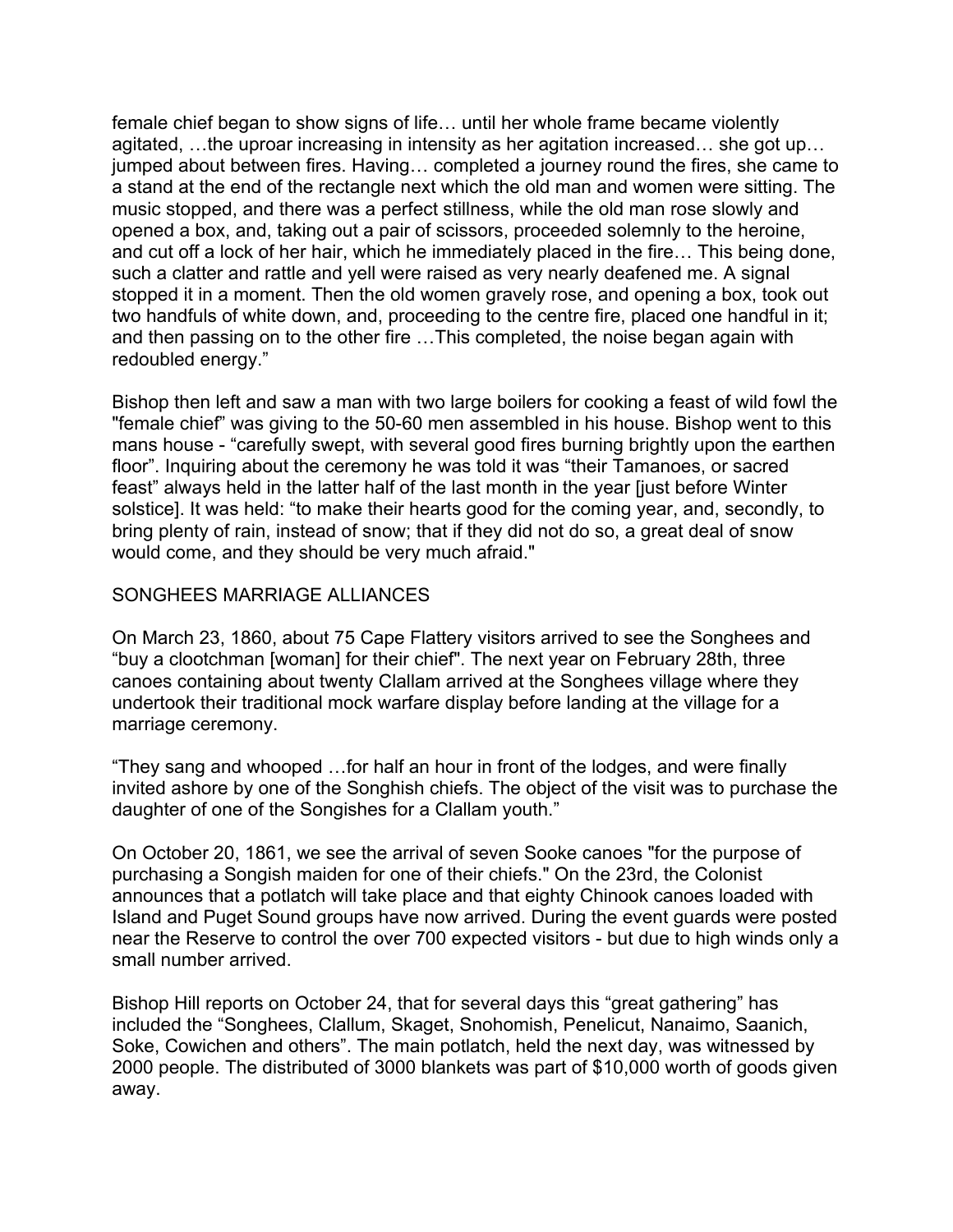female chief began to show signs of life… until her whole frame became violently agitated, …the uproar increasing in intensity as her agitation increased… she got up… jumped about between fires. Having… completed a journey round the fires, she came to a stand at the end of the rectangle next which the old man and women were sitting. The music stopped, and there was a perfect stillness, while the old man rose slowly and opened a box, and, taking out a pair of scissors, proceeded solemnly to the heroine, and cut off a lock of her hair, which he immediately placed in the fire… This being done, such a clatter and rattle and yell were raised as very nearly deafened me. A signal stopped it in a moment. Then the old women gravely rose, and opening a box, took out two handfuls of white down, and, proceeding to the centre fire, placed one handful in it; and then passing on to the other fire …This completed, the noise began again with redoubled energy."

Bishop then left and saw a man with two large boilers for cooking a feast of wild fowl the "female chief" was giving to the 50-60 men assembled in his house. Bishop went to this mans house - "carefully swept, with several good fires burning brightly upon the earthen floor". Inquiring about the ceremony he was told it was "their Tamanoes, or sacred feast" always held in the latter half of the last month in the year [just before Winter solstice]. It was held: "to make their hearts good for the coming year, and, secondly, to bring plenty of rain, instead of snow; that if they did not do so, a great deal of snow would come, and they should be very much afraid."

## SONGHEES MARRIAGE ALLIANCES

On March 23, 1860, about 75 Cape Flattery visitors arrived to see the Songhees and "buy a clootchman [woman] for their chief". The next year on February 28th, three canoes containing about twenty Clallam arrived at the Songhees village where they undertook their traditional mock warfare display before landing at the village for a marriage ceremony.

"They sang and whooped …for half an hour in front of the lodges, and were finally invited ashore by one of the Songhish chiefs. The object of the visit was to purchase the daughter of one of the Songishes for a Clallam youth."

On October 20, 1861, we see the arrival of seven Sooke canoes "for the purpose of purchasing a Songish maiden for one of their chiefs." On the 23rd, the Colonist announces that a potlatch will take place and that eighty Chinook canoes loaded with Island and Puget Sound groups have now arrived. During the event guards were posted near the Reserve to control the over 700 expected visitors - but due to high winds only a small number arrived.

Bishop Hill reports on October 24, that for several days this "great gathering" has included the "Songhees, Clallum, Skaget, Snohomish, Penelicut, Nanaimo, Saanich, Soke, Cowichen and others". The main potlatch, held the next day, was witnessed by 2000 people. The distributed of 3000 blankets was part of $10,000 worth of goods given away.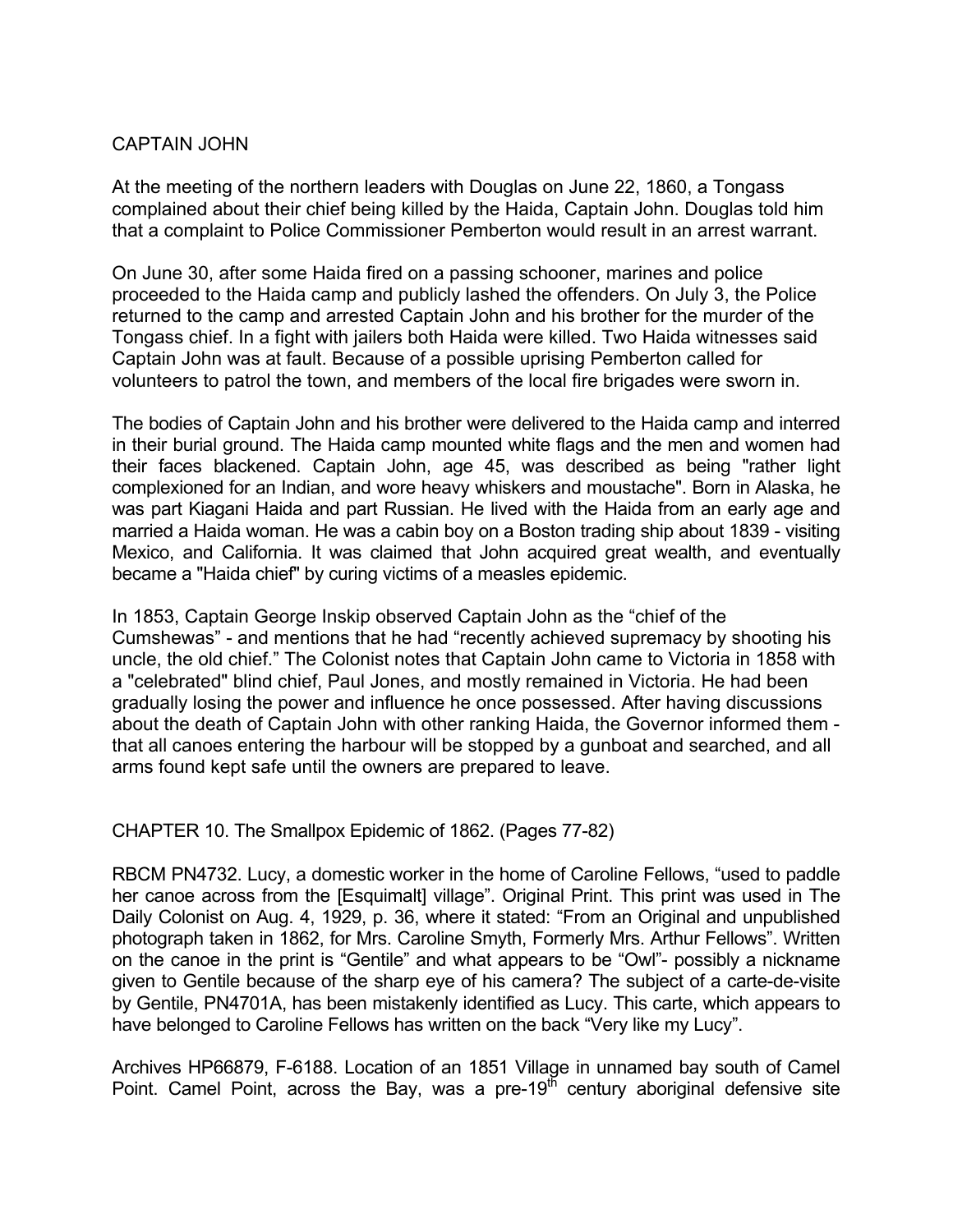## CAPTAIN JOHN

At the meeting of the northern leaders with Douglas on June 22, 1860, a Tongass complained about their chief being killed by the Haida, Captain John. Douglas told him that a complaint to Police Commissioner Pemberton would result in an arrest warrant.

On June 30, after some Haida fired on a passing schooner, marines and police proceeded to the Haida camp and publicly lashed the offenders. On July 3, the Police returned to the camp and arrested Captain John and his brother for the murder of the Tongass chief. In a fight with jailers both Haida were killed. Two Haida witnesses said Captain John was at fault. Because of a possible uprising Pemberton called for volunteers to patrol the town, and members of the local fire brigades were sworn in.

The bodies of Captain John and his brother were delivered to the Haida camp and interred in their burial ground. The Haida camp mounted white flags and the men and women had their faces blackened. Captain John, age 45, was described as being "rather light complexioned for an Indian, and wore heavy whiskers and moustache". Born in Alaska, he was part Kiagani Haida and part Russian. He lived with the Haida from an early age and married a Haida woman. He was a cabin boy on a Boston trading ship about 1839 - visiting Mexico, and California. It was claimed that John acquired great wealth, and eventually became a "Haida chief" by curing victims of a measles epidemic.

In 1853, Captain George Inskip observed Captain John as the “chief of the Cumshewas” - and mentions that he had “recently achieved supremacy by shooting his uncle, the old chief.” The Colonist notes that Captain John came to Victoria in 1858 with a "celebrated" blind chief, Paul Jones, and mostly remained in Victoria. He had been gradually losing the power and influence he once possessed. After having discussions about the death of Captain John with other ranking Haida, the Governor informed them - that all canoes entering the harbour will be stopped by a gunboat and searched, and all arms found kept safe until the owners are prepared to leave.

## CHAPTER 10. The Smallpox Epidemic of 1862. (Pages 77-82)

RBCM PN4732. Lucy, a domestic worker in the home of Caroline Fellows, “used to paddle her canoe across from the [Esquimalt] village”. Original Print. This print was used in The Daily Colonist on Aug. 4, 1929, p. 36, where it stated: “From an Original and unpublished photograph taken in 1862, for Mrs. Caroline Smyth, Formerly Mrs. Arthur Fellows”. Written on the canoe in the print is “Gentile” and what appears to be “Owl”- possibly a nickname given to Gentile because of the sharp eye of his camera? The subject of a carte-de-visite by Gentile, PN4701A, has been mistakenly identified as Lucy. This carte, which appears to have belonged to Caroline Fellows has written on the back “Very like my Lucy”.

Archives HP66879, F-6188. Location of an 1851 Village in unnamed bay south of Camel Point. Camel Point, across the Bay, was a pre-19th century aboriginal defensive site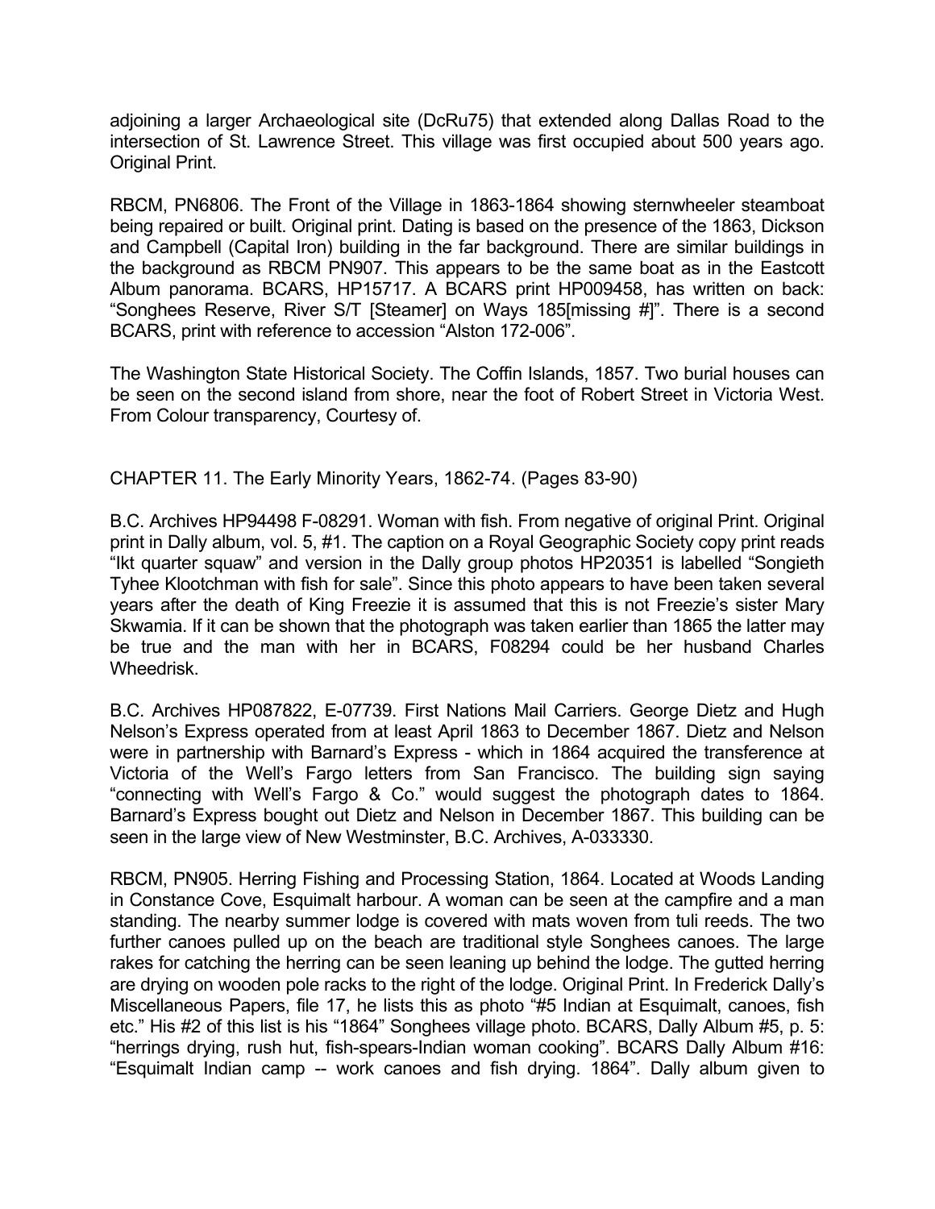adjoining a larger Archaeological site (DcRu75) that extended along Dallas Road to the intersection of St. Lawrence Street. This village was first occupied about 500 years ago. Original Print.

RBCM, PN6806. The Front of the Village in 1863-1864 showing sternwheeler steamboat being repaired or built. Original print. Dating is based on the presence of the 1863, Dickson and Campbell (Capital Iron) building in the far background. There are similar buildings in the background as RBCM PN907. This appears to be the same boat as in the Eastcott Album panorama. BCARS, HP15717. A BCARS print HP009458, has written on back: "Songhees Reserve, River S/T [Steamer] on Ways 185[missing #]". There is a second BCARS, print with reference to accession "Alston 172-006".

The Washington State Historical Society. The Coffin Islands, 1857. Two burial houses can be seen on the second island from shore, near the foot of Robert Street in Victoria West. From Colour transparency, Courtesy of.

## CHAPTER 11. The Early Minority Years, 1862-74. (Pages 83-90)

B.C. Archives HP94498 F-08291. Woman with fish. From negative of original Print. Original print in Dally album, vol. 5, #1. The caption on a Royal Geographic Society copy print reads "Ikt quarter squaw" and version in the Dally group photos HP20351 is labelled "Songieth Tyhee Klootchman with fish for sale". Since this photo appears to have been taken several years after the death of King Freezie it is assumed that this is not Freezie's sister Mary Skwamia. If it can be shown that the photograph was taken earlier than 1865 the latter may be true and the man with her in BCARS, F08294 could be her husband Charles Wheedrisk.

B.C. Archives HP087822, E-07739. First Nations Mail Carriers. George Dietz and Hugh Nelson's Express operated from at least April 1863 to December 1867. Dietz and Nelson were in partnership with Barnard's Express - which in 1864 acquired the transference at Victoria of the Well's Fargo letters from San Francisco. The building sign saying "connecting with Well's Fargo & Co." would suggest the photograph dates to 1864. Barnard's Express bought out Dietz and Nelson in December 1867. This building can be seen in the large view of New Westminster, B.C. Archives, A-033330.

RBCM, PN905. Herring Fishing and Processing Station, 1864. Located at Woods Landing in Constance Cove, Esquimalt harbour. A woman can be seen at the campfire and a man standing. The nearby summer lodge is covered with mats woven from tuli reeds. The two further canoes pulled up on the beach are traditional style Songhees canoes. The large rakes for catching the herring can be seen leaning up behind the lodge. The gutted herring are drying on wooden pole racks to the right of the lodge. Original Print. In Frederick Dally's Miscellaneous Papers, file 17, he lists this as photo "#5 Indian at Esquimalt, canoes, fish etc." His #2 of this list is his "1864" Songhees village photo. BCARS, Dally Album #5, p. 5: "herrings drying, rush hut, fish-spears-Indian woman cooking". BCARS Dally Album #16: "Esquimalt Indian camp -- work canoes and fish drying. 1864". Dally album given to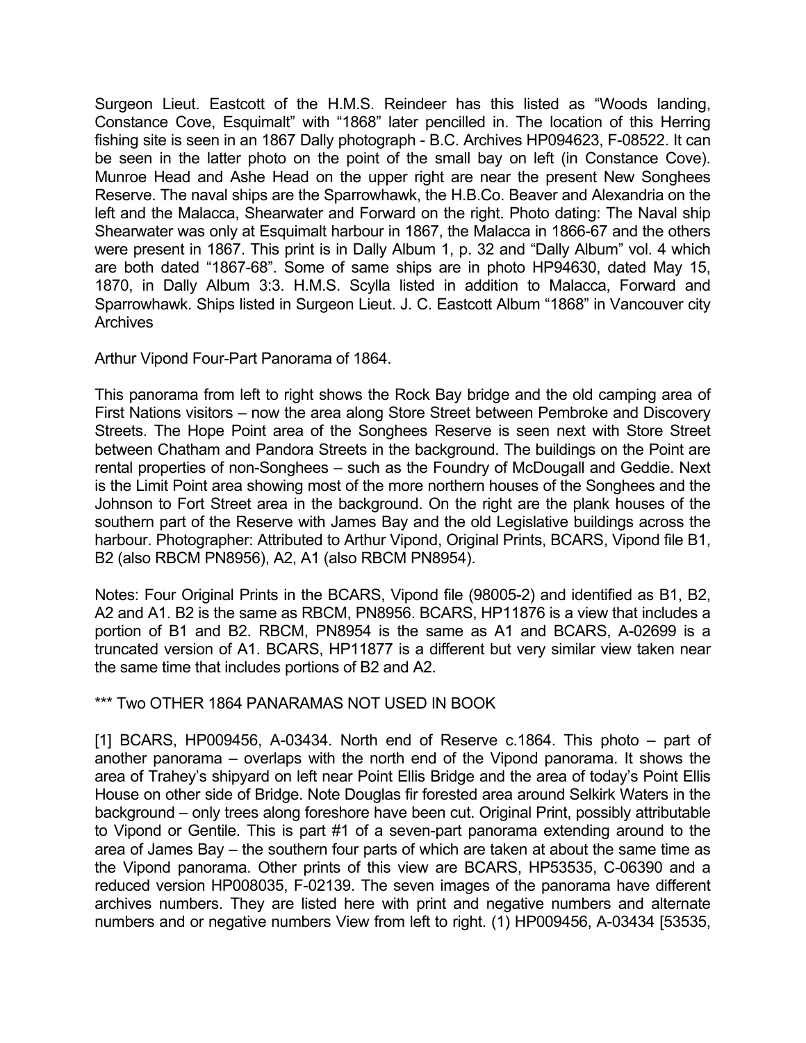Surgeon Lieut. Eastcott of the H.M.S. Reindeer has this listed as "Woods landing, Constance Cove, Esquimalt" with "1868" later pencilled in. The location of this Herring fishing site is seen in an 1867 Dally photograph - B.C. Archives HP094623, F-08522. It can be seen in the latter photo on the point of the small bay on left (in Constance Cove). Munroe Head and Ashe Head on the upper right are near the present New Songhees Reserve. The naval ships are the Sparrowhawk, the H.B.Co. Beaver and Alexandria on the left and the Malacca, Shearwater and Forward on the right. Photo dating: The Naval ship Shearwater was only at Esquimalt harbour in 1867, the Malacca in 1866-67 and the others were present in 1867. This print is in Dally Album 1, p. 32 and "Dally Album" vol. 4 which are both dated "1867-68". Some of same ships are in photo HP94630, dated May 15, 1870, in Dally Album 3:3. H.M.S. Scylla listed in addition to Malacca, Forward and Sparrowhawk. Ships listed in Surgeon Lieut. J. C. Eastcott Album "1868" in Vancouver city Archives

Arthur Vipond Four-Part Panorama of 1864.

This panorama from left to right shows the Rock Bay bridge and the old camping area of First Nations visitors – now the area along Store Street between Pembroke and Discovery Streets. The Hope Point area of the Songhees Reserve is seen next with Store Street between Chatham and Pandora Streets in the background. The buildings on the Point are rental properties of non-Songhees – such as the Foundry of McDougall and Geddie. Next is the Limit Point area showing most of the more northern houses of the Songhees and the Johnson to Fort Street area in the background. On the right are the plank houses of the southern part of the Reserve with James Bay and the old Legislative buildings across the harbour. Photographer: Attributed to Arthur Vipond, Original Prints, BCARS, Vipond file B1, B2 (also RBCM PN8956), A2, A1 (also RBCM PN8954).

Notes: Four Original Prints in the BCARS, Vipond file (98005-2) and identified as B1, B2, A2 and A1. B2 is the same as RBCM, PN8956. BCARS, HP11876 is a view that includes a portion of B1 and B2. RBCM, PN8954 is the same as A1 and BCARS, A-02699 is a truncated version of A1. BCARS, HP11877 is a different but very similar view taken near the same time that includes portions of B2 and A2.

*** Two OTHER 1864 PANARAMAS NOT USED IN BOOK

[1] BCARS, HP009456, A-03434. North end of Reserve c.1864. This photo – part of another panorama – overlaps with the north end of the Vipond panorama. It shows the area of Trahey's shipyard on left near Point Ellis Bridge and the area of today's Point Ellis House on other side of Bridge. Note Douglas fir forested area around Selkirk Waters in the background – only trees along foreshore have been cut. Original Print, possibly attributable to Vipond or Gentile. This is part #1 of a seven-part panorama extending around to the area of James Bay – the southern four parts of which are taken at about the same time as the Vipond panorama. Other prints of this view are BCARS, HP53535, C-06390 and a reduced version HP008035, F-02139. The seven images of the panorama have different archives numbers. They are listed here with print and negative numbers and alternate numbers and or negative numbers View from left to right. (1) HP009456, A-03434 [53535,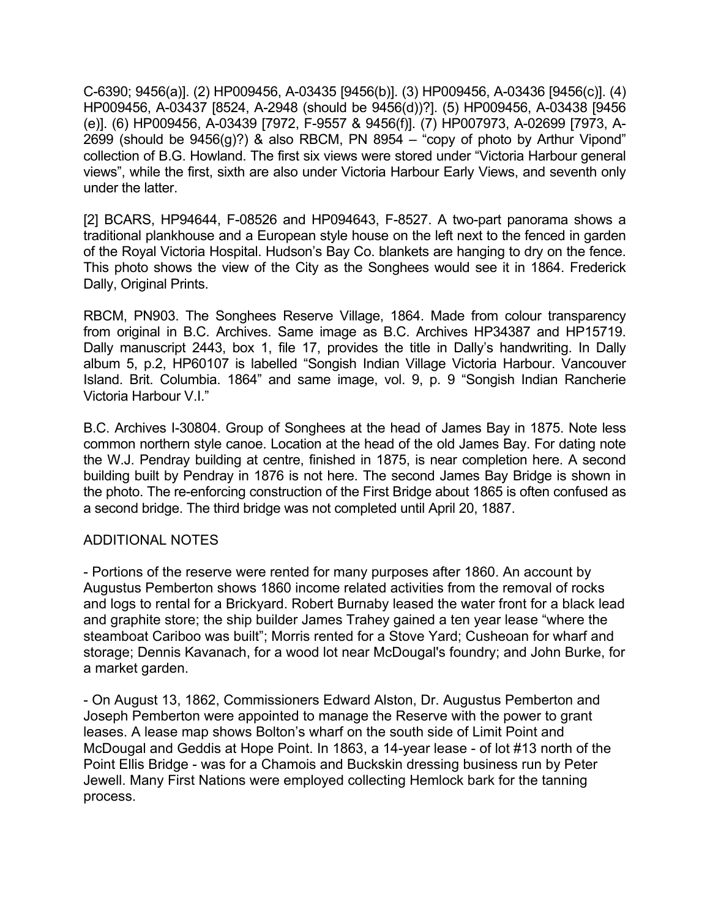C-6390; 9456(a)]. (2) HP009456, A-03435 [9456(b)]. (3) HP009456, A-03436 [9456(c)]. (4) HP009456, A-03437 [8524, A-2948 (should be 9456(d))?]. (5) HP009456, A-03438 [9456 (e)]. (6) HP009456, A-03439 [7972, F-9557 & 9456(f)]. (7) HP007973, A-02699 [7973, A-2699 (should be 9456(g)?) & also RBCM, PN 8954 – "copy of photo by Arthur Vipond" collection of B.G. Howland. The first six views were stored under "Victoria Harbour general views", while the first, sixth are also under Victoria Harbour Early Views, and seventh only under the latter.

[2] BCARS, HP94644, F-08526 and HP094643, F-8527. A two-part panorama shows a traditional plankhouse and a European style house on the left next to the fenced in garden of the Royal Victoria Hospital. Hudson's Bay Co. blankets are hanging to dry on the fence. This photo shows the view of the City as the Songhees would see it in 1864. Frederick Dally, Original Prints.

RBCM, PN903. The Songhees Reserve Village, 1864. Made from colour transparency from original in B.C. Archives. Same image as B.C. Archives HP34387 and HP15719. Dally manuscript 2443, box 1, file 17, provides the title in Dally's handwriting. In Dally album 5, p.2, HP60107 is labelled "Songish Indian Village Victoria Harbour. Vancouver Island. Brit. Columbia. 1864" and same image, vol. 9, p. 9 "Songish Indian Rancherie Victoria Harbour V.I."

B.C. Archives I-30804. Group of Songhees at the head of James Bay in 1875. Note less common northern style canoe. Location at the head of the old James Bay. For dating note the W.J. Pendray building at centre, finished in 1875, is near completion here. A second building built by Pendray in 1876 is not here. The second James Bay Bridge is shown in the photo. The re-enforcing construction of the First Bridge about 1865 is often confused as a second bridge. The third bridge was not completed until April 20, 1887.

ADDITIONAL NOTES

- Portions of the reserve were rented for many purposes after 1860. An account by Augustus Pemberton shows 1860 income related activities from the removal of rocks and logs to rental for a Brickyard. Robert Burnaby leased the water front for a black lead and graphite store; the ship builder James Trahey gained a ten year lease "where the steamboat Cariboo was built"; Morris rented for a Stove Yard; Cusheoan for wharf and storage; Dennis Kavanach, for a wood lot near McDougal's foundry; and John Burke, for a market garden.

- On August 13, 1862, Commissioners Edward Alston, Dr. Augustus Pemberton and Joseph Pemberton were appointed to manage the Reserve with the power to grant leases. A lease map shows Bolton's wharf on the south side of Limit Point and McDougal and Geddis at Hope Point. In 1863, a 14-year lease - of lot #13 north of the Point Ellis Bridge - was for a Chamois and Buckskin dressing business run by Peter Jewell. Many First Nations were employed collecting Hemlock bark for the tanning process.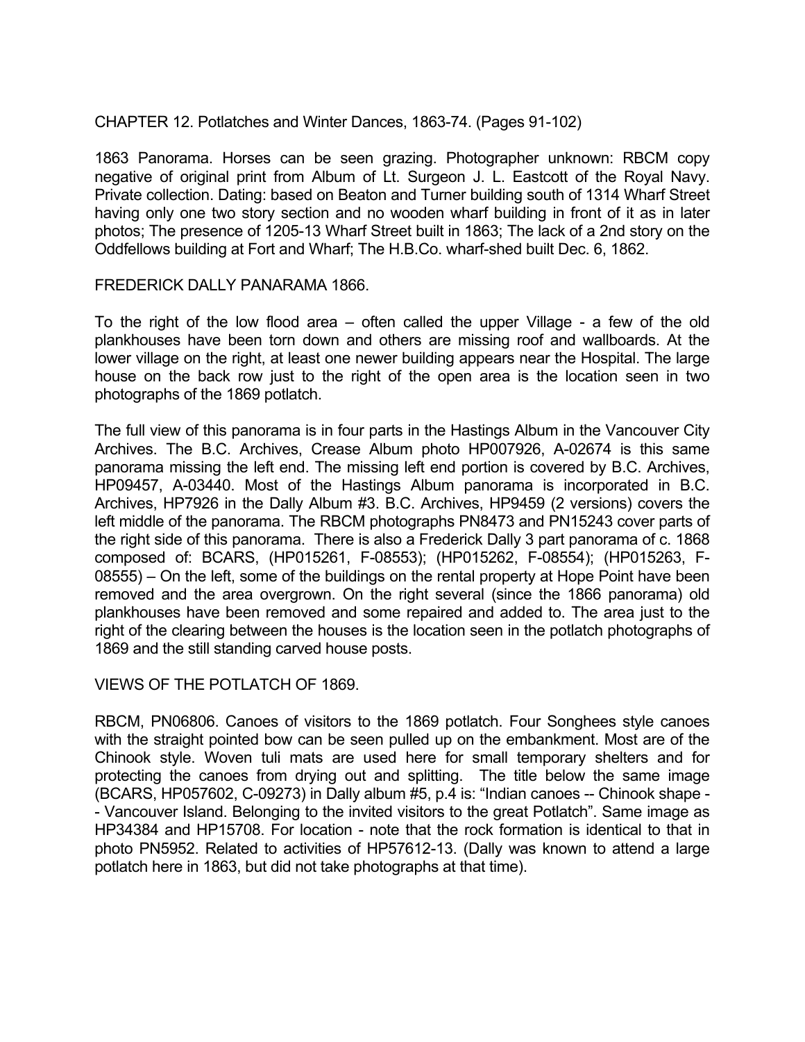CHAPTER 12. Potlatches and Winter Dances, 1863-74. (Pages 91-102)

1863 Panorama. Horses can be seen grazing. Photographer unknown: RBCM copy negative of original print from Album of Lt. Surgeon J. L. Eastcott of the Royal Navy. Private collection. Dating: based on Beaton and Turner building south of 1314 Wharf Street having only one two story section and no wooden wharf building in front of it as in later photos; The presence of 1205-13 Wharf Street built in 1863; The lack of a 2nd story on the Oddfellows building at Fort and Wharf; The H.B.Co. wharf-shed built Dec. 6, 1862.

FREDERICK DALLY PANARAMA 1866.

To the right of the low flood area – often called the upper Village - a few of the old plankhouses have been torn down and others are missing roof and wallboards. At the lower village on the right, at least one newer building appears near the Hospital. The large house on the back row just to the right of the open area is the location seen in two photographs of the 1869 potlatch.

The full view of this panorama is in four parts in the Hastings Album in the Vancouver City Archives. The B.C. Archives, Crease Album photo HP007926, A-02674 is this same panorama missing the left end. The missing left end portion is covered by B.C. Archives, HP09457, A-03440. Most of the Hastings Album panorama is incorporated in B.C. Archives, HP7926 in the Dally Album #3. B.C. Archives, HP9459 (2 versions) covers the left middle of the panorama. The RBCM photographs PN8473 and PN15243 cover parts of the right side of this panorama. There is also a Frederick Dally 3 part panorama of c. 1868 composed of: BCARS, (HP015261, F-08553); (HP015262, F-08554); (HP015263, F-08555) – On the left, some of the buildings on the rental property at Hope Point have been removed and the area overgrown. On the right several (since the 1866 panorama) old plankhouses have been removed and some repaired and added to. The area just to the right of the clearing between the houses is the location seen in the potlatch photographs of 1869 and the still standing carved house posts.

VIEWS OF THE POTLATCH OF 1869.

RBCM, PN06806. Canoes of visitors to the 1869 potlatch. Four Songhees style canoes with the straight pointed bow can be seen pulled up on the embankment. Most are of the Chinook style. Woven tuli mats are used here for small temporary shelters and for protecting the canoes from drying out and splitting. The title below the same image (BCARS, HP057602, C-09273) in Dally album #5, p.4 is: "Indian canoes -- Chinook shape -- Vancouver Island. Belonging to the invited visitors to the great Potlatch". Same image as HP34384 and HP15708. For location - note that the rock formation is identical to that in photo PN5952. Related to activities of HP57612-13. (Dally was known to attend a large potlatch here in 1863, but did not take photographs at that time).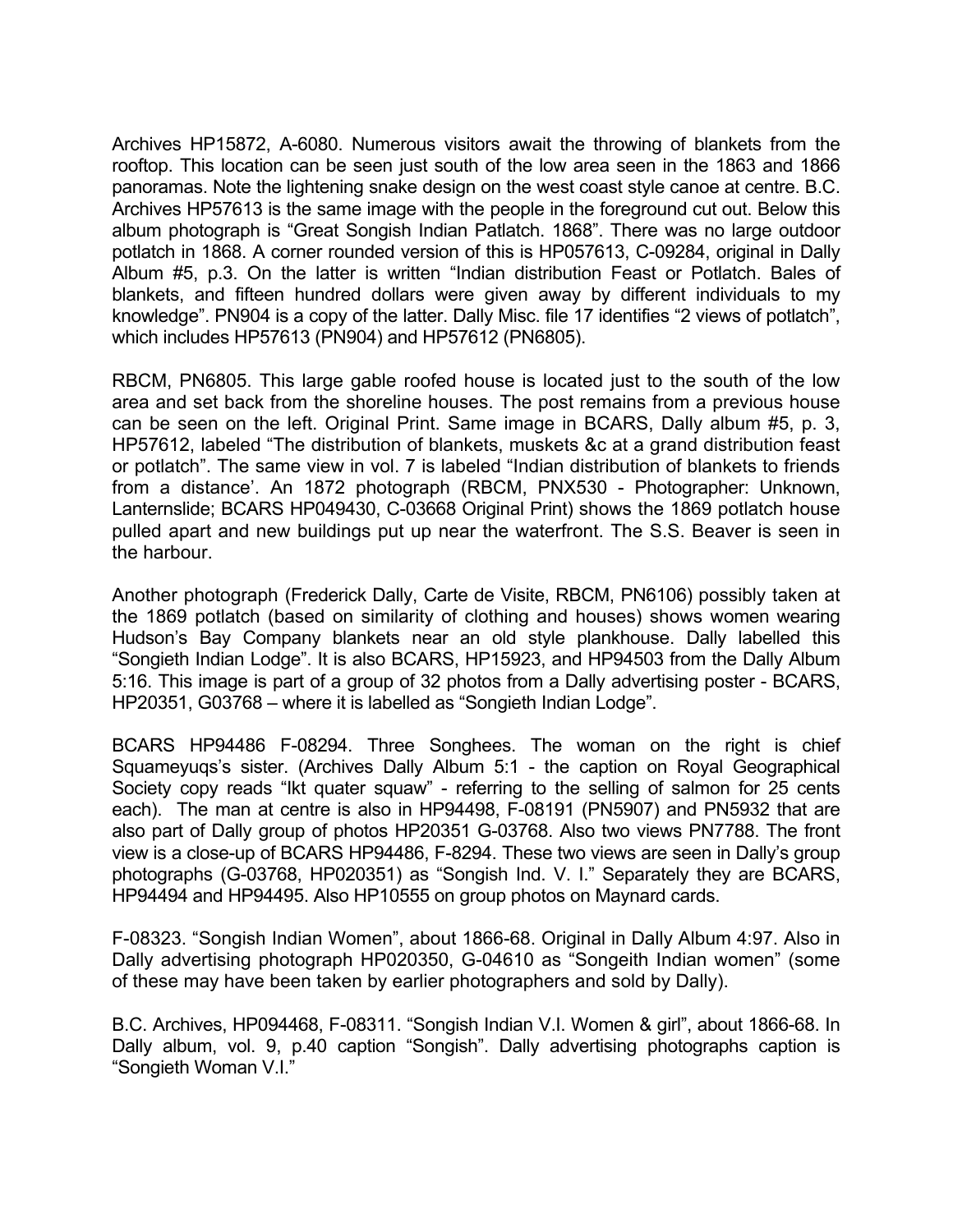Archives HP15872, A-6080. Numerous visitors await the throwing of blankets from the rooftop. This location can be seen just south of the low area seen in the 1863 and 1866 panoramas. Note the lightening snake design on the west coast style canoe at centre. B.C. Archives HP57613 is the same image with the people in the foreground cut out. Below this album photograph is "Great Songish Indian Patlatch. 1868". There was no large outdoor potlatch in 1868. A corner rounded version of this is HP057613, C-09284, original in Dally Album #5, p.3. On the latter is written "Indian distribution Feast or Potlatch. Bales of blankets, and fifteen hundred dollars were given away by different individuals to my knowledge". PN904 is a copy of the latter. Dally Misc. file 17 identifies "2 views of potlatch", which includes HP57613 (PN904) and HP57612 (PN6805).

RBCM, PN6805. This large gable roofed house is located just to the south of the low area and set back from the shoreline houses. The post remains from a previous house can be seen on the left. Original Print. Same image in BCARS, Dally album #5, p. 3, HP57612, labeled "The distribution of blankets, muskets &c at a grand distribution feast or potlatch". The same view in vol. 7 is labeled "Indian distribution of blankets to friends from a distance'. An 1872 photograph (RBCM, PNX530 - Photographer: Unknown, Lanternslide; BCARS HP049430, C-03668 Original Print) shows the 1869 potlatch house pulled apart and new buildings put up near the waterfront. The S.S. Beaver is seen in the harbour.

Another photograph (Frederick Dally, Carte de Visite, RBCM, PN6106) possibly taken at the 1869 potlatch (based on similarity of clothing and houses) shows women wearing Hudson's Bay Company blankets near an old style plankhouse. Dally labelled this "Songieth Indian Lodge". It is also BCARS, HP15923, and HP94503 from the Dally Album 5:16. This image is part of a group of 32 photos from a Dally advertising poster - BCARS, HP20351, G03768 – where it is labelled as "Songieth Indian Lodge".

BCARS HP94486 F-08294. Three Songhees. The woman on the right is chief Squameyuqs's sister. (Archives Dally Album 5:1 - the caption on Royal Geographical Society copy reads "Ikt quater squaw" - referring to the selling of salmon for 25 cents each). The man at centre is also in HP94498, F-08191 (PN5907) and PN5932 that are also part of Dally group of photos HP20351 G-03768. Also two views PN7788. The front view is a close-up of BCARS HP94486, F-8294. These two views are seen in Dally's group photographs (G-03768, HP020351) as "Songish Ind. V. I." Separately they are BCARS, HP94494 and HP94495. Also HP10555 on group photos on Maynard cards.

F-08323. "Songish Indian Women", about 1866-68. Original in Dally Album 4:97. Also in Dally advertising photograph HP020350, G-04610 as "Songeith Indian women" (some of these may have been taken by earlier photographers and sold by Dally).

B.C. Archives, HP094468, F-08311. "Songish Indian V.I. Women & girl", about 1866-68. In Dally album, vol. 9, p.40 caption "Songish". Dally advertising photographs caption is "Songieth Woman V.I."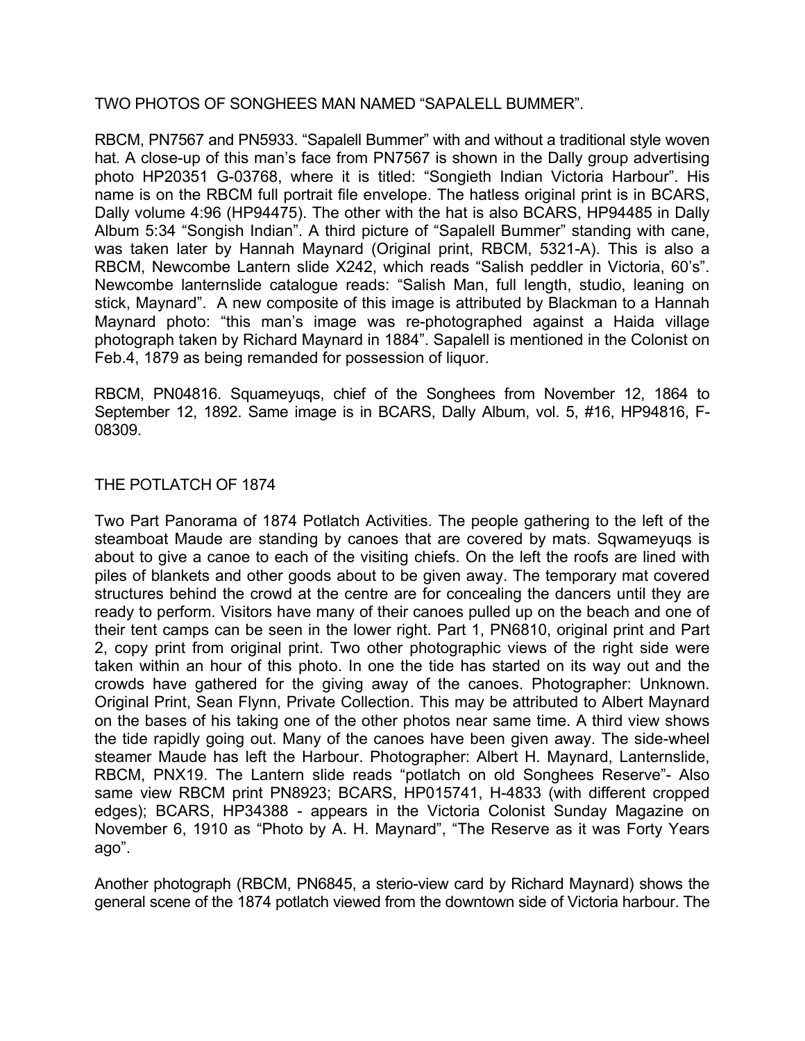## TWO PHOTOS OF SONGHEES MAN NAMED "SAPALELL BUMMER".

RBCM, PN7567 and PN5933. "Sapalell Bummer" with and without a traditional style woven hat. A close-up of this man's face from PN7567 is shown in the Dally group advertising photo HP20351 G-03768, where it is titled: "Songieth Indian Victoria Harbour". His name is on the RBCM full portrait file envelope. The hatless original print is in BCARS, Dally volume 4:96 (HP94475). The other with the hat is also BCARS, HP94485 in Dally Album 5:34 "Songish Indian". A third picture of "Sapalell Bummer" standing with cane, was taken later by Hannah Maynard (Original print, RBCM, 5321-A). This is also a RBCM, Newcombe Lantern slide X242, which reads "Salish peddler in Victoria, 60's". Newcombe lanternslide catalogue reads: "Salish Man, full length, studio, leaning on stick, Maynard". A new composite of this image is attributed by Blackman to a Hannah Maynard photo: "this man's image was re-photographed against a Haida village photograph taken by Richard Maynard in 1884". Sapalell is mentioned in the Colonist on Feb.4, 1879 as being remanded for possession of liquor.

RBCM, PN04816. Squameyuqs, chief of the Songhees from November 12, 1864 to September 12, 1892. Same image is in BCARS, Dally Album, vol. 5, #16, HP94816, F-08309.

## THE POTLATCH OF 1874

Two Part Panorama of 1874 Potlatch Activities. The people gathering to the left of the steamboat Maude are standing by canoes that are covered by mats. Sqwameyuqs is about to give a canoe to each of the visiting chiefs. On the left the roofs are lined with piles of blankets and other goods about to be given away. The temporary mat covered structures behind the crowd at the centre are for concealing the dancers until they are ready to perform. Visitors have many of their canoes pulled up on the beach and one of their tent camps can be seen in the lower right. Part 1, PN6810, original print and Part 2, copy print from original print. Two other photographic views of the right side were taken within an hour of this photo. In one the tide has started on its way out and the crowds have gathered for the giving away of the canoes. Photographer: Unknown. Original Print, Sean Flynn, Private Collection. This may be attributed to Albert Maynard on the bases of his taking one of the other photos near same time. A third view shows the tide rapidly going out. Many of the canoes have been given away. The side-wheel steamer Maude has left the Harbour. Photographer: Albert H. Maynard, Lanternslide, RBCM, PNX19. The Lantern slide reads "potlatch on old Songhees Reserve"- Also same view RBCM print PN8923; BCARS, HP015741, H-4833 (with different cropped edges); BCARS, HP34388 - appears in the Victoria Colonist Sunday Magazine on November 6, 1910 as "Photo by A. H. Maynard", "The Reserve as it was Forty Years ago".

Another photograph (RBCM, PN6845, a sterio-view card by Richard Maynard) shows the general scene of the 1874 potlatch viewed from the downtown side of Victoria harbour. The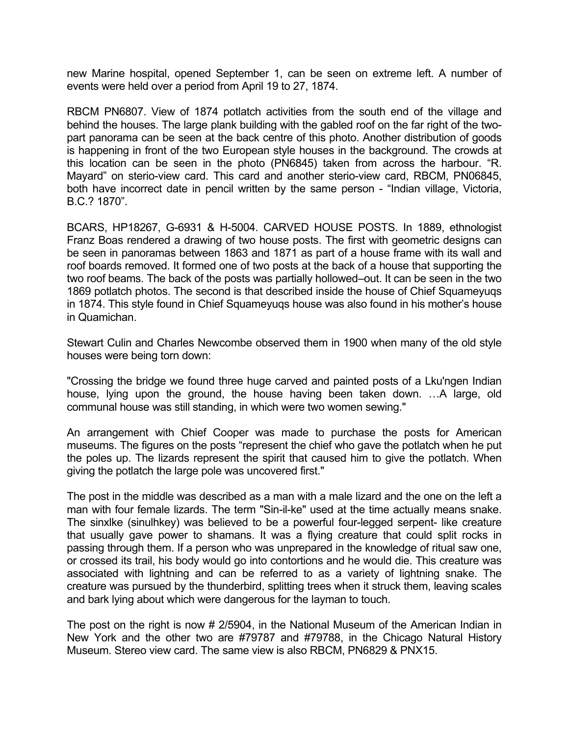new Marine hospital, opened September 1, can be seen on extreme left. A number of events were held over a period from April 19 to 27, 1874.

RBCM PN6807. View of 1874 potlatch activities from the south end of the village and behind the houses. The large plank building with the gabled roof on the far right of the two-part panorama can be seen at the back centre of this photo. Another distribution of goods is happening in front of the two European style houses in the background. The crowds at this location can be seen in the photo (PN6845) taken from across the harbour. "R. Mayard" on sterio-view card. This card and another sterio-view card, RBCM, PN06845, both have incorrect date in pencil written by the same person - "Indian village, Victoria, B.C.? 1870".

BCARS, HP18267, G-6931 & H-5004. CARVED HOUSE POSTS. In 1889, ethnologist Franz Boas rendered a drawing of two house posts. The first with geometric designs can be seen in panoramas between 1863 and 1871 as part of a house frame with its wall and roof boards removed. It formed one of two posts at the back of a house that supporting the two roof beams. The back of the posts was partially hollowed–out. It can be seen in the two 1869 potlatch photos. The second is that described inside the house of Chief Squameyuqs in 1874. This style found in Chief Squameyuqs house was also found in his mother's house in Quamichan.

Stewart Culin and Charles Newcombe observed them in 1900 when many of the old style houses were being torn down:

"Crossing the bridge we found three huge carved and painted posts of a Lku'ngen Indian house, lying upon the ground, the house having been taken down. …A large, old communal house was still standing, in which were two women sewing."

An arrangement with Chief Cooper was made to purchase the posts for American museums. The figures on the posts "represent the chief who gave the potlatch when he put the poles up. The lizards represent the spirit that caused him to give the potlatch. When giving the potlatch the large pole was uncovered first."

The post in the middle was described as a man with a male lizard and the one on the left a man with four female lizards. The term "Sin-il-ke" used at the time actually means snake. The sinxlke (sinulhkey) was believed to be a powerful four-legged serpent- like creature that usually gave power to shamans. It was a flying creature that could split rocks in passing through them. If a person who was unprepared in the knowledge of ritual saw one, or crossed its trail, his body would go into contortions and he would die. This creature was associated with lightning and can be referred to as a variety of lightning snake. The creature was pursued by the thunderbird, splitting trees when it struck them, leaving scales and bark lying about which were dangerous for the layman to touch.

The post on the right is now # 2/5904, in the National Museum of the American Indian in New York and the other two are #79787 and #79788, in the Chicago Natural History Museum. Stereo view card. The same view is also RBCM, PN6829 & PNX15.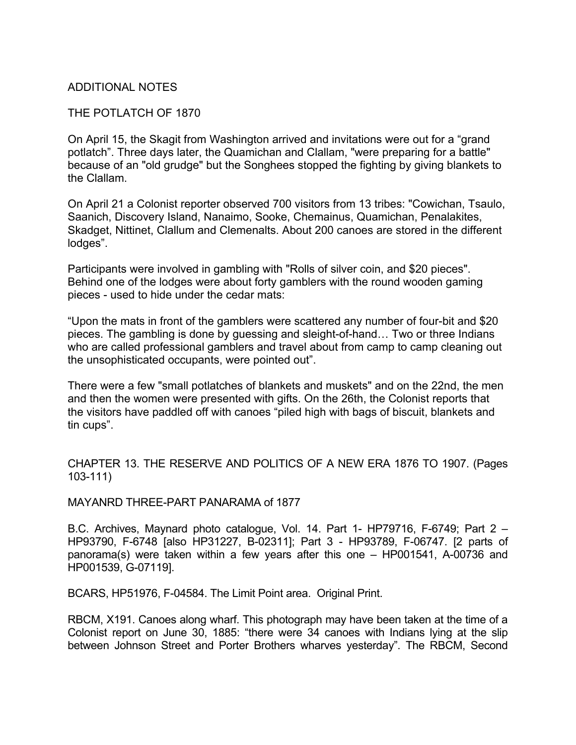## ADDITIONAL NOTES

### THE POTLATCH OF 1870

On April 15, the Skagit from Washington arrived and invitations were out for a "grand potlatch". Three days later, the Quamichan and Clallam, "were preparing for a battle" because of an "old grudge" but the Songhees stopped the fighting by giving blankets to the Clallam.

On April 21 a Colonist reporter observed 700 visitors from 13 tribes: "Cowichan, Tsaulo, Saanich, Discovery Island, Nanaimo, Sooke, Chemainus, Quamichan, Penalakites, Skadget, Nittinet, Clallum and Clemenalts. About 200 canoes are stored in the different lodges".

Participants were involved in gambling with "Rolls of silver coin, and $20 pieces". Behind one of the lodges were about forty gamblers with the round wooden gaming pieces - used to hide under the cedar mats:

"Upon the mats in front of the gamblers were scattered any number of four-bit and $20 pieces. The gambling is done by guessing and sleight-of-hand… Two or three Indians who are called professional gamblers and travel about from camp to camp cleaning out the unsophisticated occupants, were pointed out".

There were a few "small potlatches of blankets and muskets" and on the 22nd, the men and then the women were presented with gifts. On the 26th, the Colonist reports that the visitors have paddled off with canoes "piled high with bags of biscuit, blankets and tin cups".

## CHAPTER 13. THE RESERVE AND POLITICS OF A NEW ERA 1876 TO 1907. (Pages 103-111)

### MAYANRD THREE-PART PANARAMA of 1877

B.C. Archives, Maynard photo catalogue, Vol. 14. Part 1- HP79716, F-6749; Part 2 – HP93790, F-6748 [also HP31227, B-02311]; Part 3 - HP93789, F-06747. [2 parts of panorama(s) were taken within a few years after this one – HP001541, A-00736 and HP001539, G-07119].

BCARS, HP51976, F-04584. The Limit Point area. Original Print.

RBCM, X191. Canoes along wharf. This photograph may have been taken at the time of a Colonist report on June 30, 1885: "there were 34 canoes with Indians lying at the slip between Johnson Street and Porter Brothers wharves yesterday". The RBCM, Second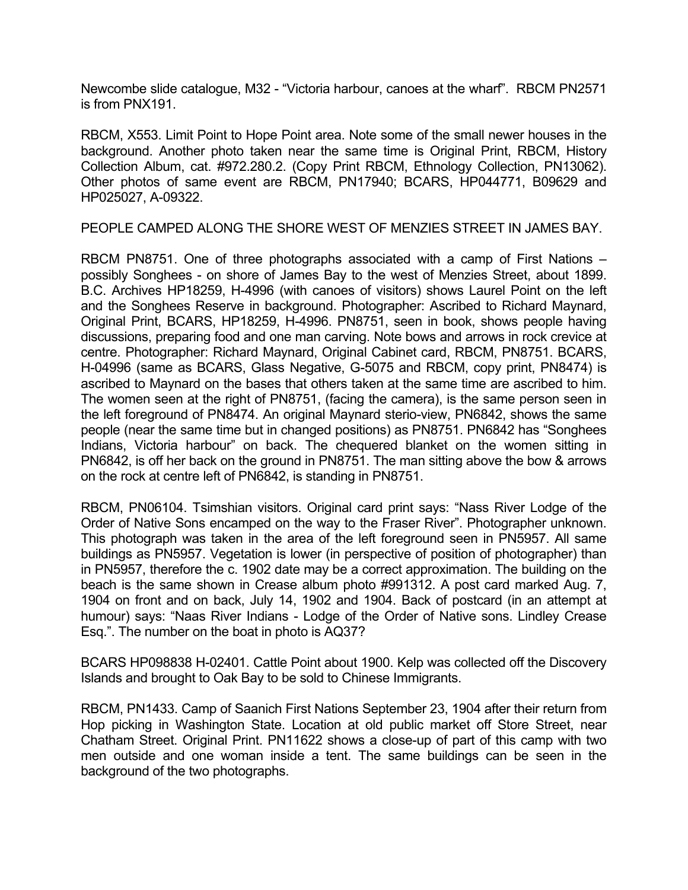Newcombe slide catalogue, M32 - "Victoria harbour, canoes at the wharf". RBCM PN2571 is from PNX191.

RBCM, X553. Limit Point to Hope Point area. Note some of the small newer houses in the background. Another photo taken near the same time is Original Print, RBCM, History Collection Album, cat. #972.280.2. (Copy Print RBCM, Ethnology Collection, PN13062). Other photos of same event are RBCM, PN17940; BCARS, HP044771, B09629 and HP025027, A-09322.

PEOPLE CAMPED ALONG THE SHORE WEST OF MENZIES STREET IN JAMES BAY.

RBCM PN8751. One of three photographs associated with a camp of First Nations – possibly Songhees - on shore of James Bay to the west of Menzies Street, about 1899. B.C. Archives HP18259, H-4996 (with canoes of visitors) shows Laurel Point on the left and the Songhees Reserve in background. Photographer: Ascribed to Richard Maynard, Original Print, BCARS, HP18259, H-4996. PN8751, seen in book, shows people having discussions, preparing food and one man carving. Note bows and arrows in rock crevice at centre. Photographer: Richard Maynard, Original Cabinet card, RBCM, PN8751. BCARS, H-04996 (same as BCARS, Glass Negative, G-5075 and RBCM, copy print, PN8474) is ascribed to Maynard on the bases that others taken at the same time are ascribed to him. The women seen at the right of PN8751, (facing the camera), is the same person seen in the left foreground of PN8474. An original Maynard sterio-view, PN6842, shows the same people (near the same time but in changed positions) as PN8751. PN6842 has "Songhees Indians, Victoria harbour" on back. The chequered blanket on the women sitting in PN6842, is off her back on the ground in PN8751. The man sitting above the bow & arrows on the rock at centre left of PN6842, is standing in PN8751.

RBCM, PN06104. Tsimshian visitors. Original card print says: "Nass River Lodge of the Order of Native Sons encamped on the way to the Fraser River". Photographer unknown. This photograph was taken in the area of the left foreground seen in PN5957. All same buildings as PN5957. Vegetation is lower (in perspective of position of photographer) than in PN5957, therefore the c. 1902 date may be a correct approximation. The building on the beach is the same shown in Crease album photo #991312. A post card marked Aug. 7, 1904 on front and on back, July 14, 1902 and 1904. Back of postcard (in an attempt at humour) says: "Naas River Indians - Lodge of the Order of Native sons. Lindley Crease Esq.". The number on the boat in photo is AQ37?

BCARS HP098838 H-02401. Cattle Point about 1900. Kelp was collected off the Discovery Islands and brought to Oak Bay to be sold to Chinese Immigrants.

RBCM, PN1433. Camp of Saanich First Nations September 23, 1904 after their return from Hop picking in Washington State. Location at old public market off Store Street, near Chatham Street. Original Print. PN11622 shows a close-up of part of this camp with two men outside and one woman inside a tent. The same buildings can be seen in the background of the two photographs.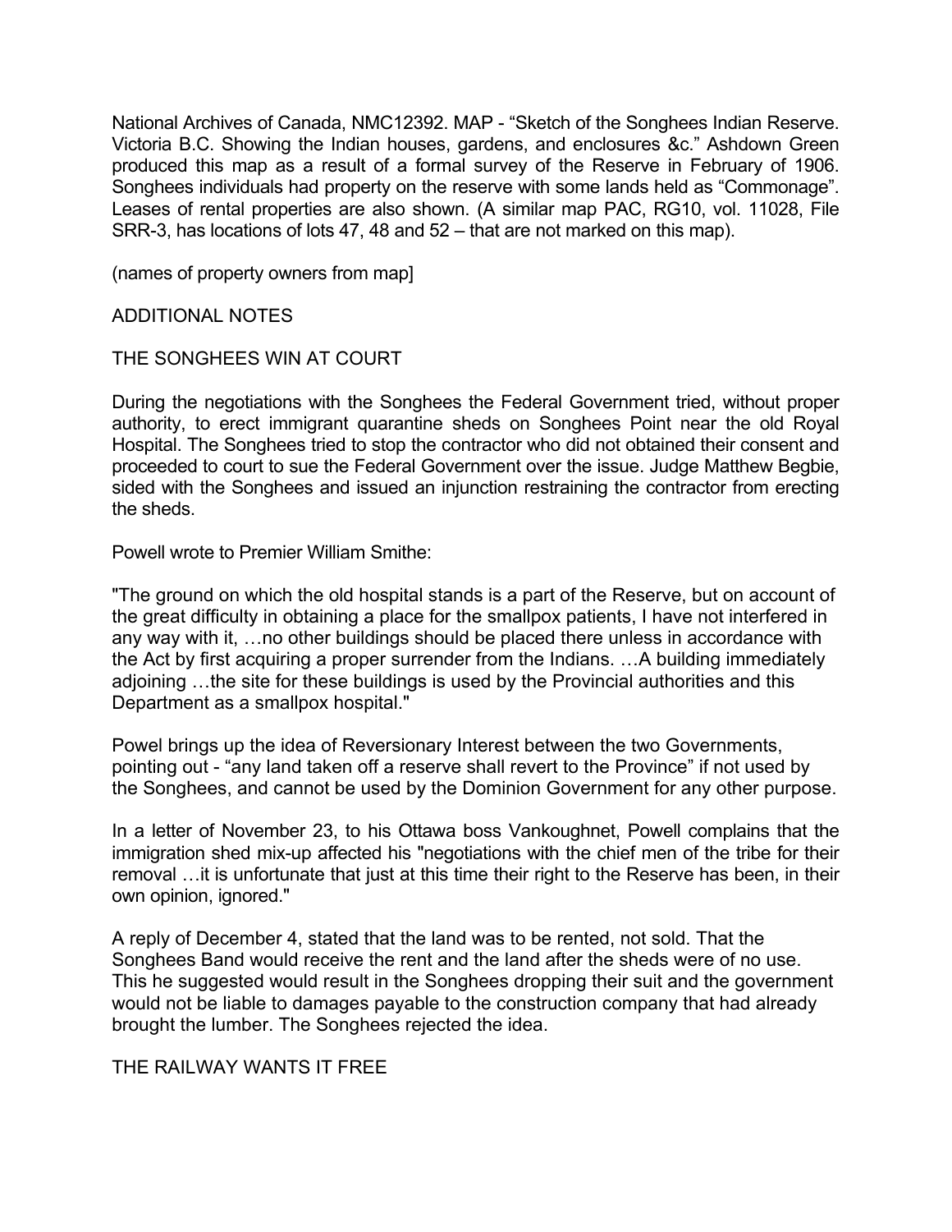National Archives of Canada, NMC12392. MAP - “Sketch of the Songhees Indian Reserve. Victoria B.C. Showing the Indian houses, gardens, and enclosures &c.” Ashdown Green produced this map as a result of a formal survey of the Reserve in February of 1906. Songhees individuals had property on the reserve with some lands held as “Commonage”. Leases of rental properties are also shown. (A similar map PAC, RG10, vol. 11028, File SRR-3, has locations of lots 47, 48 and 52 – that are not marked on this map).

(names of property owners from map]

ADDITIONAL NOTES

THE SONGHEES WIN AT COURT

During the negotiations with the Songhees the Federal Government tried, without proper authority, to erect immigrant quarantine sheds on Songhees Point near the old Royal Hospital. The Songhees tried to stop the contractor who did not obtained their consent and proceeded to court to sue the Federal Government over the issue. Judge Matthew Begbie, sided with the Songhees and issued an injunction restraining the contractor from erecting the sheds.

Powell wrote to Premier William Smithe:

"The ground on which the old hospital stands is a part of the Reserve, but on account of the great difficulty in obtaining a place for the smallpox patients, I have not interfered in any way with it, …no other buildings should be placed there unless in accordance with the Act by first acquiring a proper surrender from the Indians. …A building immediately adjoining …the site for these buildings is used by the Provincial authorities and this Department as a smallpox hospital."

Powel brings up the idea of Reversionary Interest between the two Governments, pointing out - “any land taken off a reserve shall revert to the Province” if not used by the Songhees, and cannot be used by the Dominion Government for any other purpose.

In a letter of November 23, to his Ottawa boss Vankoughnet, Powell complains that the immigration shed mix-up affected his "negotiations with the chief men of the tribe for their removal …it is unfortunate that just at this time their right to the Reserve has been, in their own opinion, ignored."

A reply of December 4, stated that the land was to be rented, not sold. That the Songhees Band would receive the rent and the land after the sheds were of no use. This he suggested would result in the Songhees dropping their suit and the government would not be liable to damages payable to the construction company that had already brought the lumber. The Songhees rejected the idea.

THE RAILWAY WANTS IT FREE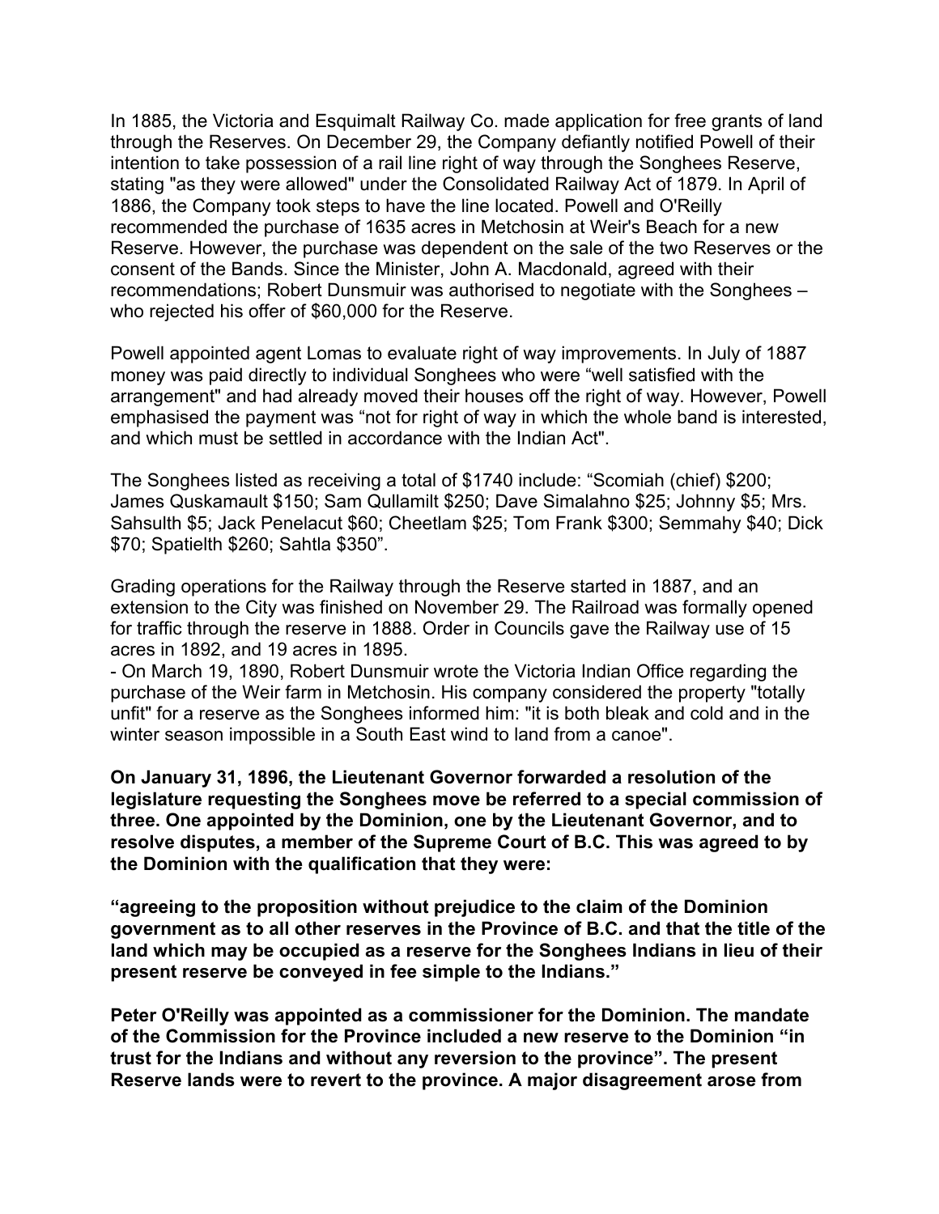In 1885, the Victoria and Esquimalt Railway Co. made application for free grants of land through the Reserves. On December 29, the Company defiantly notified Powell of their intention to take possession of a rail line right of way through the Songhees Reserve, stating "as they were allowed" under the Consolidated Railway Act of 1879. In April of 1886, the Company took steps to have the line located. Powell and O'Reilly recommended the purchase of 1635 acres in Metchosin at Weir's Beach for a new Reserve. However, the purchase was dependent on the sale of the two Reserves or the consent of the Bands. Since the Minister, John A. Macdonald, agreed with their recommendations; Robert Dunsmuir was authorised to negotiate with the Songhees – who rejected his offer of $60,000 for the Reserve.

Powell appointed agent Lomas to evaluate right of way improvements. In July of 1887 money was paid directly to individual Songhees who were "well satisfied with the arrangement" and had already moved their houses off the right of way. However, Powell emphasised the payment was "not for right of way in which the whole band is interested, and which must be settled in accordance with the Indian Act".

The Songhees listed as receiving a total of $1740 include: "Scomiah (chief) $200; James Quskamault $150; Sam Qullamilt $250; Dave Simalahno $25; Johnny $5; Mrs. Sahsulth $5; Jack Penelacut $60; Cheetlam $25; Tom Frank $300; Semmahy $40; Dick $70; Spatielth $260; Sahtla $350".

Grading operations for the Railway through the Reserve started in 1887, and an extension to the City was finished on November 29. The Railroad was formally opened for traffic through the reserve in 1888. Order in Councils gave the Railway use of 15 acres in 1892, and 19 acres in 1895.
- On March 19, 1890, Robert Dunsmuir wrote the Victoria Indian Office regarding the purchase of the Weir farm in Metchosin. His company considered the property "totally unfit" for a reserve as the Songhees informed him: "it is both bleak and cold and in the winter season impossible in a South East wind to land from a canoe".

**On January 31, 1896, the Lieutenant Governor forwarded a resolution of the legislature requesting the Songhees move be referred to a special commission of three. One appointed by the Dominion, one by the Lieutenant Governor, and to resolve disputes, a member of the Supreme Court of B.C. This was agreed to by the Dominion with the qualification that they were:**

**"agreeing to the proposition without prejudice to the claim of the Dominion government as to all other reserves in the Province of B.C. and that the title of the land which may be occupied as a reserve for the Songhees Indians in lieu of their present reserve be conveyed in fee simple to the Indians."**

**Peter O'Reilly was appointed as a commissioner for the Dominion. The mandate of the Commission for the Province included a new reserve to the Dominion "in trust for the Indians and without any reversion to the province". The present Reserve lands were to revert to the province. A major disagreement arose from**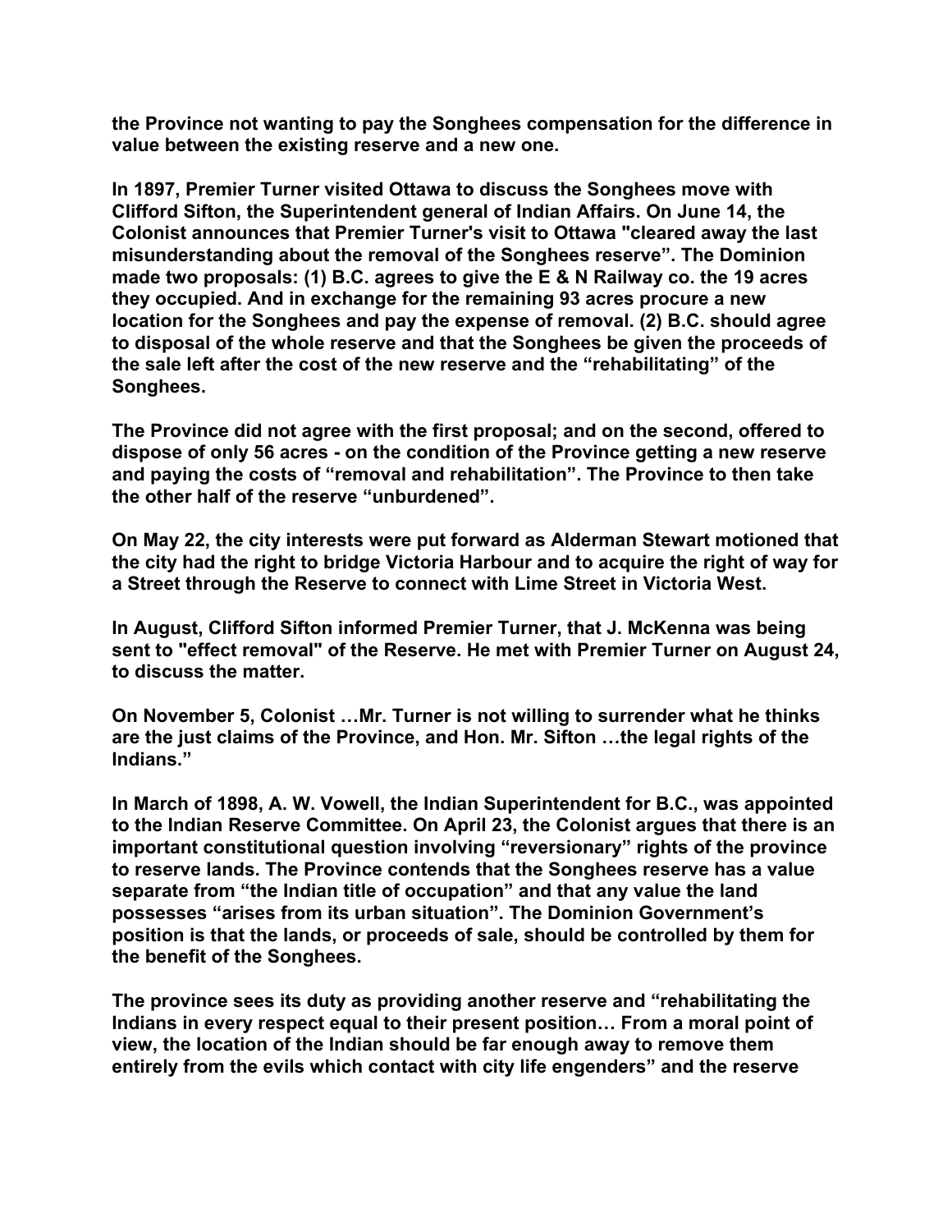**the Province not wanting to pay the Songhees compensation for the difference in value between the existing reserve and a new one.**

**In 1897, Premier Turner visited Ottawa to discuss the Songhees move with Clifford Sifton, the Superintendent general of Indian Affairs. On June 14, the Colonist announces that Premier Turner's visit to Ottawa "cleared away the last misunderstanding about the removal of the Songhees reserve". The Dominion made two proposals: (1) B.C. agrees to give the E & N Railway co. the 19 acres they occupied. And in exchange for the remaining 93 acres procure a new location for the Songhees and pay the expense of removal. (2) B.C. should agree to disposal of the whole reserve and that the Songhees be given the proceeds of the sale left after the cost of the new reserve and the "rehabilitating" of the Songhees.**

**The Province did not agree with the first proposal; and on the second, offered to dispose of only 56 acres - on the condition of the Province getting a new reserve and paying the costs of "removal and rehabilitation". The Province to then take the other half of the reserve "unburdened".**

**On May 22, the city interests were put forward as Alderman Stewart motioned that the city had the right to bridge Victoria Harbour and to acquire the right of way for a Street through the Reserve to connect with Lime Street in Victoria West.**

**In August, Clifford Sifton informed Premier Turner, that J. McKenna was being sent to "effect removal" of the Reserve. He met with Premier Turner on August 24, to discuss the matter.**

**On November 5, Colonist …Mr. Turner is not willing to surrender what he thinks are the just claims of the Province, and Hon. Mr. Sifton …the legal rights of the Indians."**

**In March of 1898, A. W. Vowell, the Indian Superintendent for B.C., was appointed to the Indian Reserve Committee. On April 23, the Colonist argues that there is an important constitutional question involving "reversionary" rights of the province to reserve lands. The Province contends that the Songhees reserve has a value separate from "the Indian title of occupation" and that any value the land possesses "arises from its urban situation". The Dominion Government's position is that the lands, or proceeds of sale, should be controlled by them for the benefit of the Songhees.**

**The province sees its duty as providing another reserve and "rehabilitating the Indians in every respect equal to their present position… From a moral point of view, the location of the Indian should be far enough away to remove them entirely from the evils which contact with city life engenders" and the reserve**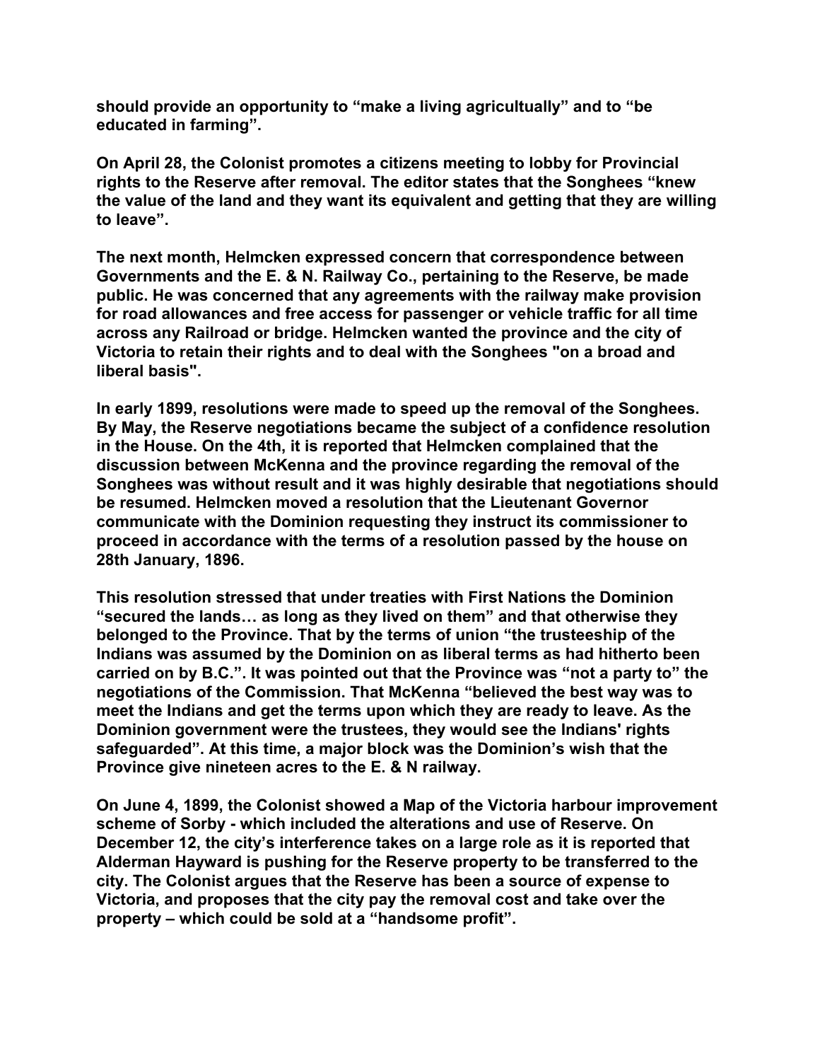**should provide an opportunity to "make a living agricultually" and to "be educated in farming".**

**On April 28, the Colonist promotes a citizens meeting to lobby for Provincial rights to the Reserve after removal. The editor states that the Songhees "knew the value of the land and they want its equivalent and getting that they are willing to leave".**

**The next month, Helmcken expressed concern that correspondence between Governments and the E. & N. Railway Co., pertaining to the Reserve, be made public. He was concerned that any agreements with the railway make provision for road allowances and free access for passenger or vehicle traffic for all time across any Railroad or bridge. Helmcken wanted the province and the city of Victoria to retain their rights and to deal with the Songhees "on a broad and liberal basis".**

**In early 1899, resolutions were made to speed up the removal of the Songhees. By May, the Reserve negotiations became the subject of a confidence resolution in the House. On the 4th, it is reported that Helmcken complained that the discussion between McKenna and the province regarding the removal of the Songhees was without result and it was highly desirable that negotiations should be resumed. Helmcken moved a resolution that the Lieutenant Governor communicate with the Dominion requesting they instruct its commissioner to proceed in accordance with the terms of a resolution passed by the house on 28th January, 1896.**

**This resolution stressed that under treaties with First Nations the Dominion "secured the lands… as long as they lived on them" and that otherwise they belonged to the Province. That by the terms of union "the trusteeship of the Indians was assumed by the Dominion on as liberal terms as had hitherto been carried on by B.C.". It was pointed out that the Province was "not a party to" the negotiations of the Commission. That McKenna "believed the best way was to meet the Indians and get the terms upon which they are ready to leave. As the Dominion government were the trustees, they would see the Indians' rights safeguarded". At this time, a major block was the Dominion's wish that the Province give nineteen acres to the E. & N railway.**

**On June 4, 1899, the Colonist showed a Map of the Victoria harbour improvement scheme of Sorby - which included the alterations and use of Reserve. On December 12, the city's interference takes on a large role as it is reported that Alderman Hayward is pushing for the Reserve property to be transferred to the city. The Colonist argues that the Reserve has been a source of expense to Victoria, and proposes that the city pay the removal cost and take over the property – which could be sold at a "handsome profit".**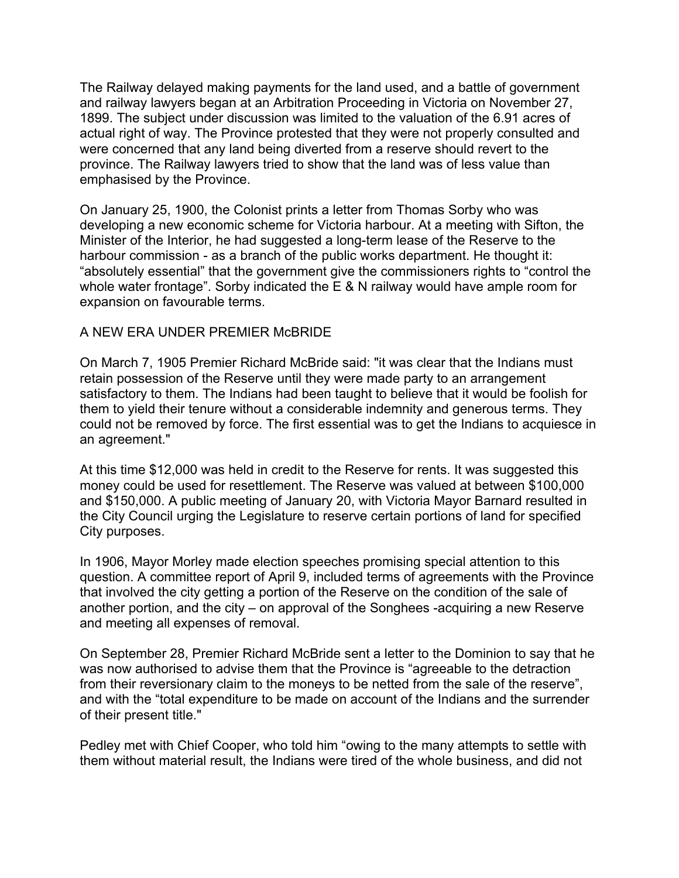The Railway delayed making payments for the land used, and a battle of government and railway lawyers began at an Arbitration Proceeding in Victoria on November 27, 1899. The subject under discussion was limited to the valuation of the 6.91 acres of actual right of way. The Province protested that they were not properly consulted and were concerned that any land being diverted from a reserve should revert to the province. The Railway lawyers tried to show that the land was of less value than emphasised by the Province.

On January 25, 1900, the Colonist prints a letter from Thomas Sorby who was developing a new economic scheme for Victoria harbour. At a meeting with Sifton, the Minister of the Interior, he had suggested a long-term lease of the Reserve to the harbour commission - as a branch of the public works department. He thought it: “absolutely essential” that the government give the commissioners rights to “control the whole water frontage”. Sorby indicated the E & N railway would have ample room for expansion on favourable terms.

## A NEW ERA UNDER PREMIER McBRIDE

On March 7, 1905 Premier Richard McBride said: "it was clear that the Indians must retain possession of the Reserve until they were made party to an arrangement satisfactory to them. The Indians had been taught to believe that it would be foolish for them to yield their tenure without a considerable indemnity and generous terms. They could not be removed by force. The first essential was to get the Indians to acquiesce in an agreement."

At this time $12,000 was held in credit to the Reserve for rents. It was suggested this money could be used for resettlement. The Reserve was valued at between $100,000 and $150,000. A public meeting of January 20, with Victoria Mayor Barnard resulted in the City Council urging the Legislature to reserve certain portions of land for specified City purposes.

In 1906, Mayor Morley made election speeches promising special attention to this question. A committee report of April 9, included terms of agreements with the Province that involved the city getting a portion of the Reserve on the condition of the sale of another portion, and the city – on approval of the Songhees -acquiring a new Reserve and meeting all expenses of removal.

On September 28, Premier Richard McBride sent a letter to the Dominion to say that he was now authorised to advise them that the Province is “agreeable to the detraction from their reversionary claim to the moneys to be netted from the sale of the reserve”, and with the “total expenditure to be made on account of the Indians and the surrender of their present title."

Pedley met with Chief Cooper, who told him “owing to the many attempts to settle with them without material result, the Indians were tired of the whole business, and did not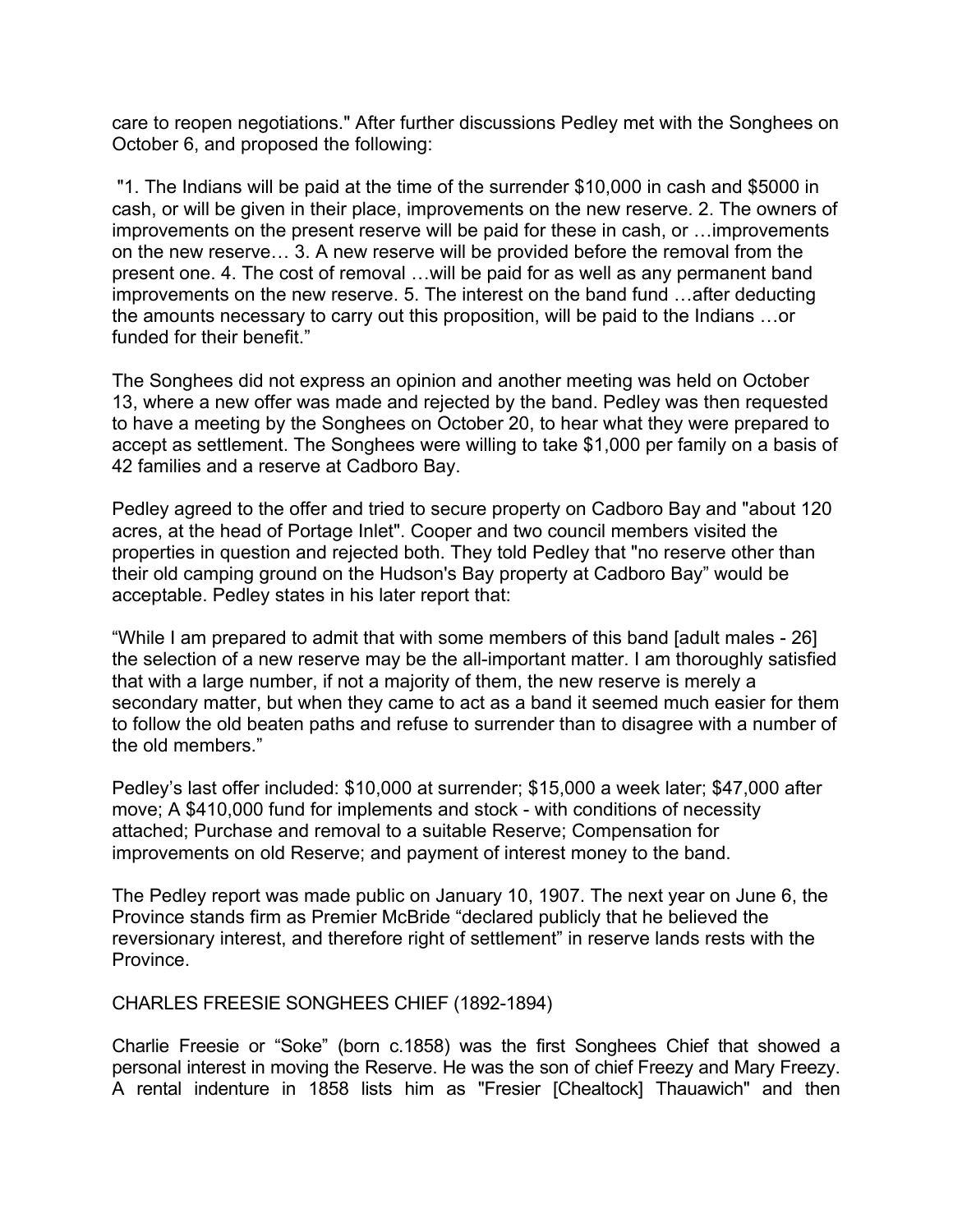care to reopen negotiations." After further discussions Pedley met with the Songhees on October 6, and proposed the following:

"1. The Indians will be paid at the time of the surrender $10,000 in cash and $5000 in cash, or will be given in their place, improvements on the new reserve. 2. The owners of improvements on the present reserve will be paid for these in cash, or …improvements on the new reserve… 3. A new reserve will be provided before the removal from the present one. 4. The cost of removal …will be paid for as well as any permanent band improvements on the new reserve. 5. The interest on the band fund …after deducting the amounts necessary to carry out this proposition, will be paid to the Indians …or funded for their benefit."

The Songhees did not express an opinion and another meeting was held on October 13, where a new offer was made and rejected by the band. Pedley was then requested to have a meeting by the Songhees on October 20, to hear what they were prepared to accept as settlement. The Songhees were willing to take $1,000 per family on a basis of 42 families and a reserve at Cadboro Bay.

Pedley agreed to the offer and tried to secure property on Cadboro Bay and "about 120 acres, at the head of Portage Inlet". Cooper and two council members visited the properties in question and rejected both. They told Pedley that "no reserve other than their old camping ground on the Hudson's Bay property at Cadboro Bay" would be acceptable. Pedley states in his later report that:

"While I am prepared to admit that with some members of this band [adult males - 26] the selection of a new reserve may be the all-important matter. I am thoroughly satisfied that with a large number, if not a majority of them, the new reserve is merely a secondary matter, but when they came to act as a band it seemed much easier for them to follow the old beaten paths and refuse to surrender than to disagree with a number of the old members."

Pedley's last offer included: $10,000 at surrender; $15,000 a week later; $47,000 after move; A $410,000 fund for implements and stock - with conditions of necessity attached; Purchase and removal to a suitable Reserve; Compensation for improvements on old Reserve; and payment of interest money to the band.

The Pedley report was made public on January 10, 1907. The next year on June 6, the Province stands firm as Premier McBride "declared publicly that he believed the reversionary interest, and therefore right of settlement" in reserve lands rests with the Province.

## CHARLES FREESIE SONGHEES CHIEF (1892-1894)

Charlie Freesie or "Soke" (born c.1858) was the first Songhees Chief that showed a personal interest in moving the Reserve. He was the son of chief Freezy and Mary Freezy. A rental indenture in 1858 lists him as "Fresier [Chealtock] Thauawich" and then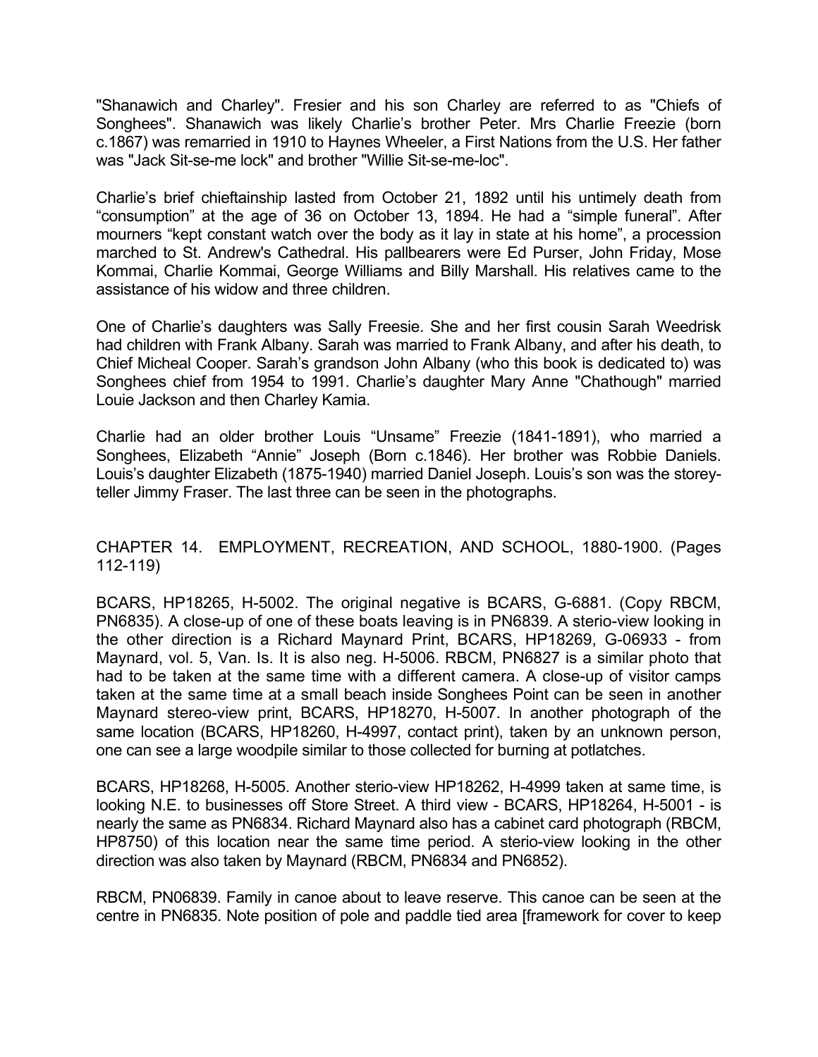"Shanawich and Charley". Fresier and his son Charley are referred to as "Chiefs of Songhees". Shanawich was likely Charlie's brother Peter. Mrs Charlie Freezie (born c.1867) was remarried in 1910 to Haynes Wheeler, a First Nations from the U.S. Her father was "Jack Sit-se-me lock" and brother "Willie Sit-se-me-loc".

Charlie's brief chieftainship lasted from October 21, 1892 until his untimely death from "consumption" at the age of 36 on October 13, 1894. He had a "simple funeral". After mourners "kept constant watch over the body as it lay in state at his home", a procession marched to St. Andrew's Cathedral. His pallbearers were Ed Purser, John Friday, Mose Kommai, Charlie Kommai, George Williams and Billy Marshall. His relatives came to the assistance of his widow and three children.

One of Charlie's daughters was Sally Freesie. She and her first cousin Sarah Weedrisk had children with Frank Albany. Sarah was married to Frank Albany, and after his death, to Chief Micheal Cooper. Sarah's grandson John Albany (who this book is dedicated to) was Songhees chief from 1954 to 1991. Charlie's daughter Mary Anne "Chathough" married Louie Jackson and then Charley Kamia.

Charlie had an older brother Louis "Unsame" Freezie (1841-1891), who married a Songhees, Elizabeth "Annie" Joseph (Born c.1846). Her brother was Robbie Daniels. Louis's daughter Elizabeth (1875-1940) married Daniel Joseph. Louis's son was the storey-teller Jimmy Fraser. The last three can be seen in the photographs.

## CHAPTER 14. EMPLOYMENT, RECREATION, AND SCHOOL, 1880-1900. (Pages 112-119)

BCARS, HP18265, H-5002. The original negative is BCARS, G-6881. (Copy RBCM, PN6835). A close-up of one of these boats leaving is in PN6839. A sterio-view looking in the other direction is a Richard Maynard Print, BCARS, HP18269, G-06933 - from Maynard, vol. 5, Van. Is. It is also neg. H-5006. RBCM, PN6827 is a similar photo that had to be taken at the same time with a different camera. A close-up of visitor camps taken at the same time at a small beach inside Songhees Point can be seen in another Maynard stereo-view print, BCARS, HP18270, H-5007. In another photograph of the same location (BCARS, HP18260, H-4997, contact print), taken by an unknown person, one can see a large woodpile similar to those collected for burning at potlatches.

BCARS, HP18268, H-5005. Another sterio-view HP18262, H-4999 taken at same time, is looking N.E. to businesses off Store Street. A third view - BCARS, HP18264, H-5001 - is nearly the same as PN6834. Richard Maynard also has a cabinet card photograph (RBCM, HP8750) of this location near the same time period. A sterio-view looking in the other direction was also taken by Maynard (RBCM, PN6834 and PN6852).

RBCM, PN06839. Family in canoe about to leave reserve. This canoe can be seen at the centre in PN6835. Note position of pole and paddle tied area [framework for cover to keep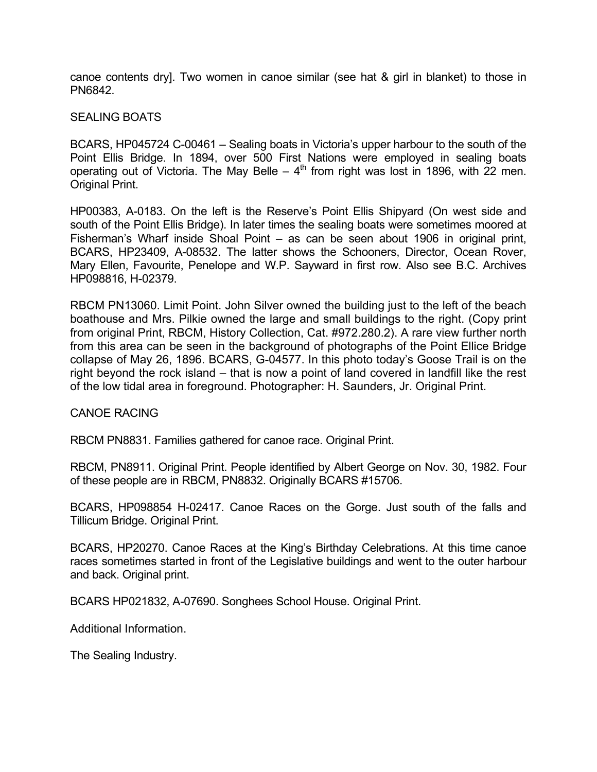canoe contents dry]. Two women in canoe similar (see hat & girl in blanket) to those in PN6842.

SEALING BOATS

BCARS, HP045724 C-00461 – Sealing boats in Victoria's upper harbour to the south of the Point Ellis Bridge. In 1894, over 500 First Nations were employed in sealing boats operating out of Victoria. The May Belle – 4th from right was lost in 1896, with 22 men. Original Print.

HP00383, A-0183. On the left is the Reserve's Point Ellis Shipyard (On west side and south of the Point Ellis Bridge). In later times the sealing boats were sometimes moored at Fisherman's Wharf inside Shoal Point – as can be seen about 1906 in original print, BCARS, HP23409, A-08532. The latter shows the Schooners, Director, Ocean Rover, Mary Ellen, Favourite, Penelope and W.P. Sayward in first row. Also see B.C. Archives HP098816, H-02379.

RBCM PN13060. Limit Point. John Silver owned the building just to the left of the beach boathouse and Mrs. Pilkie owned the large and small buildings to the right. (Copy print from original Print, RBCM, History Collection, Cat. #972.280.2). A rare view further north from this area can be seen in the background of photographs of the Point Ellice Bridge collapse of May 26, 1896. BCARS, G-04577. In this photo today's Goose Trail is on the right beyond the rock island – that is now a point of land covered in landfill like the rest of the low tidal area in foreground. Photographer: H. Saunders, Jr. Original Print.

CANOE RACING

RBCM PN8831. Families gathered for canoe race. Original Print.

RBCM, PN8911. Original Print. People identified by Albert George on Nov. 30, 1982. Four of these people are in RBCM, PN8832. Originally BCARS #15706.

BCARS, HP098854 H-02417. Canoe Races on the Gorge. Just south of the falls and Tillicum Bridge. Original Print.

BCARS, HP20270. Canoe Races at the King's Birthday Celebrations. At this time canoe races sometimes started in front of the Legislative buildings and went to the outer harbour and back. Original print.

BCARS HP021832, A-07690. Songhees School House. Original Print.

Additional Information.

The Sealing Industry.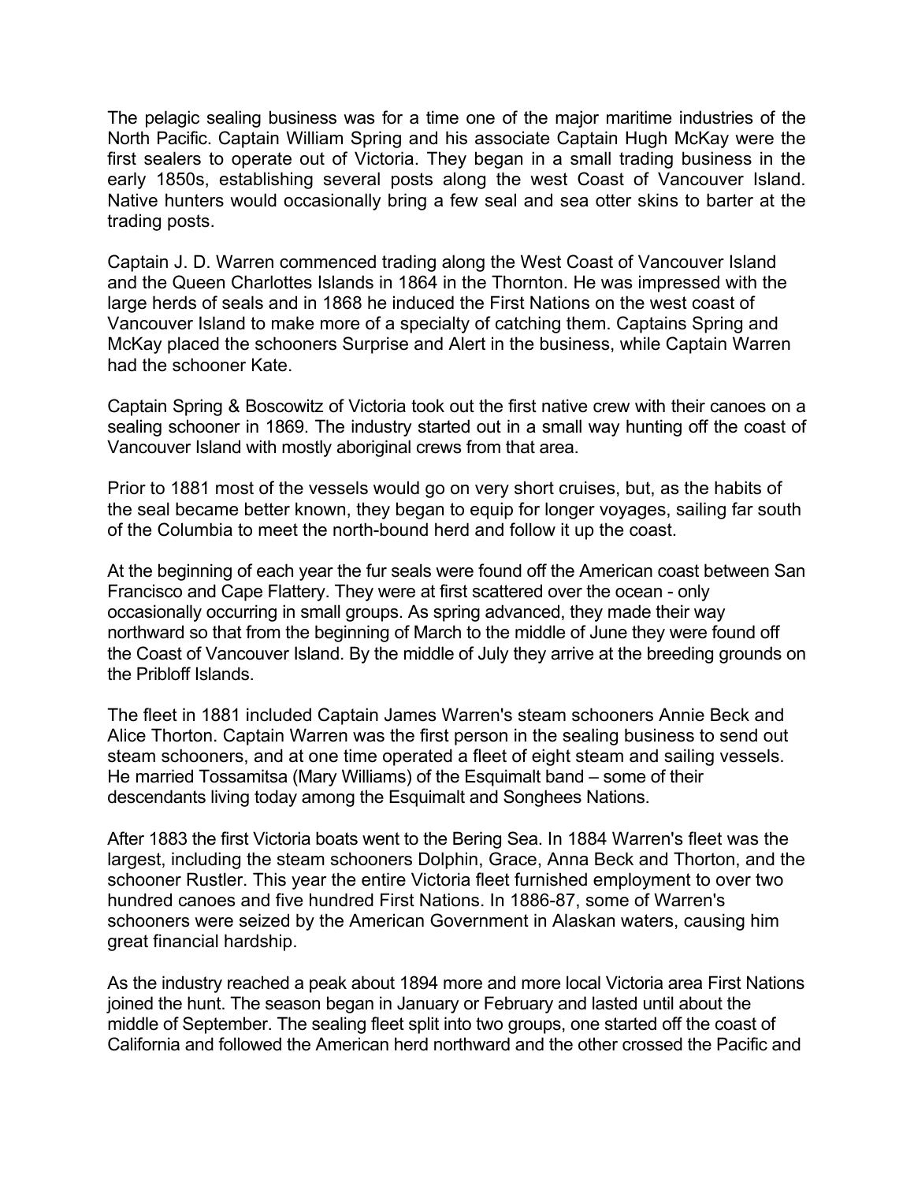The pelagic sealing business was for a time one of the major maritime industries of the North Pacific. Captain William Spring and his associate Captain Hugh McKay were the first sealers to operate out of Victoria. They began in a small trading business in the early 1850s, establishing several posts along the west Coast of Vancouver Island. Native hunters would occasionally bring a few seal and sea otter skins to barter at the trading posts.

Captain J. D. Warren commenced trading along the West Coast of Vancouver Island and the Queen Charlottes Islands in 1864 in the Thornton. He was impressed with the large herds of seals and in 1868 he induced the First Nations on the west coast of Vancouver Island to make more of a specialty of catching them. Captains Spring and McKay placed the schooners Surprise and Alert in the business, while Captain Warren had the schooner Kate.

Captain Spring & Boscowitz of Victoria took out the first native crew with their canoes on a sealing schooner in 1869. The industry started out in a small way hunting off the coast of Vancouver Island with mostly aboriginal crews from that area.

Prior to 1881 most of the vessels would go on very short cruises, but, as the habits of the seal became better known, they began to equip for longer voyages, sailing far south of the Columbia to meet the north-bound herd and follow it up the coast.

At the beginning of each year the fur seals were found off the American coast between San Francisco and Cape Flattery. They were at first scattered over the ocean - only occasionally occurring in small groups. As spring advanced, they made their way northward so that from the beginning of March to the middle of June they were found off the Coast of Vancouver Island. By the middle of July they arrive at the breeding grounds on the Pribloff Islands.

The fleet in 1881 included Captain James Warren's steam schooners Annie Beck and Alice Thorton. Captain Warren was the first person in the sealing business to send out steam schooners, and at one time operated a fleet of eight steam and sailing vessels. He married Tossamitsa (Mary Williams) of the Esquimalt band – some of their descendants living today among the Esquimalt and Songhees Nations.

After 1883 the first Victoria boats went to the Bering Sea. In 1884 Warren's fleet was the largest, including the steam schooners Dolphin, Grace, Anna Beck and Thorton, and the schooner Rustler. This year the entire Victoria fleet furnished employment to over two hundred canoes and five hundred First Nations. In 1886-87, some of Warren's schooners were seized by the American Government in Alaskan waters, causing him great financial hardship.

As the industry reached a peak about 1894 more and more local Victoria area First Nations joined the hunt. The season began in January or February and lasted until about the middle of September. The sealing fleet split into two groups, one started off the coast of California and followed the American herd northward and the other crossed the Pacific and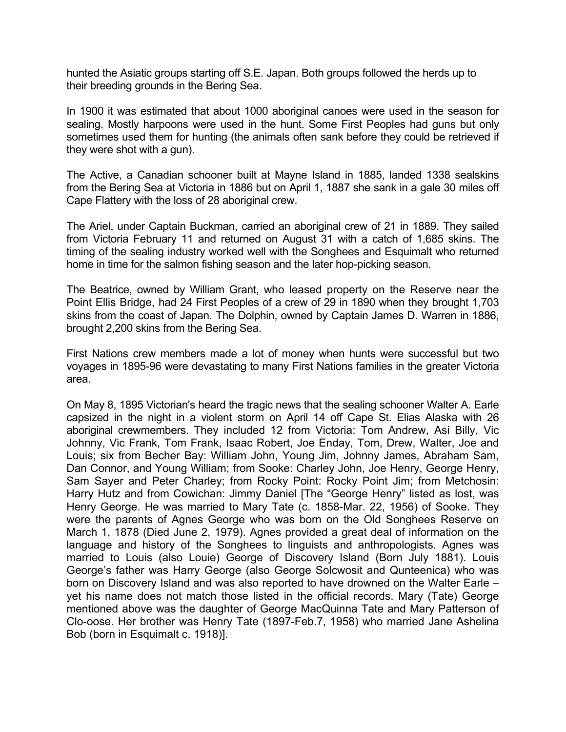hunted the Asiatic groups starting off S.E. Japan. Both groups followed the herds up to their breeding grounds in the Bering Sea.

In 1900 it was estimated that about 1000 aboriginal canoes were used in the season for sealing. Mostly harpoons were used in the hunt. Some First Peoples had guns but only sometimes used them for hunting (the animals often sank before they could be retrieved if they were shot with a gun).

The Active, a Canadian schooner built at Mayne Island in 1885, landed 1338 sealskins from the Bering Sea at Victoria in 1886 but on April 1, 1887 she sank in a gale 30 miles off Cape Flattery with the loss of 28 aboriginal crew.

The Ariel, under Captain Buckman, carried an aboriginal crew of 21 in 1889. They sailed from Victoria February 11 and returned on August 31 with a catch of 1,685 skins. The timing of the sealing industry worked well with the Songhees and Esquimalt who returned home in time for the salmon fishing season and the later hop-picking season.

The Beatrice, owned by William Grant, who leased property on the Reserve near the Point Ellis Bridge, had 24 First Peoples of a crew of 29 in 1890 when they brought 1,703 skins from the coast of Japan. The Dolphin, owned by Captain James D. Warren in 1886, brought 2,200 skins from the Bering Sea.

First Nations crew members made a lot of money when hunts were successful but two voyages in 1895-96 were devastating to many First Nations families in the greater Victoria area.

On May 8, 1895 Victorian's heard the tragic news that the sealing schooner Walter A. Earle capsized in the night in a violent storm on April 14 off Cape St. Elias Alaska with 26 aboriginal crewmembers. They included 12 from Victoria: Tom Andrew, Asi Billy, Vic Johnny, Vic Frank, Tom Frank, Isaac Robert, Joe Enday, Tom, Drew, Walter, Joe and Louis; six from Becher Bay: William John, Young Jim, Johnny James, Abraham Sam, Dan Connor, and Young William; from Sooke: Charley John, Joe Henry, George Henry, Sam Sayer and Peter Charley; from Rocky Point: Rocky Point Jim; from Metchosin: Harry Hutz and from Cowichan: Jimmy Daniel [The "George Henry" listed as lost, was Henry George. He was married to Mary Tate (c. 1858-Mar. 22, 1956) of Sooke. They were the parents of Agnes George who was born on the Old Songhees Reserve on March 1, 1878 (Died June 2, 1979). Agnes provided a great deal of information on the language and history of the Songhees to linguists and anthropologists. Agnes was married to Louis (also Louie) George of Discovery Island (Born July 1881). Louis George's father was Harry George (also George Solcwosit and Qunteenica) who was born on Discovery Island and was also reported to have drowned on the Walter Earle – yet his name does not match those listed in the official records. Mary (Tate) George mentioned above was the daughter of George MacQuinna Tate and Mary Patterson of Clo-oose. Her brother was Henry Tate (1897-Feb.7, 1958) who married Jane Ashelina Bob (born in Esquimalt c. 1918)].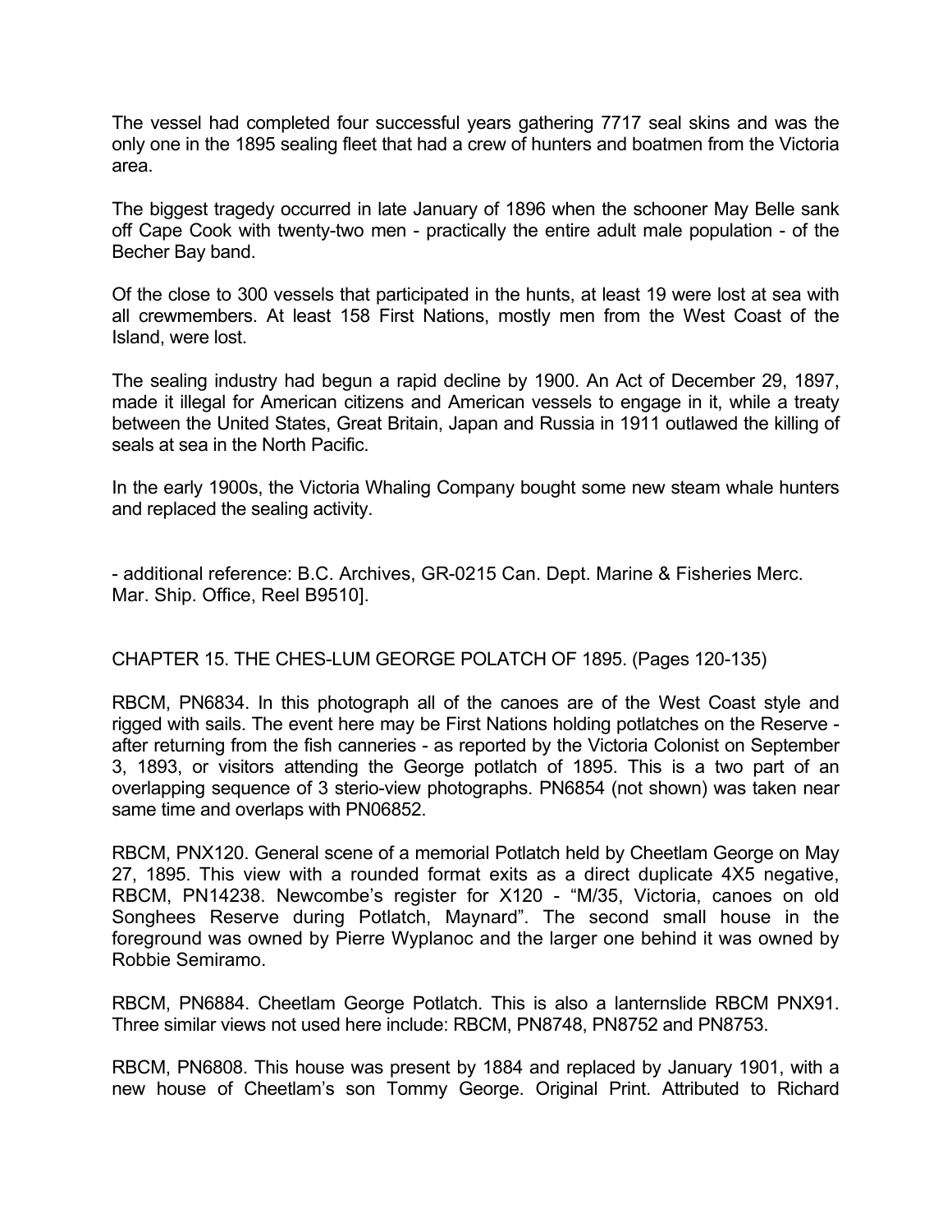The vessel had completed four successful years gathering 7717 seal skins and was the only one in the 1895 sealing fleet that had a crew of hunters and boatmen from the Victoria area.

The biggest tragedy occurred in late January of 1896 when the schooner May Belle sank off Cape Cook with twenty-two men - practically the entire adult male population - of the Becher Bay band.

Of the close to 300 vessels that participated in the hunts, at least 19 were lost at sea with all crewmembers. At least 158 First Nations, mostly men from the West Coast of the Island, were lost.

The sealing industry had begun a rapid decline by 1900. An Act of December 29, 1897, made it illegal for American citizens and American vessels to engage in it, while a treaty between the United States, Great Britain, Japan and Russia in 1911 outlawed the killing of seals at sea in the North Pacific.

In the early 1900s, the Victoria Whaling Company bought some new steam whale hunters and replaced the sealing activity.

- additional reference: B.C. Archives, GR-0215 Can. Dept. Marine & Fisheries Merc. Mar. Ship. Office, Reel B9510].

## CHAPTER 15. THE CHES-LUM GEORGE POLATCH OF 1895. (Pages 120-135)

RBCM, PN6834. In this photograph all of the canoes are of the West Coast style and rigged with sails. The event here may be First Nations holding potlatches on the Reserve - after returning from the fish canneries - as reported by the Victoria Colonist on September 3, 1893, or visitors attending the George potlatch of 1895. This is a two part of an overlapping sequence of 3 sterio-view photographs. PN6854 (not shown) was taken near same time and overlaps with PN06852.

RBCM, PNX120. General scene of a memorial Potlatch held by Cheetlam George on May 27, 1895. This view with a rounded format exits as a direct duplicate 4X5 negative, RBCM, PN14238. Newcombe's register for X120 - "M/35, Victoria, canoes on old Songhees Reserve during Potlatch, Maynard". The second small house in the foreground was owned by Pierre Wyplanoc and the larger one behind it was owned by Robbie Semiramo.

RBCM, PN6884. Cheetlam George Potlatch. This is also a lanternslide RBCM PNX91. Three similar views not used here include: RBCM, PN8748, PN8752 and PN8753.

RBCM, PN6808. This house was present by 1884 and replaced by January 1901, with a new house of Cheetlam's son Tommy George. Original Print. Attributed to Richard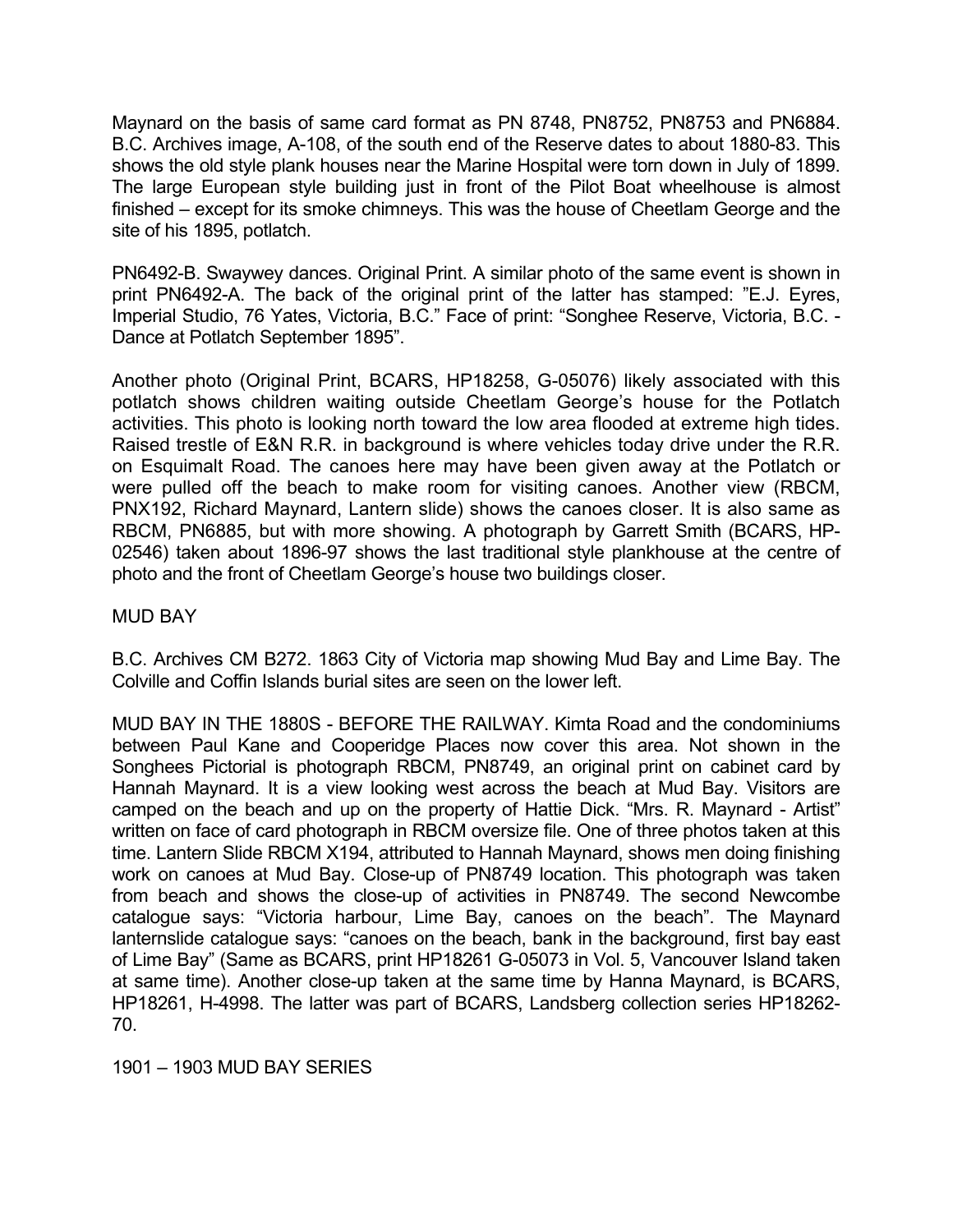Maynard on the basis of same card format as PN 8748, PN8752, PN8753 and PN6884. B.C. Archives image, A-108, of the south end of the Reserve dates to about 1880-83. This shows the old style plank houses near the Marine Hospital were torn down in July of 1899. The large European style building just in front of the Pilot Boat wheelhouse is almost finished – except for its smoke chimneys. This was the house of Cheetlam George and the site of his 1895, potlatch.

PN6492-B. Swaywey dances. Original Print. A similar photo of the same event is shown in print PN6492-A. The back of the original print of the latter has stamped: "E.J. Eyres, Imperial Studio, 76 Yates, Victoria, B.C." Face of print: "Songhee Reserve, Victoria, B.C. - Dance at Potlatch September 1895".

Another photo (Original Print, BCARS, HP18258, G-05076) likely associated with this potlatch shows children waiting outside Cheetlam George's house for the Potlatch activities. This photo is looking north toward the low area flooded at extreme high tides. Raised trestle of E&N R.R. in background is where vehicles today drive under the R.R. on Esquimalt Road. The canoes here may have been given away at the Potlatch or were pulled off the beach to make room for visiting canoes. Another view (RBCM, PNX192, Richard Maynard, Lantern slide) shows the canoes closer. It is also same as RBCM, PN6885, but with more showing. A photograph by Garrett Smith (BCARS, HP-02546) taken about 1896-97 shows the last traditional style plankhouse at the centre of photo and the front of Cheetlam George's house two buildings closer.

## MUD BAY

B.C. Archives CM B272. 1863 City of Victoria map showing Mud Bay and Lime Bay. The Colville and Coffin Islands burial sites are seen on the lower left.

MUD BAY IN THE 1880S - BEFORE THE RAILWAY. Kimta Road and the condominiums between Paul Kane and Cooperidge Places now cover this area. Not shown in the Songhees Pictorial is photograph RBCM, PN8749, an original print on cabinet card by Hannah Maynard. It is a view looking west across the beach at Mud Bay. Visitors are camped on the beach and up on the property of Hattie Dick. "Mrs. R. Maynard - Artist" written on face of card photograph in RBCM oversize file. One of three photos taken at this time. Lantern Slide RBCM X194, attributed to Hannah Maynard, shows men doing finishing work on canoes at Mud Bay. Close-up of PN8749 location. This photograph was taken from beach and shows the close-up of activities in PN8749. The second Newcombe catalogue says: "Victoria harbour, Lime Bay, canoes on the beach". The Maynard lanternslide catalogue says: "canoes on the beach, bank in the background, first bay east of Lime Bay" (Same as BCARS, print HP18261 G-05073 in Vol. 5, Vancouver Island taken at same time). Another close-up taken at the same time by Hanna Maynard, is BCARS, HP18261, H-4998. The latter was part of BCARS, Landsberg collection series HP18262-70.

## 1901 – 1903 MUD BAY SERIES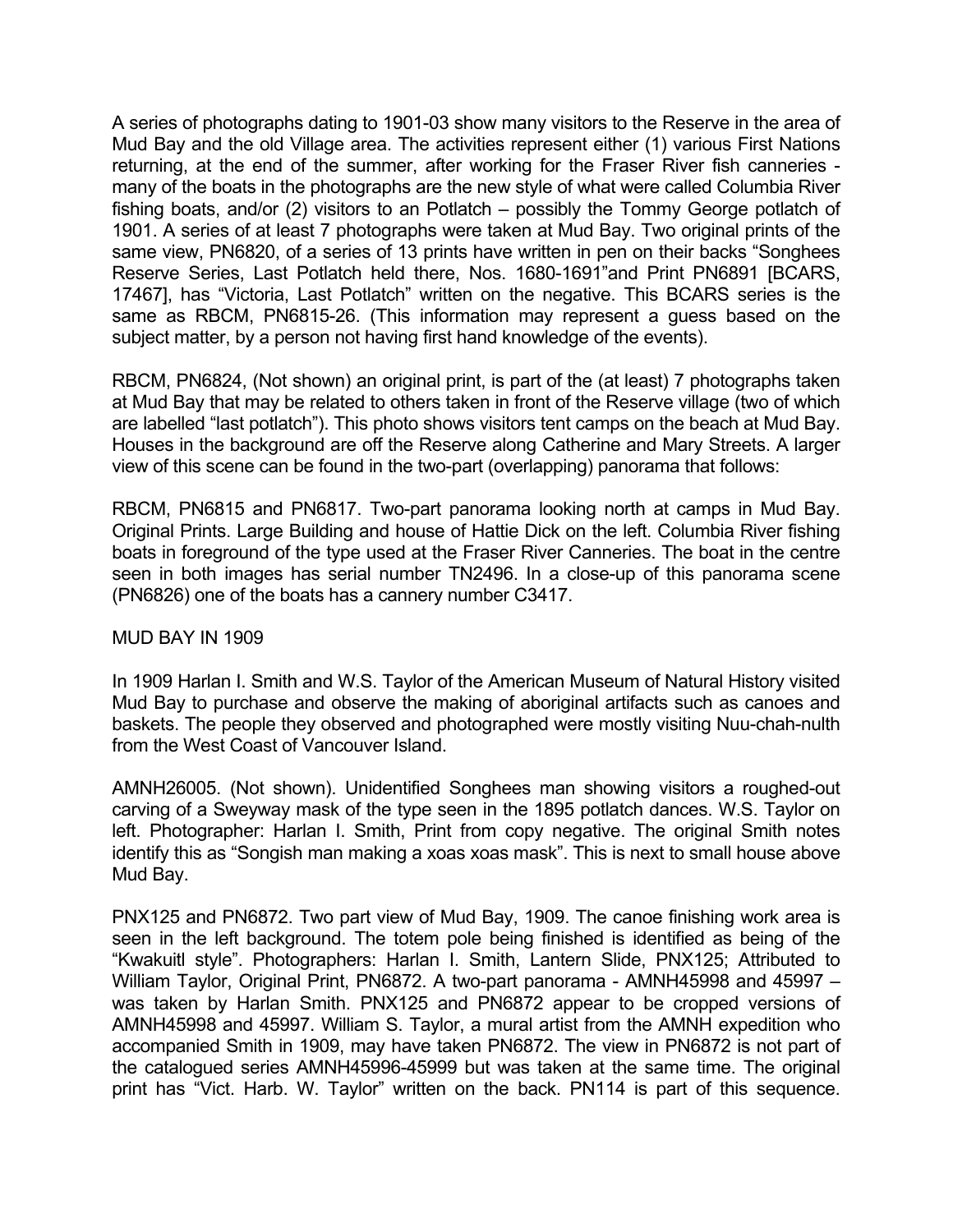A series of photographs dating to 1901-03 show many visitors to the Reserve in the area of Mud Bay and the old Village area. The activities represent either (1) various First Nations returning, at the end of the summer, after working for the Fraser River fish canneries - many of the boats in the photographs are the new style of what were called Columbia River fishing boats, and/or (2) visitors to an Potlatch – possibly the Tommy George potlatch of 1901. A series of at least 7 photographs were taken at Mud Bay. Two original prints of the same view, PN6820, of a series of 13 prints have written in pen on their backs "Songhees Reserve Series, Last Potlatch held there, Nos. 1680-1691"and Print PN6891 [BCARS, 17467], has "Victoria, Last Potlatch" written on the negative. This BCARS series is the same as RBCM, PN6815-26. (This information may represent a guess based on the subject matter, by a person not having first hand knowledge of the events).

RBCM, PN6824, (Not shown) an original print, is part of the (at least) 7 photographs taken at Mud Bay that may be related to others taken in front of the Reserve village (two of which are labelled "last potlatch"). This photo shows visitors tent camps on the beach at Mud Bay. Houses in the background are off the Reserve along Catherine and Mary Streets. A larger view of this scene can be found in the two-part (overlapping) panorama that follows:

RBCM, PN6815 and PN6817. Two-part panorama looking north at camps in Mud Bay. Original Prints. Large Building and house of Hattie Dick on the left. Columbia River fishing boats in foreground of the type used at the Fraser River Canneries. The boat in the centre seen in both images has serial number TN2496. In a close-up of this panorama scene (PN6826) one of the boats has a cannery number C3417.

## MUD BAY IN 1909

In 1909 Harlan I. Smith and W.S. Taylor of the American Museum of Natural History visited Mud Bay to purchase and observe the making of aboriginal artifacts such as canoes and baskets. The people they observed and photographed were mostly visiting Nuu-chah-nulth from the West Coast of Vancouver Island.

AMNH26005. (Not shown). Unidentified Songhees man showing visitors a roughed-out carving of a Sweyway mask of the type seen in the 1895 potlatch dances. W.S. Taylor on left. Photographer: Harlan I. Smith, Print from copy negative. The original Smith notes identify this as "Songish man making a xoas xoas mask". This is next to small house above Mud Bay.

PNX125 and PN6872. Two part view of Mud Bay, 1909. The canoe finishing work area is seen in the left background. The totem pole being finished is identified as being of the "Kwakuitl style". Photographers: Harlan I. Smith, Lantern Slide, PNX125; Attributed to William Taylor, Original Print, PN6872. A two-part panorama - AMNH45998 and 45997 – was taken by Harlan Smith. PNX125 and PN6872 appear to be cropped versions of AMNH45998 and 45997. William S. Taylor, a mural artist from the AMNH expedition who accompanied Smith in 1909, may have taken PN6872. The view in PN6872 is not part of the catalogued series AMNH45996-45999 but was taken at the same time. The original print has "Vict. Harb. W. Taylor" written on the back. PN114 is part of this sequence.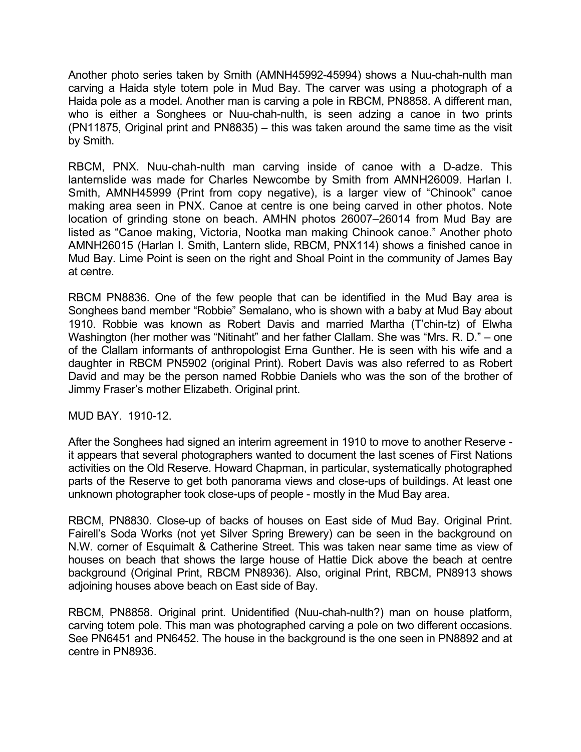Another photo series taken by Smith (AMNH45992-45994) shows a Nuu-chah-nulth man carving a Haida style totem pole in Mud Bay. The carver was using a photograph of a Haida pole as a model. Another man is carving a pole in RBCM, PN8858. A different man, who is either a Songhees or Nuu-chah-nulth, is seen adzing a canoe in two prints (PN11875, Original print and PN8835) – this was taken around the same time as the visit by Smith.

RBCM, PNX. Nuu-chah-nulth man carving inside of canoe with a D-adze. This lanternslide was made for Charles Newcombe by Smith from AMNH26009. Harlan I. Smith, AMNH45999 (Print from copy negative), is a larger view of "Chinook" canoe making area seen in PNX. Canoe at centre is one being carved in other photos. Note location of grinding stone on beach. AMHN photos 26007–26014 from Mud Bay are listed as "Canoe making, Victoria, Nootka man making Chinook canoe." Another photo AMNH26015 (Harlan I. Smith, Lantern slide, RBCM, PNX114) shows a finished canoe in Mud Bay. Lime Point is seen on the right and Shoal Point in the community of James Bay at centre.

RBCM PN8836. One of the few people that can be identified in the Mud Bay area is Songhees band member "Robbie" Semalano, who is shown with a baby at Mud Bay about 1910. Robbie was known as Robert Davis and married Martha (T'chin-tz) of Elwha Washington (her mother was "Nitinaht" and her father Clallam. She was "Mrs. R. D." – one of the Clallam informants of anthropologist Erna Gunther. He is seen with his wife and a daughter in RBCM PN5902 (original Print). Robert Davis was also referred to as Robert David and may be the person named Robbie Daniels who was the son of the brother of Jimmy Fraser's mother Elizabeth. Original print.

MUD BAY. 1910-12.

After the Songhees had signed an interim agreement in 1910 to move to another Reserve - it appears that several photographers wanted to document the last scenes of First Nations activities on the Old Reserve. Howard Chapman, in particular, systematically photographed parts of the Reserve to get both panorama views and close-ups of buildings. At least one unknown photographer took close-ups of people - mostly in the Mud Bay area.

RBCM, PN8830. Close-up of backs of houses on East side of Mud Bay. Original Print. Fairell's Soda Works (not yet Silver Spring Brewery) can be seen in the background on N.W. corner of Esquimalt & Catherine Street. This was taken near same time as view of houses on beach that shows the large house of Hattie Dick above the beach at centre background (Original Print, RBCM PN8936). Also, original Print, RBCM, PN8913 shows adjoining houses above beach on East side of Bay.

RBCM, PN8858. Original print. Unidentified (Nuu-chah-nulth?) man on house platform, carving totem pole. This man was photographed carving a pole on two different occasions. See PN6451 and PN6452. The house in the background is the one seen in PN8892 and at centre in PN8936.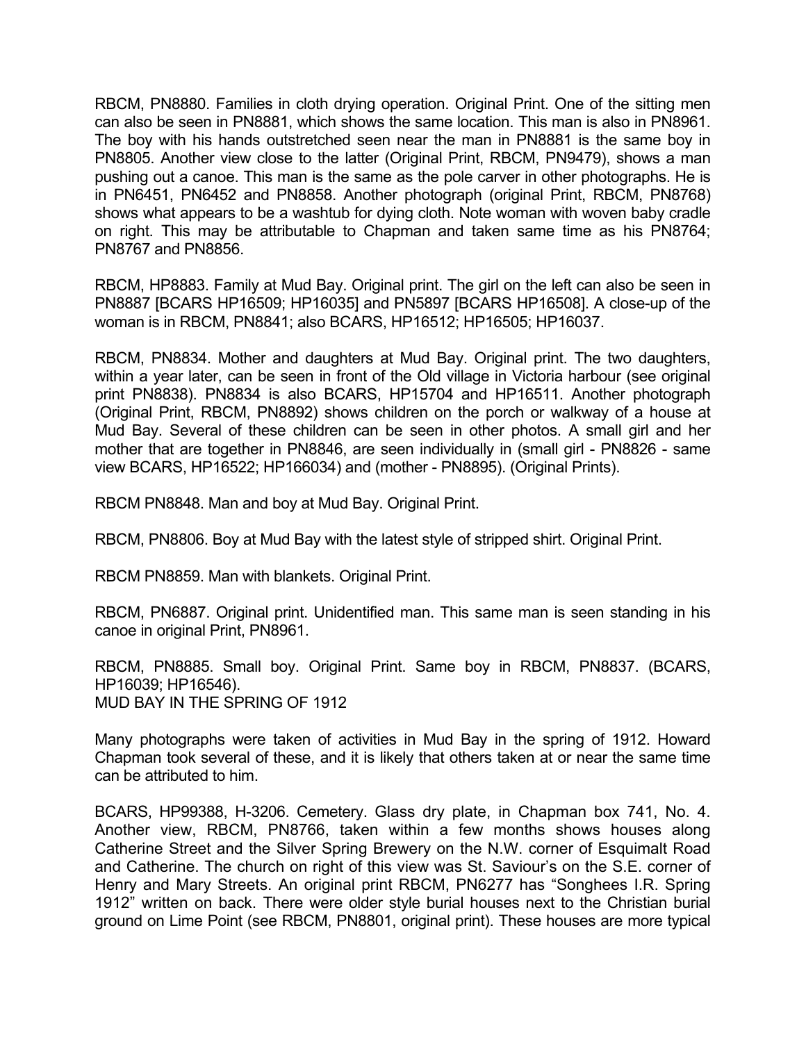RBCM, PN8880. Families in cloth drying operation. Original Print. One of the sitting men can also be seen in PN8881, which shows the same location. This man is also in PN8961. The boy with his hands outstretched seen near the man in PN8881 is the same boy in PN8805. Another view close to the latter (Original Print, RBCM, PN9479), shows a man pushing out a canoe. This man is the same as the pole carver in other photographs. He is in PN6451, PN6452 and PN8858. Another photograph (original Print, RBCM, PN8768) shows what appears to be a washtub for dying cloth. Note woman with woven baby cradle on right. This may be attributable to Chapman and taken same time as his PN8764; PN8767 and PN8856.

RBCM, HP8883. Family at Mud Bay. Original print. The girl on the left can also be seen in PN8887 [BCARS HP16509; HP16035] and PN5897 [BCARS HP16508]. A close-up of the woman is in RBCM, PN8841; also BCARS, HP16512; HP16505; HP16037.

RBCM, PN8834. Mother and daughters at Mud Bay. Original print. The two daughters, within a year later, can be seen in front of the Old village in Victoria harbour (see original print PN8838). PN8834 is also BCARS, HP15704 and HP16511. Another photograph (Original Print, RBCM, PN8892) shows children on the porch or walkway of a house at Mud Bay. Several of these children can be seen in other photos. A small girl and her mother that are together in PN8846, are seen individually in (small girl - PN8826 - same view BCARS, HP16522; HP166034) and (mother - PN8895). (Original Prints).

RBCM PN8848. Man and boy at Mud Bay. Original Print.

RBCM, PN8806. Boy at Mud Bay with the latest style of stripped shirt. Original Print.

RBCM PN8859. Man with blankets. Original Print.

RBCM, PN6887. Original print. Unidentified man. This same man is seen standing in his canoe in original Print, PN8961.

RBCM, PN8885. Small boy. Original Print. Same boy in RBCM, PN8837. (BCARS, HP16039; HP16546).

## MUD BAY IN THE SPRING OF 1912

Many photographs were taken of activities in Mud Bay in the spring of 1912. Howard Chapman took several of these, and it is likely that others taken at or near the same time can be attributed to him.

BCARS, HP99388, H-3206. Cemetery. Glass dry plate, in Chapman box 741, No. 4. Another view, RBCM, PN8766, taken within a few months shows houses along Catherine Street and the Silver Spring Brewery on the N.W. corner of Esquimalt Road and Catherine. The church on right of this view was St. Saviour's on the S.E. corner of Henry and Mary Streets. An original print RBCM, PN6277 has "Songhees I.R. Spring 1912" written on back. There were older style burial houses next to the Christian burial ground on Lime Point (see RBCM, PN8801, original print). These houses are more typical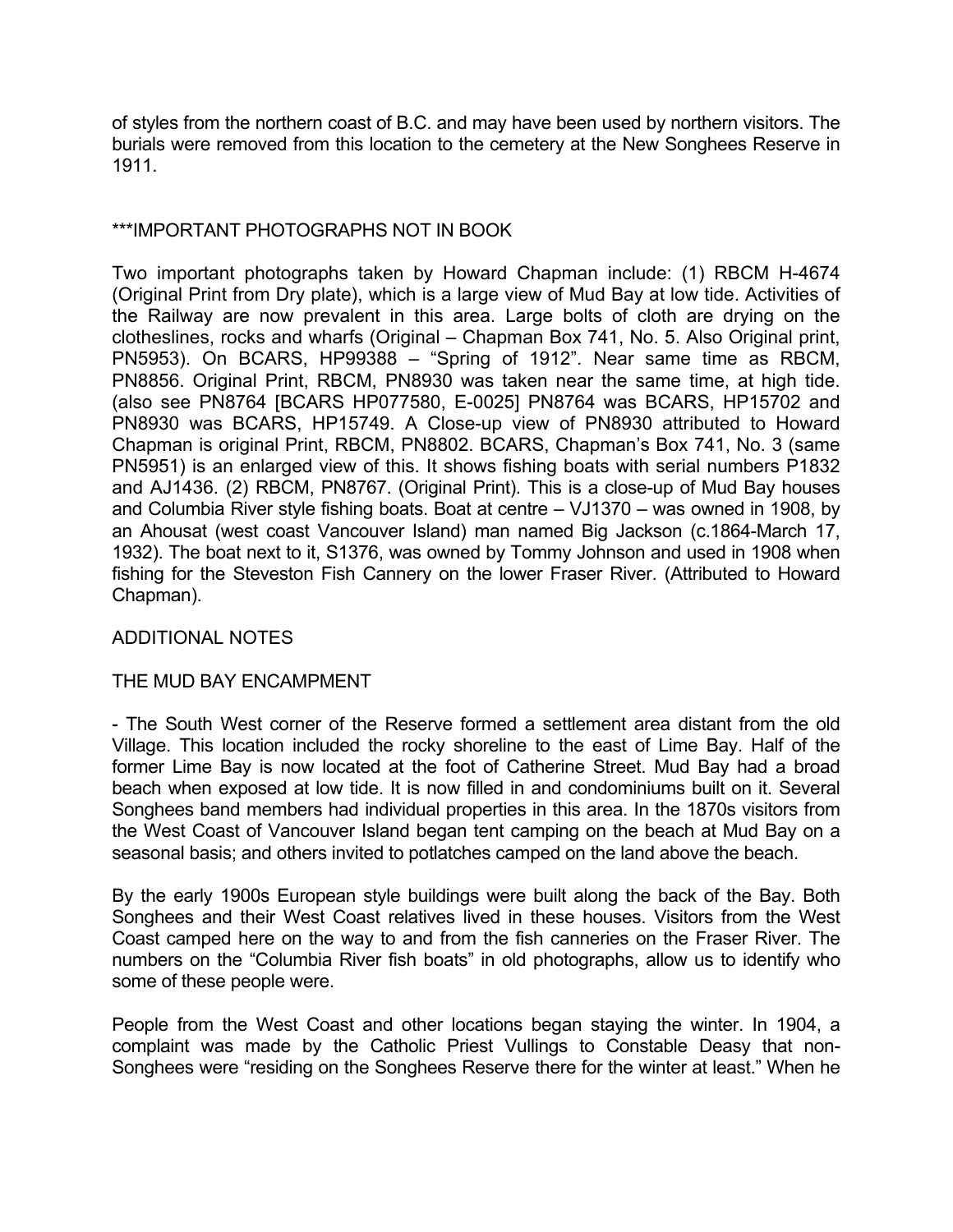of styles from the northern coast of B.C. and may have been used by northern visitors. The burials were removed from this location to the cemetery at the New Songhees Reserve in 1911.

***IMPORTANT PHOTOGRAPHS NOT IN BOOK

Two important photographs taken by Howard Chapman include: (1) RBCM H-4674 (Original Print from Dry plate), which is a large view of Mud Bay at low tide. Activities of the Railway are now prevalent in this area. Large bolts of cloth are drying on the clotheslines, rocks and wharfs (Original – Chapman Box 741, No. 5. Also Original print, PN5953). On BCARS, HP99388 – "Spring of 1912". Near same time as RBCM, PN8856. Original Print, RBCM, PN8930 was taken near the same time, at high tide. (also see PN8764 [BCARS HP077580, E-0025] PN8764 was BCARS, HP15702 and PN8930 was BCARS, HP15749. A Close-up view of PN8930 attributed to Howard Chapman is original Print, RBCM, PN8802. BCARS, Chapman's Box 741, No. 3 (same PN5951) is an enlarged view of this. It shows fishing boats with serial numbers P1832 and AJ1436. (2) RBCM, PN8767. (Original Print). This is a close-up of Mud Bay houses and Columbia River style fishing boats. Boat at centre – VJ1370 – was owned in 1908, by an Ahousat (west coast Vancouver Island) man named Big Jackson (c.1864-March 17, 1932). The boat next to it, S1376, was owned by Tommy Johnson and used in 1908 when fishing for the Steveston Fish Cannery on the lower Fraser River. (Attributed to Howard Chapman).

ADDITIONAL NOTES

THE MUD BAY ENCAMPMENT

- The South West corner of the Reserve formed a settlement area distant from the old Village. This location included the rocky shoreline to the east of Lime Bay. Half of the former Lime Bay is now located at the foot of Catherine Street. Mud Bay had a broad beach when exposed at low tide. It is now filled in and condominiums built on it. Several Songhees band members had individual properties in this area. In the 1870s visitors from the West Coast of Vancouver Island began tent camping on the beach at Mud Bay on a seasonal basis; and others invited to potlatches camped on the land above the beach.

By the early 1900s European style buildings were built along the back of the Bay. Both Songhees and their West Coast relatives lived in these houses. Visitors from the West Coast camped here on the way to and from the fish canneries on the Fraser River. The numbers on the "Columbia River fish boats" in old photographs, allow us to identify who some of these people were.

People from the West Coast and other locations began staying the winter. In 1904, a complaint was made by the Catholic Priest Vullings to Constable Deasy that non-Songhees were "residing on the Songhees Reserve there for the winter at least." When he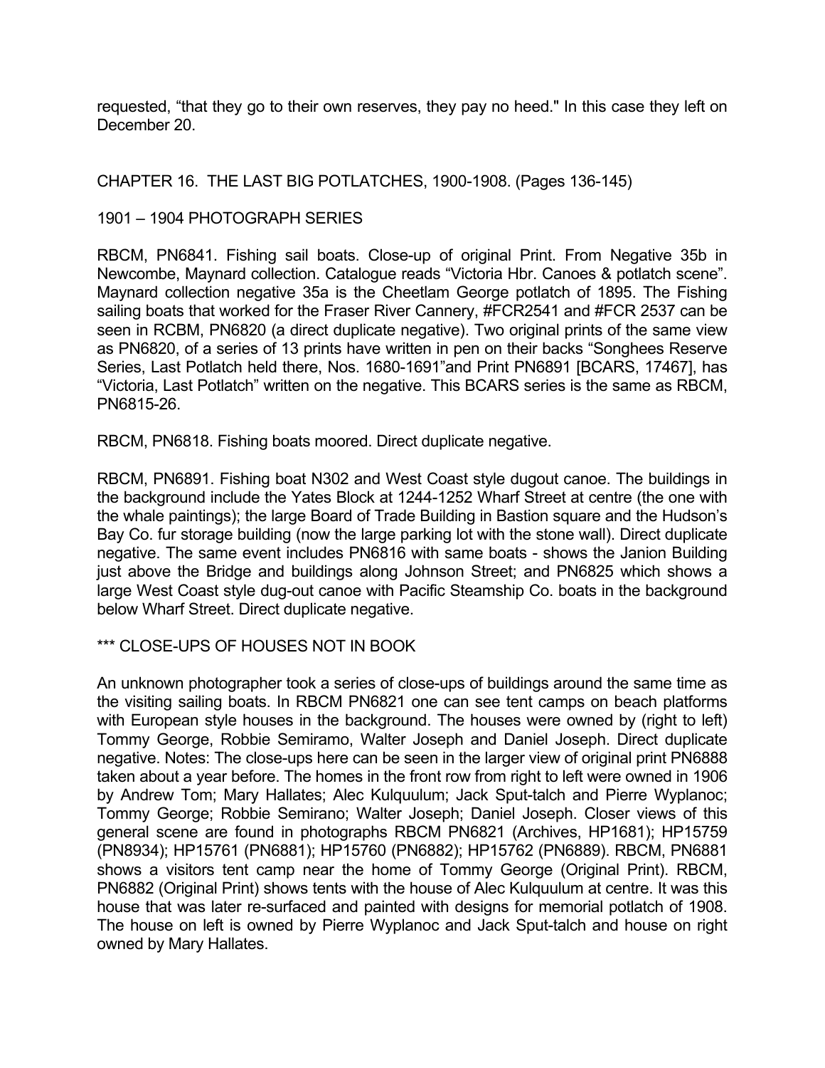requested, "that they go to their own reserves, they pay no heed." In this case they left on December 20.

## CHAPTER 16. THE LAST BIG POTLATCHES, 1900-1908. (Pages 136-145)

### 1901 – 1904 PHOTOGRAPH SERIES

RBCM, PN6841. Fishing sail boats. Close-up of original Print. From Negative 35b in Newcombe, Maynard collection. Catalogue reads "Victoria Hbr. Canoes & potlatch scene". Maynard collection negative 35a is the Cheetlam George potlatch of 1895. The Fishing sailing boats that worked for the Fraser River Cannery, #FCR2541 and #FCR 2537 can be seen in RCBM, PN6820 (a direct duplicate negative). Two original prints of the same view as PN6820, of a series of 13 prints have written in pen on their backs "Songhees Reserve Series, Last Potlatch held there, Nos. 1680-1691"and Print PN6891 [BCARS, 17467], has "Victoria, Last Potlatch" written on the negative. This BCARS series is the same as RBCM, PN6815-26.

RBCM, PN6818. Fishing boats moored. Direct duplicate negative.

RBCM, PN6891. Fishing boat N302 and West Coast style dugout canoe. The buildings in the background include the Yates Block at 1244-1252 Wharf Street at centre (the one with the whale paintings); the large Board of Trade Building in Bastion square and the Hudson's Bay Co. fur storage building (now the large parking lot with the stone wall). Direct duplicate negative. The same event includes PN6816 with same boats - shows the Janion Building just above the Bridge and buildings along Johnson Street; and PN6825 which shows a large West Coast style dug-out canoe with Pacific Steamship Co. boats in the background below Wharf Street. Direct duplicate negative.

### *** CLOSE-UPS OF HOUSES NOT IN BOOK

An unknown photographer took a series of close-ups of buildings around the same time as the visiting sailing boats. In RBCM PN6821 one can see tent camps on beach platforms with European style houses in the background. The houses were owned by (right to left) Tommy George, Robbie Semiramo, Walter Joseph and Daniel Joseph. Direct duplicate negative. Notes: The close-ups here can be seen in the larger view of original print PN6888 taken about a year before. The homes in the front row from right to left were owned in 1906 by Andrew Tom; Mary Hallates; Alec Kulquulum; Jack Sput-talch and Pierre Wyplanoc; Tommy George; Robbie Semirano; Walter Joseph; Daniel Joseph. Closer views of this general scene are found in photographs RBCM PN6821 (Archives, HP1681); HP15759 (PN8934); HP15761 (PN6881); HP15760 (PN6882); HP15762 (PN6889). RBCM, PN6881 shows a visitors tent camp near the home of Tommy George (Original Print). RBCM, PN6882 (Original Print) shows tents with the house of Alec Kulquulum at centre. It was this house that was later re-surfaced and painted with designs for memorial potlatch of 1908. The house on left is owned by Pierre Wyplanoc and Jack Sput-talch and house on right owned by Mary Hallates.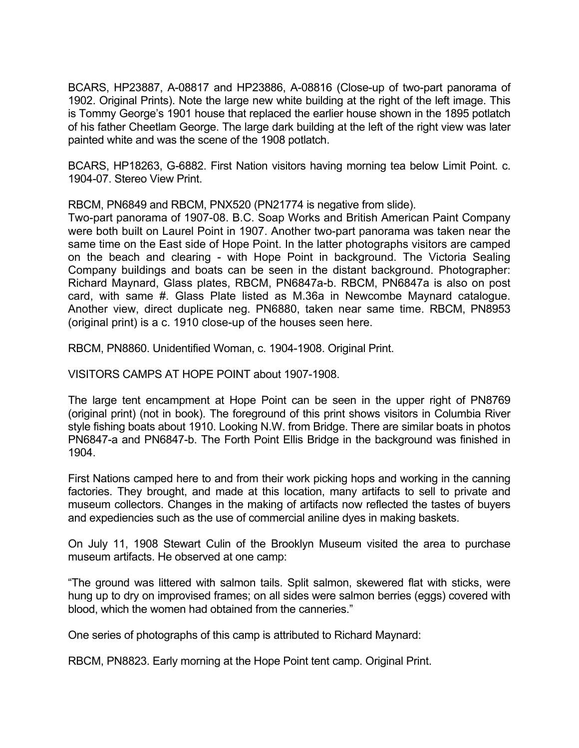BCARS, HP23887, A-08817 and HP23886, A-08816 (Close-up of two-part panorama of 1902. Original Prints). Note the large new white building at the right of the left image. This is Tommy George's 1901 house that replaced the earlier house shown in the 1895 potlatch of his father Cheetlam George. The large dark building at the left of the right view was later painted white and was the scene of the 1908 potlatch.

BCARS, HP18263, G-6882. First Nation visitors having morning tea below Limit Point. c. 1904-07. Stereo View Print.

RBCM, PN6849 and RBCM, PNX520 (PN21774 is negative from slide).
Two-part panorama of 1907-08. B.C. Soap Works and British American Paint Company were both built on Laurel Point in 1907. Another two-part panorama was taken near the same time on the East side of Hope Point. In the latter photographs visitors are camped on the beach and clearing - with Hope Point in background. The Victoria Sealing Company buildings and boats can be seen in the distant background. Photographer: Richard Maynard, Glass plates, RBCM, PN6847a-b. RBCM, PN6847a is also on post card, with same #. Glass Plate listed as M.36a in Newcombe Maynard catalogue. Another view, direct duplicate neg. PN6880, taken near same time. RBCM, PN8953 (original print) is a c. 1910 close-up of the houses seen here.

RBCM, PN8860. Unidentified Woman, c. 1904-1908. Original Print.

VISITORS CAMPS AT HOPE POINT about 1907-1908.

The large tent encampment at Hope Point can be seen in the upper right of PN8769 (original print) (not in book). The foreground of this print shows visitors in Columbia River style fishing boats about 1910. Looking N.W. from Bridge. There are similar boats in photos PN6847-a and PN6847-b. The Forth Point Ellis Bridge in the background was finished in 1904.

First Nations camped here to and from their work picking hops and working in the canning factories. They brought, and made at this location, many artifacts to sell to private and museum collectors. Changes in the making of artifacts now reflected the tastes of buyers and expediencies such as the use of commercial aniline dyes in making baskets.

On July 11, 1908 Stewart Culin of the Brooklyn Museum visited the area to purchase museum artifacts. He observed at one camp:

"The ground was littered with salmon tails. Split salmon, skewered flat with sticks, were hung up to dry on improvised frames; on all sides were salmon berries (eggs) covered with blood, which the women had obtained from the canneries."

One series of photographs of this camp is attributed to Richard Maynard:

RBCM, PN8823. Early morning at the Hope Point tent camp. Original Print.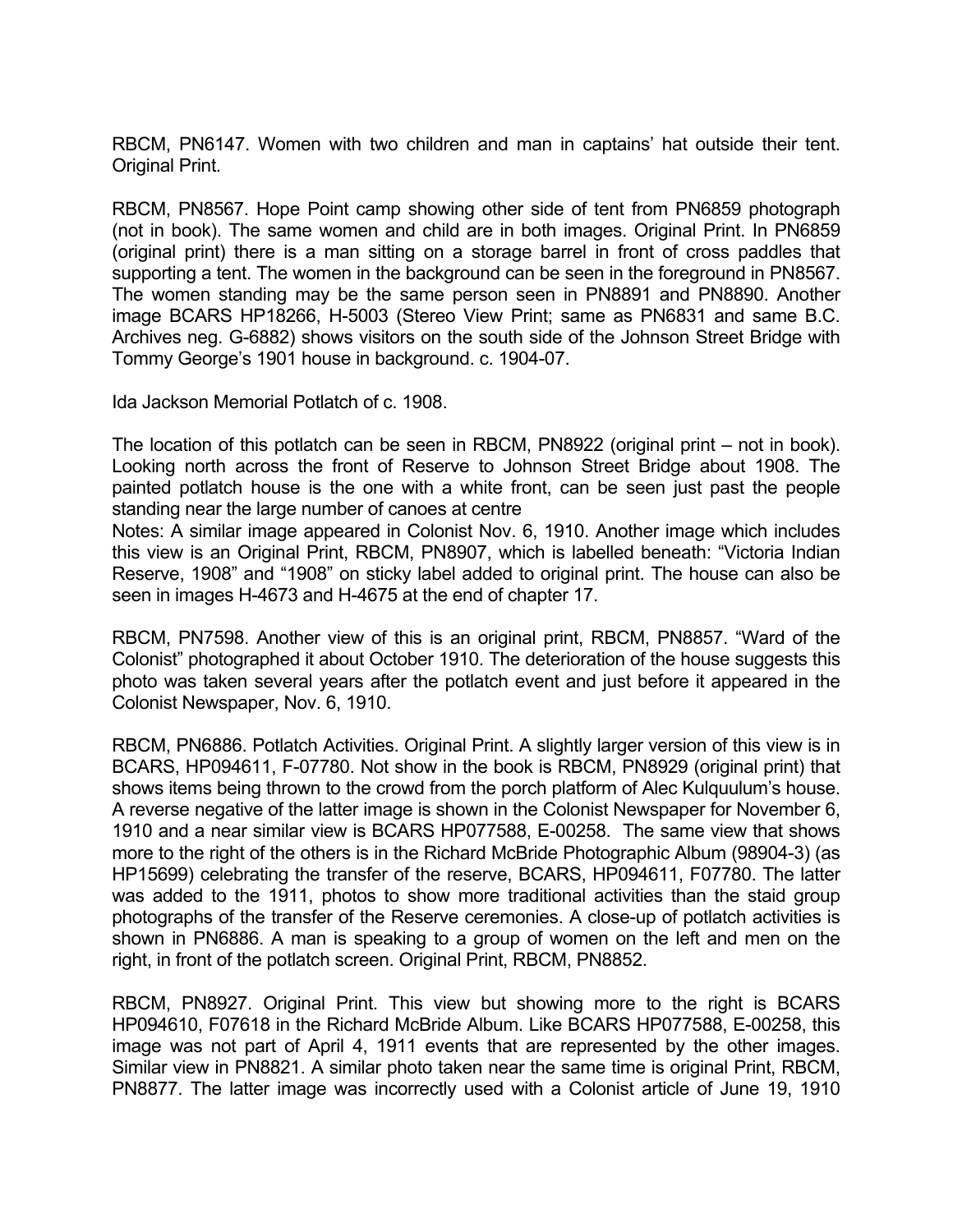RBCM, PN6147. Women with two children and man in captains' hat outside their tent. Original Print.

RBCM, PN8567. Hope Point camp showing other side of tent from PN6859 photograph (not in book). The same women and child are in both images. Original Print. In PN6859 (original print) there is a man sitting on a storage barrel in front of cross paddles that supporting a tent. The women in the background can be seen in the foreground in PN8567. The women standing may be the same person seen in PN8891 and PN8890. Another image BCARS HP18266, H-5003 (Stereo View Print; same as PN6831 and same B.C. Archives neg. G-6882) shows visitors on the south side of the Johnson Street Bridge with Tommy George's 1901 house in background. c. 1904-07.

Ida Jackson Memorial Potlatch of c. 1908.

The location of this potlatch can be seen in RBCM, PN8922 (original print – not in book). Looking north across the front of Reserve to Johnson Street Bridge about 1908. The painted potlatch house is the one with a white front, can be seen just past the people standing near the large number of canoes at centre

Notes: A similar image appeared in Colonist Nov. 6, 1910. Another image which includes this view is an Original Print, RBCM, PN8907, which is labelled beneath: "Victoria Indian Reserve, 1908" and "1908" on sticky label added to original print. The house can also be seen in images H-4673 and H-4675 at the end of chapter 17.

RBCM, PN7598. Another view of this is an original print, RBCM, PN8857. "Ward of the Colonist" photographed it about October 1910. The deterioration of the house suggests this photo was taken several years after the potlatch event and just before it appeared in the Colonist Newspaper, Nov. 6, 1910.

RBCM, PN6886. Potlatch Activities. Original Print. A slightly larger version of this view is in BCARS, HP094611, F-07780. Not show in the book is RBCM, PN8929 (original print) that shows items being thrown to the crowd from the porch platform of Alec Kulquulum's house. A reverse negative of the latter image is shown in the Colonist Newspaper for November 6, 1910 and a near similar view is BCARS HP077588, E-00258. The same view that shows more to the right of the others is in the Richard McBride Photographic Album (98904-3) (as HP15699) celebrating the transfer of the reserve, BCARS, HP094611, F07780. The latter was added to the 1911, photos to show more traditional activities than the staid group photographs of the transfer of the Reserve ceremonies. A close-up of potlatch activities is shown in PN6886. A man is speaking to a group of women on the left and men on the right, in front of the potlatch screen. Original Print, RBCM, PN8852.

RBCM, PN8927. Original Print. This view but showing more to the right is BCARS HP094610, F07618 in the Richard McBride Album. Like BCARS HP077588, E-00258, this image was not part of April 4, 1911 events that are represented by the other images. Similar view in PN8821. A similar photo taken near the same time is original Print, RBCM, PN8877. The latter image was incorrectly used with a Colonist article of June 19, 1910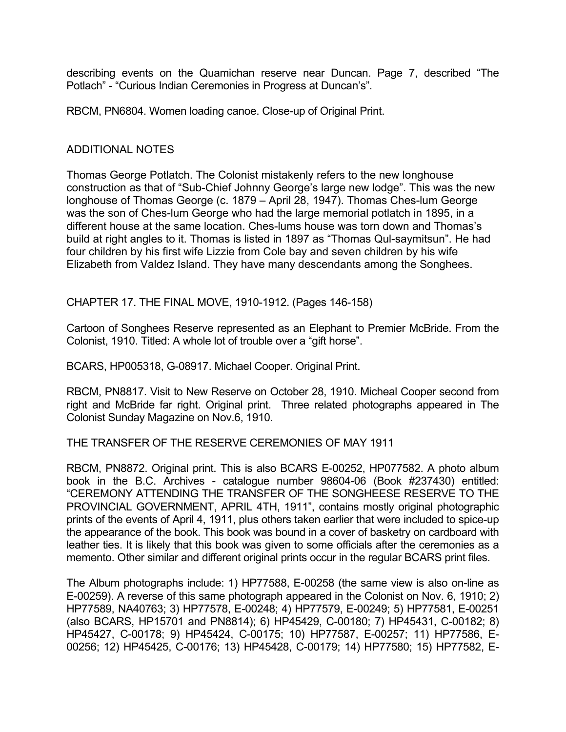describing events on the Quamichan reserve near Duncan. Page 7, described "The Potlach" - "Curious Indian Ceremonies in Progress at Duncan's".

RBCM, PN6804. Women loading canoe. Close-up of Original Print.

## ADDITIONAL NOTES

Thomas George Potlatch. The Colonist mistakenly refers to the new longhouse construction as that of "Sub-Chief Johnny George's large new lodge". This was the new longhouse of Thomas George (c. 1879 – April 28, 1947). Thomas Ches-lum George was the son of Ches-lum George who had the large memorial potlatch in 1895, in a different house at the same location. Ches-lums house was torn down and Thomas's build at right angles to it. Thomas is listed in 1897 as "Thomas Qul-saymitsun". He had four children by his first wife Lizzie from Cole bay and seven children by his wife Elizabeth from Valdez Island. They have many descendants among the Songhees.

## CHAPTER 17. THE FINAL MOVE, 1910-1912. (Pages 146-158)

Cartoon of Songhees Reserve represented as an Elephant to Premier McBride. From the Colonist, 1910. Titled: A whole lot of trouble over a "gift horse".

BCARS, HP005318, G-08917. Michael Cooper. Original Print.

RBCM, PN8817. Visit to New Reserve on October 28, 1910. Micheal Cooper second from right and McBride far right. Original print. Three related photographs appeared in The Colonist Sunday Magazine on Nov.6, 1910.

### THE TRANSFER OF THE RESERVE CEREMONIES OF MAY 1911

RBCM, PN8872. Original print. This is also BCARS E-00252, HP077582. A photo album book in the B.C. Archives - catalogue number 98604-06 (Book #237430) entitled: "CEREMONY ATTENDING THE TRANSFER OF THE SONGHEESE RESERVE TO THE PROVINCIAL GOVERNMENT, APRIL 4TH, 1911", contains mostly original photographic prints of the events of April 4, 1911, plus others taken earlier that were included to spice-up the appearance of the book. This book was bound in a cover of basketry on cardboard with leather ties. It is likely that this book was given to some officials after the ceremonies as a memento. Other similar and different original prints occur in the regular BCARS print files.

The Album photographs include: 1) HP77588, E-00258 (the same view is also on-line as E-00259). A reverse of this same photograph appeared in the Colonist on Nov. 6, 1910; 2) HP77589, NA40763; 3) HP77578, E-00248; 4) HP77579, E-00249; 5) HP77581, E-00251 (also BCARS, HP15701 and PN8814); 6) HP45429, C-00180; 7) HP45431, C-00182; 8) HP45427, C-00178; 9) HP45424, C-00175; 10) HP77587, E-00257; 11) HP77586, E-00256; 12) HP45425, C-00176; 13) HP45428, C-00179; 14) HP77580; 15) HP77582, E-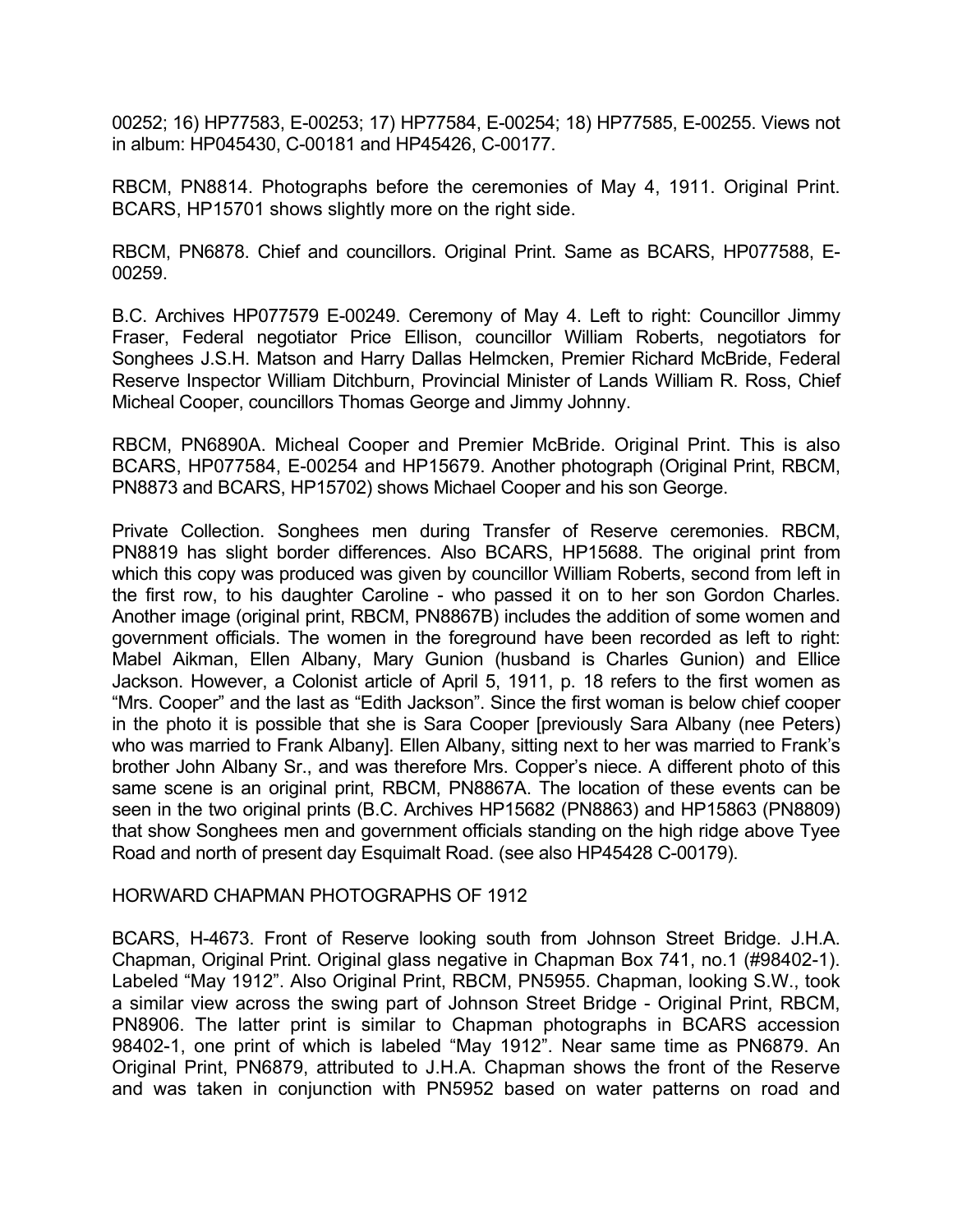00252; 16) HP77583, E-00253; 17) HP77584, E-00254; 18) HP77585, E-00255. Views not in album: HP045430, C-00181 and HP45426, C-00177.

RBCM, PN8814. Photographs before the ceremonies of May 4, 1911. Original Print. BCARS, HP15701 shows slightly more on the right side.

RBCM, PN6878. Chief and councillors. Original Print. Same as BCARS, HP077588, E-00259.

B.C. Archives HP077579 E-00249. Ceremony of May 4. Left to right: Councillor Jimmy Fraser, Federal negotiator Price Ellison, councillor William Roberts, negotiators for Songhees J.S.H. Matson and Harry Dallas Helmcken, Premier Richard McBride, Federal Reserve Inspector William Ditchburn, Provincial Minister of Lands William R. Ross, Chief Micheal Cooper, councillors Thomas George and Jimmy Johnny.

RBCM, PN6890A. Micheal Cooper and Premier McBride. Original Print. This is also BCARS, HP077584, E-00254 and HP15679. Another photograph (Original Print, RBCM, PN8873 and BCARS, HP15702) shows Michael Cooper and his son George.

Private Collection. Songhees men during Transfer of Reserve ceremonies. RBCM, PN8819 has slight border differences. Also BCARS, HP15688. The original print from which this copy was produced was given by councillor William Roberts, second from left in the first row, to his daughter Caroline - who passed it on to her son Gordon Charles. Another image (original print, RBCM, PN8867B) includes the addition of some women and government officials. The women in the foreground have been recorded as left to right: Mabel Aikman, Ellen Albany, Mary Gunion (husband is Charles Gunion) and Ellice Jackson. However, a Colonist article of April 5, 1911, p. 18 refers to the first women as "Mrs. Cooper" and the last as "Edith Jackson". Since the first woman is below chief cooper in the photo it is possible that she is Sara Cooper [previously Sara Albany (nee Peters) who was married to Frank Albany]. Ellen Albany, sitting next to her was married to Frank's brother John Albany Sr., and was therefore Mrs. Copper's niece. A different photo of this same scene is an original print, RBCM, PN8867A. The location of these events can be seen in the two original prints (B.C. Archives HP15682 (PN8863) and HP15863 (PN8809) that show Songhees men and government officials standing on the high ridge above Tyee Road and north of present day Esquimalt Road. (see also HP45428 C-00179).

HORWARD CHAPMAN PHOTOGRAPHS OF 1912

BCARS, H-4673. Front of Reserve looking south from Johnson Street Bridge. J.H.A. Chapman, Original Print. Original glass negative in Chapman Box 741, no.1 (#98402-1). Labeled "May 1912". Also Original Print, RBCM, PN5955. Chapman, looking S.W., took a similar view across the swing part of Johnson Street Bridge - Original Print, RBCM, PN8906. The latter print is similar to Chapman photographs in BCARS accession 98402-1, one print of which is labeled "May 1912". Near same time as PN6879. An Original Print, PN6879, attributed to J.H.A. Chapman shows the front of the Reserve and was taken in conjunction with PN5952 based on water patterns on road and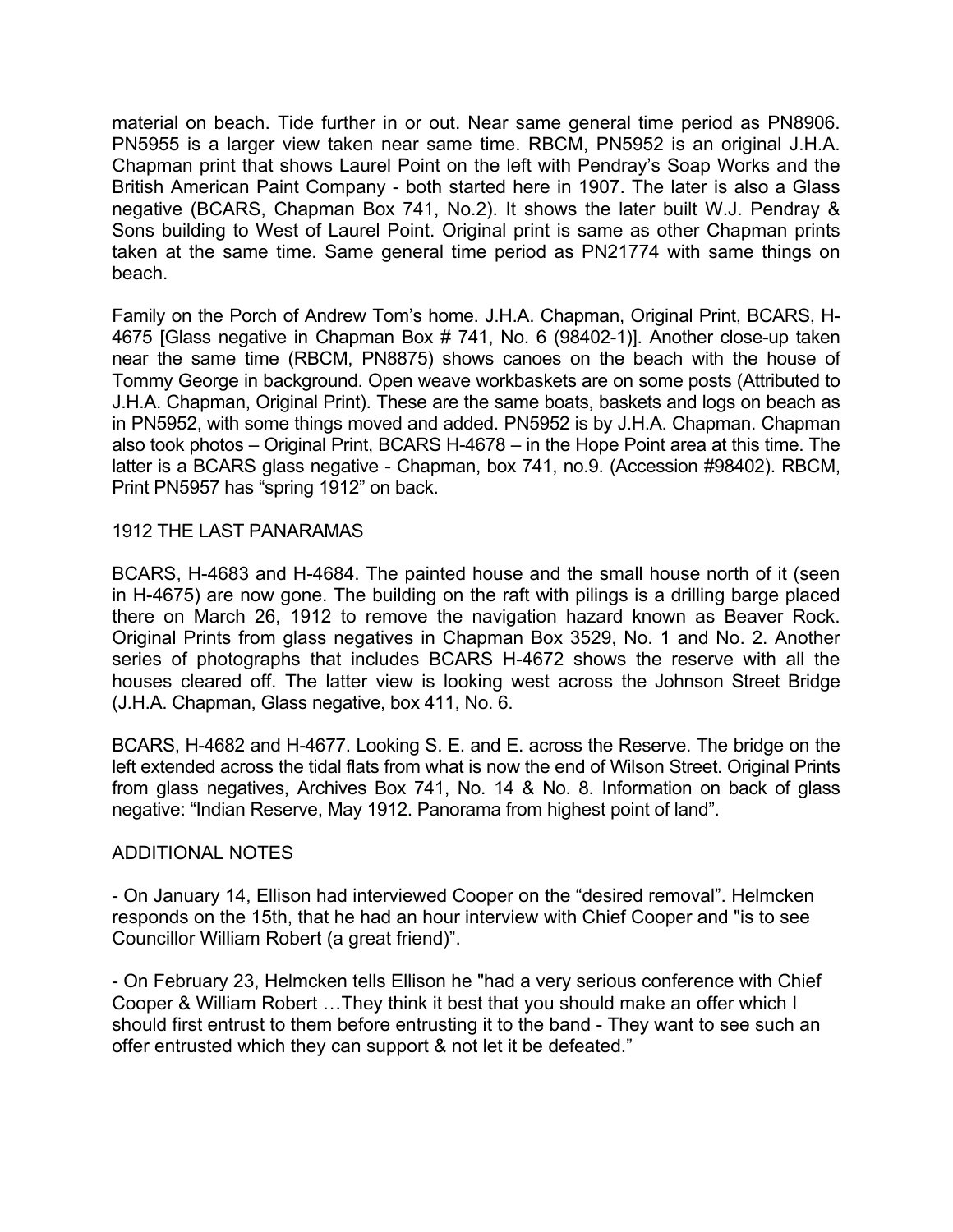material on beach. Tide further in or out. Near same general time period as PN8906. PN5955 is a larger view taken near same time. RBCM, PN5952 is an original J.H.A. Chapman print that shows Laurel Point on the left with Pendray's Soap Works and the British American Paint Company - both started here in 1907. The later is also a Glass negative (BCARS, Chapman Box 741, No.2). It shows the later built W.J. Pendray & Sons building to West of Laurel Point. Original print is same as other Chapman prints taken at the same time. Same general time period as PN21774 with same things on beach.

Family on the Porch of Andrew Tom's home. J.H.A. Chapman, Original Print, BCARS, H-4675 [Glass negative in Chapman Box # 741, No. 6 (98402-1)]. Another close-up taken near the same time (RBCM, PN8875) shows canoes on the beach with the house of Tommy George in background. Open weave workbaskets are on some posts (Attributed to J.H.A. Chapman, Original Print). These are the same boats, baskets and logs on beach as in PN5952, with some things moved and added. PN5952 is by J.H.A. Chapman. Chapman also took photos – Original Print, BCARS H-4678 – in the Hope Point area at this time. The latter is a BCARS glass negative - Chapman, box 741, no.9. (Accession #98402). RBCM, Print PN5957 has "spring 1912" on back.

## 1912 THE LAST PANARAMAS

BCARS, H-4683 and H-4684. The painted house and the small house north of it (seen in H-4675) are now gone. The building on the raft with pilings is a drilling barge placed there on March 26, 1912 to remove the navigation hazard known as Beaver Rock. Original Prints from glass negatives in Chapman Box 3529, No. 1 and No. 2. Another series of photographs that includes BCARS H-4672 shows the reserve with all the houses cleared off. The latter view is looking west across the Johnson Street Bridge (J.H.A. Chapman, Glass negative, box 411, No. 6.

BCARS, H-4682 and H-4677. Looking S. E. and E. across the Reserve. The bridge on the left extended across the tidal flats from what is now the end of Wilson Street. Original Prints from glass negatives, Archives Box 741, No. 14 & No. 8. Information on back of glass negative: "Indian Reserve, May 1912. Panorama from highest point of land".

## ADDITIONAL NOTES

- On January 14, Ellison had interviewed Cooper on the "desired removal". Helmcken responds on the 15th, that he had an hour interview with Chief Cooper and "is to see Councillor William Robert (a great friend)".

- On February 23, Helmcken tells Ellison he "had a very serious conference with Chief Cooper & William Robert …They think it best that you should make an offer which I should first entrust to them before entrusting it to the band - They want to see such an offer entrusted which they can support & not let it be defeated."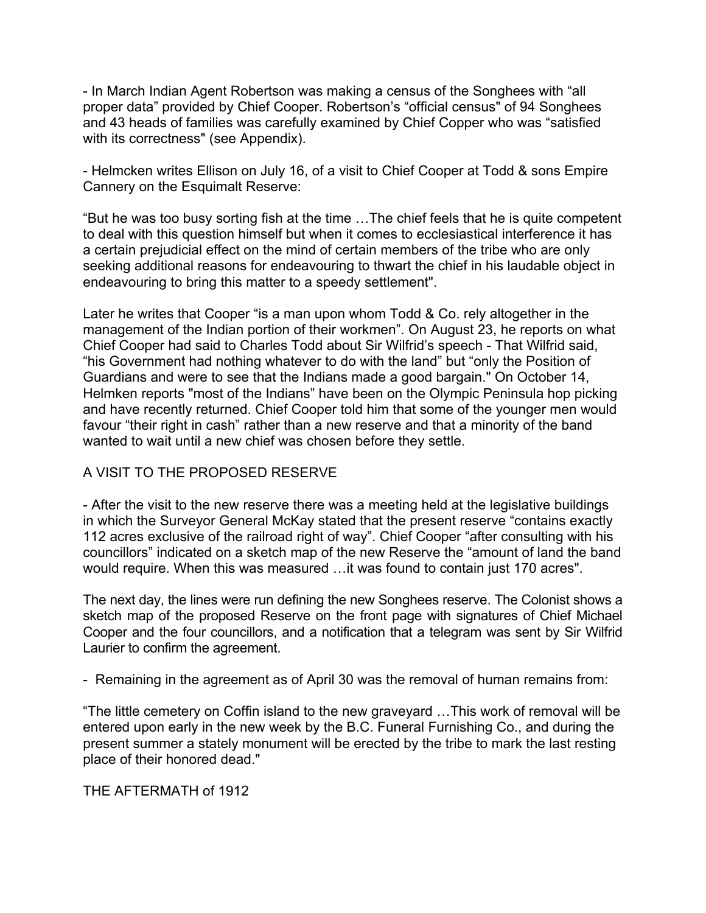- In March Indian Agent Robertson was making a census of the Songhees with “all proper data” provided by Chief Cooper. Robertson’s “official census" of 94 Songhees and 43 heads of families was carefully examined by Chief Copper who was “satisfied with its correctness" (see Appendix).

- Helmcken writes Ellison on July 16, of a visit to Chief Cooper at Todd & sons Empire Cannery on the Esquimalt Reserve:

“But he was too busy sorting fish at the time …The chief feels that he is quite competent to deal with this question himself but when it comes to ecclesiastical interference it has a certain prejudicial effect on the mind of certain members of the tribe who are only seeking additional reasons for endeavouring to thwart the chief in his laudable object in endeavouring to bring this matter to a speedy settlement".

Later he writes that Cooper “is a man upon whom Todd & Co. rely altogether in the management of the Indian portion of their workmen”. On August 23, he reports on what Chief Cooper had said to Charles Todd about Sir Wilfrid’s speech - That Wilfrid said, “his Government had nothing whatever to do with the land” but “only the Position of Guardians and were to see that the Indians made a good bargain." On October 14, Helmken reports "most of the Indians” have been on the Olympic Peninsula hop picking and have recently returned. Chief Cooper told him that some of the younger men would favour “their right in cash” rather than a new reserve and that a minority of the band wanted to wait until a new chief was chosen before they settle.

A VISIT TO THE PROPOSED RESERVE

- After the visit to the new reserve there was a meeting held at the legislative buildings in which the Surveyor General McKay stated that the present reserve “contains exactly 112 acres exclusive of the railroad right of way”. Chief Cooper “after consulting with his councillors” indicated on a sketch map of the new Reserve the “amount of land the band would require. When this was measured …it was found to contain just 170 acres".

The next day, the lines were run defining the new Songhees reserve. The Colonist shows a sketch map of the proposed Reserve on the front page with signatures of Chief Michael Cooper and the four councillors, and a notification that a telegram was sent by Sir Wilfrid Laurier to confirm the agreement.

- Remaining in the agreement as of April 30 was the removal of human remains from:

“The little cemetery on Coffin island to the new graveyard …This work of removal will be entered upon early in the new week by the B.C. Funeral Furnishing Co., and during the present summer a stately monument will be erected by the tribe to mark the last resting place of their honored dead."

THE AFTERMATH of 1912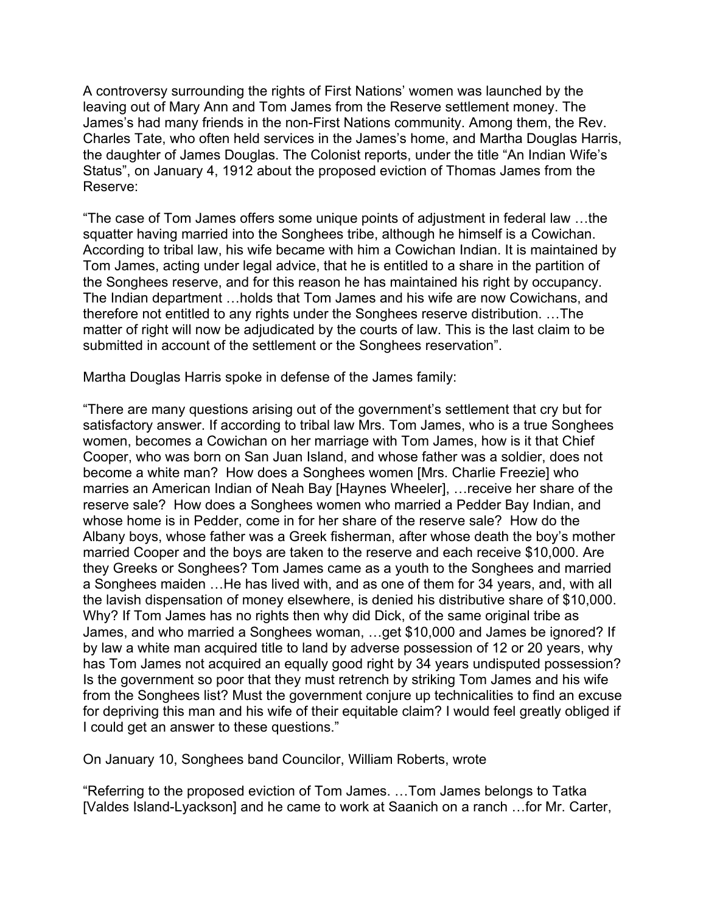A controversy surrounding the rights of First Nations' women was launched by the leaving out of Mary Ann and Tom James from the Reserve settlement money. The James's had many friends in the non-First Nations community. Among them, the Rev. Charles Tate, who often held services in the James's home, and Martha Douglas Harris, the daughter of James Douglas. The Colonist reports, under the title "An Indian Wife's Status", on January 4, 1912 about the proposed eviction of Thomas James from the Reserve:

"The case of Tom James offers some unique points of adjustment in federal law …the squatter having married into the Songhees tribe, although he himself is a Cowichan. According to tribal law, his wife became with him a Cowichan Indian. It is maintained by Tom James, acting under legal advice, that he is entitled to a share in the partition of the Songhees reserve, and for this reason he has maintained his right by occupancy. The Indian department …holds that Tom James and his wife are now Cowichans, and therefore not entitled to any rights under the Songhees reserve distribution. …The matter of right will now be adjudicated by the courts of law. This is the last claim to be submitted in account of the settlement or the Songhees reservation".

Martha Douglas Harris spoke in defense of the James family:

"There are many questions arising out of the government's settlement that cry but for satisfactory answer. If according to tribal law Mrs. Tom James, who is a true Songhees women, becomes a Cowichan on her marriage with Tom James, how is it that Chief Cooper, who was born on San Juan Island, and whose father was a soldier, does not become a white man? How does a Songhees women [Mrs. Charlie Freezie] who marries an American Indian of Neah Bay [Haynes Wheeler], …receive her share of the reserve sale? How does a Songhees women who married a Pedder Bay Indian, and whose home is in Pedder, come in for her share of the reserve sale? How do the Albany boys, whose father was a Greek fisherman, after whose death the boy's mother married Cooper and the boys are taken to the reserve and each receive $10,000. Are they Greeks or Songhees? Tom James came as a youth to the Songhees and married a Songhees maiden …He has lived with, and as one of them for 34 years, and, with all the lavish dispensation of money elsewhere, is denied his distributive share of $10,000. Why? If Tom James has no rights then why did Dick, of the same original tribe as James, and who married a Songhees woman, …get $10,000 and James be ignored? If by law a white man acquired title to land by adverse possession of 12 or 20 years, why has Tom James not acquired an equally good right by 34 years undisputed possession? Is the government so poor that they must retrench by striking Tom James and his wife from the Songhees list? Must the government conjure up technicalities to find an excuse for depriving this man and his wife of their equitable claim? I would feel greatly obliged if I could get an answer to these questions."

On January 10, Songhees band Councilor, William Roberts, wrote

"Referring to the proposed eviction of Tom James. …Tom James belongs to Tatka [Valdes Island-Lyackson] and he came to work at Saanich on a ranch …for Mr. Carter,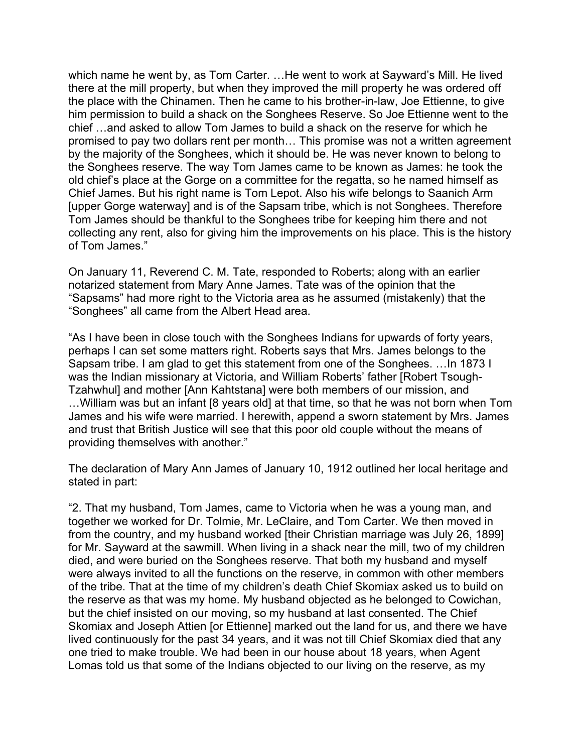which name he went by, as Tom Carter. …He went to work at Sayward's Mill. He lived there at the mill property, but when they improved the mill property he was ordered off the place with the Chinamen. Then he came to his brother-in-law, Joe Ettienne, to give him permission to build a shack on the Songhees Reserve. So Joe Ettienne went to the chief …and asked to allow Tom James to build a shack on the reserve for which he promised to pay two dollars rent per month… This promise was not a written agreement by the majority of the Songhees, which it should be. He was never known to belong to the Songhees reserve. The way Tom James came to be known as James: he took the old chief's place at the Gorge on a committee for the regatta, so he named himself as Chief James. But his right name is Tom Lepot. Also his wife belongs to Saanich Arm [upper Gorge waterway] and is of the Sapsam tribe, which is not Songhees. Therefore Tom James should be thankful to the Songhees tribe for keeping him there and not collecting any rent, also for giving him the improvements on his place. This is the history of Tom James."

On January 11, Reverend C. M. Tate, responded to Roberts; along with an earlier notarized statement from Mary Anne James. Tate was of the opinion that the "Sapsams" had more right to the Victoria area as he assumed (mistakenly) that the "Songhees" all came from the Albert Head area.

"As I have been in close touch with the Songhees Indians for upwards of forty years, perhaps I can set some matters right. Roberts says that Mrs. James belongs to the Sapsam tribe. I am glad to get this statement from one of the Songhees. …In 1873 I was the Indian missionary at Victoria, and William Roberts' father [Robert Tsough-Tzahwhul] and mother [Ann Kahtstana] were both members of our mission, and …William was but an infant [8 years old] at that time, so that he was not born when Tom James and his wife were married. I herewith, append a sworn statement by Mrs. James and trust that British Justice will see that this poor old couple without the means of providing themselves with another."

The declaration of Mary Ann James of January 10, 1912 outlined her local heritage and stated in part:

"2. That my husband, Tom James, came to Victoria when he was a young man, and together we worked for Dr. Tolmie, Mr. LeClaire, and Tom Carter. We then moved in from the country, and my husband worked [their Christian marriage was July 26, 1899] for Mr. Sayward at the sawmill. When living in a shack near the mill, two of my children died, and were buried on the Songhees reserve. That both my husband and myself were always invited to all the functions on the reserve, in common with other members of the tribe. That at the time of my children's death Chief Skomiax asked us to build on the reserve as that was my home. My husband objected as he belonged to Cowichan, but the chief insisted on our moving, so my husband at last consented. The Chief Skomiax and Joseph Attien [or Ettienne] marked out the land for us, and there we have lived continuously for the past 34 years, and it was not till Chief Skomiax died that any one tried to make trouble. We had been in our house about 18 years, when Agent Lomas told us that some of the Indians objected to our living on the reserve, as my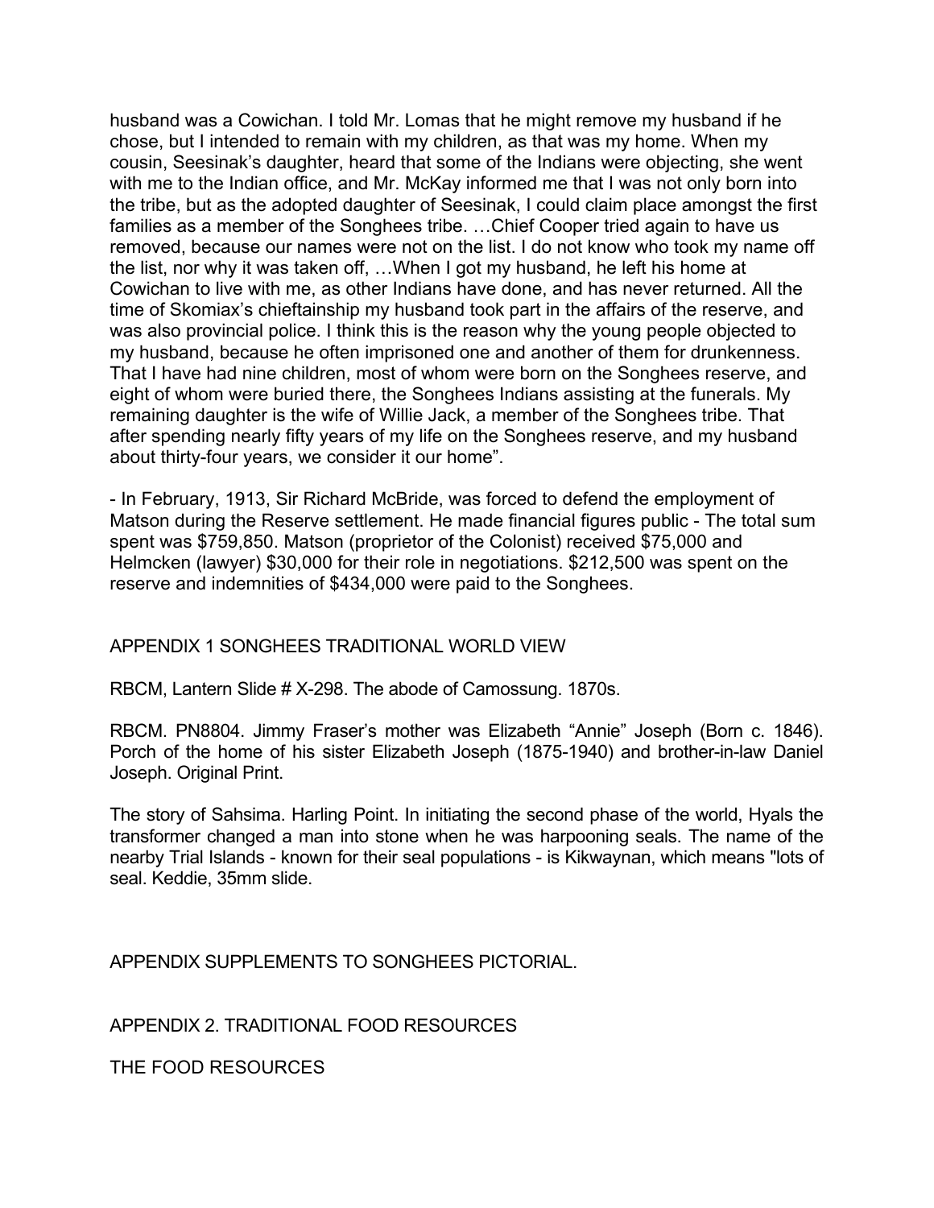husband was a Cowichan. I told Mr. Lomas that he might remove my husband if he chose, but I intended to remain with my children, as that was my home. When my cousin, Seesinak's daughter, heard that some of the Indians were objecting, she went with me to the Indian office, and Mr. McKay informed me that I was not only born into the tribe, but as the adopted daughter of Seesinak, I could claim place amongst the first families as a member of the Songhees tribe. …Chief Cooper tried again to have us removed, because our names were not on the list. I do not know who took my name off the list, nor why it was taken off, …When I got my husband, he left his home at Cowichan to live with me, as other Indians have done, and has never returned. All the time of Skomiax's chieftainship my husband took part in the affairs of the reserve, and was also provincial police. I think this is the reason why the young people objected to my husband, because he often imprisoned one and another of them for drunkenness. That I have had nine children, most of whom were born on the Songhees reserve, and eight of whom were buried there, the Songhees Indians assisting at the funerals. My remaining daughter is the wife of Willie Jack, a member of the Songhees tribe. That after spending nearly fifty years of my life on the Songhees reserve, and my husband about thirty-four years, we consider it our home".

- In February, 1913, Sir Richard McBride, was forced to defend the employment of Matson during the Reserve settlement. He made financial figures public - The total sum spent was $759,850. Matson (proprietor of the Colonist) received $75,000 and Helmcken (lawyer) $30,000 for their role in negotiations. $212,500 was spent on the reserve and indemnities of $434,000 were paid to the Songhees.

## APPENDIX 1 SONGHEES TRADITIONAL WORLD VIEW

RBCM, Lantern Slide # X-298. The abode of Camossung. 1870s.

RBCM. PN8804. Jimmy Fraser's mother was Elizabeth "Annie" Joseph (Born c. 1846). Porch of the home of his sister Elizabeth Joseph (1875-1940) and brother-in-law Daniel Joseph. Original Print.

The story of Sahsima. Harling Point. In initiating the second phase of the world, Hyals the transformer changed a man into stone when he was harpooning seals. The name of the nearby Trial Islands - known for their seal populations - is Kikwaynan, which means "lots of seal. Keddie, 35mm slide.

## APPENDIX SUPPLEMENTS TO SONGHEES PICTORIAL.

## APPENDIX 2. TRADITIONAL FOOD RESOURCES

### THE FOOD RESOURCES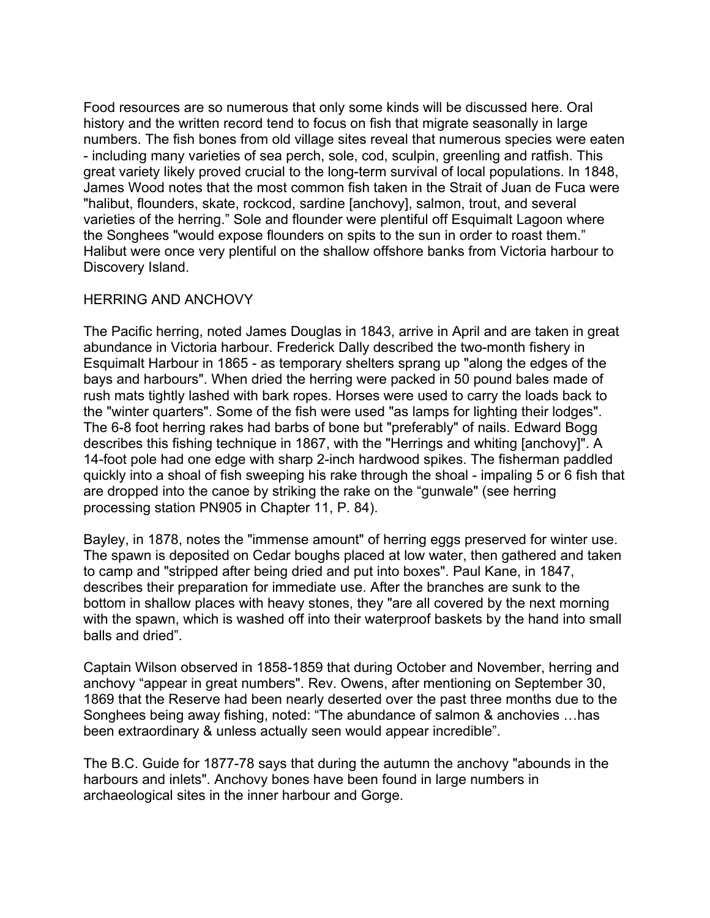Food resources are so numerous that only some kinds will be discussed here. Oral history and the written record tend to focus on fish that migrate seasonally in large numbers. The fish bones from old village sites reveal that numerous species were eaten - including many varieties of sea perch, sole, cod, sculpin, greenling and ratfish. This great variety likely proved crucial to the long-term survival of local populations. In 1848, James Wood notes that the most common fish taken in the Strait of Juan de Fuca were "halibut, flounders, skate, rockcod, sardine [anchovy], salmon, trout, and several varieties of the herring." Sole and flounder were plentiful off Esquimalt Lagoon where the Songhees "would expose flounders on spits to the sun in order to roast them." Halibut were once very plentiful on the shallow offshore banks from Victoria harbour to Discovery Island.

## HERRING AND ANCHOVY

The Pacific herring, noted James Douglas in 1843, arrive in April and are taken in great abundance in Victoria harbour. Frederick Dally described the two-month fishery in Esquimalt Harbour in 1865 - as temporary shelters sprang up "along the edges of the bays and harbours". When dried the herring were packed in 50 pound bales made of rush mats tightly lashed with bark ropes. Horses were used to carry the loads back to the "winter quarters". Some of the fish were used "as lamps for lighting their lodges". The 6-8 foot herring rakes had barbs of bone but "preferably" of nails. Edward Bogg describes this fishing technique in 1867, with the "Herrings and whiting [anchovy]". A 14-foot pole had one edge with sharp 2-inch hardwood spikes. The fisherman paddled quickly into a shoal of fish sweeping his rake through the shoal - impaling 5 or 6 fish that are dropped into the canoe by striking the rake on the "gunwale" (see herring processing station PN905 in Chapter 11, P. 84).

Bayley, in 1878, notes the "immense amount" of herring eggs preserved for winter use. The spawn is deposited on Cedar boughs placed at low water, then gathered and taken to camp and "stripped after being dried and put into boxes". Paul Kane, in 1847, describes their preparation for immediate use. After the branches are sunk to the bottom in shallow places with heavy stones, they "are all covered by the next morning with the spawn, which is washed off into their waterproof baskets by the hand into small balls and dried".

Captain Wilson observed in 1858-1859 that during October and November, herring and anchovy "appear in great numbers". Rev. Owens, after mentioning on September 30, 1869 that the Reserve had been nearly deserted over the past three months due to the Songhees being away fishing, noted: "The abundance of salmon & anchovies …has been extraordinary & unless actually seen would appear incredible".

The B.C. Guide for 1877-78 says that during the autumn the anchovy "abounds in the harbours and inlets". Anchovy bones have been found in large numbers in archaeological sites in the inner harbour and Gorge.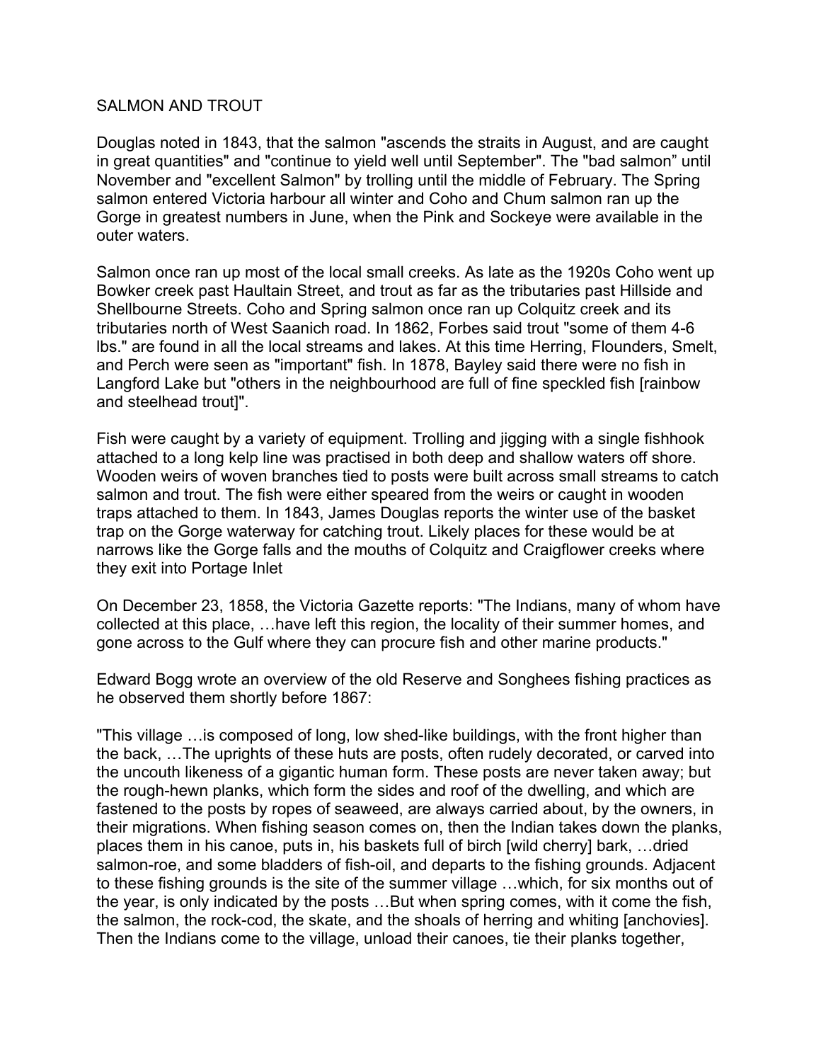SALMON AND TROUT

Douglas noted in 1843, that the salmon "ascends the straits in August, and are caught in great quantities" and "continue to yield well until September". The "bad salmon" until November and "excellent Salmon" by trolling until the middle of February. The Spring salmon entered Victoria harbour all winter and Coho and Chum salmon ran up the Gorge in greatest numbers in June, when the Pink and Sockeye were available in the outer waters.

Salmon once ran up most of the local small creeks. As late as the 1920s Coho went up Bowker creek past Haultain Street, and trout as far as the tributaries past Hillside and Shellbourne Streets. Coho and Spring salmon once ran up Colquitz creek and its tributaries north of West Saanich road. In 1862, Forbes said trout "some of them 4-6 lbs." are found in all the local streams and lakes. At this time Herring, Flounders, Smelt, and Perch were seen as "important" fish. In 1878, Bayley said there were no fish in Langford Lake but "others in the neighbourhood are full of fine speckled fish [rainbow and steelhead trout]".

Fish were caught by a variety of equipment. Trolling and jigging with a single fishhook attached to a long kelp line was practised in both deep and shallow waters off shore. Wooden weirs of woven branches tied to posts were built across small streams to catch salmon and trout. The fish were either speared from the weirs or caught in wooden traps attached to them. In 1843, James Douglas reports the winter use of the basket trap on the Gorge waterway for catching trout. Likely places for these would be at narrows like the Gorge falls and the mouths of Colquitz and Craigflower creeks where they exit into Portage Inlet

On December 23, 1858, the Victoria Gazette reports: "The Indians, many of whom have collected at this place, …have left this region, the locality of their summer homes, and gone across to the Gulf where they can procure fish and other marine products."

Edward Bogg wrote an overview of the old Reserve and Songhees fishing practices as he observed them shortly before 1867:

"This village …is composed of long, low shed-like buildings, with the front higher than the back, …The uprights of these huts are posts, often rudely decorated, or carved into the uncouth likeness of a gigantic human form. These posts are never taken away; but the rough-hewn planks, which form the sides and roof of the dwelling, and which are fastened to the posts by ropes of seaweed, are always carried about, by the owners, in their migrations. When fishing season comes on, then the Indian takes down the planks, places them in his canoe, puts in, his baskets full of birch [wild cherry] bark, …dried salmon-roe, and some bladders of fish-oil, and departs to the fishing grounds. Adjacent to these fishing grounds is the site of the summer village …which, for six months out of the year, is only indicated by the posts …But when spring comes, with it come the fish, the salmon, the rock-cod, the skate, and the shoals of herring and whiting [anchovies]. Then the Indians come to the village, unload their canoes, tie their planks together,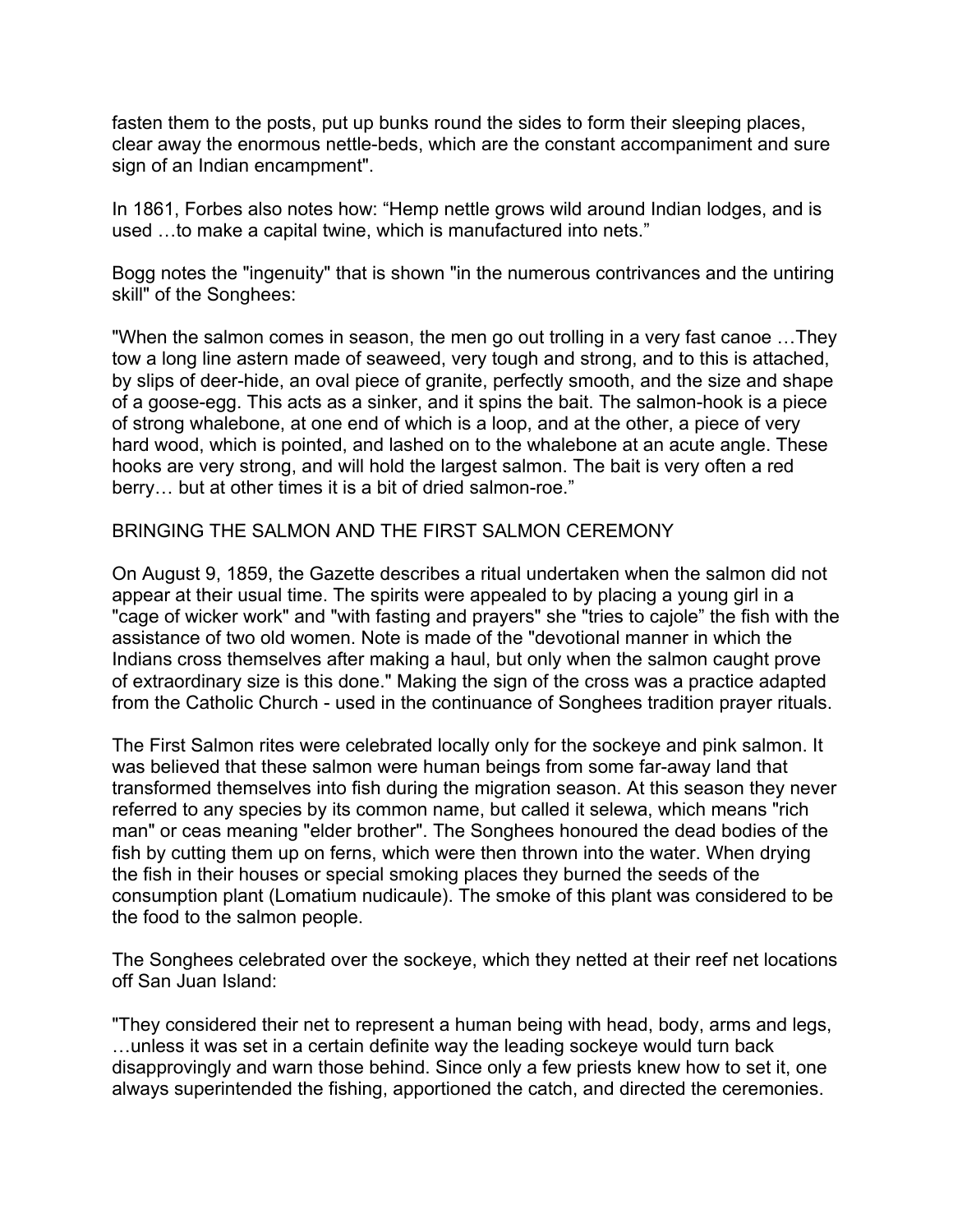fasten them to the posts, put up bunks round the sides to form their sleeping places, clear away the enormous nettle-beds, which are the constant accompaniment and sure sign of an Indian encampment".

In 1861, Forbes also notes how: “Hemp nettle grows wild around Indian lodges, and is used …to make a capital twine, which is manufactured into nets.”

Bogg notes the "ingenuity" that is shown "in the numerous contrivances and the untiring skill" of the Songhees:

"When the salmon comes in season, the men go out trolling in a very fast canoe …They tow a long line astern made of seaweed, very tough and strong, and to this is attached, by slips of deer-hide, an oval piece of granite, perfectly smooth, and the size and shape of a goose-egg. This acts as a sinker, and it spins the bait. The salmon-hook is a piece of strong whalebone, at one end of which is a loop, and at the other, a piece of very hard wood, which is pointed, and lashed on to the whalebone at an acute angle. These hooks are very strong, and will hold the largest salmon. The bait is very often a red berry… but at other times it is a bit of dried salmon-roe.”

## BRINGING THE SALMON AND THE FIRST SALMON CEREMONY

On August 9, 1859, the Gazette describes a ritual undertaken when the salmon did not appear at their usual time. The spirits were appealed to by placing a young girl in a "cage of wicker work" and "with fasting and prayers" she "tries to cajole” the fish with the assistance of two old women. Note is made of the "devotional manner in which the Indians cross themselves after making a haul, but only when the salmon caught prove of extraordinary size is this done." Making the sign of the cross was a practice adapted from the Catholic Church - used in the continuance of Songhees tradition prayer rituals.

The First Salmon rites were celebrated locally only for the sockeye and pink salmon. It was believed that these salmon were human beings from some far-away land that transformed themselves into fish during the migration season. At this season they never referred to any species by its common name, but called it selewa, which means "rich man" or ceas meaning "elder brother". The Songhees honoured the dead bodies of the fish by cutting them up on ferns, which were then thrown into the water. When drying the fish in their houses or special smoking places they burned the seeds of the consumption plant (Lomatium nudicaule). The smoke of this plant was considered to be the food to the salmon people.

The Songhees celebrated over the sockeye, which they netted at their reef net locations off San Juan Island:

"They considered their net to represent a human being with head, body, arms and legs, …unless it was set in a certain definite way the leading sockeye would turn back disapprovingly and warn those behind. Since only a few priests knew how to set it, one always superintended the fishing, apportioned the catch, and directed the ceremonies.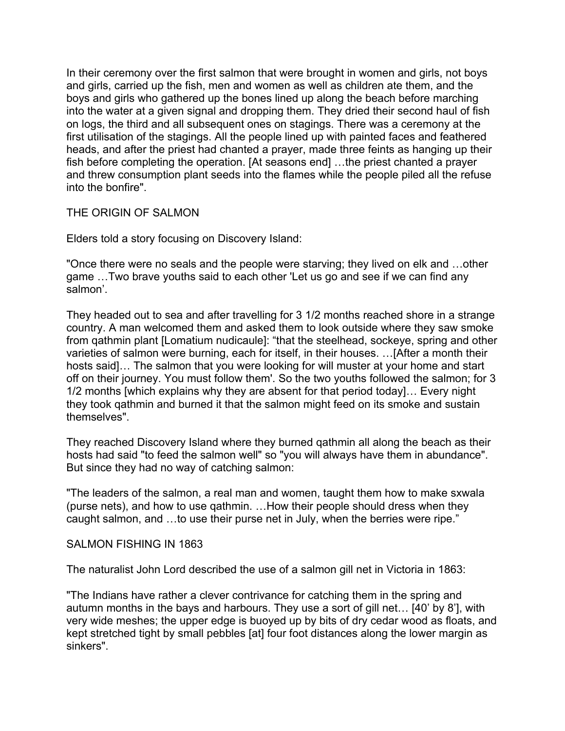In their ceremony over the first salmon that were brought in women and girls, not boys and girls, carried up the fish, men and women as well as children ate them, and the boys and girls who gathered up the bones lined up along the beach before marching into the water at a given signal and dropping them. They dried their second haul of fish on logs, the third and all subsequent ones on stagings. There was a ceremony at the first utilisation of the stagings. All the people lined up with painted faces and feathered heads, and after the priest had chanted a prayer, made three feints as hanging up their fish before completing the operation. [At seasons end] …the priest chanted a prayer and threw consumption plant seeds into the flames while the people piled all the refuse into the bonfire".

## THE ORIGIN OF SALMON

Elders told a story focusing on Discovery Island:

"Once there were no seals and the people were starving; they lived on elk and …other game …Two brave youths said to each other 'Let us go and see if we can find any salmon'.

They headed out to sea and after travelling for 3 1/2 months reached shore in a strange country. A man welcomed them and asked them to look outside where they saw smoke from qathmin plant [Lomatium nudicaule]: "that the steelhead, sockeye, spring and other varieties of salmon were burning, each for itself, in their houses. …[After a month their hosts said]… The salmon that you were looking for will muster at your home and start off on their journey. You must follow them'. So the two youths followed the salmon; for 3 1/2 months [which explains why they are absent for that period today]… Every night they took qathmin and burned it that the salmon might feed on its smoke and sustain themselves".

They reached Discovery Island where they burned qathmin all along the beach as their hosts had said "to feed the salmon well" so "you will always have them in abundance". But since they had no way of catching salmon:

"The leaders of the salmon, a real man and women, taught them how to make sxwala (purse nets), and how to use qathmin. …How their people should dress when they caught salmon, and …to use their purse net in July, when the berries were ripe."

## SALMON FISHING IN 1863

The naturalist John Lord described the use of a salmon gill net in Victoria in 1863:

"The Indians have rather a clever contrivance for catching them in the spring and autumn months in the bays and harbours. They use a sort of gill net… [40' by 8'], with very wide meshes; the upper edge is buoyed up by bits of dry cedar wood as floats, and kept stretched tight by small pebbles [at] four foot distances along the lower margin as sinkers".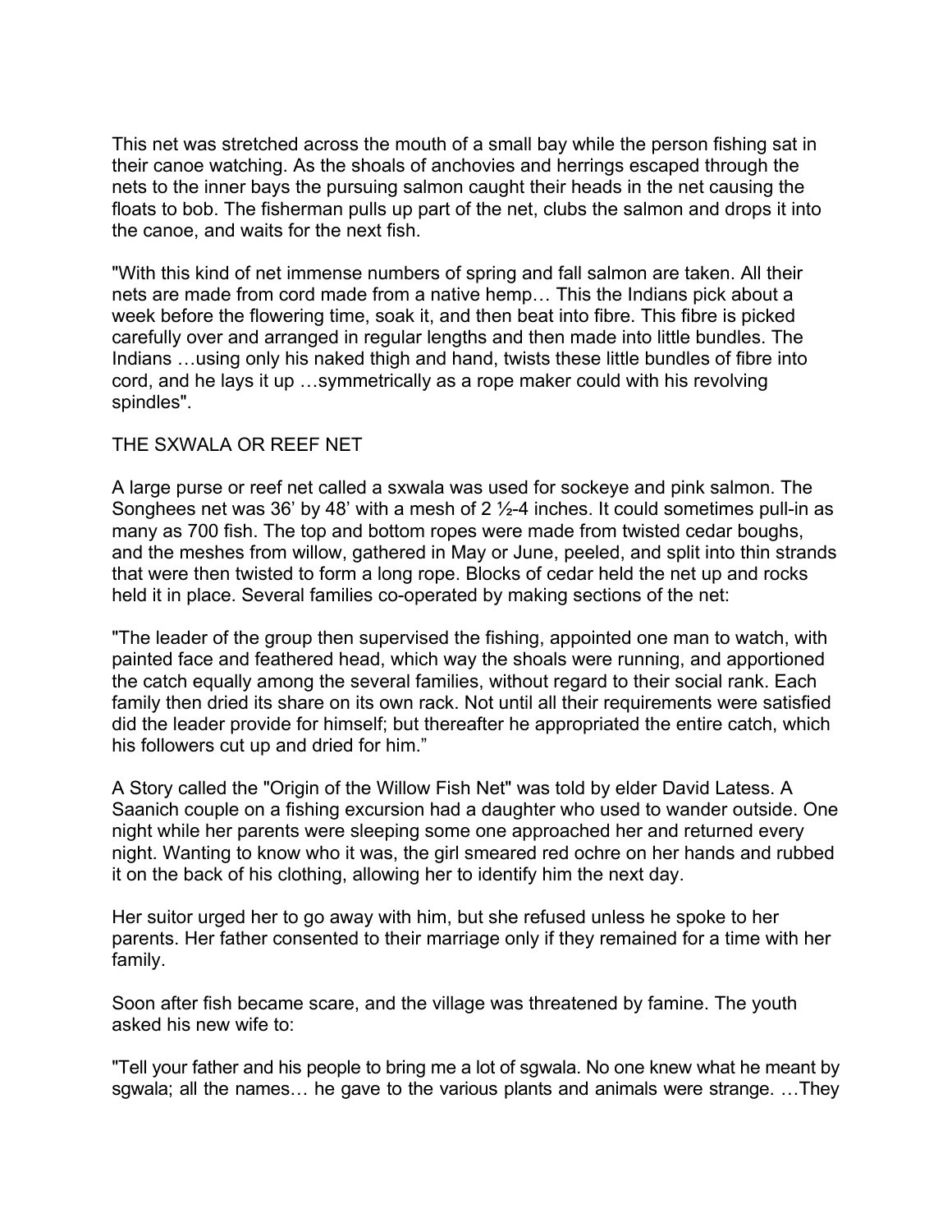This net was stretched across the mouth of a small bay while the person fishing sat in their canoe watching. As the shoals of anchovies and herrings escaped through the nets to the inner bays the pursuing salmon caught their heads in the net causing the floats to bob. The fisherman pulls up part of the net, clubs the salmon and drops it into the canoe, and waits for the next fish.

"With this kind of net immense numbers of spring and fall salmon are taken. All their nets are made from cord made from a native hemp… This the Indians pick about a week before the flowering time, soak it, and then beat into fibre. This fibre is picked carefully over and arranged in regular lengths and then made into little bundles. The Indians …using only his naked thigh and hand, twists these little bundles of fibre into cord, and he lays it up …symmetrically as a rope maker could with his revolving spindles".

## THE SXWALA OR REEF NET

A large purse or reef net called a sxwala was used for sockeye and pink salmon. The Songhees net was 36' by 48' with a mesh of 2 ½-4 inches. It could sometimes pull-in as many as 700 fish. The top and bottom ropes were made from twisted cedar boughs, and the meshes from willow, gathered in May or June, peeled, and split into thin strands that were then twisted to form a long rope. Blocks of cedar held the net up and rocks held it in place. Several families co-operated by making sections of the net:

"The leader of the group then supervised the fishing, appointed one man to watch, with painted face and feathered head, which way the shoals were running, and apportioned the catch equally among the several families, without regard to their social rank. Each family then dried its share on its own rack. Not until all their requirements were satisfied did the leader provide for himself; but thereafter he appropriated the entire catch, which his followers cut up and dried for him."

A Story called the "Origin of the Willow Fish Net" was told by elder David Latess. A Saanich couple on a fishing excursion had a daughter who used to wander outside. One night while her parents were sleeping some one approached her and returned every night. Wanting to know who it was, the girl smeared red ochre on her hands and rubbed it on the back of his clothing, allowing her to identify him the next day.

Her suitor urged her to go away with him, but she refused unless he spoke to her parents. Her father consented to their marriage only if they remained for a time with her family.

Soon after fish became scare, and the village was threatened by famine. The youth asked his new wife to:

"Tell your father and his people to bring me a lot of sgwala. No one knew what he meant by sgwala; all the names… he gave to the various plants and animals were strange. …They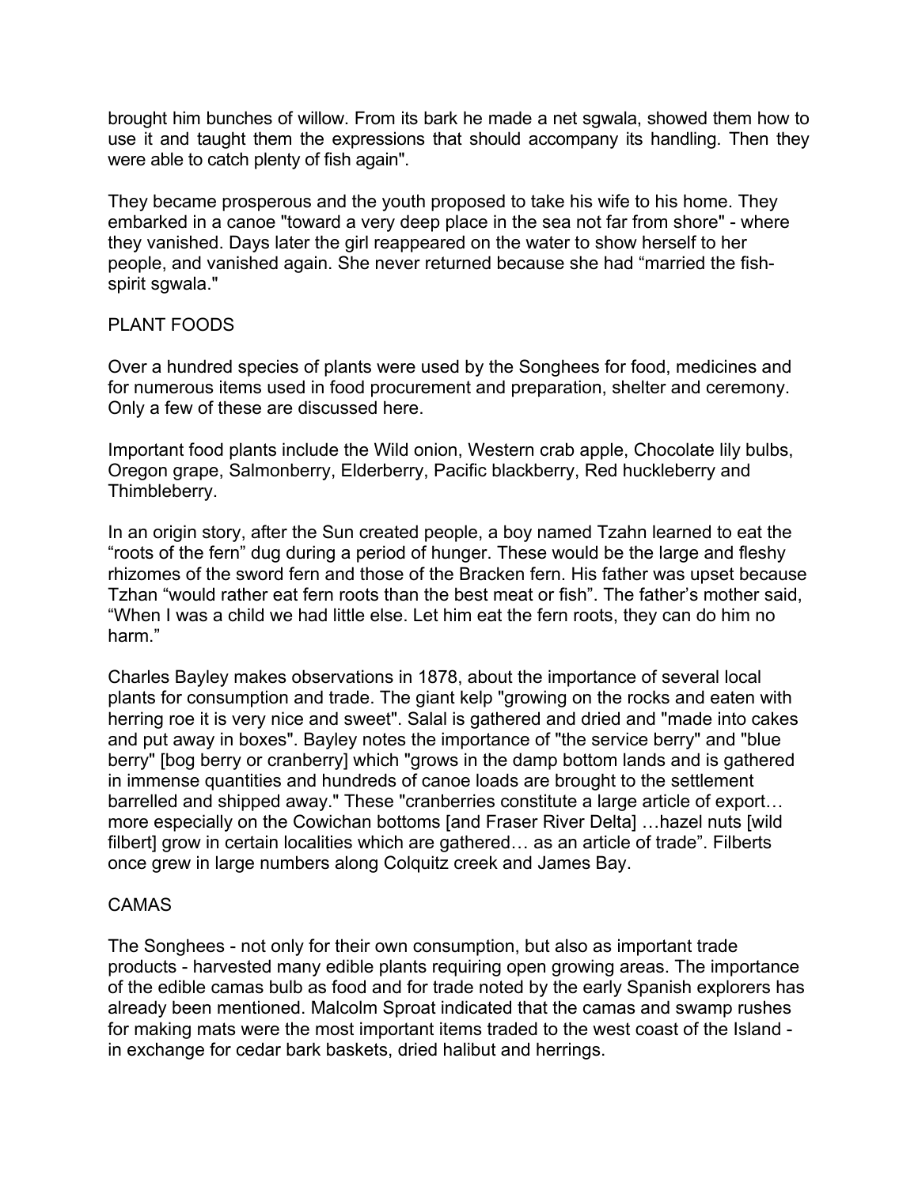brought him bunches of willow. From its bark he made a net sgwala, showed them how to use it and taught them the expressions that should accompany its handling. Then they were able to catch plenty of fish again".

They became prosperous and the youth proposed to take his wife to his home. They embarked in a canoe "toward a very deep place in the sea not far from shore" - where they vanished. Days later the girl reappeared on the water to show herself to her people, and vanished again. She never returned because she had "married the fish-spirit sgwala."

## PLANT FOODS

Over a hundred species of plants were used by the Songhees for food, medicines and for numerous items used in food procurement and preparation, shelter and ceremony. Only a few of these are discussed here.

Important food plants include the Wild onion, Western crab apple, Chocolate lily bulbs, Oregon grape, Salmonberry, Elderberry, Pacific blackberry, Red huckleberry and Thimbleberry.

In an origin story, after the Sun created people, a boy named Tzahn learned to eat the "roots of the fern" dug during a period of hunger. These would be the large and fleshy rhizomes of the sword fern and those of the Bracken fern. His father was upset because Tzhan "would rather eat fern roots than the best meat or fish". The father's mother said, "When I was a child we had little else. Let him eat the fern roots, they can do him no harm."

Charles Bayley makes observations in 1878, about the importance of several local plants for consumption and trade. The giant kelp "growing on the rocks and eaten with herring roe it is very nice and sweet". Salal is gathered and dried and "made into cakes and put away in boxes". Bayley notes the importance of "the service berry" and "blue berry" [bog berry or cranberry] which "grows in the damp bottom lands and is gathered in immense quantities and hundreds of canoe loads are brought to the settlement barrelled and shipped away." These "cranberries constitute a large article of export… more especially on the Cowichan bottoms [and Fraser River Delta] …hazel nuts [wild filbert] grow in certain localities which are gathered… as an article of trade". Filberts once grew in large numbers along Colquitz creek and James Bay.

## CAMAS

The Songhees - not only for their own consumption, but also as important trade products - harvested many edible plants requiring open growing areas. The importance of the edible camas bulb as food and for trade noted by the early Spanish explorers has already been mentioned. Malcolm Sproat indicated that the camas and swamp rushes for making mats were the most important items traded to the west coast of the Island - in exchange for cedar bark baskets, dried halibut and herrings.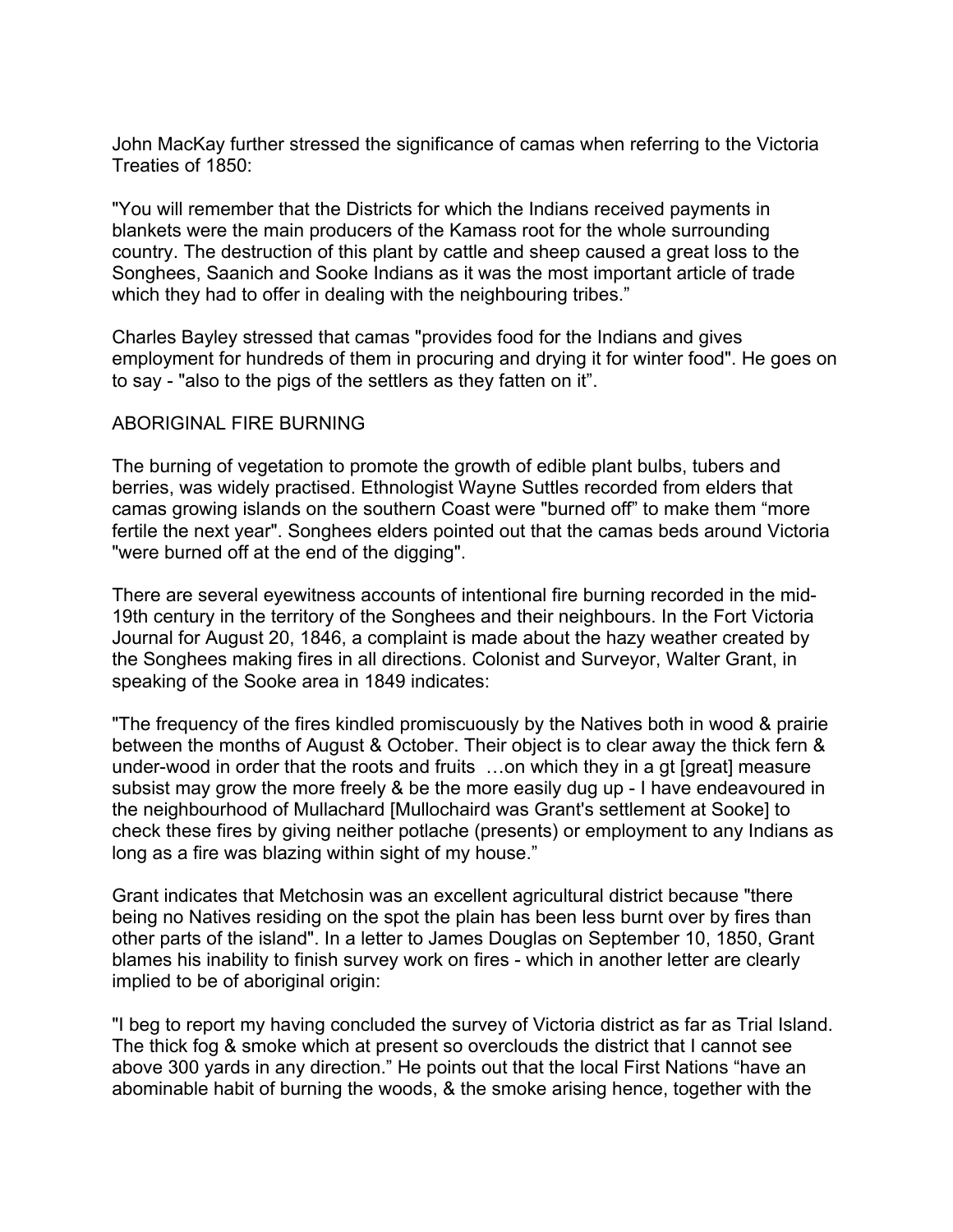John MacKay further stressed the significance of camas when referring to the Victoria Treaties of 1850:

"You will remember that the Districts for which the Indians received payments in blankets were the main producers of the Kamass root for the whole surrounding country. The destruction of this plant by cattle and sheep caused a great loss to the Songhees, Saanich and Sooke Indians as it was the most important article of trade which they had to offer in dealing with the neighbouring tribes."

Charles Bayley stressed that camas "provides food for the Indians and gives employment for hundreds of them in procuring and drying it for winter food". He goes on to say - "also to the pigs of the settlers as they fatten on it".

## ABORIGINAL FIRE BURNING

The burning of vegetation to promote the growth of edible plant bulbs, tubers and berries, was widely practised. Ethnologist Wayne Suttles recorded from elders that camas growing islands on the southern Coast were "burned off" to make them "more fertile the next year". Songhees elders pointed out that the camas beds around Victoria "were burned off at the end of the digging".

There are several eyewitness accounts of intentional fire burning recorded in the mid-19th century in the territory of the Songhees and their neighbours. In the Fort Victoria Journal for August 20, 1846, a complaint is made about the hazy weather created by the Songhees making fires in all directions. Colonist and Surveyor, Walter Grant, in speaking of the Sooke area in 1849 indicates:

"The frequency of the fires kindled promiscuously by the Natives both in wood & prairie between the months of August & October. Their object is to clear away the thick fern & under-wood in order that the roots and fruits …on which they in a gt [great] measure subsist may grow the more freely & be the more easily dug up - I have endeavoured in the neighbourhood of Mullachard [Mullochaird was Grant's settlement at Sooke] to check these fires by giving neither potlache (presents) or employment to any Indians as long as a fire was blazing within sight of my house."

Grant indicates that Metchosin was an excellent agricultural district because "there being no Natives residing on the spot the plain has been less burnt over by fires than other parts of the island". In a letter to James Douglas on September 10, 1850, Grant blames his inability to finish survey work on fires - which in another letter are clearly implied to be of aboriginal origin:

"I beg to report my having concluded the survey of Victoria district as far as Trial Island. The thick fog & smoke which at present so overclouds the district that I cannot see above 300 yards in any direction." He points out that the local First Nations "have an abominable habit of burning the woods, & the smoke arising hence, together with the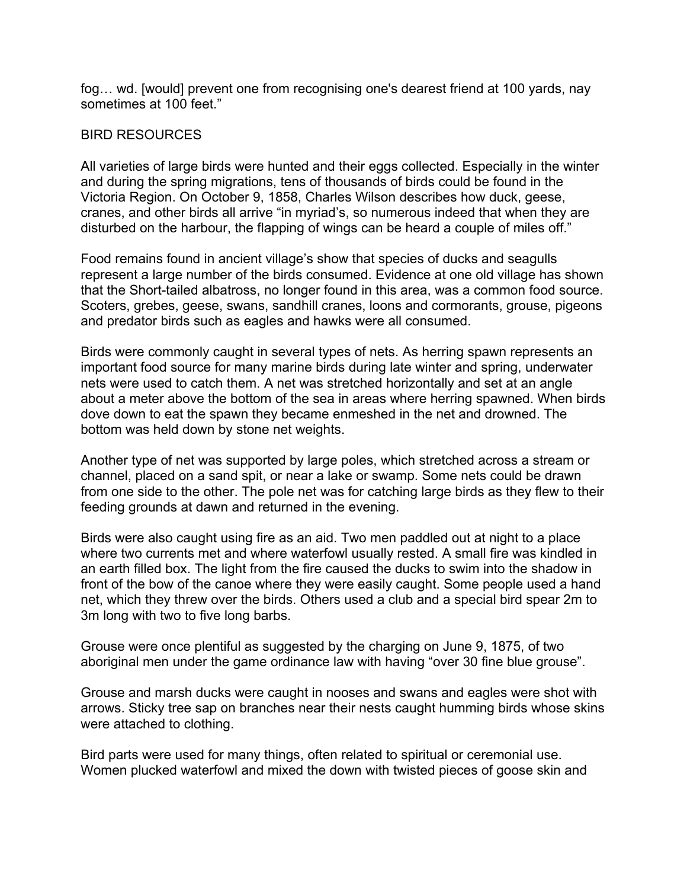fog… wd. [would] prevent one from recognising one's dearest friend at 100 yards, nay sometimes at 100 feet."

## BIRD RESOURCES

All varieties of large birds were hunted and their eggs collected. Especially in the winter and during the spring migrations, tens of thousands of birds could be found in the Victoria Region. On October 9, 1858, Charles Wilson describes how duck, geese, cranes, and other birds all arrive "in myriad's, so numerous indeed that when they are disturbed on the harbour, the flapping of wings can be heard a couple of miles off."

Food remains found in ancient village's show that species of ducks and seagulls represent a large number of the birds consumed. Evidence at one old village has shown that the Short-tailed albatross, no longer found in this area, was a common food source. Scoters, grebes, geese, swans, sandhill cranes, loons and cormorants, grouse, pigeons and predator birds such as eagles and hawks were all consumed.

Birds were commonly caught in several types of nets. As herring spawn represents an important food source for many marine birds during late winter and spring, underwater nets were used to catch them. A net was stretched horizontally and set at an angle about a meter above the bottom of the sea in areas where herring spawned. When birds dove down to eat the spawn they became enmeshed in the net and drowned. The bottom was held down by stone net weights.

Another type of net was supported by large poles, which stretched across a stream or channel, placed on a sand spit, or near a lake or swamp. Some nets could be drawn from one side to the other. The pole net was for catching large birds as they flew to their feeding grounds at dawn and returned in the evening.

Birds were also caught using fire as an aid. Two men paddled out at night to a place where two currents met and where waterfowl usually rested. A small fire was kindled in an earth filled box. The light from the fire caused the ducks to swim into the shadow in front of the bow of the canoe where they were easily caught. Some people used a hand net, which they threw over the birds. Others used a club and a special bird spear 2m to 3m long with two to five long barbs.

Grouse were once plentiful as suggested by the charging on June 9, 1875, of two aboriginal men under the game ordinance law with having "over 30 fine blue grouse".

Grouse and marsh ducks were caught in nooses and swans and eagles were shot with arrows. Sticky tree sap on branches near their nests caught humming birds whose skins were attached to clothing.

Bird parts were used for many things, often related to spiritual or ceremonial use. Women plucked waterfowl and mixed the down with twisted pieces of goose skin and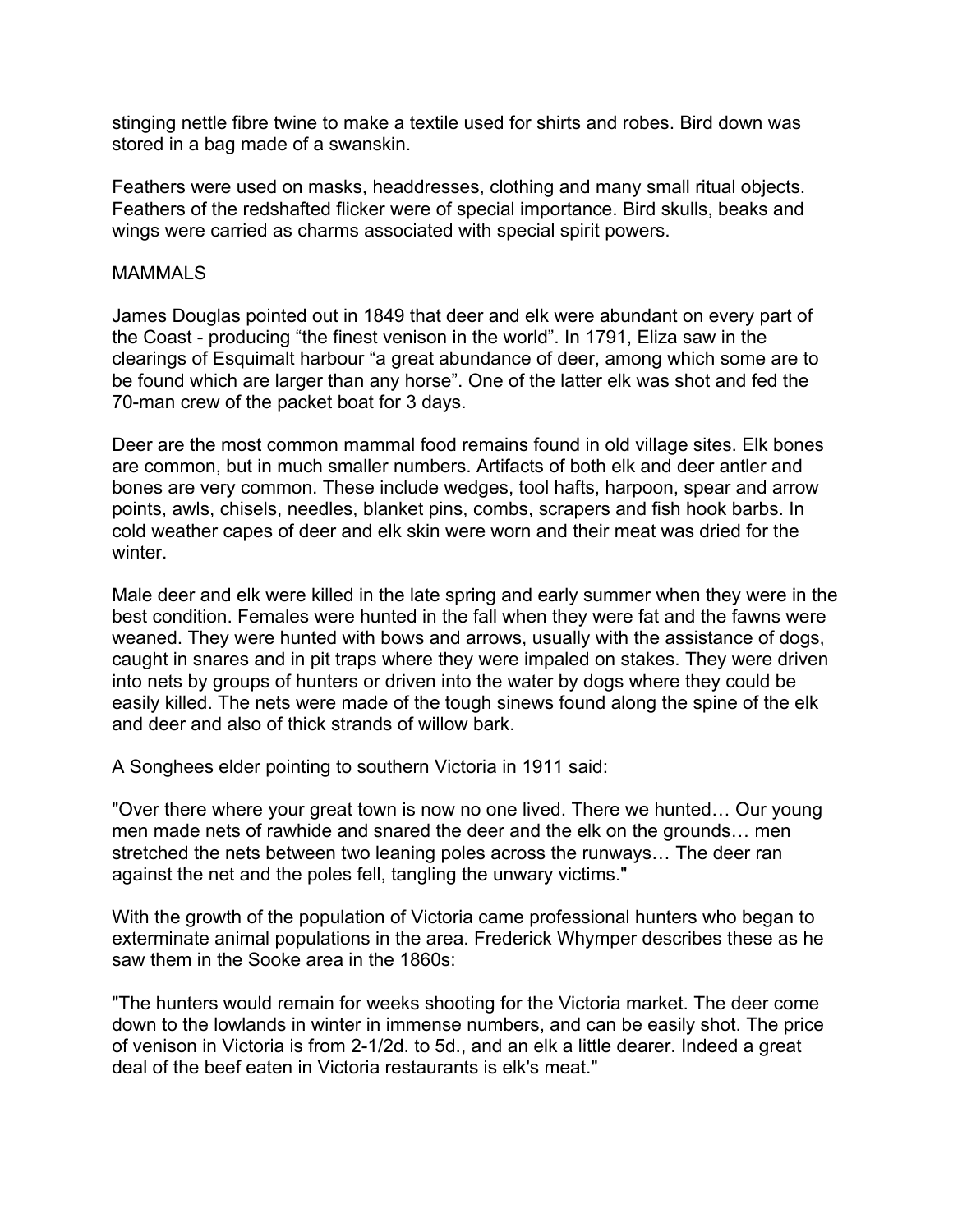stinging nettle fibre twine to make a textile used for shirts and robes. Bird down was stored in a bag made of a swanskin.

Feathers were used on masks, headdresses, clothing and many small ritual objects. Feathers of the redshafted flicker were of special importance. Bird skulls, beaks and wings were carried as charms associated with special spirit powers.

## MAMMALS

James Douglas pointed out in 1849 that deer and elk were abundant on every part of the Coast - producing “the finest venison in the world”. In 1791, Eliza saw in the clearings of Esquimalt harbour “a great abundance of deer, among which some are to be found which are larger than any horse”. One of the latter elk was shot and fed the 70-man crew of the packet boat for 3 days.

Deer are the most common mammal food remains found in old village sites. Elk bones are common, but in much smaller numbers. Artifacts of both elk and deer antler and bones are very common. These include wedges, tool hafts, harpoon, spear and arrow points, awls, chisels, needles, blanket pins, combs, scrapers and fish hook barbs. In cold weather capes of deer and elk skin were worn and their meat was dried for the winter.

Male deer and elk were killed in the late spring and early summer when they were in the best condition. Females were hunted in the fall when they were fat and the fawns were weaned. They were hunted with bows and arrows, usually with the assistance of dogs, caught in snares and in pit traps where they were impaled on stakes. They were driven into nets by groups of hunters or driven into the water by dogs where they could be easily killed. The nets were made of the tough sinews found along the spine of the elk and deer and also of thick strands of willow bark.

A Songhees elder pointing to southern Victoria in 1911 said:

"Over there where your great town is now no one lived. There we hunted… Our young men made nets of rawhide and snared the deer and the elk on the grounds… men stretched the nets between two leaning poles across the runways… The deer ran against the net and the poles fell, tangling the unwary victims."

With the growth of the population of Victoria came professional hunters who began to exterminate animal populations in the area. Frederick Whymper describes these as he saw them in the Sooke area in the 1860s:

"The hunters would remain for weeks shooting for the Victoria market. The deer come down to the lowlands in winter in immense numbers, and can be easily shot. The price of venison in Victoria is from 2-1/2d. to 5d., and an elk a little dearer. Indeed a great deal of the beef eaten in Victoria restaurants is elk's meat."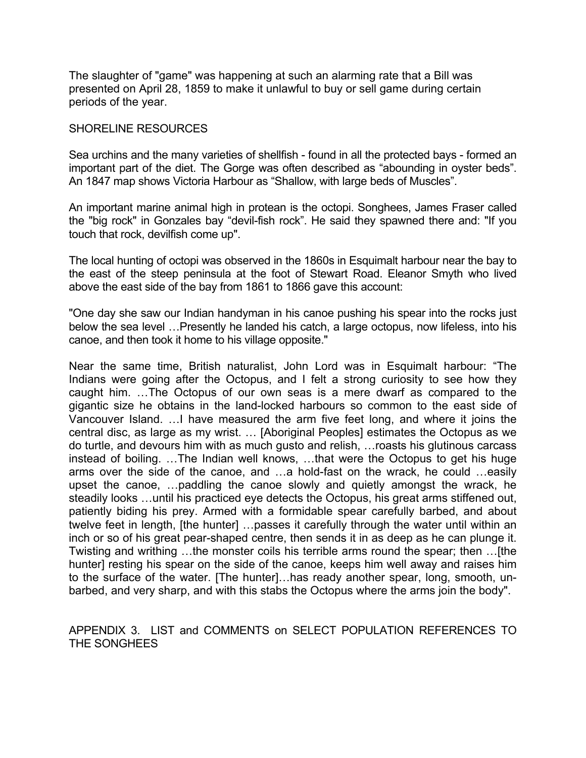The slaughter of "game" was happening at such an alarming rate that a Bill was presented on April 28, 1859 to make it unlawful to buy or sell game during certain periods of the year.

## SHORELINE RESOURCES

Sea urchins and the many varieties of shellfish - found in all the protected bays - formed an important part of the diet. The Gorge was often described as "abounding in oyster beds". An 1847 map shows Victoria Harbour as "Shallow, with large beds of Muscles".

An important marine animal high in protean is the octopi. Songhees, James Fraser called the "big rock" in Gonzales bay "devil-fish rock". He said they spawned there and: "If you touch that rock, devilfish come up".

The local hunting of octopi was observed in the 1860s in Esquimalt harbour near the bay to the east of the steep peninsula at the foot of Stewart Road. Eleanor Smyth who lived above the east side of the bay from 1861 to 1866 gave this account:

"One day she saw our Indian handyman in his canoe pushing his spear into the rocks just below the sea level …Presently he landed his catch, a large octopus, now lifeless, into his canoe, and then took it home to his village opposite."

Near the same time, British naturalist, John Lord was in Esquimalt harbour: "The Indians were going after the Octopus, and I felt a strong curiosity to see how they caught him. …The Octopus of our own seas is a mere dwarf as compared to the gigantic size he obtains in the land-locked harbours so common to the east side of Vancouver Island. …I have measured the arm five feet long, and where it joins the central disc, as large as my wrist. … [Aboriginal Peoples] estimates the Octopus as we do turtle, and devours him with as much gusto and relish, …roasts his glutinous carcass instead of boiling. …The Indian well knows, …that were the Octopus to get his huge arms over the side of the canoe, and …a hold-fast on the wrack, he could …easily upset the canoe, …paddling the canoe slowly and quietly amongst the wrack, he steadily looks …until his practiced eye detects the Octopus, his great arms stiffened out, patiently biding his prey. Armed with a formidable spear carefully barbed, and about twelve feet in length, [the hunter] …passes it carefully through the water until within an inch or so of his great pear-shaped centre, then sends it in as deep as he can plunge it. Twisting and writhing …the monster coils his terrible arms round the spear; then …[the hunter] resting his spear on the side of the canoe, keeps him well away and raises him to the surface of the water. [The hunter]…has ready another spear, long, smooth, un-barbed, and very sharp, and with this stabs the Octopus where the arms join the body".

## APPENDIX 3. LIST and COMMENTS on SELECT POPULATION REFERENCES TO THE SONGHEES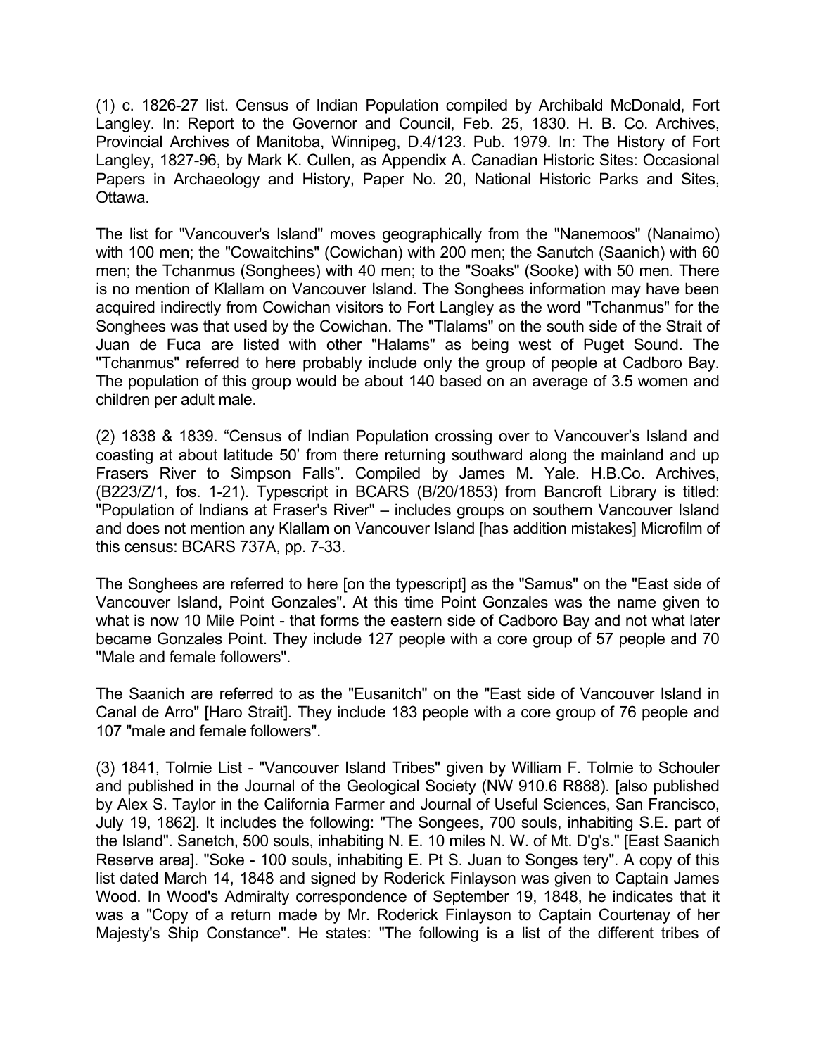(1) c. 1826-27 list. Census of Indian Population compiled by Archibald McDonald, Fort Langley. In: Report to the Governor and Council, Feb. 25, 1830. H. B. Co. Archives, Provincial Archives of Manitoba, Winnipeg, D.4/123. Pub. 1979. In: The History of Fort Langley, 1827-96, by Mark K. Cullen, as Appendix A. Canadian Historic Sites: Occasional Papers in Archaeology and History, Paper No. 20, National Historic Parks and Sites, Ottawa.

The list for "Vancouver's Island" moves geographically from the "Nanemoos" (Nanaimo) with 100 men; the "Cowaitchins" (Cowichan) with 200 men; the Sanutch (Saanich) with 60 men; the Tchanmus (Songhees) with 40 men; to the "Soaks" (Sooke) with 50 men. There is no mention of Klallam on Vancouver Island. The Songhees information may have been acquired indirectly from Cowichan visitors to Fort Langley as the word "Tchanmus" for the Songhees was that used by the Cowichan. The "Tlalams" on the south side of the Strait of Juan de Fuca are listed with other "Halams" as being west of Puget Sound. The "Tchanmus" referred to here probably include only the group of people at Cadboro Bay. The population of this group would be about 140 based on an average of 3.5 women and children per adult male.

(2) 1838 & 1839. "Census of Indian Population crossing over to Vancouver's Island and coasting at about latitude 50' from there returning southward along the mainland and up Frasers River to Simpson Falls". Compiled by James M. Yale. H.B.Co. Archives, (B223/Z/1, fos. 1-21). Typescript in BCARS (B/20/1853) from Bancroft Library is titled: "Population of Indians at Fraser's River" – includes groups on southern Vancouver Island and does not mention any Klallam on Vancouver Island [has addition mistakes] Microfilm of this census: BCARS 737A, pp. 7-33.

The Songhees are referred to here [on the typescript] as the "Samus" on the "East side of Vancouver Island, Point Gonzales". At this time Point Gonzales was the name given to what is now 10 Mile Point - that forms the eastern side of Cadboro Bay and not what later became Gonzales Point. They include 127 people with a core group of 57 people and 70 "Male and female followers".

The Saanich are referred to as the "Eusanitch" on the "East side of Vancouver Island in Canal de Arro" [Haro Strait]. They include 183 people with a core group of 76 people and 107 "male and female followers".

(3) 1841, Tolmie List - "Vancouver Island Tribes" given by William F. Tolmie to Schouler and published in the Journal of the Geological Society (NW 910.6 R888). [also published by Alex S. Taylor in the California Farmer and Journal of Useful Sciences, San Francisco, July 19, 1862]. It includes the following: "The Songees, 700 souls, inhabiting S.E. part of the Island". Sanetch, 500 souls, inhabiting N. E. 10 miles N. W. of Mt. D'g's." [East Saanich Reserve area]. "Soke - 100 souls, inhabiting E. Pt S. Juan to Songes tery". A copy of this list dated March 14, 1848 and signed by Roderick Finlayson was given to Captain James Wood. In Wood's Admiralty correspondence of September 19, 1848, he indicates that it was a "Copy of a return made by Mr. Roderick Finlayson to Captain Courtenay of her Majesty's Ship Constance". He states: "The following is a list of the different tribes of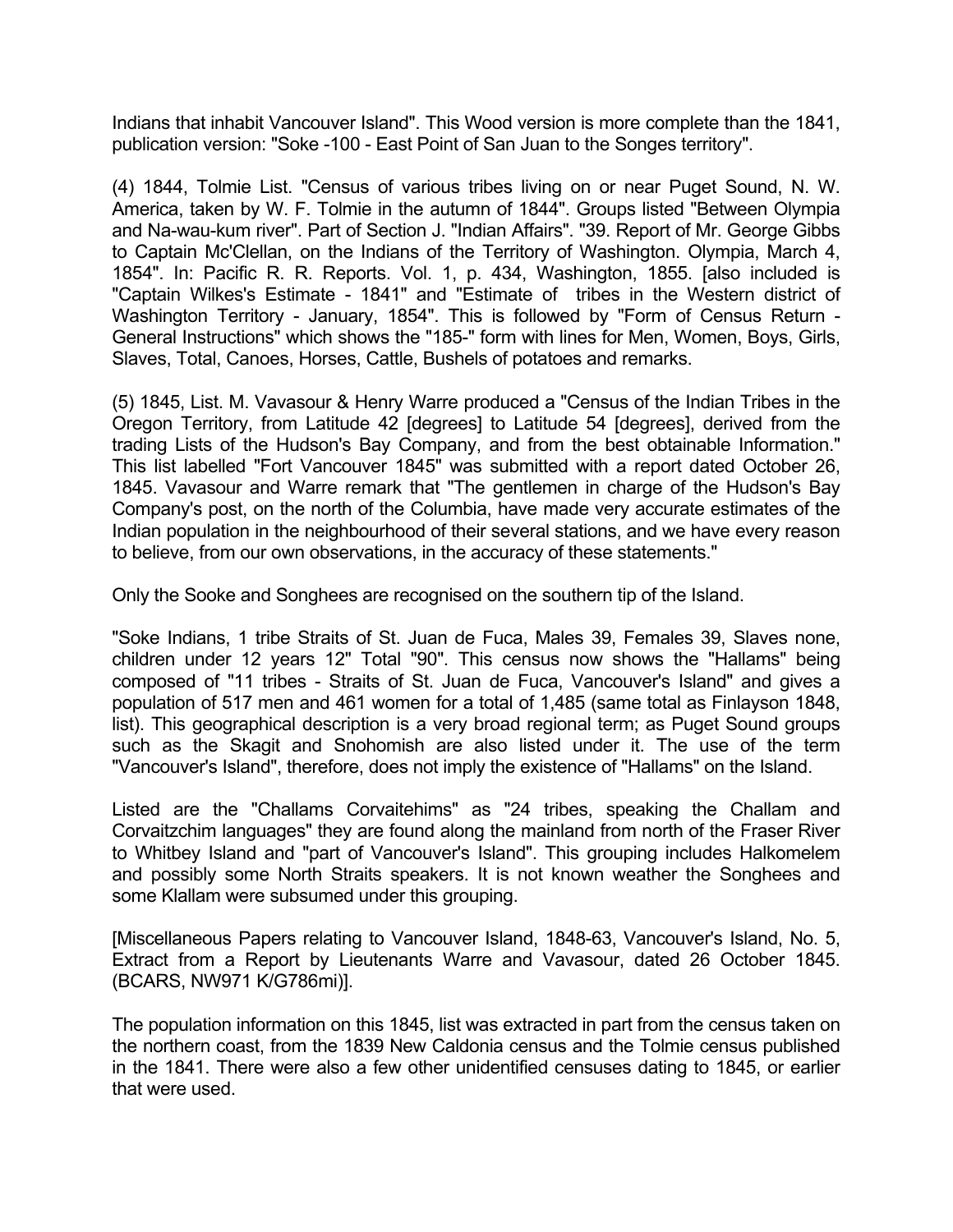Indians that inhabit Vancouver Island". This Wood version is more complete than the 1841, publication version: "Soke -100 - East Point of San Juan to the Songes territory".

(4) 1844, Tolmie List. "Census of various tribes living on or near Puget Sound, N. W. America, taken by W. F. Tolmie in the autumn of 1844". Groups listed "Between Olympia and Na-wau-kum river". Part of Section J. "Indian Affairs". "39. Report of Mr. George Gibbs to Captain Mc'Clellan, on the Indians of the Territory of Washington. Olympia, March 4, 1854". In: Pacific R. R. Reports. Vol. 1, p. 434, Washington, 1855. [also included is "Captain Wilkes's Estimate - 1841" and "Estimate of tribes in the Western district of Washington Territory - January, 1854". This is followed by "Form of Census Return - General Instructions" which shows the "185-" form with lines for Men, Women, Boys, Girls, Slaves, Total, Canoes, Horses, Cattle, Bushels of potatoes and remarks.

(5) 1845, List. M. Vavasour & Henry Warre produced a "Census of the Indian Tribes in the Oregon Territory, from Latitude 42 [degrees] to Latitude 54 [degrees], derived from the trading Lists of the Hudson's Bay Company, and from the best obtainable Information." This list labelled "Fort Vancouver 1845" was submitted with a report dated October 26, 1845. Vavasour and Warre remark that "The gentlemen in charge of the Hudson's Bay Company's post, on the north of the Columbia, have made very accurate estimates of the Indian population in the neighbourhood of their several stations, and we have every reason to believe, from our own observations, in the accuracy of these statements."

Only the Sooke and Songhees are recognised on the southern tip of the Island.

"Soke Indians, 1 tribe Straits of St. Juan de Fuca, Males 39, Females 39, Slaves none, children under 12 years 12" Total "90". This census now shows the "Hallams" being composed of "11 tribes - Straits of St. Juan de Fuca, Vancouver's Island" and gives a population of 517 men and 461 women for a total of 1,485 (same total as Finlayson 1848, list). This geographical description is a very broad regional term; as Puget Sound groups such as the Skagit and Snohomish are also listed under it. The use of the term "Vancouver's Island", therefore, does not imply the existence of "Hallams" on the Island.

Listed are the "Challams Corvaitehims" as "24 tribes, speaking the Challam and Corvaitzchim languages" they are found along the mainland from north of the Fraser River to Whitbey Island and "part of Vancouver's Island". This grouping includes Halkomelem and possibly some North Straits speakers. It is not known weather the Songhees and some Klallam were subsumed under this grouping.

[Miscellaneous Papers relating to Vancouver Island, 1848-63, Vancouver's Island, No. 5, Extract from a Report by Lieutenants Warre and Vavasour, dated 26 October 1845. (BCARS, NW971 K/G786mi)].

The population information on this 1845, list was extracted in part from the census taken on the northern coast, from the 1839 New Caldonia census and the Tolmie census published in the 1841. There were also a few other unidentified censuses dating to 1845, or earlier that were used.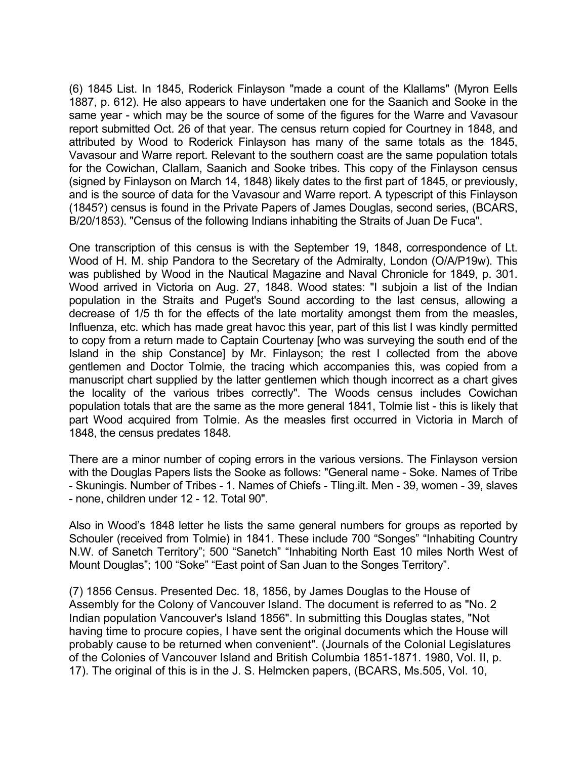(6) 1845 List. In 1845, Roderick Finlayson "made a count of the Klallams" (Myron Eells 1887, p. 612). He also appears to have undertaken one for the Saanich and Sooke in the same year - which may be the source of some of the figures for the Warre and Vavasour report submitted Oct. 26 of that year. The census return copied for Courtney in 1848, and attributed by Wood to Roderick Finlayson has many of the same totals as the 1845, Vavasour and Warre report. Relevant to the southern coast are the same population totals for the Cowichan, Clallam, Saanich and Sooke tribes. This copy of the Finlayson census (signed by Finlayson on March 14, 1848) likely dates to the first part of 1845, or previously, and is the source of data for the Vavasour and Warre report. A typescript of this Finlayson (1845?) census is found in the Private Papers of James Douglas, second series, (BCARS, B/20/1853). "Census of the following Indians inhabiting the Straits of Juan De Fuca".

One transcription of this census is with the September 19, 1848, correspondence of Lt. Wood of H. M. ship Pandora to the Secretary of the Admiralty, London (O/A/P19w). This was published by Wood in the Nautical Magazine and Naval Chronicle for 1849, p. 301. Wood arrived in Victoria on Aug. 27, 1848. Wood states: "I subjoin a list of the Indian population in the Straits and Puget's Sound according to the last census, allowing a decrease of 1/5 th for the effects of the late mortality amongst them from the measles, Influenza, etc. which has made great havoc this year, part of this list I was kindly permitted to copy from a return made to Captain Courtenay [who was surveying the south end of the Island in the ship Constance] by Mr. Finlayson; the rest I collected from the above gentlemen and Doctor Tolmie, the tracing which accompanies this, was copied from a manuscript chart supplied by the latter gentlemen which though incorrect as a chart gives the locality of the various tribes correctly". The Woods census includes Cowichan population totals that are the same as the more general 1841, Tolmie list - this is likely that part Wood acquired from Tolmie. As the measles first occurred in Victoria in March of 1848, the census predates 1848.

There are a minor number of coping errors in the various versions. The Finlayson version with the Douglas Papers lists the Sooke as follows: "General name - Soke. Names of Tribe - Skuningis. Number of Tribes - 1. Names of Chiefs - Tling.ilt. Men - 39, women - 39, slaves - none, children under 12 - 12. Total 90".

Also in Wood's 1848 letter he lists the same general numbers for groups as reported by Schouler (received from Tolmie) in 1841. These include 700 "Songes" "Inhabiting Country N.W. of Sanetch Territory"; 500 "Sanetch" "Inhabiting North East 10 miles North West of Mount Douglas"; 100 "Soke" "East point of San Juan to the Songes Territory".

(7) 1856 Census. Presented Dec. 18, 1856, by James Douglas to the House of Assembly for the Colony of Vancouver Island. The document is referred to as "No. 2 Indian population Vancouver's Island 1856". In submitting this Douglas states, "Not having time to procure copies, I have sent the original documents which the House will probably cause to be returned when convenient". (Journals of the Colonial Legislatures of the Colonies of Vancouver Island and British Columbia 1851-1871. 1980, Vol. II, p. 17). The original of this is in the J. S. Helmcken papers, (BCARS, Ms.505, Vol. 10,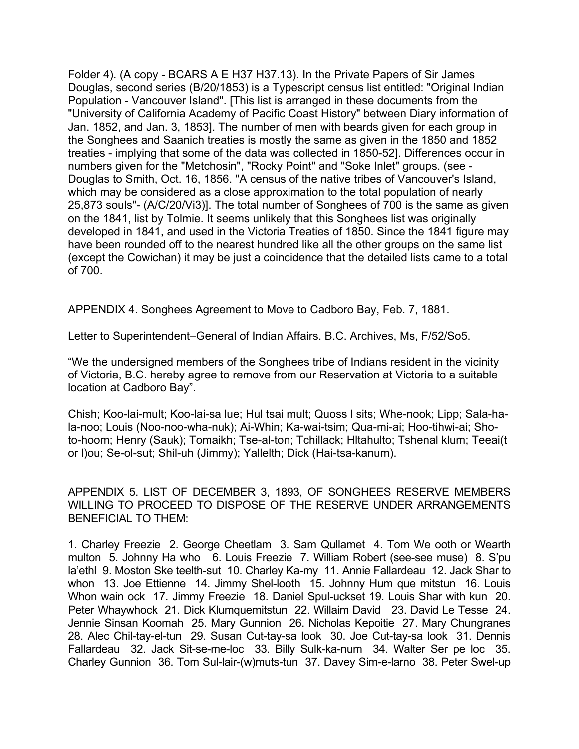Folder 4). (A copy - BCARS A E H37 H37.13). In the Private Papers of Sir James Douglas, second series (B/20/1853) is a Typescript census list entitled: "Original Indian Population - Vancouver Island". [This list is arranged in these documents from the "University of California Academy of Pacific Coast History" between Diary information of Jan. 1852, and Jan. 3, 1853]. The number of men with beards given for each group in the Songhees and Saanich treaties is mostly the same as given in the 1850 and 1852 treaties - implying that some of the data was collected in 1850-52]. Differences occur in numbers given for the "Metchosin", "Rocky Point" and "Soke Inlet" groups. (see - Douglas to Smith, Oct. 16, 1856. "A census of the native tribes of Vancouver's Island, which may be considered as a close approximation to the total population of nearly 25,873 souls"- (A/C/20/Vi3)]. The total number of Songhees of 700 is the same as given on the 1841, list by Tolmie. It seems unlikely that this Songhees list was originally developed in 1841, and used in the Victoria Treaties of 1850. Since the 1841 figure may have been rounded off to the nearest hundred like all the other groups on the same list (except the Cowichan) it may be just a coincidence that the detailed lists came to a total of 700.

APPENDIX 4. Songhees Agreement to Move to Cadboro Bay, Feb. 7, 1881.

Letter to Superintendent–General of Indian Affairs. B.C. Archives, Ms, F/52/So5.

“We the undersigned members of the Songhees tribe of Indians resident in the vicinity of Victoria, B.C. hereby agree to remove from our Reservation at Victoria to a suitable location at Cadboro Bay”.

Chish; Koo-lai-mult; Koo-lai-sa lue; Hul tsai mult; Quoss l sits; Whe-nook; Lipp; Sala-ha-la-noo; Louis (Noo-noo-wha-nuk); Ai-Whin; Ka-wai-tsim; Qua-mi-ai; Hoo-tihwi-ai; Sho-to-hoom; Henry (Sauk); Tomaikh; Tse-al-ton; Tchillack; Hltahulto; Tshenal klum; Teeai(t or l)ou; Se-ol-sut; Shil-uh (Jimmy); Yallelth; Dick (Hai-tsa-kanum).

APPENDIX 5. LIST OF DECEMBER 3, 1893, OF SONGHEES RESERVE MEMBERS WILLING TO PROCEED TO DISPOSE OF THE RESERVE UNDER ARRANGEMENTS BENEFICIAL TO THEM:

1. Charley Freezie 2. George Cheetlam 3. Sam Qullamet 4. Tom We ooth or Wearth multon 5. Johnny Ha who 6. Louis Freezie 7. William Robert (see-see muse) 8. S’pu la’ethl 9. Moston Ske teelth-sut 10. Charley Ka-my 11. Annie Fallardeau 12. Jack Shar to whon 13. Joe Ettienne 14. Jimmy Shel-looth 15. Johnny Hum que mitstun 16. Louis Whon wain ock 17. Jimmy Freezie 18. Daniel Spul-uckset 19. Louis Shar with kun 20. Peter Whaywhock 21. Dick Klumquemitstun 22. Willaim David 23. David Le Tesse 24. Jennie Sinsan Koomah 25. Mary Gunnion 26. Nicholas Kepoitie 27. Mary Chungranes 28. Alec Chil-tay-el-tun 29. Susan Cut-tay-sa look 30. Joe Cut-tay-sa look 31. Dennis Fallardeau 32. Jack Sit-se-me-loc 33. Billy Sulk-ka-num 34. Walter Ser pe loc 35. Charley Gunnion 36. Tom Sul-lair-(w)muts-tun 37. Davey Sim-e-larno 38. Peter Swel-up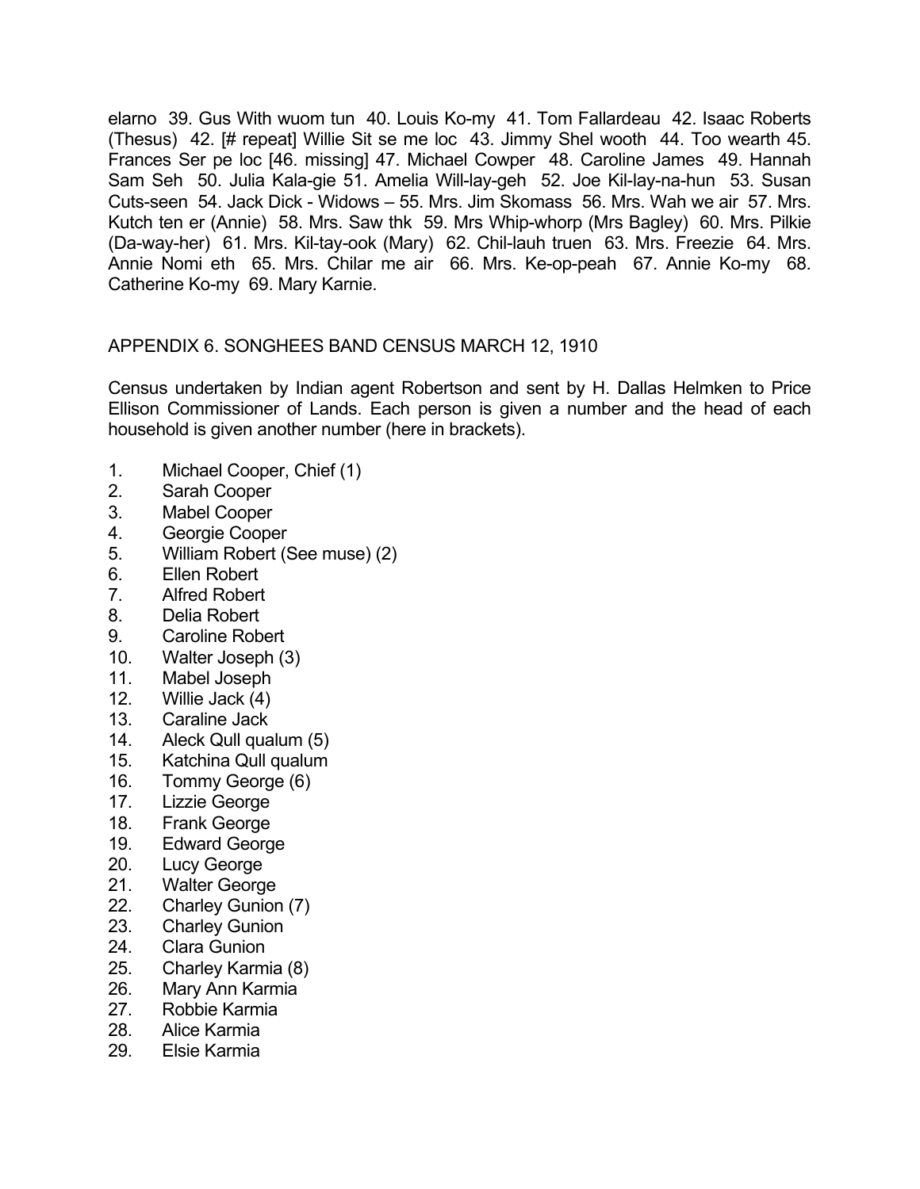elarno 39. Gus With wuom tun 40. Louis Ko-my 41. Tom Fallardeau 42. Isaac Roberts (Thesus) 42. [# repeat] Willie Sit se me loc 43. Jimmy Shel wooth 44. Too wearth 45. Frances Ser pe loc [46. missing] 47. Michael Cowper 48. Caroline James 49. Hannah Sam Seh 50. Julia Kala-gie 51. Amelia Will-lay-geh 52. Joe Kil-lay-na-hun 53. Susan Cuts-seen 54. Jack Dick - Widows – 55. Mrs. Jim Skomass 56. Mrs. Wah we air 57. Mrs. Kutch ten er (Annie) 58. Mrs. Saw thk 59. Mrs Whip-whorp (Mrs Bagley) 60. Mrs. Pilkie (Da-way-her) 61. Mrs. Kil-tay-ook (Mary) 62. Chil-lauh truen 63. Mrs. Freezie 64. Mrs. Annie Nomi eth 65. Mrs. Chilar me air 66. Mrs. Ke-op-peah 67. Annie Ko-my 68. Catherine Ko-my 69. Mary Karnie.

## APPENDIX 6. SONGHEES BAND CENSUS MARCH 12, 1910

Census undertaken by Indian agent Robertson and sent by H. Dallas Helmken to Price Ellison Commissioner of Lands. Each person is given a number and the head of each household is given another number (here in brackets).

1. Michael Cooper, Chief (1)
2. Sarah Cooper
3. Mabel Cooper
4. Georgie Cooper
5. William Robert (See muse) (2)
6. Ellen Robert
7. Alfred Robert
8. Delia Robert
9. Caroline Robert
10. Walter Joseph (3)
11. Mabel Joseph
12. Willie Jack (4)
13. Caraline Jack
14. Aleck Qull qualum (5)
15. Katchina Qull qualum
16. Tommy George (6)
17. Lizzie George
18. Frank George
19. Edward George
20. Lucy George
21. Walter George
22. Charley Gunion (7)
23. Charley Gunion
24. Clara Gunion
25. Charley Karmia (8)
26. Mary Ann Karmia
27. Robbie Karmia
28. Alice Karmia
29. Elsie Karmia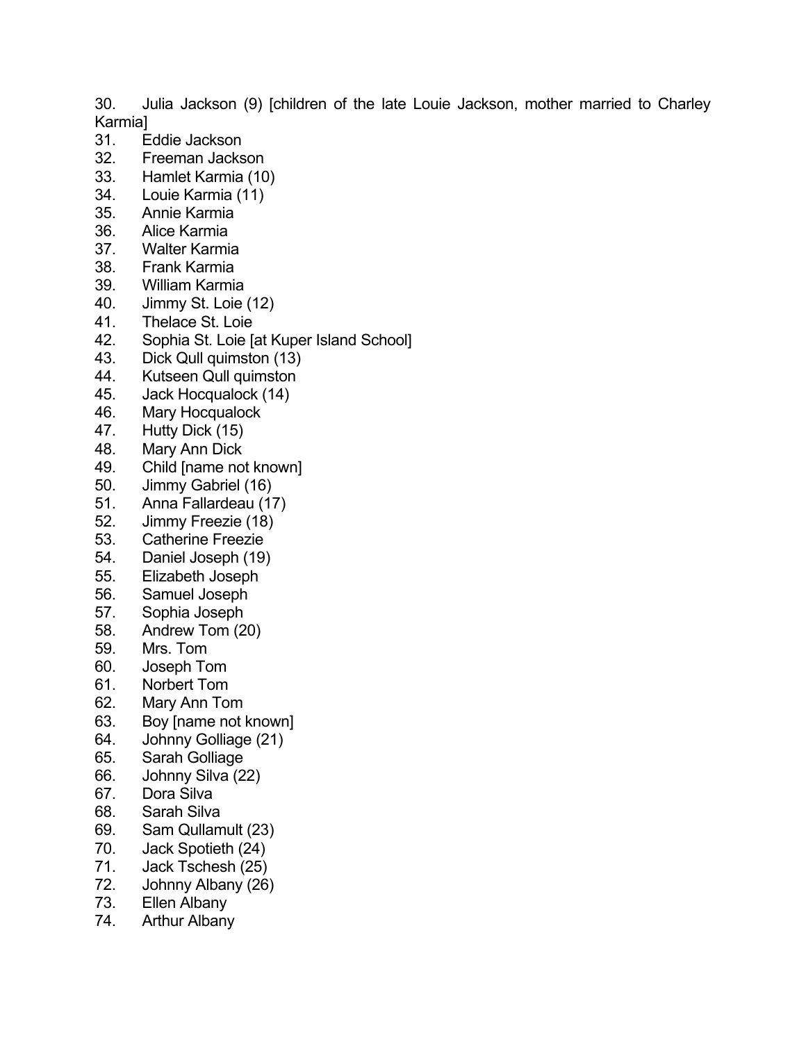30. Julia Jackson (9) [children of the late Louie Jackson, mother married to Charley Karmia]
31. Eddie Jackson
32. Freeman Jackson
33. Hamlet Karmia (10)
34. Louie Karmia (11)
35. Annie Karmia
36. Alice Karmia
37. Walter Karmia
38. Frank Karmia
39. William Karmia
40. Jimmy St. Loie (12)
41. Thelace St. Loie
42. Sophia St. Loie [at Kuper Island School]
43. Dick Qull quimston (13)
44. Kutseen Qull quimston
45. Jack Hocqualock (14)
46. Mary Hocqualock
47. Hutty Dick (15)
48. Mary Ann Dick
49. Child [name not known]
50. Jimmy Gabriel (16)
51. Anna Fallardeau (17)
52. Jimmy Freezie (18)
53. Catherine Freezie
54. Daniel Joseph (19)
55. Elizabeth Joseph
56. Samuel Joseph
57. Sophia Joseph
58. Andrew Tom (20)
59. Mrs. Tom
60. Joseph Tom
61. Norbert Tom
62. Mary Ann Tom
63. Boy [name not known]
64. Johnny Golliage (21)
65. Sarah Golliage
66. Johnny Silva (22)
67. Dora Silva
68. Sarah Silva
69. Sam Qullamult (23)
70. Jack Spotieth (24)
71. Jack Tschesh (25)
72. Johnny Albany (26)
73. Ellen Albany
74. Arthur Albany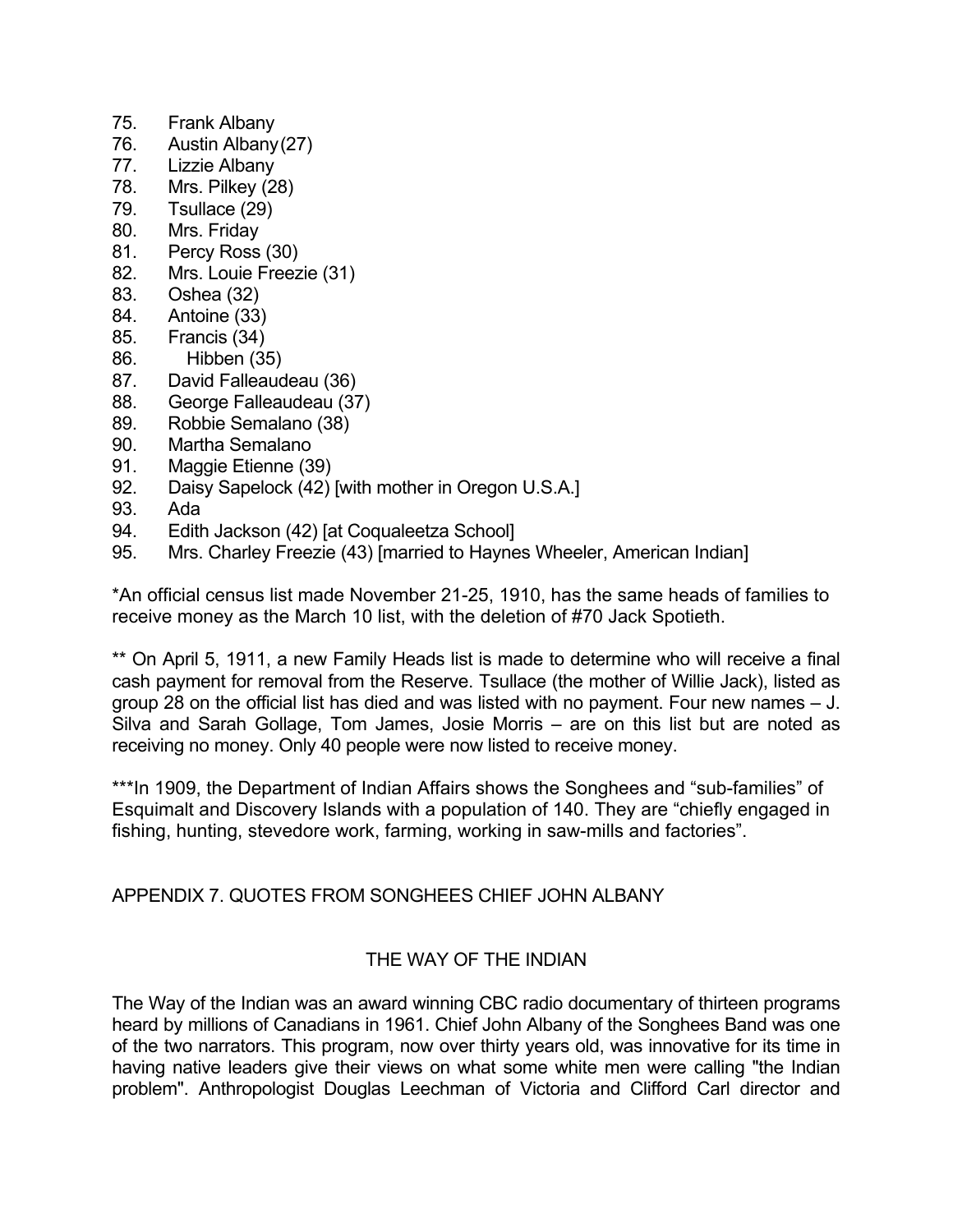75. Frank Albany
76. Austin Albany (27)
77. Lizzie Albany
78. Mrs. Pilkey (28)
79. Tsullace (29)
80. Mrs. Friday
81. Percy Ross (30)
82. Mrs. Louie Freezie (31)
83. Oshea (32)
84. Antoine (33)
85. Francis (34)
86. Hibben (35)
87. David Falleaudeau (36)
88. George Falleaudeau (37)
89. Robbie Semalano (38)
90. Martha Semalano
91. Maggie Etienne (39)
92. Daisy Sapelock (42) [with mother in Oregon U.S.A.]
93. Ada
94. Edith Jackson (42) [at Coqualeetza School]
95. Mrs. Charley Freezie (43) [married to Haynes Wheeler, American Indian]

*An official census list made November 21-25, 1910, has the same heads of families to receive money as the March 10 list, with the deletion of #70 Jack Spotieth.

** On April 5, 1911, a new Family Heads list is made to determine who will receive a final cash payment for removal from the Reserve. Tsullace (the mother of Willie Jack), listed as group 28 on the official list has died and was listed with no payment. Four new names – J. Silva and Sarah Gollage, Tom James, Josie Morris – are on this list but are noted as receiving no money. Only 40 people were now listed to receive money.

***In 1909, the Department of Indian Affairs shows the Songhees and "sub-families" of Esquimalt and Discovery Islands with a population of 140. They are "chiefly engaged in fishing, hunting, stevedore work, farming, working in saw-mills and factories".

## APPENDIX 7. QUOTES FROM SONGHEES CHIEF JOHN ALBANY

### THE WAY OF THE INDIAN

The Way of the Indian was an award winning CBC radio documentary of thirteen programs heard by millions of Canadians in 1961. Chief John Albany of the Songhees Band was one of the two narrators. This program, now over thirty years old, was innovative for its time in having native leaders give their views on what some white men were calling "the Indian problem". Anthropologist Douglas Leechman of Victoria and Clifford Carl director and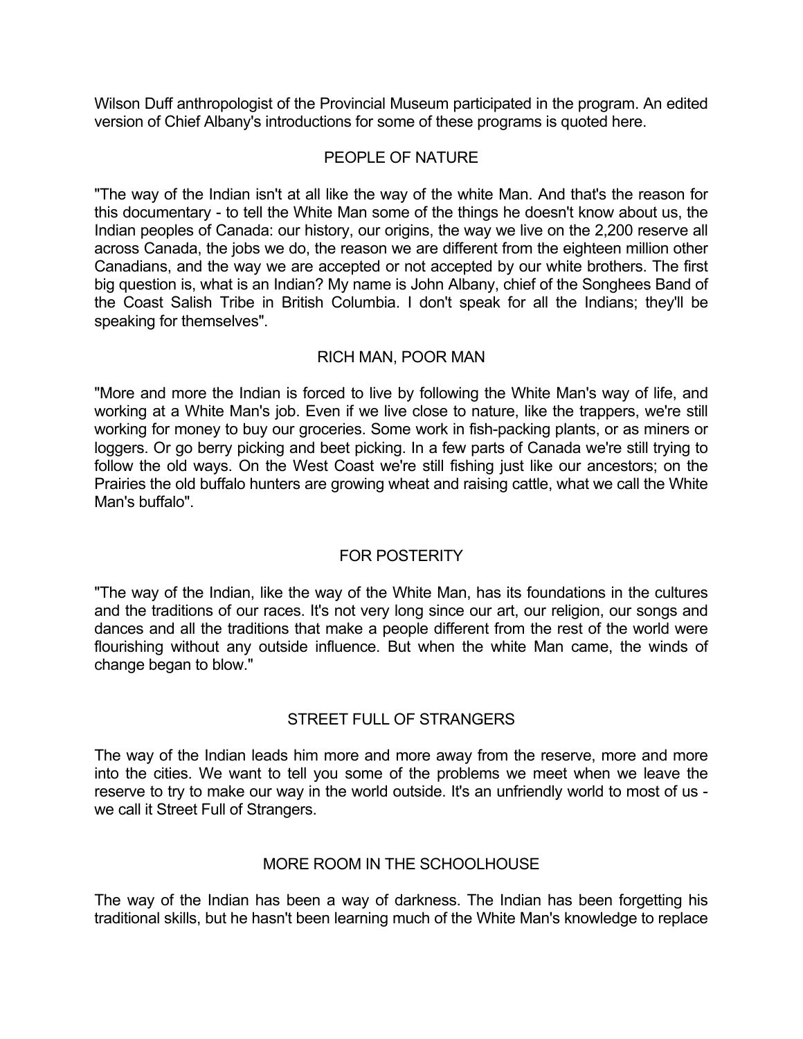Wilson Duff anthropologist of the Provincial Museum participated in the program. An edited version of Chief Albany's introductions for some of these programs is quoted here.

## PEOPLE OF NATURE

"The way of the Indian isn't at all like the way of the white Man. And that's the reason for this documentary - to tell the White Man some of the things he doesn't know about us, the Indian peoples of Canada: our history, our origins, the way we live on the 2,200 reserve all across Canada, the jobs we do, the reason we are different from the eighteen million other Canadians, and the way we are accepted or not accepted by our white brothers. The first big question is, what is an Indian? My name is John Albany, chief of the Songhees Band of the Coast Salish Tribe in British Columbia. I don't speak for all the Indians; they'll be speaking for themselves".

## RICH MAN, POOR MAN

"More and more the Indian is forced to live by following the White Man's way of life, and working at a White Man's job. Even if we live close to nature, like the trappers, we're still working for money to buy our groceries. Some work in fish-packing plants, or as miners or loggers. Or go berry picking and beet picking. In a few parts of Canada we're still trying to follow the old ways. On the West Coast we're still fishing just like our ancestors; on the Prairies the old buffalo hunters are growing wheat and raising cattle, what we call the White Man's buffalo".

## FOR POSTERITY

"The way of the Indian, like the way of the White Man, has its foundations in the cultures and the traditions of our races. It's not very long since our art, our religion, our songs and dances and all the traditions that make a people different from the rest of the world were flourishing without any outside influence. But when the white Man came, the winds of change began to blow."

## STREET FULL OF STRANGERS

The way of the Indian leads him more and more away from the reserve, more and more into the cities. We want to tell you some of the problems we meet when we leave the reserve to try to make our way in the world outside. It's an unfriendly world to most of us - we call it Street Full of Strangers.

## MORE ROOM IN THE SCHOOLHOUSE

The way of the Indian has been a way of darkness. The Indian has been forgetting his traditional skills, but he hasn't been learning much of the White Man's knowledge to replace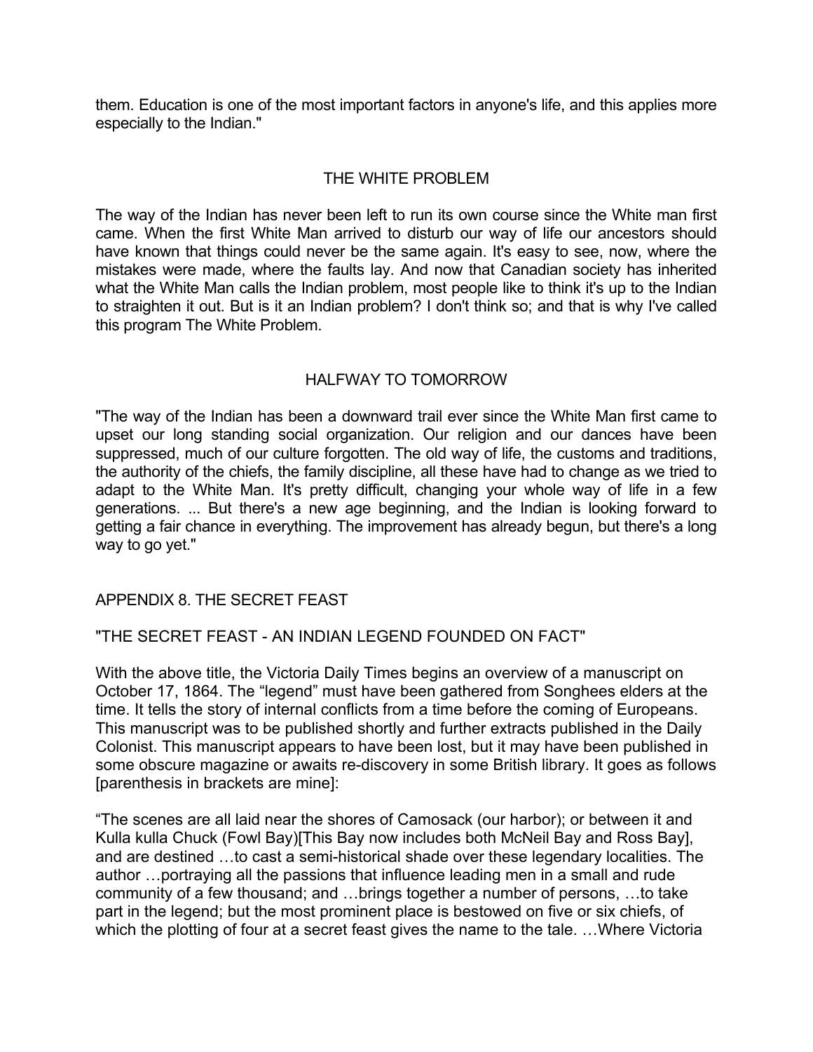them. Education is one of the most important factors in anyone's life, and this applies more especially to the Indian."

## THE WHITE PROBLEM

The way of the Indian has never been left to run its own course since the White man first came. When the first White Man arrived to disturb our way of life our ancestors should have known that things could never be the same again. It's easy to see, now, where the mistakes were made, where the faults lay. And now that Canadian society has inherited what the White Man calls the Indian problem, most people like to think it's up to the Indian to straighten it out. But is it an Indian problem? I don't think so; and that is why I've called this program The White Problem.

## HALFWAY TO TOMORROW

"The way of the Indian has been a downward trail ever since the White Man first came to upset our long standing social organization. Our religion and our dances have been suppressed, much of our culture forgotten. The old way of life, the customs and traditions, the authority of the chiefs, the family discipline, all these have had to change as we tried to adapt to the White Man. It's pretty difficult, changing your whole way of life in a few generations. ... But there's a new age beginning, and the Indian is looking forward to getting a fair chance in everything. The improvement has already begun, but there's a long way to go yet."

## APPENDIX 8. THE SECRET FEAST

### "THE SECRET FEAST - AN INDIAN LEGEND FOUNDED ON FACT"

With the above title, the Victoria Daily Times begins an overview of a manuscript on October 17, 1864. The "legend" must have been gathered from Songhees elders at the time. It tells the story of internal conflicts from a time before the coming of Europeans. This manuscript was to be published shortly and further extracts published in the Daily Colonist. This manuscript appears to have been lost, but it may have been published in some obscure magazine or awaits re-discovery in some British library. It goes as follows [parenthesis in brackets are mine]:

"The scenes are all laid near the shores of Camosack (our harbor); or between it and Kulla kulla Chuck (Fowl Bay)[This Bay now includes both McNeil Bay and Ross Bay], and are destined …to cast a semi-historical shade over these legendary localities. The author …portraying all the passions that influence leading men in a small and rude community of a few thousand; and …brings together a number of persons, …to take part in the legend; but the most prominent place is bestowed on five or six chiefs, of which the plotting of four at a secret feast gives the name to the tale. …Where Victoria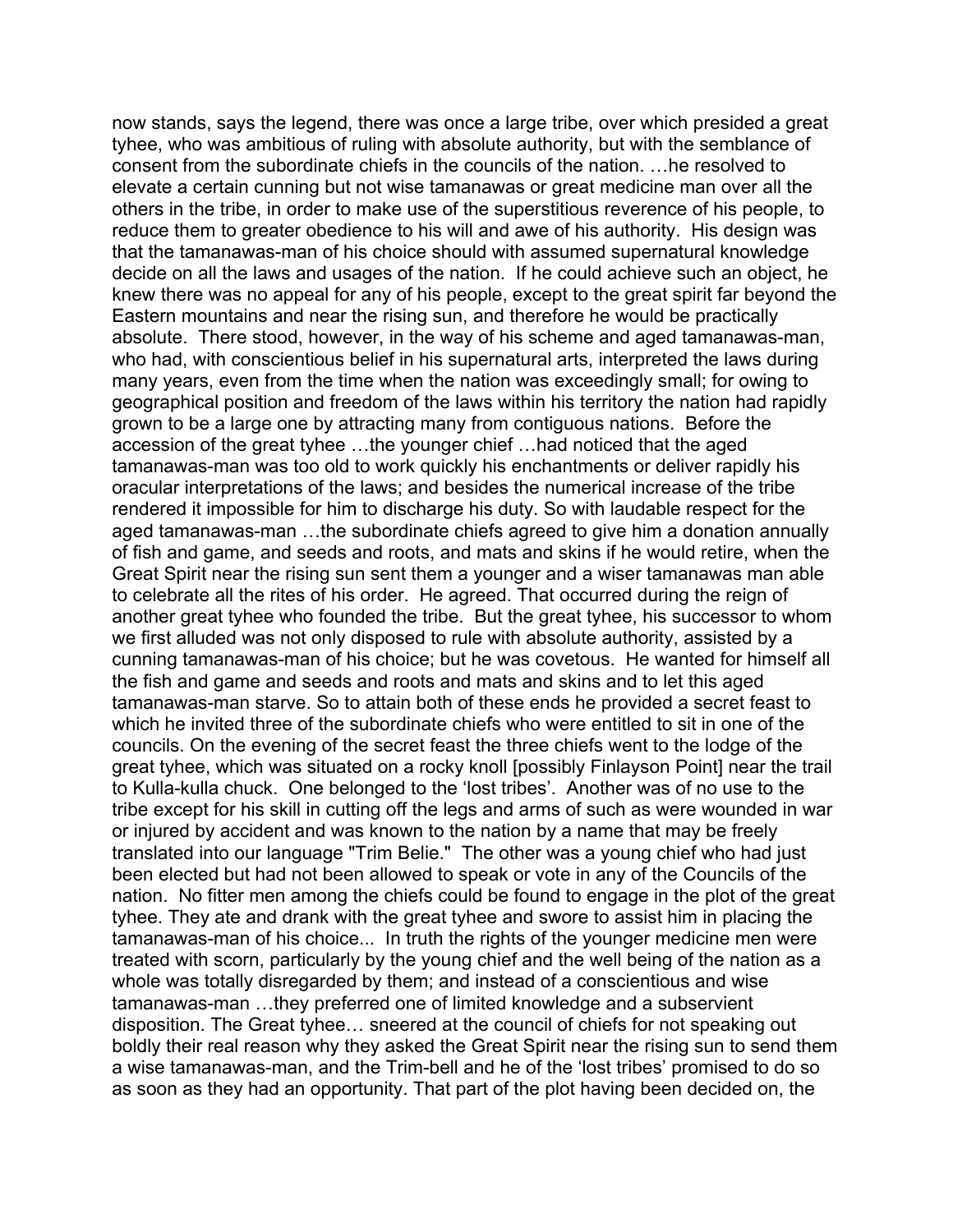now stands, says the legend, there was once a large tribe, over which presided a great tyhee, who was ambitious of ruling with absolute authority, but with the semblance of consent from the subordinate chiefs in the councils of the nation. …he resolved to elevate a certain cunning but not wise tamanawas or great medicine man over all the others in the tribe, in order to make use of the superstitious reverence of his people, to reduce them to greater obedience to his will and awe of his authority. His design was that the tamanawas-man of his choice should with assumed supernatural knowledge decide on all the laws and usages of the nation. If he could achieve such an object, he knew there was no appeal for any of his people, except to the great spirit far beyond the Eastern mountains and near the rising sun, and therefore he would be practically absolute. There stood, however, in the way of his scheme and aged tamanawas-man, who had, with conscientious belief in his supernatural arts, interpreted the laws during many years, even from the time when the nation was exceedingly small; for owing to geographical position and freedom of the laws within his territory the nation had rapidly grown to be a large one by attracting many from contiguous nations. Before the accession of the great tyhee …the younger chief …had noticed that the aged tamanawas-man was too old to work quickly his enchantments or deliver rapidly his oracular interpretations of the laws; and besides the numerical increase of the tribe rendered it impossible for him to discharge his duty. So with laudable respect for the aged tamanawas-man …the subordinate chiefs agreed to give him a donation annually of fish and game, and seeds and roots, and mats and skins if he would retire, when the Great Spirit near the rising sun sent them a younger and a wiser tamanawas man able to celebrate all the rites of his order. He agreed. That occurred during the reign of another great tyhee who founded the tribe. But the great tyhee, his successor to whom we first alluded was not only disposed to rule with absolute authority, assisted by a cunning tamanawas-man of his choice; but he was covetous. He wanted for himself all the fish and game and seeds and roots and mats and skins and to let this aged tamanawas-man starve. So to attain both of these ends he provided a secret feast to which he invited three of the subordinate chiefs who were entitled to sit in one of the councils. On the evening of the secret feast the three chiefs went to the lodge of the great tyhee, which was situated on a rocky knoll [possibly Finlayson Point] near the trail to Kulla-kulla chuck. One belonged to the 'lost tribes'. Another was of no use to the tribe except for his skill in cutting off the legs and arms of such as were wounded in war or injured by accident and was known to the nation by a name that may be freely translated into our language "Trim Belie." The other was a young chief who had just been elected but had not been allowed to speak or vote in any of the Councils of the nation. No fitter men among the chiefs could be found to engage in the plot of the great tyhee. They ate and drank with the great tyhee and swore to assist him in placing the tamanawas-man of his choice... In truth the rights of the younger medicine men were treated with scorn, particularly by the young chief and the well being of the nation as a whole was totally disregarded by them; and instead of a conscientious and wise tamanawas-man …they preferred one of limited knowledge and a subservient disposition. The Great tyhee… sneered at the council of chiefs for not speaking out boldly their real reason why they asked the Great Spirit near the rising sun to send them a wise tamanawas-man, and the Trim-bell and he of the 'lost tribes' promised to do so as soon as they had an opportunity. That part of the plot having been decided on, the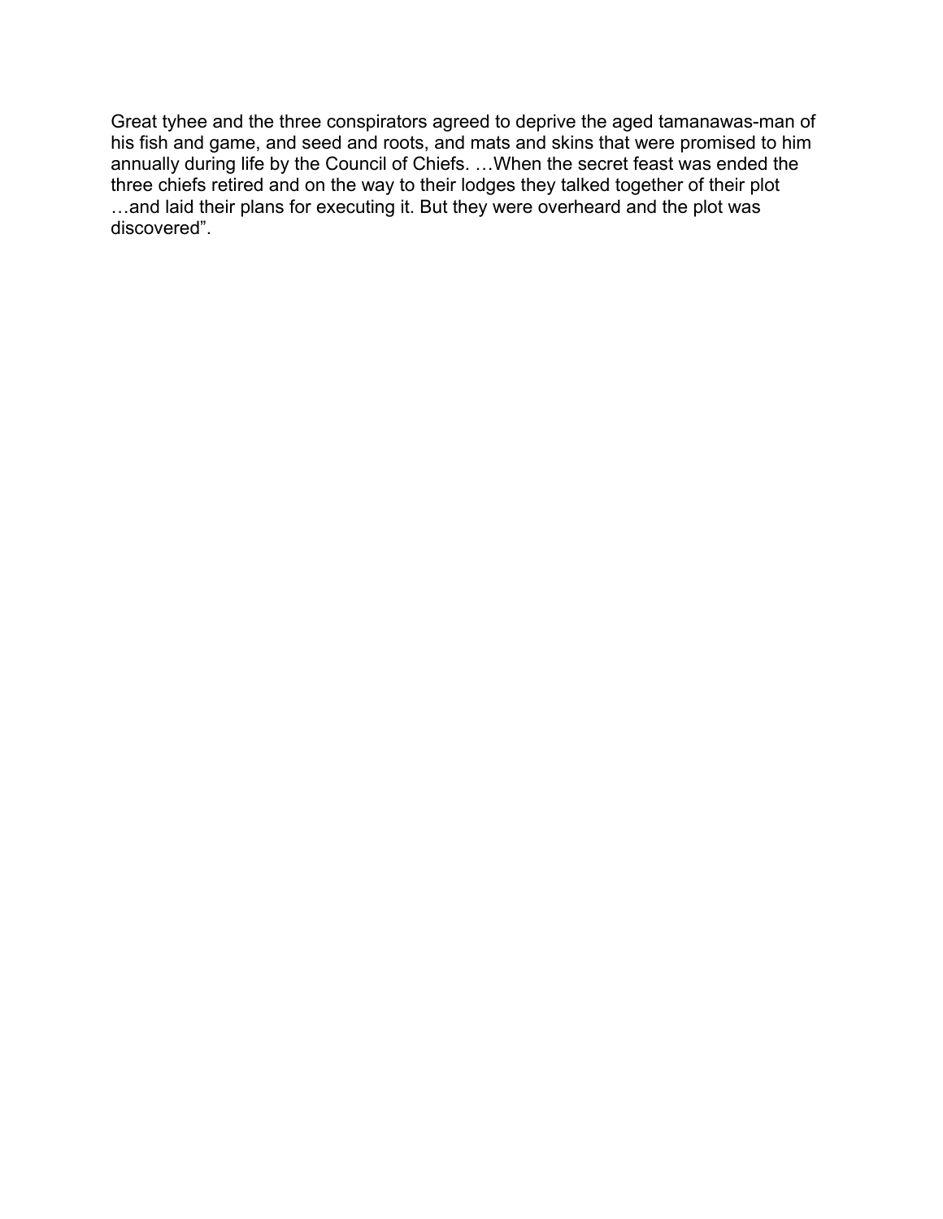Great tyhee and the three conspirators agreed to deprive the aged tamanawas-man of his fish and game, and seed and roots, and mats and skins that were promised to him annually during life by the Council of Chiefs. …When the secret feast was ended the three chiefs retired and on the way to their lodges they talked together of their plot …and laid their plans for executing it. But they were overheard and the plot was discovered”.